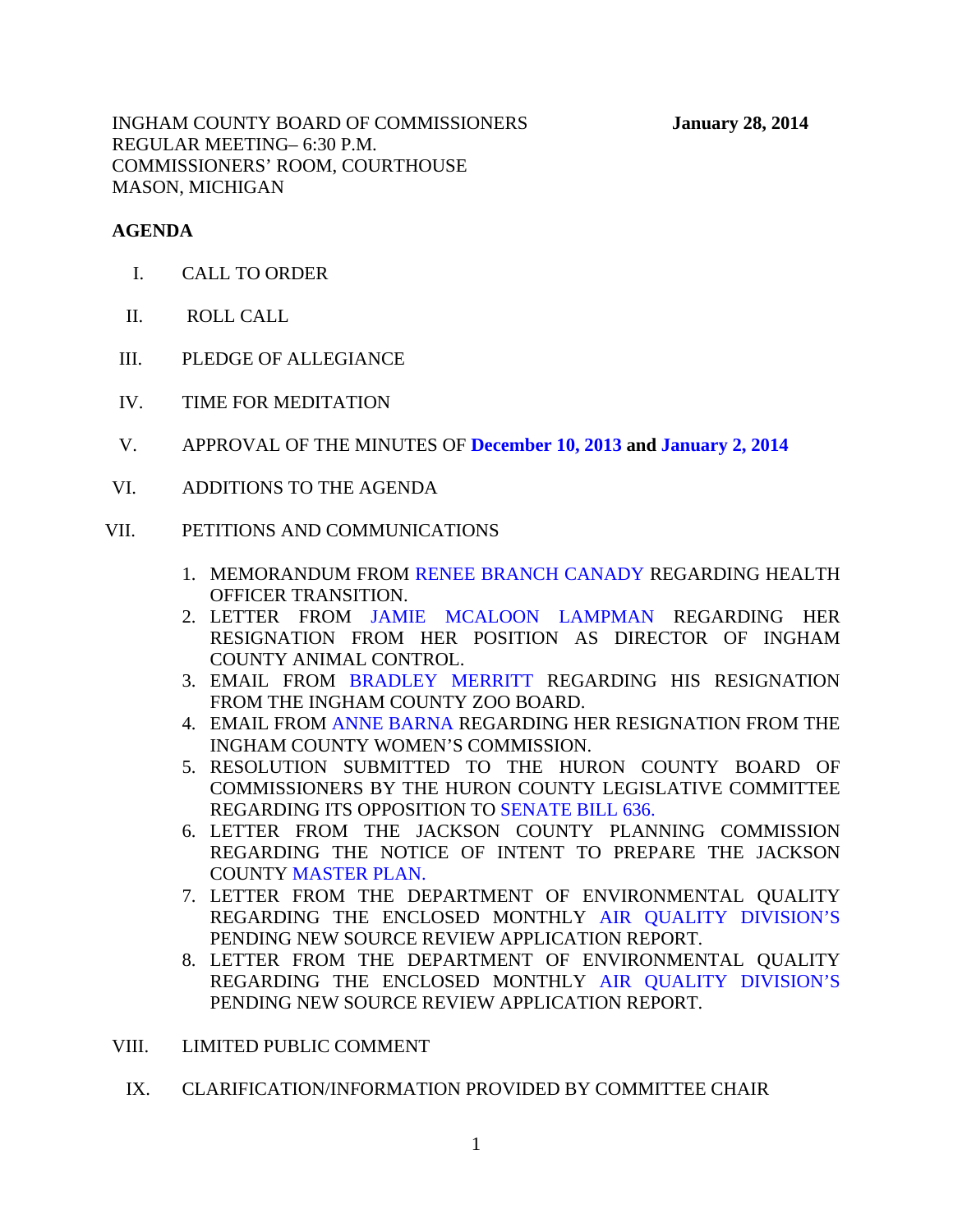INGHAM COUNTY BOARD OF COMMISSIONERS **January 28, 2014**
REGULAR MEETING– 6:30 P.M.
COMMISSIONERS' ROOM, COURTHOUSE
MASON, MICHIGAN

**AGENDA**

I. CALL TO ORDER

II. ROLL CALL

III. PLEDGE OF ALLEGIANCE

IV. TIME FOR MEDITATION

V. APPROVAL OF THE MINUTES OF **December 10, 2013** **and** **January 2, 2014**

VI. ADDITIONS TO THE AGENDA

VII. PETITIONS AND COMMUNICATIONS

1. MEMORANDUM FROM RENEE BRANCH CANADY REGARDING HEALTH OFFICER TRANSITION.
2. LETTER FROM JAMIE MCALOON LAMPMAN REGARDING HER RESIGNATION FROM HER POSITION AS DIRECTOR OF INGHAM COUNTY ANIMAL CONTROL.
3. EMAIL FROM BRADLEY MERRITT REGARDING HIS RESIGNATION FROM THE INGHAM COUNTY ZOO BOARD.
4. EMAIL FROM ANNE BARNA REGARDING HER RESIGNATION FROM THE INGHAM COUNTY WOMEN'S COMMISSION.
5. RESOLUTION SUBMITTED TO THE HURON COUNTY BOARD OF COMMISSIONERS BY THE HURON COUNTY LEGISLATIVE COMMITTEE REGARDING ITS OPPOSITION TO SENATE BILL 636.
6. LETTER FROM THE JACKSON COUNTY PLANNING COMMISSION REGARDING THE NOTICE OF INTENT TO PREPARE THE JACKSON COUNTY MASTER PLAN.
7. LETTER FROM THE DEPARTMENT OF ENVIRONMENTAL QUALITY REGARDING THE ENCLOSED MONTHLY AIR QUALITY DIVISION'S PENDING NEW SOURCE REVIEW APPLICATION REPORT.
8. LETTER FROM THE DEPARTMENT OF ENVIRONMENTAL QUALITY REGARDING THE ENCLOSED MONTHLY AIR QUALITY DIVISION'S PENDING NEW SOURCE REVIEW APPLICATION REPORT.

VIII. LIMITED PUBLIC COMMENT

IX. CLARIFICATION/INFORMATION PROVIDED BY COMMITTEE CHAIR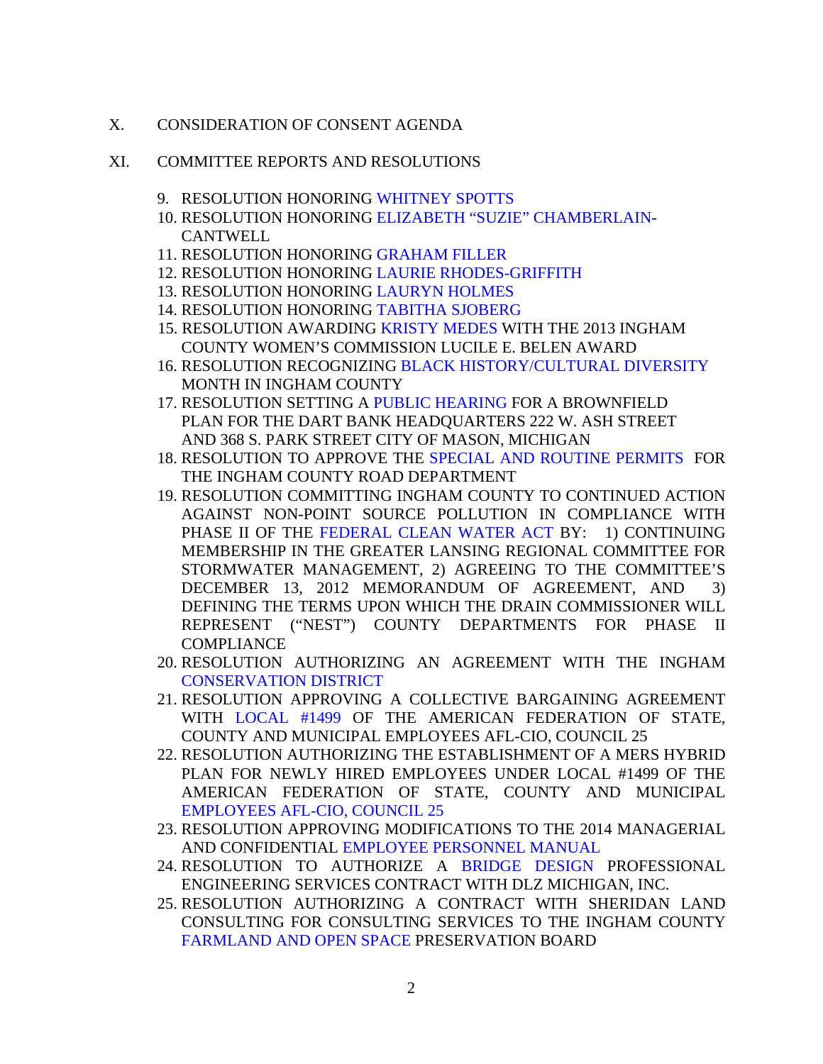X. CONSIDERATION OF CONSENT AGENDA

XI. COMMITTEE REPORTS AND RESOLUTIONS

9. RESOLUTION HONORING WHITNEY SPOTTS
10. RESOLUTION HONORING ELIZABETH "SUZIE" CHAMBERLAIN-CANTWELL
11. RESOLUTION HONORING GRAHAM FILLER
12. RESOLUTION HONORING LAURIE RHODES-GRIFFITH
13. RESOLUTION HONORING LAURYN HOLMES
14. RESOLUTION HONORING TABITHA SJOBERG
15. RESOLUTION AWARDING KRISTY MEDES WITH THE 2013 INGHAM COUNTY WOMEN'S COMMISSION LUCILE E. BELEN AWARD
16. RESOLUTION RECOGNIZING BLACK HISTORY/CULTURAL DIVERSITY MONTH IN INGHAM COUNTY
17. RESOLUTION SETTING A PUBLIC HEARING FOR A BROWNFIELD PLAN FOR THE DART BANK HEADQUARTERS 222 W. ASH STREET AND 368 S. PARK STREET CITY OF MASON, MICHIGAN
18. RESOLUTION TO APPROVE THE SPECIAL AND ROUTINE PERMITS FOR THE INGHAM COUNTY ROAD DEPARTMENT
19. RESOLUTION COMMITTING INGHAM COUNTY TO CONTINUED ACTION AGAINST NON-POINT SOURCE POLLUTION IN COMPLIANCE WITH PHASE II OF THE FEDERAL CLEAN WATER ACT BY: 1) CONTINUING MEMBERSHIP IN THE GREATER LANSING REGIONAL COMMITTEE FOR STORMWATER MANAGEMENT, 2) AGREEING TO THE COMMITTEE'S DECEMBER 13, 2012 MEMORANDUM OF AGREEMENT, AND 3) DEFINING THE TERMS UPON WHICH THE DRAIN COMMISSIONER WILL REPRESENT ("NEST") COUNTY DEPARTMENTS FOR PHASE II COMPLIANCE
20. RESOLUTION AUTHORIZING AN AGREEMENT WITH THE INGHAM CONSERVATION DISTRICT
21. RESOLUTION APPROVING A COLLECTIVE BARGAINING AGREEMENT WITH LOCAL #1499 OF THE AMERICAN FEDERATION OF STATE, COUNTY AND MUNICIPAL EMPLOYEES AFL-CIO, COUNCIL 25
22. RESOLUTION AUTHORIZING THE ESTABLISHMENT OF A MERS HYBRID PLAN FOR NEWLY HIRED EMPLOYEES UNDER LOCAL #1499 OF THE AMERICAN FEDERATION OF STATE, COUNTY AND MUNICIPAL EMPLOYEES AFL-CIO, COUNCIL 25
23. RESOLUTION APPROVING MODIFICATIONS TO THE 2014 MANAGERIAL AND CONFIDENTIAL EMPLOYEE PERSONNEL MANUAL
24. RESOLUTION TO AUTHORIZE A BRIDGE DESIGN PROFESSIONAL ENGINEERING SERVICES CONTRACT WITH DLZ MICHIGAN, INC.
25. RESOLUTION AUTHORIZING A CONTRACT WITH SHERIDAN LAND CONSULTING FOR CONSULTING SERVICES TO THE INGHAM COUNTY FARMLAND AND OPEN SPACE PRESERVATION BOARD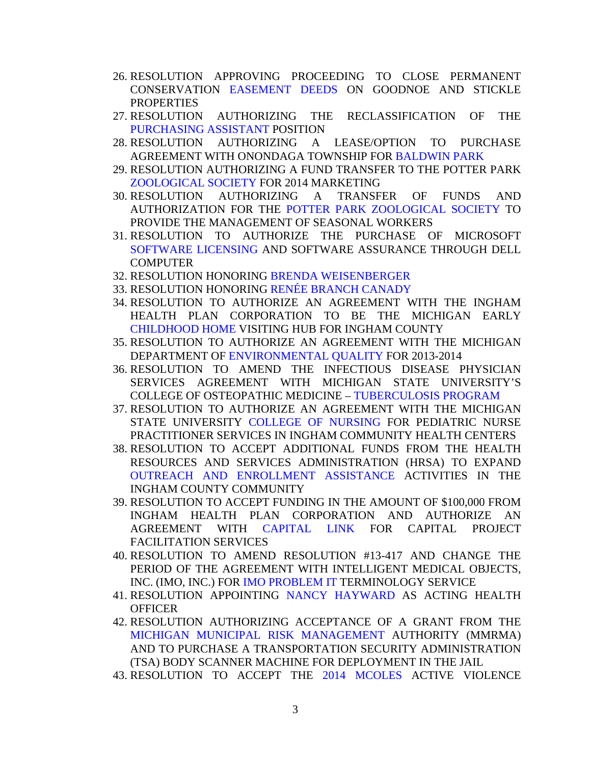26. RESOLUTION APPROVING PROCEEDING TO CLOSE PERMANENT CONSERVATION EASEMENT DEEDS ON GOODNOE AND STICKLE PROPERTIES
27. RESOLUTION AUTHORIZING THE RECLASSIFICATION OF THE PURCHASING ASSISTANT POSITION
28. RESOLUTION AUTHORIZING A LEASE/OPTION TO PURCHASE AGREEMENT WITH ONONDAGA TOWNSHIP FOR BALDWIN PARK
29. RESOLUTION AUTHORIZING A FUND TRANSFER TO THE POTTER PARK ZOOLOGICAL SOCIETY FOR 2014 MARKETING
30. RESOLUTION AUTHORIZING A TRANSFER OF FUNDS AND AUTHORIZATION FOR THE POTTER PARK ZOOLOGICAL SOCIETY TO PROVIDE THE MANAGEMENT OF SEASONAL WORKERS
31. RESOLUTION TO AUTHORIZE THE PURCHASE OF MICROSOFT SOFTWARE LICENSING AND SOFTWARE ASSURANCE THROUGH DELL COMPUTER
32. RESOLUTION HONORING BRENDA WEISENBERGER
33. RESOLUTION HONORING RENÉE BRANCH CANADY
34. RESOLUTION TO AUTHORIZE AN AGREEMENT WITH THE INGHAM HEALTH PLAN CORPORATION TO BE THE MICHIGAN EARLY CHILDHOOD HOME VISITING HUB FOR INGHAM COUNTY
35. RESOLUTION TO AUTHORIZE AN AGREEMENT WITH THE MICHIGAN DEPARTMENT OF ENVIRONMENTAL QUALITY FOR 2013-2014
36. RESOLUTION TO AMEND THE INFECTIOUS DISEASE PHYSICIAN SERVICES AGREEMENT WITH MICHIGAN STATE UNIVERSITY'S COLLEGE OF OSTEOPATHIC MEDICINE – TUBERCULOSIS PROGRAM
37. RESOLUTION TO AUTHORIZE AN AGREEMENT WITH THE MICHIGAN STATE UNIVERSITY COLLEGE OF NURSING FOR PEDIATRIC NURSE PRACTITIONER SERVICES IN INGHAM COMMUNITY HEALTH CENTERS
38. RESOLUTION TO ACCEPT ADDITIONAL FUNDS FROM THE HEALTH RESOURCES AND SERVICES ADMINISTRATION (HRSA) TO EXPAND OUTREACH AND ENROLLMENT ASSISTANCE ACTIVITIES IN THE INGHAM COUNTY COMMUNITY
39. RESOLUTION TO ACCEPT FUNDING IN THE AMOUNT OF $100,000 FROM INGHAM HEALTH PLAN CORPORATION AND AUTHORIZE AN AGREEMENT WITH CAPITAL LINK FOR CAPITAL PROJECT FACILITATION SERVICES
40. RESOLUTION TO AMEND RESOLUTION #13-417 AND CHANGE THE PERIOD OF THE AGREEMENT WITH INTELLIGENT MEDICAL OBJECTS, INC. (IMO, INC.) FOR IMO PROBLEM IT TERMINOLOGY SERVICE
41. RESOLUTION APPOINTING NANCY HAYWARD AS ACTING HEALTH OFFICER
42. RESOLUTION AUTHORIZING ACCEPTANCE OF A GRANT FROM THE MICHIGAN MUNICIPAL RISK MANAGEMENT AUTHORITY (MMRMA) AND TO PURCHASE A TRANSPORTATION SECURITY ADMINISTRATION (TSA) BODY SCANNER MACHINE FOR DEPLOYMENT IN THE JAIL
43. RESOLUTION TO ACCEPT THE 2014 MCOLES ACTIVE VIOLENCE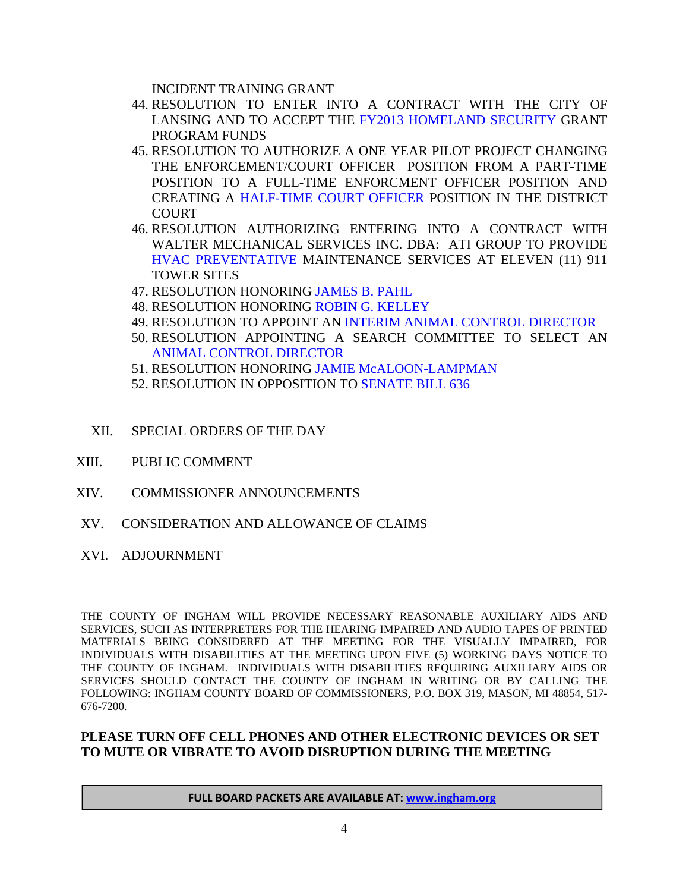INCIDENT TRAINING GRANT

44. RESOLUTION TO ENTER INTO A CONTRACT WITH THE CITY OF LANSING AND TO ACCEPT THE FY2013 HOMELAND SECURITY GRANT PROGRAM FUNDS
45. RESOLUTION TO AUTHORIZE A ONE YEAR PILOT PROJECT CHANGING THE ENFORCEMENT/COURT OFFICER POSITION FROM A PART-TIME POSITION TO A FULL-TIME ENFORCMENT OFFICER POSITION AND CREATING A HALF-TIME COURT OFFICER POSITION IN THE DISTRICT COURT
46. RESOLUTION AUTHORIZING ENTERING INTO A CONTRACT WITH WALTER MECHANICAL SERVICES INC. DBA: ATI GROUP TO PROVIDE HVAC PREVENTATIVE MAINTENANCE SERVICES AT ELEVEN (11) 911 TOWER SITES
47. RESOLUTION HONORING JAMES B. PAHL
48. RESOLUTION HONORING ROBIN G. KELLEY
49. RESOLUTION TO APPOINT AN INTERIM ANIMAL CONTROL DIRECTOR
50. RESOLUTION APPOINTING A SEARCH COMMITTEE TO SELECT AN ANIMAL CONTROL DIRECTOR
51. RESOLUTION HONORING JAMIE McALOON-LAMPMAN
52. RESOLUTION IN OPPOSITION TO SENATE BILL 636

XII. SPECIAL ORDERS OF THE DAY

XIII. PUBLIC COMMENT

XIV. COMMISSIONER ANNOUNCEMENTS

XV. CONSIDERATION AND ALLOWANCE OF CLAIMS

XVI. ADJOURNMENT

THE COUNTY OF INGHAM WILL PROVIDE NECESSARY REASONABLE AUXILIARY AIDS AND SERVICES, SUCH AS INTERPRETERS FOR THE HEARING IMPAIRED AND AUDIO TAPES OF PRINTED MATERIALS BEING CONSIDERED AT THE MEETING FOR THE VISUALLY IMPAIRED, FOR INDIVIDUALS WITH DISABILITIES AT THE MEETING UPON FIVE (5) WORKING DAYS NOTICE TO THE COUNTY OF INGHAM. INDIVIDUALS WITH DISABILITIES REQUIRING AUXILIARY AIDS OR SERVICES SHOULD CONTACT THE COUNTY OF INGHAM IN WRITING OR BY CALLING THE FOLLOWING: INGHAM COUNTY BOARD OF COMMISSIONERS, P.O. BOX 319, MASON, MI 48854, 517-676-7200.

**PLEASE TURN OFF CELL PHONES AND OTHER ELECTRONIC DEVICES OR SET TO MUTE OR VIBRATE TO AVOID DISRUPTION DURING THE MEETING**

**FULL BOARD PACKETS ARE AVAILABLE AT: www.ingham.org**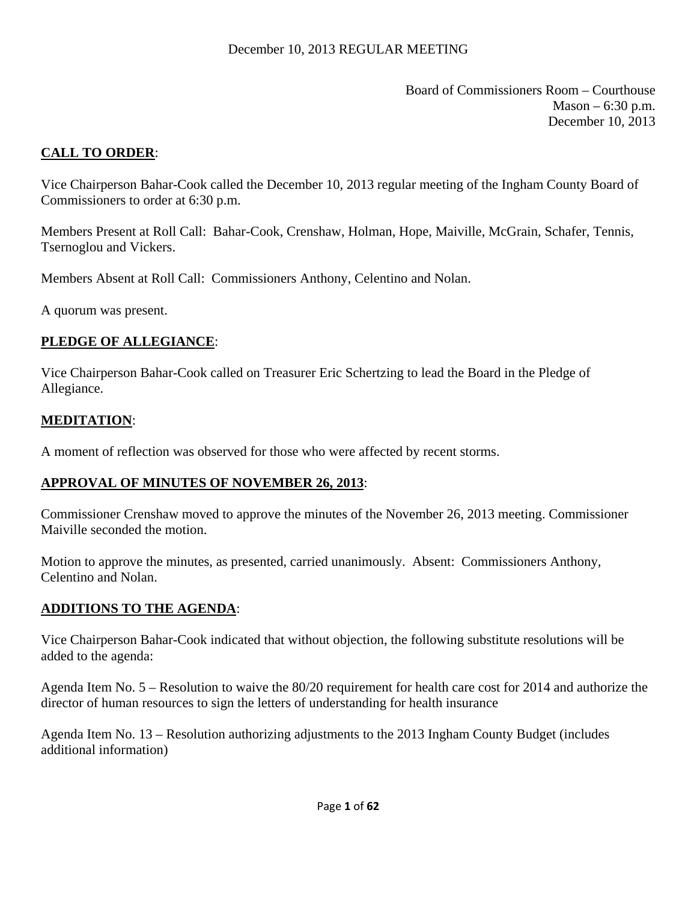December 10, 2013 REGULAR MEETING

Board of Commissioners Room – Courthouse
Mason – 6:30 p.m.
December 10, 2013

## CALL TO ORDER:

Vice Chairperson Bahar-Cook called the December 10, 2013 regular meeting of the Ingham County Board of Commissioners to order at 6:30 p.m.

Members Present at Roll Call: Bahar-Cook, Crenshaw, Holman, Hope, Maiville, McGrain, Schafer, Tennis, Tsernoglou and Vickers.

Members Absent at Roll Call: Commissioners Anthony, Celentino and Nolan.

A quorum was present.

## PLEDGE OF ALLEGIANCE:

Vice Chairperson Bahar-Cook called on Treasurer Eric Schertzing to lead the Board in the Pledge of Allegiance.

## MEDITATION:

A moment of reflection was observed for those who were affected by recent storms.

## APPROVAL OF MINUTES OF NOVEMBER 26, 2013:

Commissioner Crenshaw moved to approve the minutes of the November 26, 2013 meeting. Commissioner Maiville seconded the motion.

Motion to approve the minutes, as presented, carried unanimously. Absent: Commissioners Anthony, Celentino and Nolan.

## ADDITIONS TO THE AGENDA:

Vice Chairperson Bahar-Cook indicated that without objection, the following substitute resolutions will be added to the agenda:

Agenda Item No. 5 – Resolution to waive the 80/20 requirement for health care cost for 2014 and authorize the director of human resources to sign the letters of understanding for health insurance

Agenda Item No. 13 – Resolution authorizing adjustments to the 2013 Ingham County Budget (includes additional information)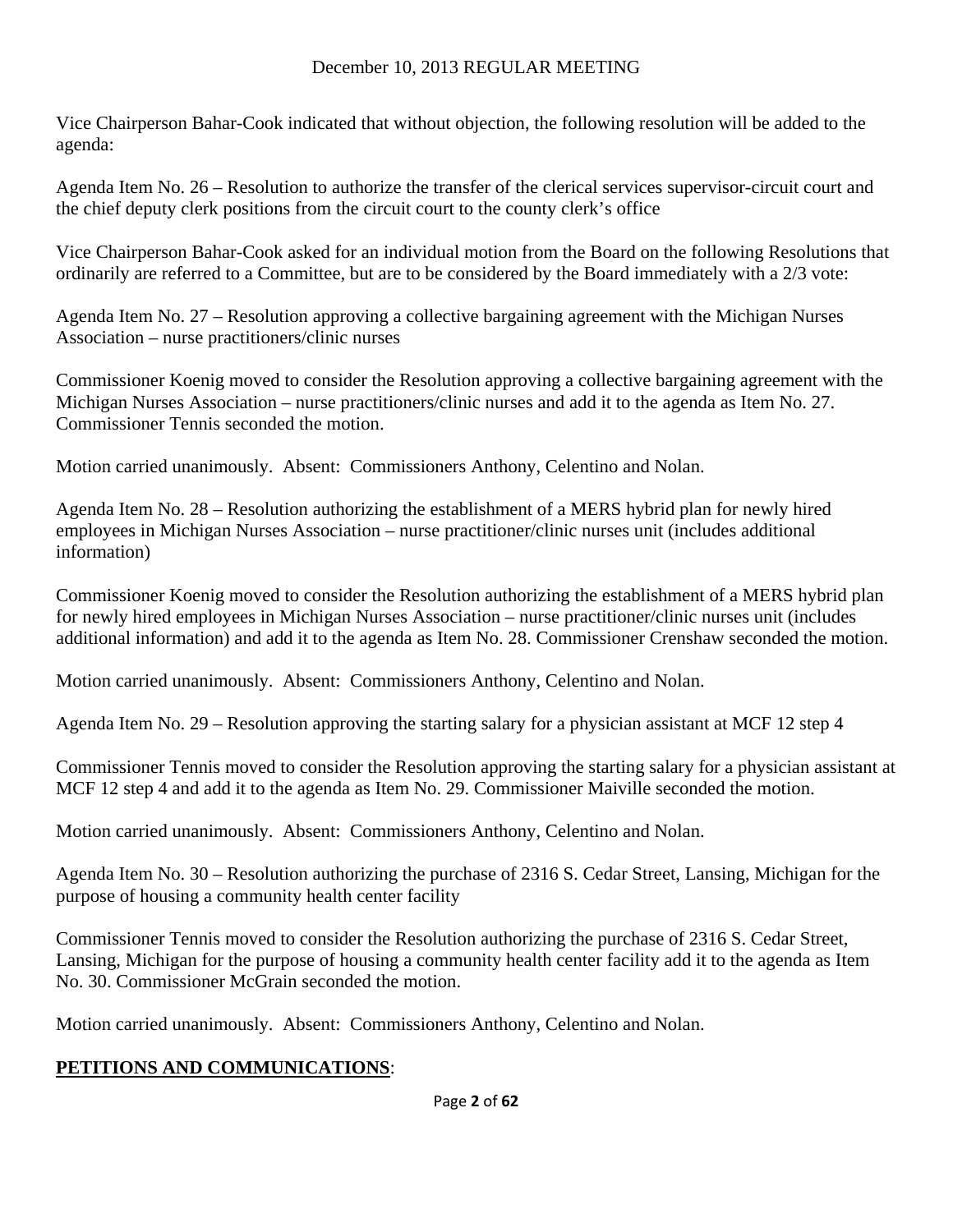Vice Chairperson Bahar-Cook indicated that without objection, the following resolution will be added to the agenda:

Agenda Item No. 26 – Resolution to authorize the transfer of the clerical services supervisor-circuit court and the chief deputy clerk positions from the circuit court to the county clerk's office

Vice Chairperson Bahar-Cook asked for an individual motion from the Board on the following Resolutions that ordinarily are referred to a Committee, but are to be considered by the Board immediately with a 2/3 vote:

Agenda Item No. 27 – Resolution approving a collective bargaining agreement with the Michigan Nurses Association – nurse practitioners/clinic nurses

Commissioner Koenig moved to consider the Resolution approving a collective bargaining agreement with the Michigan Nurses Association – nurse practitioners/clinic nurses and add it to the agenda as Item No. 27. Commissioner Tennis seconded the motion.

Motion carried unanimously. Absent: Commissioners Anthony, Celentino and Nolan.

Agenda Item No. 28 – Resolution authorizing the establishment of a MERS hybrid plan for newly hired employees in Michigan Nurses Association – nurse practitioner/clinic nurses unit (includes additional information)

Commissioner Koenig moved to consider the Resolution authorizing the establishment of a MERS hybrid plan for newly hired employees in Michigan Nurses Association – nurse practitioner/clinic nurses unit (includes additional information) and add it to the agenda as Item No. 28. Commissioner Crenshaw seconded the motion.

Motion carried unanimously. Absent: Commissioners Anthony, Celentino and Nolan.

Agenda Item No. 29 – Resolution approving the starting salary for a physician assistant at MCF 12 step 4

Commissioner Tennis moved to consider the Resolution approving the starting salary for a physician assistant at MCF 12 step 4 and add it to the agenda as Item No. 29. Commissioner Maiville seconded the motion.

Motion carried unanimously. Absent: Commissioners Anthony, Celentino and Nolan.

Agenda Item No. 30 – Resolution authorizing the purchase of 2316 S. Cedar Street, Lansing, Michigan for the purpose of housing a community health center facility

Commissioner Tennis moved to consider the Resolution authorizing the purchase of 2316 S. Cedar Street, Lansing, Michigan for the purpose of housing a community health center facility add it to the agenda as Item No. 30. Commissioner McGrain seconded the motion.

Motion carried unanimously. Absent: Commissioners Anthony, Celentino and Nolan.

## **PETITIONS AND COMMUNICATIONS**: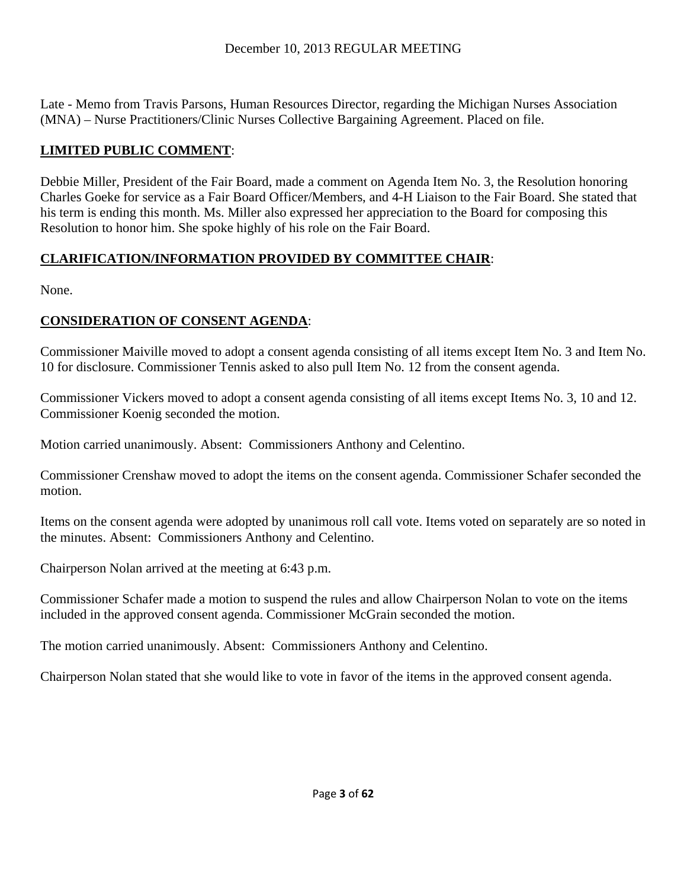Late - Memo from Travis Parsons, Human Resources Director, regarding the Michigan Nurses Association (MNA) – Nurse Practitioners/Clinic Nurses Collective Bargaining Agreement. Placed on file.

**LIMITED PUBLIC COMMENT**:

Debbie Miller, President of the Fair Board, made a comment on Agenda Item No. 3, the Resolution honoring Charles Goeke for service as a Fair Board Officer/Members, and 4-H Liaison to the Fair Board. She stated that his term is ending this month. Ms. Miller also expressed her appreciation to the Board for composing this Resolution to honor him. She spoke highly of his role on the Fair Board.

**CLARIFICATION/INFORMATION PROVIDED BY COMMITTEE CHAIR**:

None.

**CONSIDERATION OF CONSENT AGENDA**:

Commissioner Maiville moved to adopt a consent agenda consisting of all items except Item No. 3 and Item No. 10 for disclosure. Commissioner Tennis asked to also pull Item No. 12 from the consent agenda.

Commissioner Vickers moved to adopt a consent agenda consisting of all items except Items No. 3, 10 and 12. Commissioner Koenig seconded the motion.

Motion carried unanimously. Absent: Commissioners Anthony and Celentino.

Commissioner Crenshaw moved to adopt the items on the consent agenda. Commissioner Schafer seconded the motion.

Items on the consent agenda were adopted by unanimous roll call vote. Items voted on separately are so noted in the minutes. Absent: Commissioners Anthony and Celentino.

Chairperson Nolan arrived at the meeting at 6:43 p.m.

Commissioner Schafer made a motion to suspend the rules and allow Chairperson Nolan to vote on the items included in the approved consent agenda. Commissioner McGrain seconded the motion.

The motion carried unanimously. Absent: Commissioners Anthony and Celentino.

Chairperson Nolan stated that she would like to vote in favor of the items in the approved consent agenda.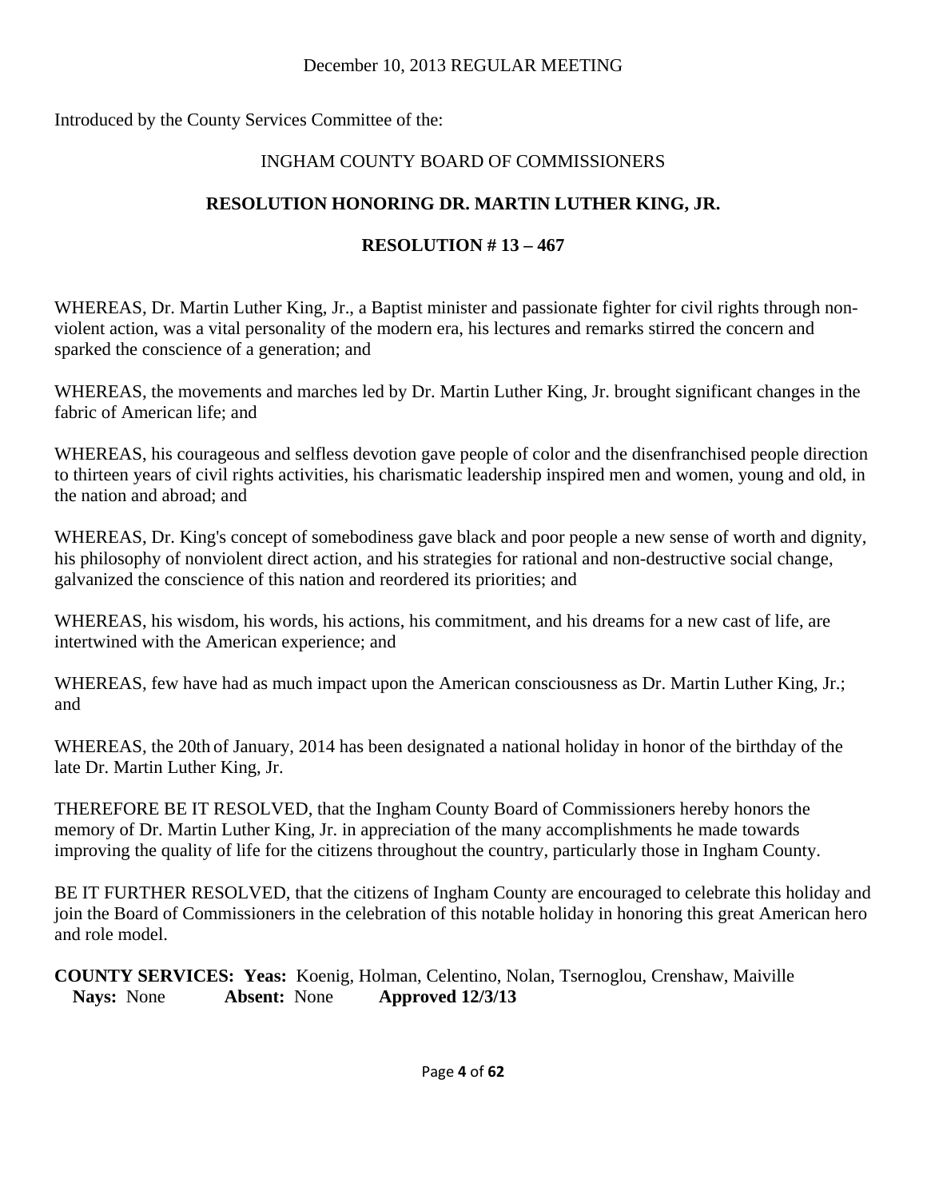December 10, 2013 REGULAR MEETING

Introduced by the County Services Committee of the:

INGHAM COUNTY BOARD OF COMMISSIONERS

**RESOLUTION HONORING DR. MARTIN LUTHER KING, JR.**

**RESOLUTION # 13 – 467**

WHEREAS, Dr. Martin Luther King, Jr., a Baptist minister and passionate fighter for civil rights through non-violent action, was a vital personality of the modern era, his lectures and remarks stirred the concern and sparked the conscience of a generation; and

WHEREAS, the movements and marches led by Dr. Martin Luther King, Jr. brought significant changes in the fabric of American life; and

WHEREAS, his courageous and selfless devotion gave people of color and the disenfranchised people direction to thirteen years of civil rights activities, his charismatic leadership inspired men and women, young and old, in the nation and abroad; and

WHEREAS, Dr. King's concept of somebodiness gave black and poor people a new sense of worth and dignity, his philosophy of nonviolent direct action, and his strategies for rational and non-destructive social change, galvanized the conscience of this nation and reordered its priorities; and

WHEREAS, his wisdom, his words, his actions, his commitment, and his dreams for a new cast of life, are intertwined with the American experience; and

WHEREAS, few have had as much impact upon the American consciousness as Dr. Martin Luther King, Jr.; and

WHEREAS, the 20th of January, 2014 has been designated a national holiday in honor of the birthday of the late Dr. Martin Luther King, Jr.

THEREFORE BE IT RESOLVED, that the Ingham County Board of Commissioners hereby honors the memory of Dr. Martin Luther King, Jr. in appreciation of the many accomplishments he made towards improving the quality of life for the citizens throughout the country, particularly those in Ingham County.

BE IT FURTHER RESOLVED, that the citizens of Ingham County are encouraged to celebrate this holiday and join the Board of Commissioners in the celebration of this notable holiday in honoring this great American hero and role model.

**COUNTY SERVICES: Yeas:** Koenig, Holman, Celentino, Nolan, Tsernoglou, Crenshaw, Maiville
**Nays:** None **Absent:** None **Approved 12/3/13**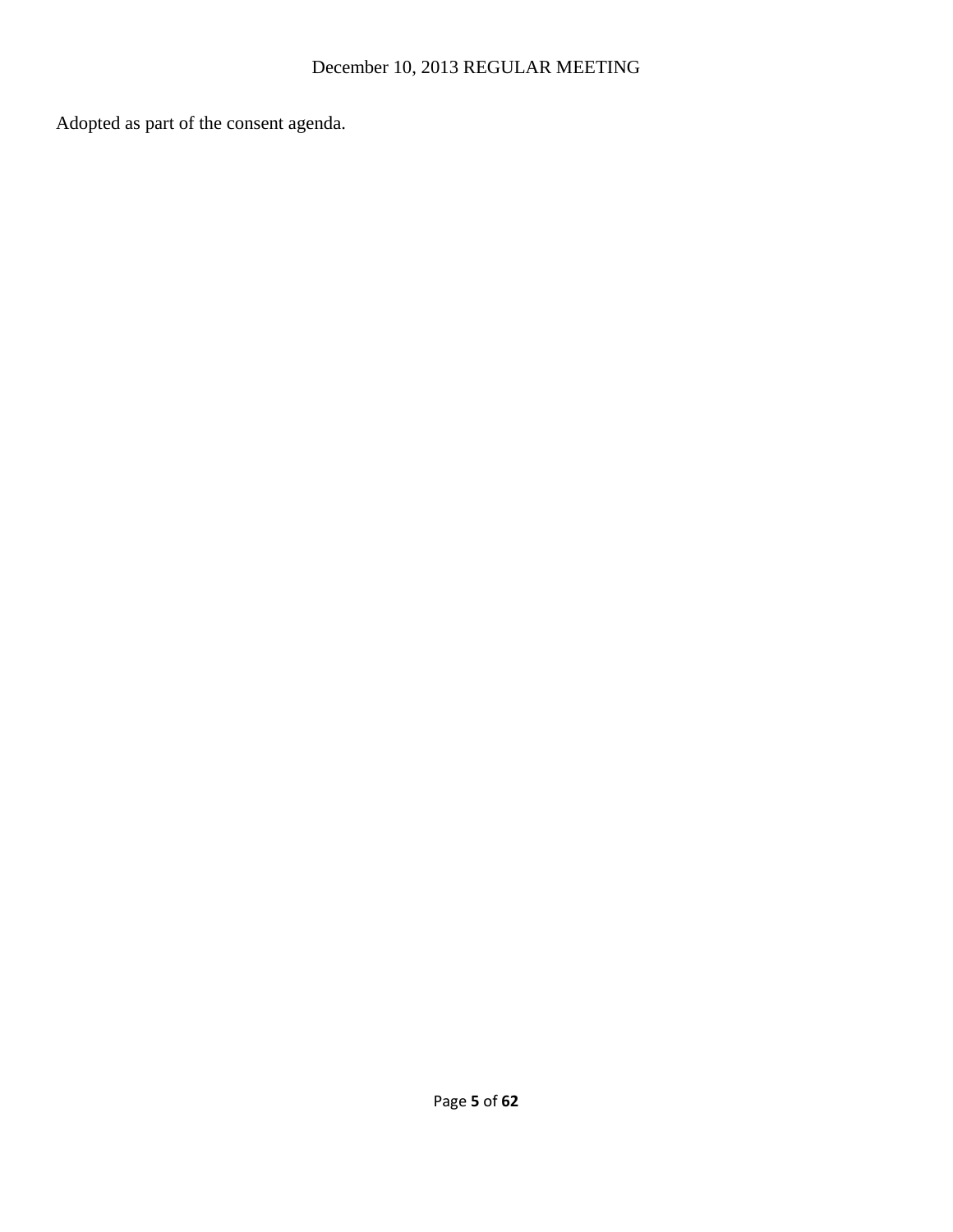Adopted as part of the consent agenda.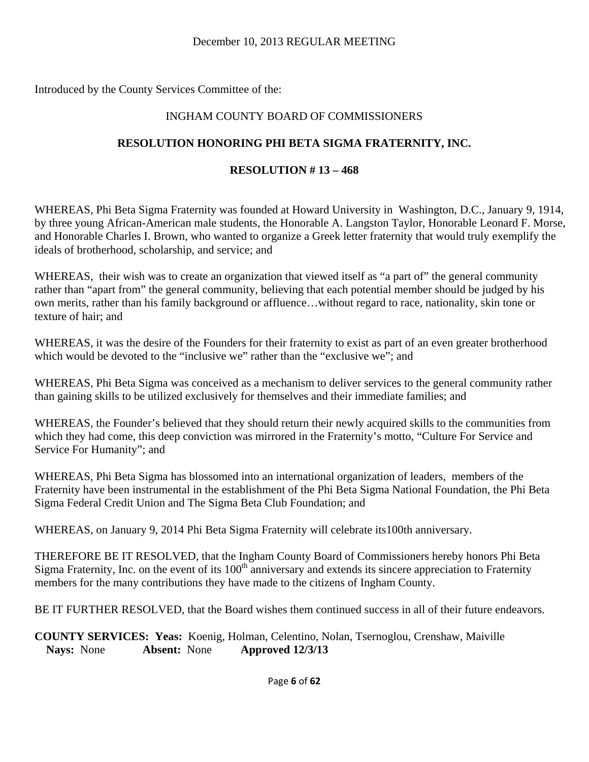December 10, 2013 REGULAR MEETING

Introduced by the County Services Committee of the:

INGHAM COUNTY BOARD OF COMMISSIONERS

**RESOLUTION HONORING PHI BETA SIGMA FRATERNITY, INC.**

**RESOLUTION # 13 – 468**

WHEREAS, Phi Beta Sigma Fraternity was founded at Howard University in Washington, D.C., January 9, 1914, by three young African-American male students, the Honorable A. Langston Taylor, Honorable Leonard F. Morse, and Honorable Charles I. Brown, who wanted to organize a Greek letter fraternity that would truly exemplify the ideals of brotherhood, scholarship, and service; and

WHEREAS, their wish was to create an organization that viewed itself as "a part of" the general community rather than "apart from" the general community, believing that each potential member should be judged by his own merits, rather than his family background or affluence…without regard to race, nationality, skin tone or texture of hair; and

WHEREAS, it was the desire of the Founders for their fraternity to exist as part of an even greater brotherhood which would be devoted to the "inclusive we" rather than the "exclusive we"; and

WHEREAS, Phi Beta Sigma was conceived as a mechanism to deliver services to the general community rather than gaining skills to be utilized exclusively for themselves and their immediate families; and

WHEREAS, the Founder's believed that they should return their newly acquired skills to the communities from which they had come, this deep conviction was mirrored in the Fraternity's motto, "Culture For Service and Service For Humanity"; and

WHEREAS, Phi Beta Sigma has blossomed into an international organization of leaders, members of the Fraternity have been instrumental in the establishment of the Phi Beta Sigma National Foundation, the Phi Beta Sigma Federal Credit Union and The Sigma Beta Club Foundation; and

WHEREAS, on January 9, 2014 Phi Beta Sigma Fraternity will celebrate its100th anniversary.

THEREFORE BE IT RESOLVED, that the Ingham County Board of Commissioners hereby honors Phi Beta Sigma Fraternity, Inc. on the event of its 100th anniversary and extends its sincere appreciation to Fraternity members for the many contributions they have made to the citizens of Ingham County.

BE IT FURTHER RESOLVED, that the Board wishes them continued success in all of their future endeavors.

**COUNTY SERVICES: Yeas:** Koenig, Holman, Celentino, Nolan, Tsernoglou, Crenshaw, Maiville
**Nays:** None **Absent:** None **Approved 12/3/13**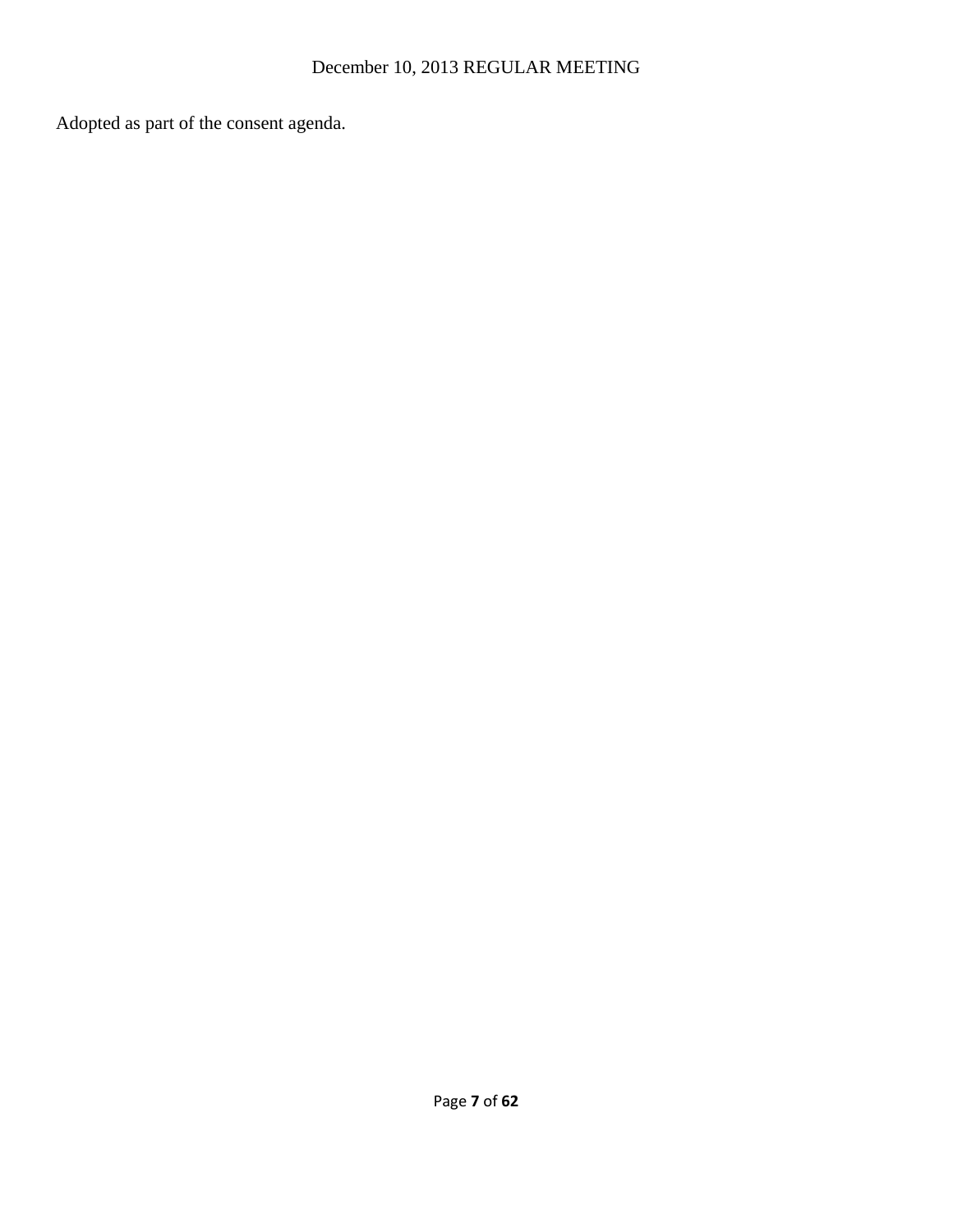Adopted as part of the consent agenda.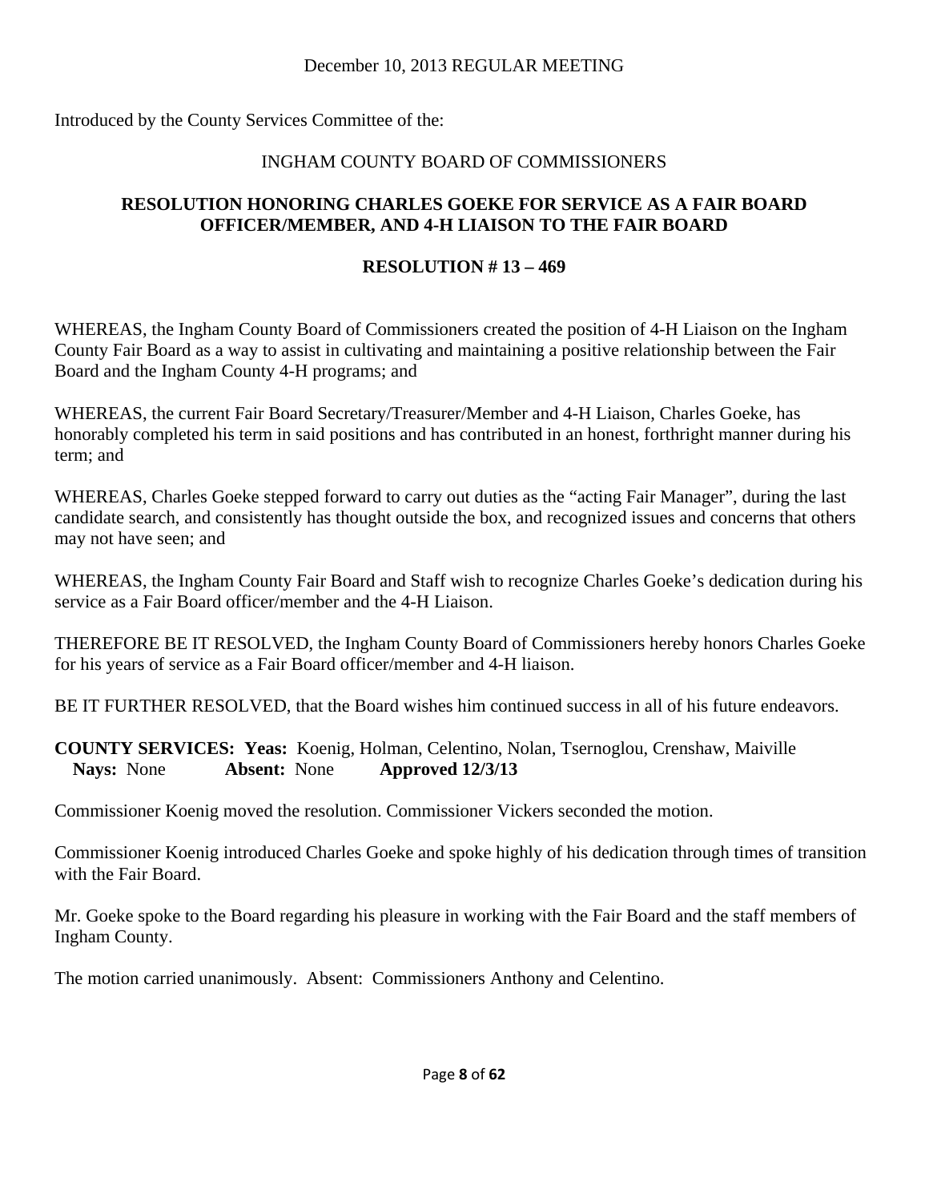December 10, 2013 REGULAR MEETING

Introduced by the County Services Committee of the:

INGHAM COUNTY BOARD OF COMMISSIONERS

**RESOLUTION HONORING CHARLES GOEKE FOR SERVICE AS A FAIR BOARD OFFICER/MEMBER, AND 4-H LIAISON TO THE FAIR BOARD**

**RESOLUTION # 13 – 469**

WHEREAS, the Ingham County Board of Commissioners created the position of 4-H Liaison on the Ingham County Fair Board as a way to assist in cultivating and maintaining a positive relationship between the Fair Board and the Ingham County 4-H programs; and

WHEREAS, the current Fair Board Secretary/Treasurer/Member and 4-H Liaison, Charles Goeke, has honorably completed his term in said positions and has contributed in an honest, forthright manner during his term; and

WHEREAS, Charles Goeke stepped forward to carry out duties as the "acting Fair Manager", during the last candidate search, and consistently has thought outside the box, and recognized issues and concerns that others may not have seen; and

WHEREAS, the Ingham County Fair Board and Staff wish to recognize Charles Goeke's dedication during his service as a Fair Board officer/member and the 4-H Liaison.

THEREFORE BE IT RESOLVED, the Ingham County Board of Commissioners hereby honors Charles Goeke for his years of service as a Fair Board officer/member and 4-H liaison.

BE IT FURTHER RESOLVED, that the Board wishes him continued success in all of his future endeavors.

**COUNTY SERVICES: Yeas:** Koenig, Holman, Celentino, Nolan, Tsernoglou, Crenshaw, Maiville
**Nays:** None **Absent:** None **Approved 12/3/13**

Commissioner Koenig moved the resolution. Commissioner Vickers seconded the motion.

Commissioner Koenig introduced Charles Goeke and spoke highly of his dedication through times of transition with the Fair Board.

Mr. Goeke spoke to the Board regarding his pleasure in working with the Fair Board and the staff members of Ingham County.

The motion carried unanimously. Absent: Commissioners Anthony and Celentino.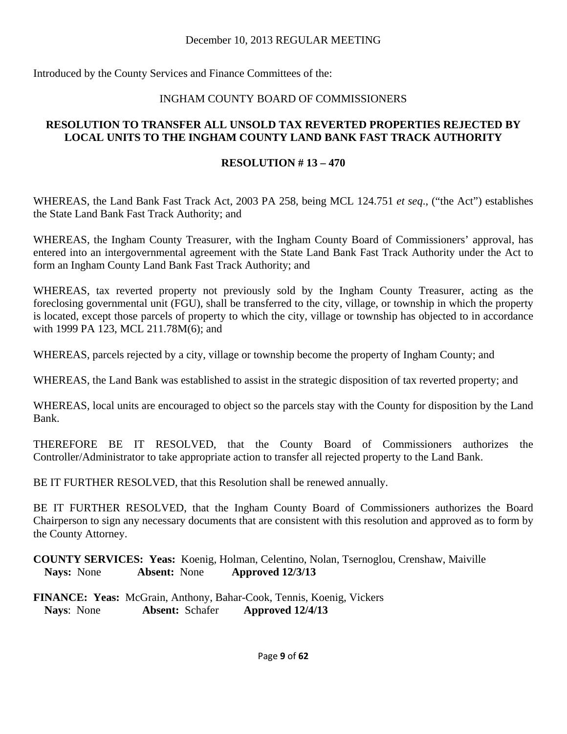December 10, 2013 REGULAR MEETING

Introduced by the County Services and Finance Committees of the:

INGHAM COUNTY BOARD OF COMMISSIONERS

## RESOLUTION TO TRANSFER ALL UNSOLD TAX REVERTED PROPERTIES REJECTED BY LOCAL UNITS TO THE INGHAM COUNTY LAND BANK FAST TRACK AUTHORITY

## RESOLUTION # 13 – 470

WHEREAS, the Land Bank Fast Track Act, 2003 PA 258, being MCL 124.751 *et seq*., ("the Act") establishes the State Land Bank Fast Track Authority; and

WHEREAS, the Ingham County Treasurer, with the Ingham County Board of Commissioners' approval, has entered into an intergovernmental agreement with the State Land Bank Fast Track Authority under the Act to form an Ingham County Land Bank Fast Track Authority; and

WHEREAS, tax reverted property not previously sold by the Ingham County Treasurer, acting as the foreclosing governmental unit (FGU), shall be transferred to the city, village, or township in which the property is located, except those parcels of property to which the city, village or township has objected to in accordance with 1999 PA 123, MCL 211.78M(6); and

WHEREAS, parcels rejected by a city, village or township become the property of Ingham County; and

WHEREAS, the Land Bank was established to assist in the strategic disposition of tax reverted property; and

WHEREAS, local units are encouraged to object so the parcels stay with the County for disposition by the Land Bank.

THEREFORE BE IT RESOLVED, that the County Board of Commissioners authorizes the Controller/Administrator to take appropriate action to transfer all rejected property to the Land Bank.

BE IT FURTHER RESOLVED, that this Resolution shall be renewed annually.

BE IT FURTHER RESOLVED, that the Ingham County Board of Commissioners authorizes the Board Chairperson to sign any necessary documents that are consistent with this resolution and approved as to form by the County Attorney.

**COUNTY SERVICES: Yeas:** Koenig, Holman, Celentino, Nolan, Tsernoglou, Crenshaw, Maiville
**Nays:** None **Absent:** None **Approved 12/3/13**

**FINANCE: Yeas:** McGrain, Anthony, Bahar-Cook, Tennis, Koenig, Vickers
**Nays**: None **Absent:** Schafer **Approved 12/4/13**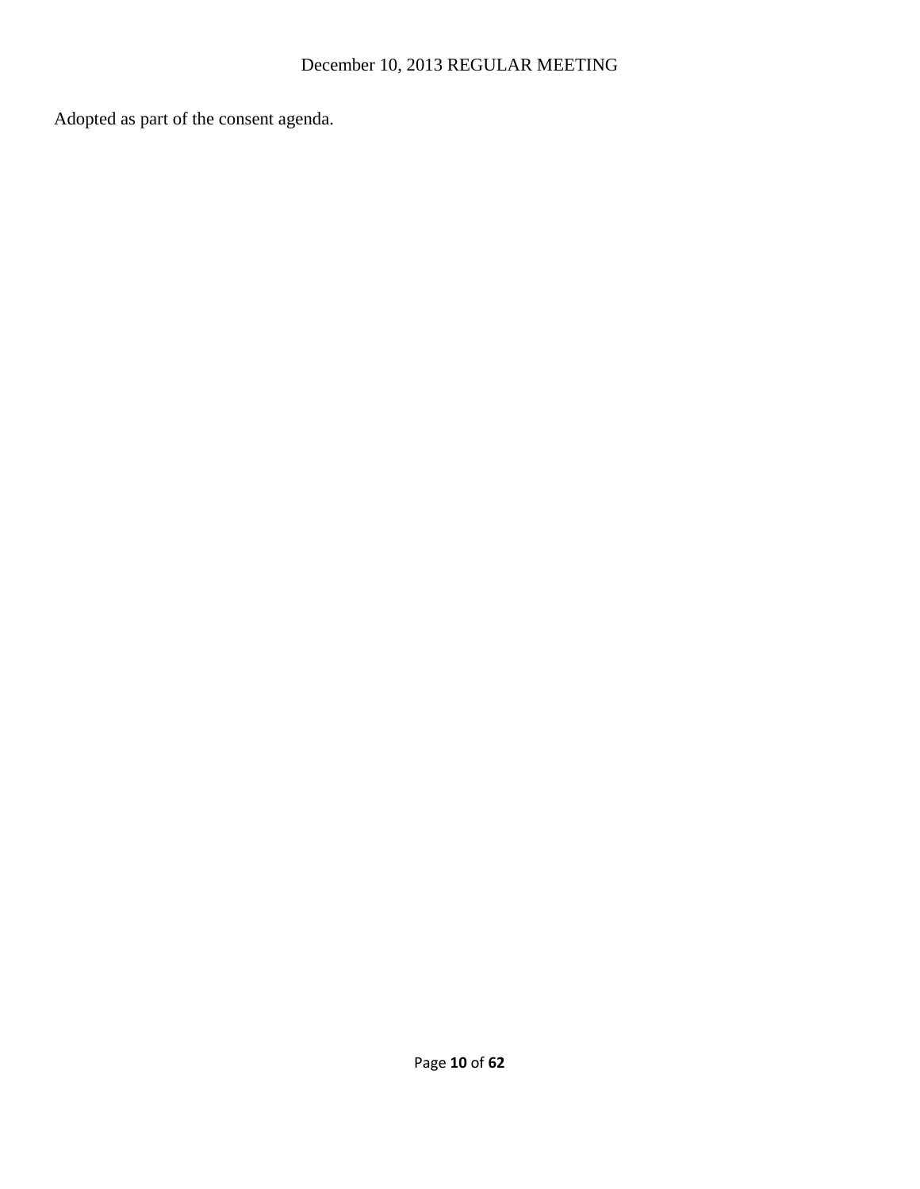Adopted as part of the consent agenda.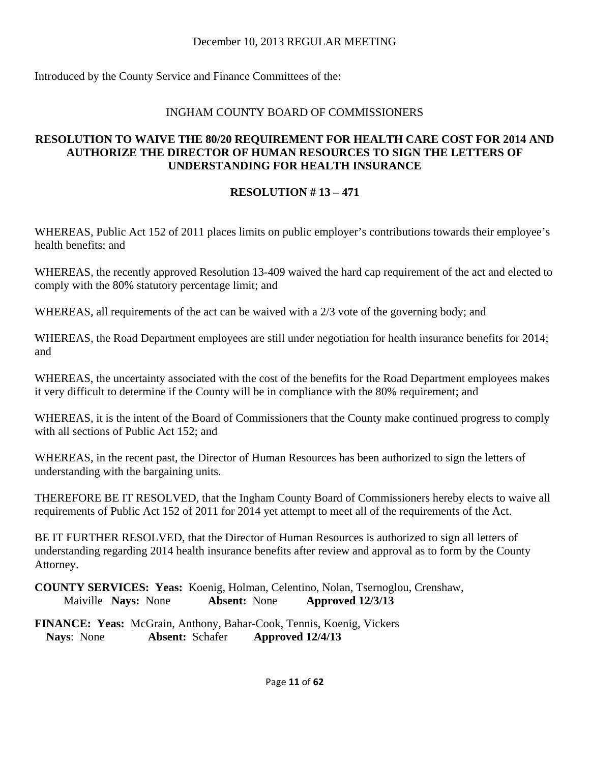December 10, 2013 REGULAR MEETING

Introduced by the County Service and Finance Committees of the:

INGHAM COUNTY BOARD OF COMMISSIONERS

**RESOLUTION TO WAIVE THE 80/20 REQUIREMENT FOR HEALTH CARE COST FOR 2014 AND AUTHORIZE THE DIRECTOR OF HUMAN RESOURCES TO SIGN THE LETTERS OF UNDERSTANDING FOR HEALTH INSURANCE**

**RESOLUTION # 13 – 471**

WHEREAS, Public Act 152 of 2011 places limits on public employer's contributions towards their employee's health benefits; and

WHEREAS, the recently approved Resolution 13-409 waived the hard cap requirement of the act and elected to comply with the 80% statutory percentage limit; and

WHEREAS, all requirements of the act can be waived with a 2/3 vote of the governing body; and

WHEREAS, the Road Department employees are still under negotiation for health insurance benefits for 2014; and

WHEREAS, the uncertainty associated with the cost of the benefits for the Road Department employees makes it very difficult to determine if the County will be in compliance with the 80% requirement; and

WHEREAS, it is the intent of the Board of Commissioners that the County make continued progress to comply with all sections of Public Act 152; and

WHEREAS, in the recent past, the Director of Human Resources has been authorized to sign the letters of understanding with the bargaining units.

THEREFORE BE IT RESOLVED, that the Ingham County Board of Commissioners hereby elects to waive all requirements of Public Act 152 of 2011 for 2014 yet attempt to meet all of the requirements of the Act.

BE IT FURTHER RESOLVED, that the Director of Human Resources is authorized to sign all letters of understanding regarding 2014 health insurance benefits after review and approval as to form by the County Attorney.

**COUNTY SERVICES: Yeas:** Koenig, Holman, Celentino, Nolan, Tsernoglou, Crenshaw, Maiville **Nays:** None **Absent:** None **Approved 12/3/13**

**FINANCE: Yeas:** McGrain, Anthony, Bahar-Cook, Tennis, Koenig, Vickers **Nays**: None **Absent:** Schafer **Approved 12/4/13**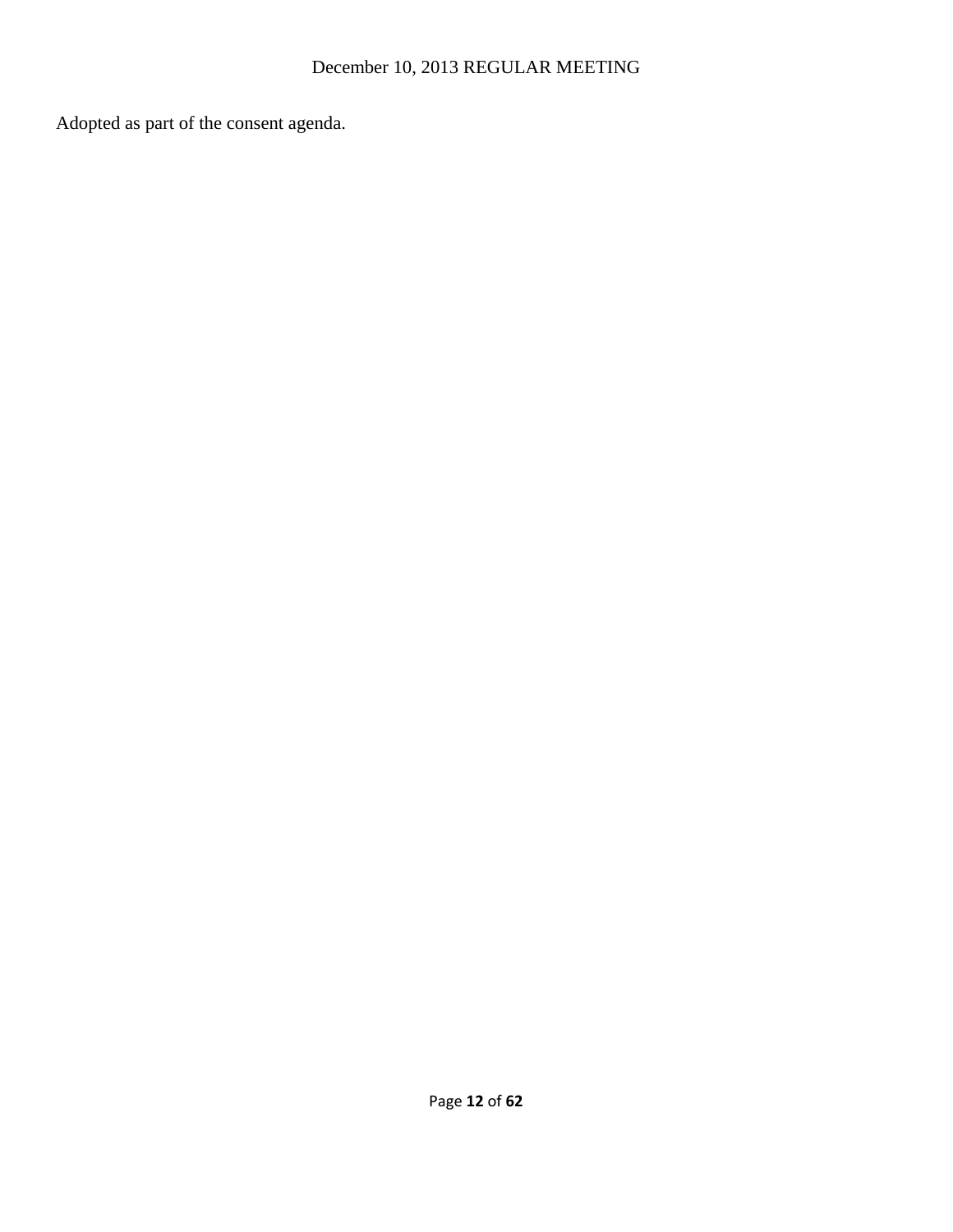Adopted as part of the consent agenda.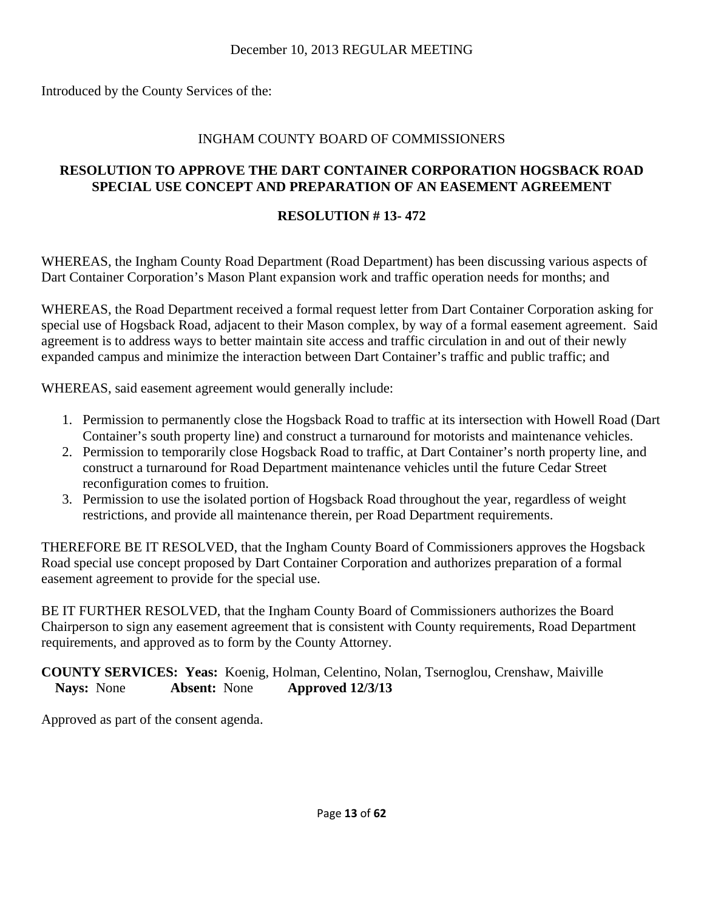December 10, 2013 REGULAR MEETING

Introduced by the County Services of the:

INGHAM COUNTY BOARD OF COMMISSIONERS

**RESOLUTION TO APPROVE THE DART CONTAINER CORPORATION HOGSBACK ROAD SPECIAL USE CONCEPT AND PREPARATION OF AN EASEMENT AGREEMENT**

**RESOLUTION # 13- 472**

WHEREAS, the Ingham County Road Department (Road Department) has been discussing various aspects of Dart Container Corporation's Mason Plant expansion work and traffic operation needs for months; and

WHEREAS, the Road Department received a formal request letter from Dart Container Corporation asking for special use of Hogsback Road, adjacent to their Mason complex, by way of a formal easement agreement. Said agreement is to address ways to better maintain site access and traffic circulation in and out of their newly expanded campus and minimize the interaction between Dart Container's traffic and public traffic; and

WHEREAS, said easement agreement would generally include:

1. Permission to permanently close the Hogsback Road to traffic at its intersection with Howell Road (Dart Container's south property line) and construct a turnaround for motorists and maintenance vehicles.
2. Permission to temporarily close Hogsback Road to traffic, at Dart Container's north property line, and construct a turnaround for Road Department maintenance vehicles until the future Cedar Street reconfiguration comes to fruition.
3. Permission to use the isolated portion of Hogsback Road throughout the year, regardless of weight restrictions, and provide all maintenance therein, per Road Department requirements.

THEREFORE BE IT RESOLVED, that the Ingham County Board of Commissioners approves the Hogsback Road special use concept proposed by Dart Container Corporation and authorizes preparation of a formal easement agreement to provide for the special use.

BE IT FURTHER RESOLVED, that the Ingham County Board of Commissioners authorizes the Board Chairperson to sign any easement agreement that is consistent with County requirements, Road Department requirements, and approved as to form by the County Attorney.

**COUNTY SERVICES: Yeas:** Koenig, Holman, Celentino, Nolan, Tsernoglou, Crenshaw, Maiville
**Nays:** None **Absent:** None **Approved 12/3/13**

Approved as part of the consent agenda.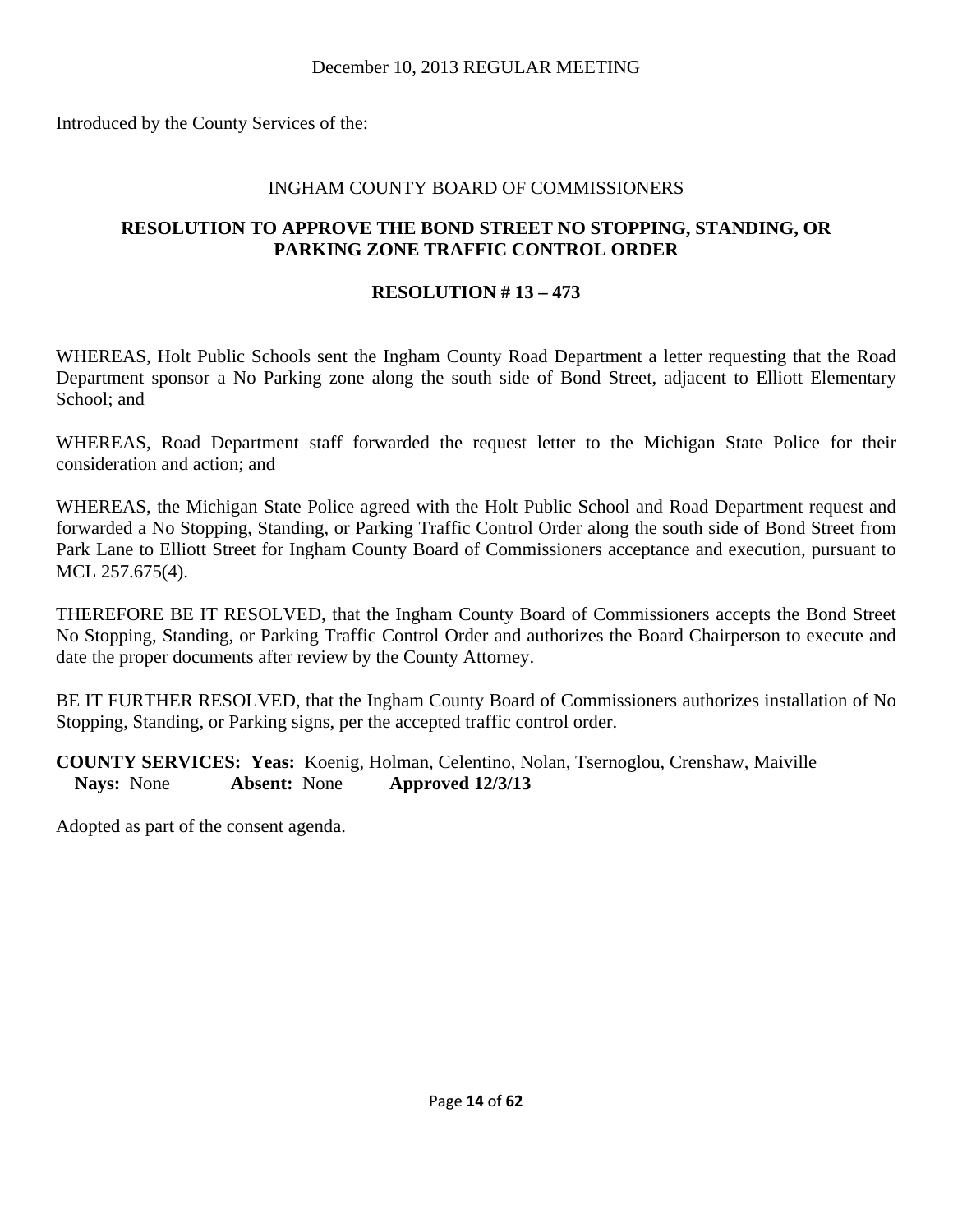December 10, 2013 REGULAR MEETING

Introduced by the County Services of the:

INGHAM COUNTY BOARD OF COMMISSIONERS

**RESOLUTION TO APPROVE THE BOND STREET NO STOPPING, STANDING, OR PARKING ZONE TRAFFIC CONTROL ORDER**

**RESOLUTION # 13 – 473**

WHEREAS, Holt Public Schools sent the Ingham County Road Department a letter requesting that the Road Department sponsor a No Parking zone along the south side of Bond Street, adjacent to Elliott Elementary School; and

WHEREAS, Road Department staff forwarded the request letter to the Michigan State Police for their consideration and action; and

WHEREAS, the Michigan State Police agreed with the Holt Public School and Road Department request and forwarded a No Stopping, Standing, or Parking Traffic Control Order along the south side of Bond Street from Park Lane to Elliott Street for Ingham County Board of Commissioners acceptance and execution, pursuant to MCL 257.675(4).

THEREFORE BE IT RESOLVED, that the Ingham County Board of Commissioners accepts the Bond Street No Stopping, Standing, or Parking Traffic Control Order and authorizes the Board Chairperson to execute and date the proper documents after review by the County Attorney.

BE IT FURTHER RESOLVED, that the Ingham County Board of Commissioners authorizes installation of No Stopping, Standing, or Parking signs, per the accepted traffic control order.

**COUNTY SERVICES: Yeas:** Koenig, Holman, Celentino, Nolan, Tsernoglou, Crenshaw, Maiville
**Nays:** None **Absent:** None **Approved 12/3/13**

Adopted as part of the consent agenda.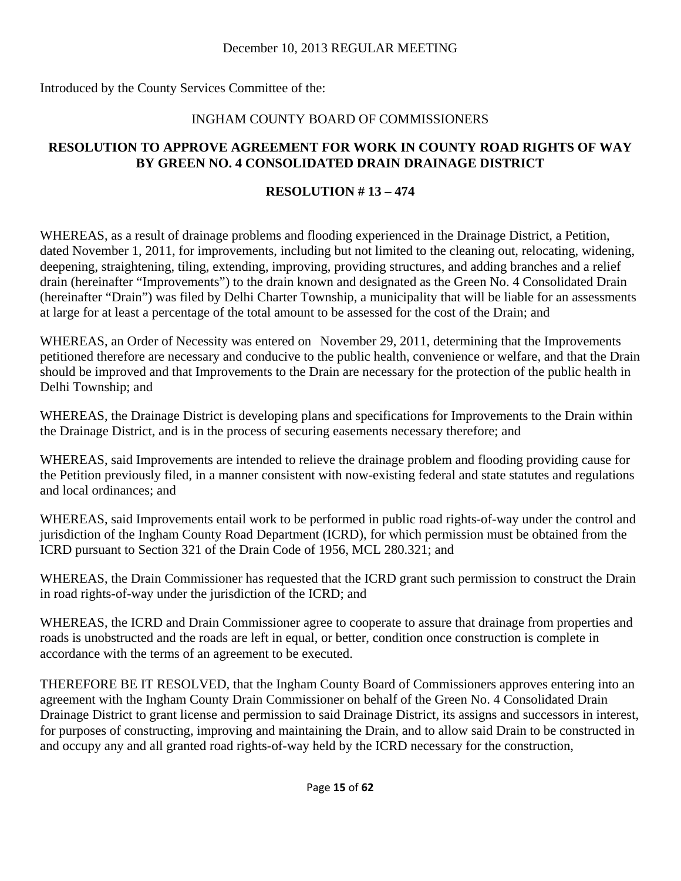December 10, 2013 REGULAR MEETING

Introduced by the County Services Committee of the:

INGHAM COUNTY BOARD OF COMMISSIONERS

**RESOLUTION TO APPROVE AGREEMENT FOR WORK IN COUNTY ROAD RIGHTS OF WAY BY GREEN NO. 4 CONSOLIDATED DRAIN DRAINAGE DISTRICT**

**RESOLUTION # 13 – 474**

WHEREAS, as a result of drainage problems and flooding experienced in the Drainage District, a Petition, dated November 1, 2011, for improvements, including but not limited to the cleaning out, relocating, widening, deepening, straightening, tiling, extending, improving, providing structures, and adding branches and a relief drain (hereinafter "Improvements") to the drain known and designated as the Green No. 4 Consolidated Drain (hereinafter "Drain") was filed by Delhi Charter Township, a municipality that will be liable for an assessments at large for at least a percentage of the total amount to be assessed for the cost of the Drain; and

WHEREAS, an Order of Necessity was entered on November 29, 2011, determining that the Improvements petitioned therefore are necessary and conducive to the public health, convenience or welfare, and that the Drain should be improved and that Improvements to the Drain are necessary for the protection of the public health in Delhi Township; and

WHEREAS, the Drainage District is developing plans and specifications for Improvements to the Drain within the Drainage District, and is in the process of securing easements necessary therefore; and

WHEREAS, said Improvements are intended to relieve the drainage problem and flooding providing cause for the Petition previously filed, in a manner consistent with now-existing federal and state statutes and regulations and local ordinances; and

WHEREAS, said Improvements entail work to be performed in public road rights-of-way under the control and jurisdiction of the Ingham County Road Department (ICRD), for which permission must be obtained from the ICRD pursuant to Section 321 of the Drain Code of 1956, MCL 280.321; and

WHEREAS, the Drain Commissioner has requested that the ICRD grant such permission to construct the Drain in road rights-of-way under the jurisdiction of the ICRD; and

WHEREAS, the ICRD and Drain Commissioner agree to cooperate to assure that drainage from properties and roads is unobstructed and the roads are left in equal, or better, condition once construction is complete in accordance with the terms of an agreement to be executed.

THEREFORE BE IT RESOLVED, that the Ingham County Board of Commissioners approves entering into an agreement with the Ingham County Drain Commissioner on behalf of the Green No. 4 Consolidated Drain Drainage District to grant license and permission to said Drainage District, its assigns and successors in interest, for purposes of constructing, improving and maintaining the Drain, and to allow said Drain to be constructed in and occupy any and all granted road rights-of-way held by the ICRD necessary for the construction,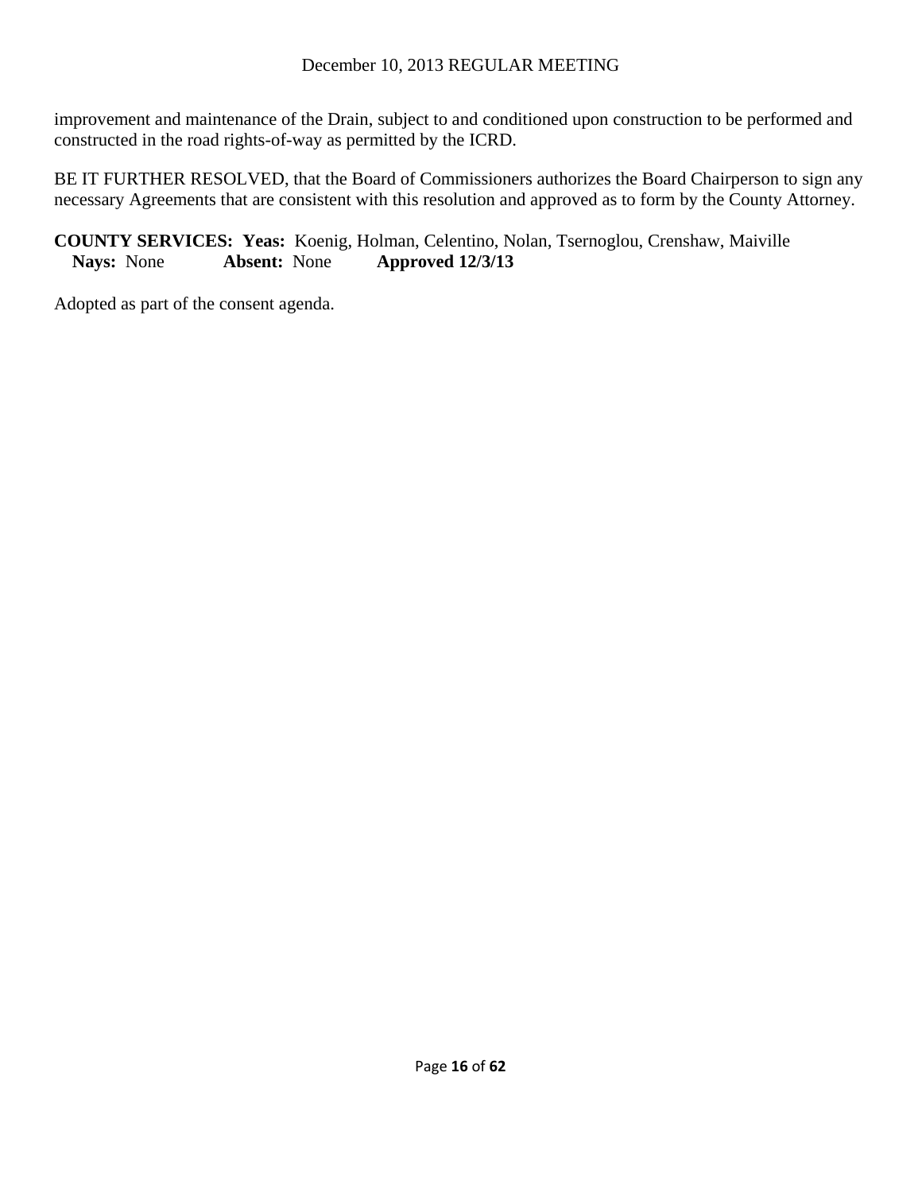improvement and maintenance of the Drain, subject to and conditioned upon construction to be performed and constructed in the road rights-of-way as permitted by the ICRD.

BE IT FURTHER RESOLVED, that the Board of Commissioners authorizes the Board Chairperson to sign any necessary Agreements that are consistent with this resolution and approved as to form by the County Attorney.

**COUNTY SERVICES: Yeas:** Koenig, Holman, Celentino, Nolan, Tsernoglou, Crenshaw, Maiville
**Nays:** None **Absent:** None **Approved 12/3/13**

Adopted as part of the consent agenda.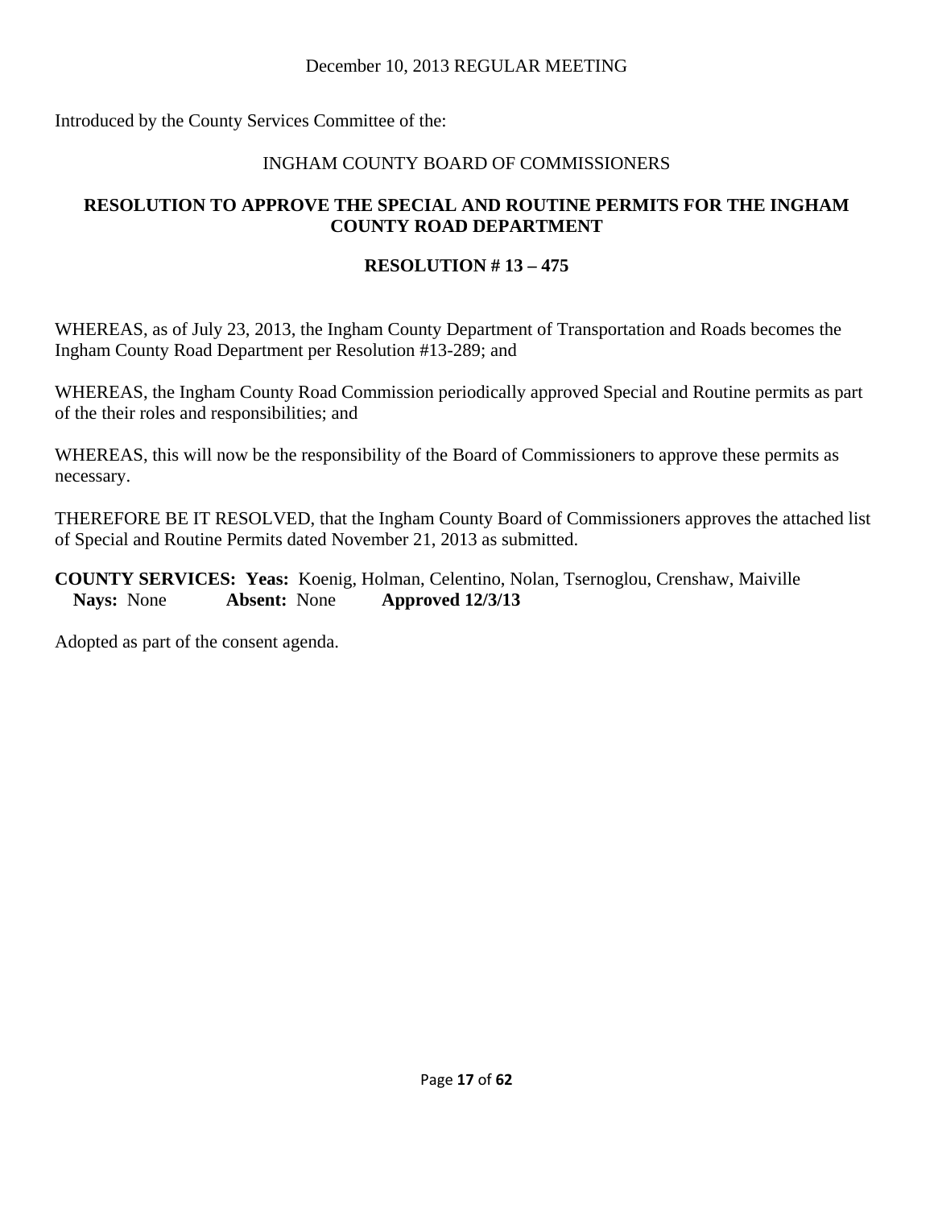December 10, 2013 REGULAR MEETING

Introduced by the County Services Committee of the:

INGHAM COUNTY BOARD OF COMMISSIONERS

**RESOLUTION TO APPROVE THE SPECIAL AND ROUTINE PERMITS FOR THE INGHAM COUNTY ROAD DEPARTMENT**

**RESOLUTION # 13 – 475**

WHEREAS, as of July 23, 2013, the Ingham County Department of Transportation and Roads becomes the Ingham County Road Department per Resolution #13-289; and

WHEREAS, the Ingham County Road Commission periodically approved Special and Routine permits as part of the their roles and responsibilities; and

WHEREAS, this will now be the responsibility of the Board of Commissioners to approve these permits as necessary.

THEREFORE BE IT RESOLVED, that the Ingham County Board of Commissioners approves the attached list of Special and Routine Permits dated November 21, 2013 as submitted.

**COUNTY SERVICES: Yeas:** Koenig, Holman, Celentino, Nolan, Tsernoglou, Crenshaw, Maiville
**Nays:** None **Absent:** None **Approved 12/3/13**

Adopted as part of the consent agenda.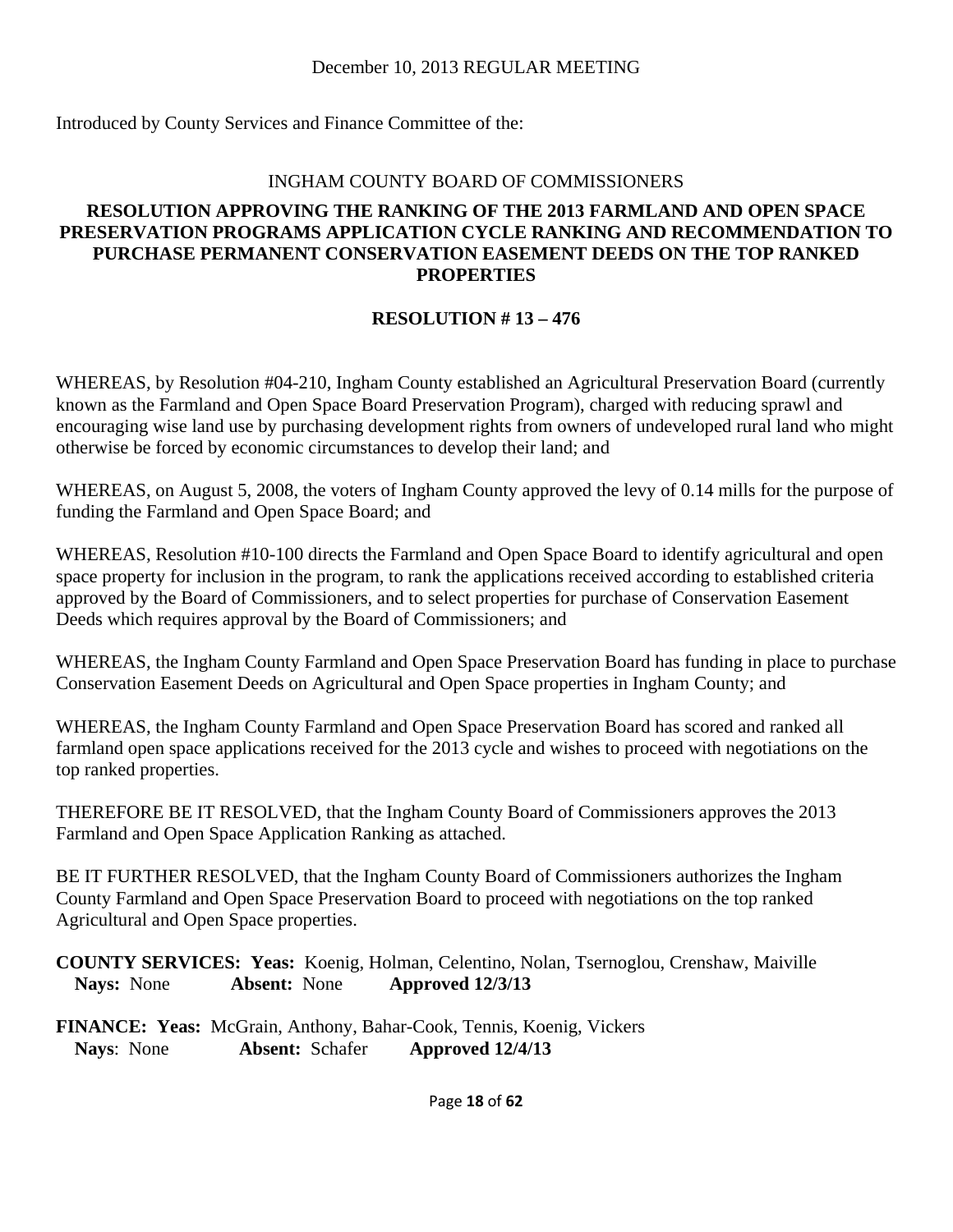December 10, 2013 REGULAR MEETING

Introduced by County Services and Finance Committee of the:

INGHAM COUNTY BOARD OF COMMISSIONERS

**RESOLUTION APPROVING THE RANKING OF THE 2013 FARMLAND AND OPEN SPACE PRESERVATION PROGRAMS APPLICATION CYCLE RANKING AND RECOMMENDATION TO PURCHASE PERMANENT CONSERVATION EASEMENT DEEDS ON THE TOP RANKED PROPERTIES**

**RESOLUTION # 13 – 476**

WHEREAS, by Resolution #04-210, Ingham County established an Agricultural Preservation Board (currently known as the Farmland and Open Space Board Preservation Program), charged with reducing sprawl and encouraging wise land use by purchasing development rights from owners of undeveloped rural land who might otherwise be forced by economic circumstances to develop their land; and

WHEREAS, on August 5, 2008, the voters of Ingham County approved the levy of 0.14 mills for the purpose of funding the Farmland and Open Space Board; and

WHEREAS, Resolution #10-100 directs the Farmland and Open Space Board to identify agricultural and open space property for inclusion in the program, to rank the applications received according to established criteria approved by the Board of Commissioners, and to select properties for purchase of Conservation Easement Deeds which requires approval by the Board of Commissioners; and

WHEREAS, the Ingham County Farmland and Open Space Preservation Board has funding in place to purchase Conservation Easement Deeds on Agricultural and Open Space properties in Ingham County; and

WHEREAS, the Ingham County Farmland and Open Space Preservation Board has scored and ranked all farmland open space applications received for the 2013 cycle and wishes to proceed with negotiations on the top ranked properties.

THEREFORE BE IT RESOLVED, that the Ingham County Board of Commissioners approves the 2013 Farmland and Open Space Application Ranking as attached.

BE IT FURTHER RESOLVED, that the Ingham County Board of Commissioners authorizes the Ingham County Farmland and Open Space Preservation Board to proceed with negotiations on the top ranked Agricultural and Open Space properties.

**COUNTY SERVICES: Yeas:** Koenig, Holman, Celentino, Nolan, Tsernoglou, Crenshaw, Maiville
**Nays:** None **Absent:** None **Approved 12/3/13**

**FINANCE: Yeas:** McGrain, Anthony, Bahar-Cook, Tennis, Koenig, Vickers
**Nays**: None **Absent:** Schafer **Approved 12/4/13**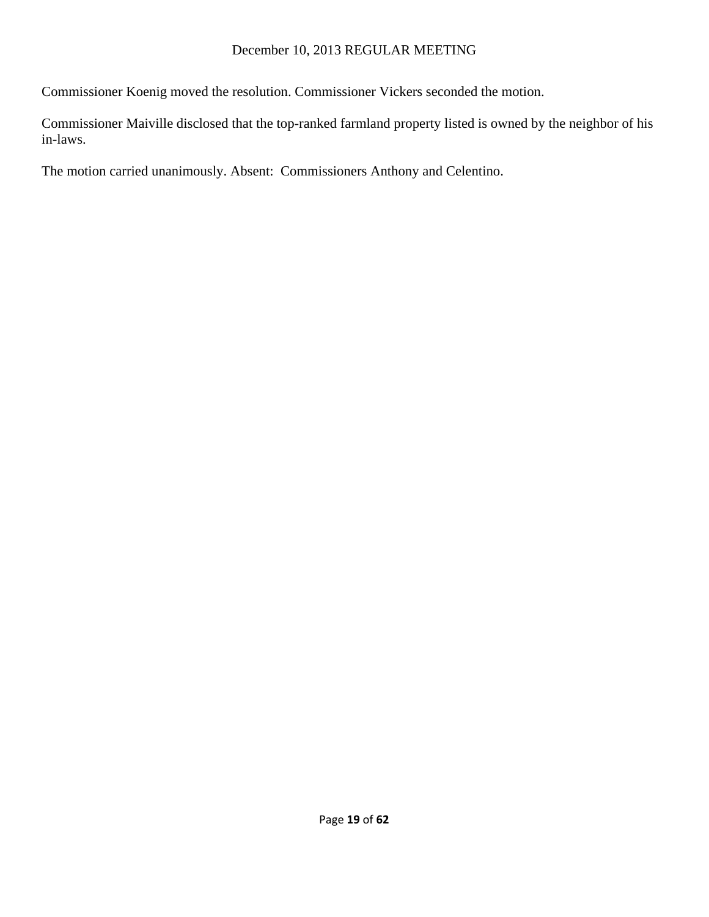Commissioner Koenig moved the resolution. Commissioner Vickers seconded the motion.

Commissioner Maiville disclosed that the top-ranked farmland property listed is owned by the neighbor of his in-laws.

The motion carried unanimously. Absent: Commissioners Anthony and Celentino.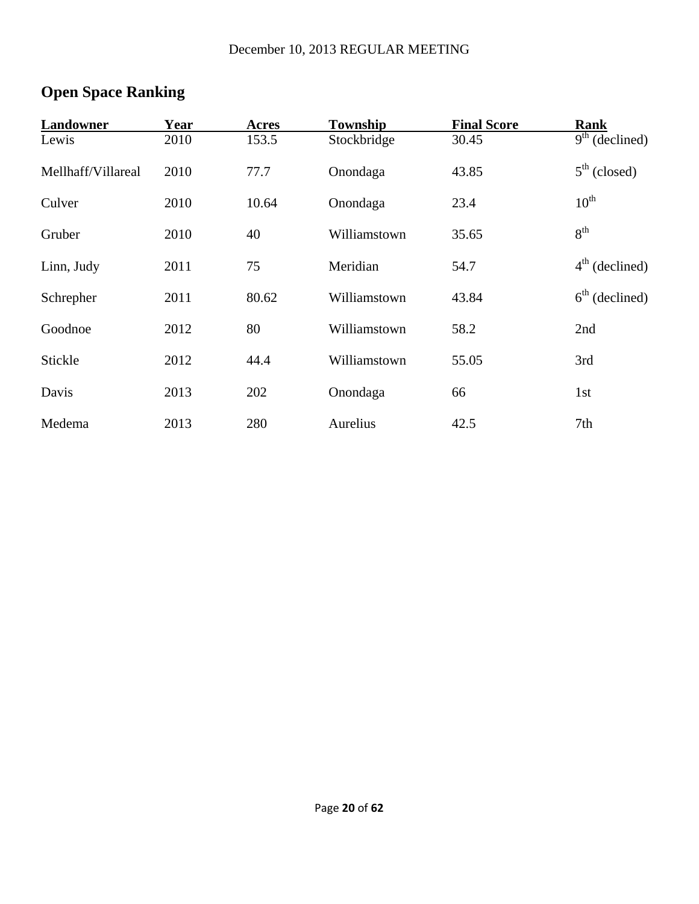## Open Space Ranking

| Landowner | Year | Acres | Township | Final Score | Rank |
|---|---|---|---|---|---|
| Lewis | 2010 | 153.5 | Stockbridge | 30.45 | 9th (declined) |
| Mellhaff/Villareal | 2010 | 77.7 | Onondaga | 43.85 | 5th (closed) |
| Culver | 2010 | 10.64 | Onondaga | 23.4 | 10th |
| Gruber | 2010 | 40 | Williamstown | 35.65 | 8th |
| Linn, Judy | 2011 | 75 | Meridian | 54.7 | 4th (declined) |
| Schrepher | 2011 | 80.62 | Williamstown | 43.84 | 6th (declined) |
| Goodnoe | 2012 | 80 | Williamstown | 58.2 | 2nd |
| Stickle | 2012 | 44.4 | Williamstown | 55.05 | 3rd |
| Davis | 2013 | 202 | Onondaga | 66 | 1st |
| Medema | 2013 | 280 | Aurelius | 42.5 | 7th |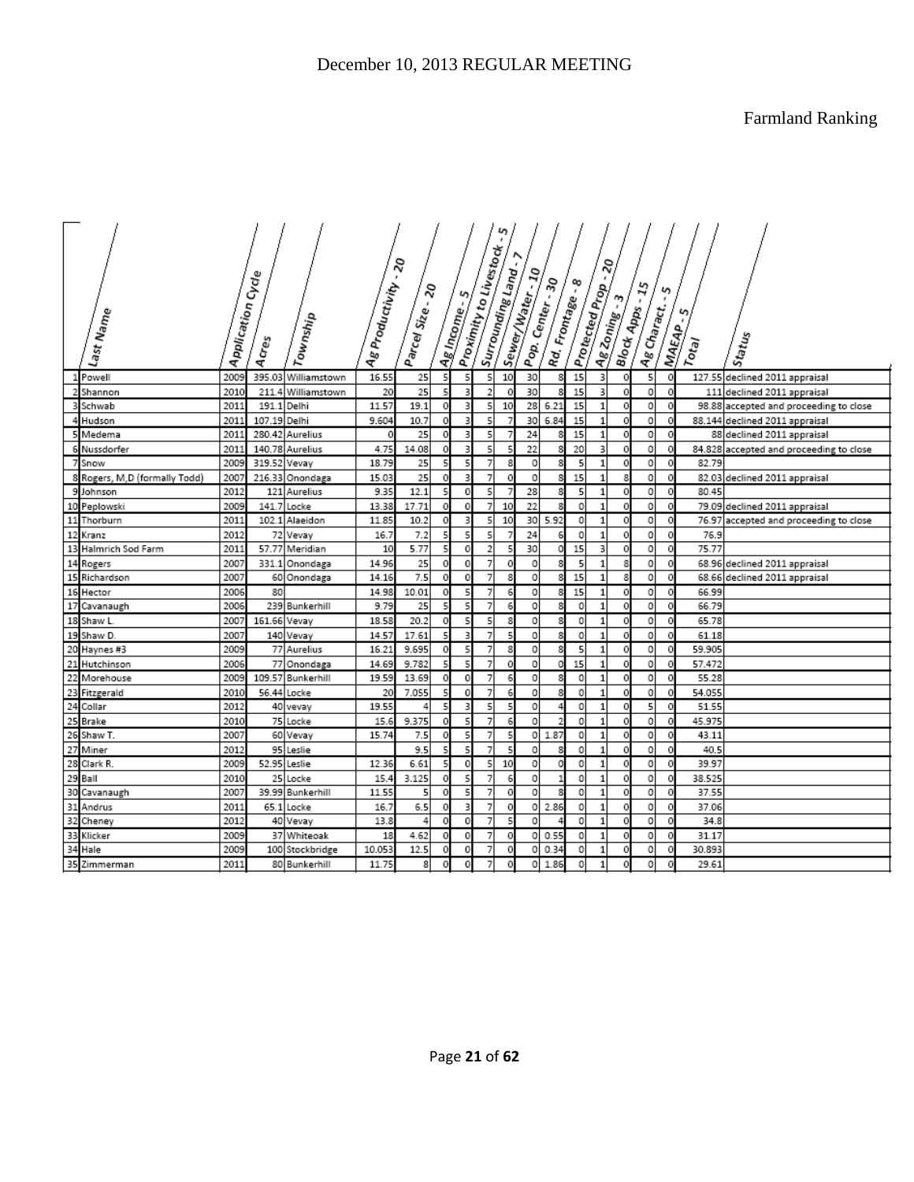December 10, 2013 REGULAR MEETING

Farmland Ranking

| | Last Name | Application Cycle | Acres | Township | Ag Productivity - 20 | Parcel Size - 20 | Ag Income - 5 | Proximity to Livestock - 5 | Surrounding Land - 7 | Sewer/Water - 10 | Pop. Center - 30 | Rd. Frontage - 8 | Protected Prop - 20 | Ag Zoning - 3 | Block Apps - 15 | Ag Charact. - 5 | MAEAP - 5 | Total | Status |
|---|---|---|---|---|---|---|---|---|---|---|---|---|---|---|---|---|---|---|---|
| 1 | Powell | 2009 | 395.03 | Williamstown | 16.55 | 25 | 5 | 5 | 5 | 10 | 30 | 8 | 15 | 3 | 0 | 5 | 0 | 127.55 | declined 2011 appraisal |
| 2 | Shannon | 2010 | 211.4 | Williamstown | 20 | 25 | 5 | 3 | 2 | 0 | 30 | 8 | 15 | 3 | 0 | 0 | 0 | 111 | declined 2011 appraisal |
| 3 | Schwab | 2011 | 191.1 | Delhi | 11.57 | 19.1 | 0 | 3 | 5 | 10 | 28 | 6.21 | 15 | 1 | 0 | 0 | 0 | 98.88 | accepted and proceeding to close |
| 4 | Hudson | 2011 | 107.19 | Delhi | 9.604 | 10.7 | 0 | 3 | 5 | 7 | 30 | 6.84 | 15 | 1 | 0 | 0 | 0 | 88.144 | declined 2011 appraisal |
| 5 | Medema | 2011 | 280.42 | Aurelius | 0 | 25 | 0 | 3 | 5 | 7 | 24 | 8 | 15 | 1 | 0 | 0 | 0 | 88 | declined 2011 appraisal |
| 6 | Nussdorfer | 2011 | 140.78 | Aurelius | 4.75 | 14.08 | 0 | 3 | 5 | 5 | 22 | 8 | 20 | 3 | 0 | 0 | 0 | 84.828 | accepted and proceeding to close |
| 7 | Snow | 2009 | 319.52 | Vevay | 18.79 | 25 | 5 | 5 | 7 | 8 | 0 | 8 | 5 | 1 | 0 | 0 | 0 | 82.79 | |
| 8 | Rogers, M,D (formally Todd) | 2007 | 216.33 | Onondaga | 15.03 | 25 | 0 | 3 | 7 | 0 | 0 | 8 | 15 | 1 | 8 | 0 | 0 | 82.03 | declined 2011 appraisal |
| 9 | Johnson | 2012 | 121 | Aurelius | 9.35 | 12.1 | 5 | 0 | 5 | 7 | 28 | 8 | 5 | 1 | 0 | 0 | 0 | 80.45 | |
| 10 | Peplowski | 2009 | 141.7 | Locke | 13.38 | 17.71 | 0 | 0 | 7 | 10 | 22 | 8 | 0 | 1 | 0 | 0 | 0 | 79.09 | declined 2011 appraisal |
| 11 | Thorburn | 2011 | 102.1 | Alaeidon | 11.85 | 10.2 | 0 | 3 | 5 | 10 | 30 | 5.92 | 0 | 1 | 0 | 0 | 0 | 76.97 | accepted and proceeding to close |
| 12 | Kranz | 2012 | 72 | Vevay | 16.7 | 7.2 | 5 | 5 | 5 | 7 | 24 | 6 | 0 | 1 | 0 | 0 | 0 | 76.9 | |
| 13 | Halmrich Sod Farm | 2011 | 57.77 | Meridian | 10 | 5.77 | 5 | 0 | 2 | 5 | 30 | 0 | 15 | 3 | 0 | 0 | 0 | 75.77 | |
| 14 | Rogers | 2007 | 331.1 | Onondaga | 14.96 | 25 | 0 | 0 | 7 | 0 | 0 | 8 | 5 | 1 | 8 | 0 | 0 | 68.96 | declined 2011 appraisal |
| 15 | Richardson | 2007 | 60 | Onondaga | 14.16 | 7.5 | 0 | 0 | 7 | 8 | 0 | 8 | 15 | 1 | 8 | 0 | 0 | 68.66 | declined 2011 appraisal |
| 16 | Hector | 2006 | 80 | | 14.98 | 10.01 | 0 | 5 | 7 | 6 | 0 | 8 | 15 | 1 | 0 | 0 | 0 | 66.99 | |
| 17 | Cavanaugh | 2006 | 239 | Bunkerhill | 9.79 | 25 | 5 | 5 | 7 | 6 | 0 | 8 | 0 | 1 | 0 | 0 | 0 | 66.79 | |
| 18 | Shaw L. | 2007 | 161.66 | Vevay | 18.58 | 20.2 | 0 | 5 | 5 | 8 | 0 | 8 | 0 | 1 | 0 | 0 | 0 | 65.78 | |
| 19 | Shaw D. | 2007 | 140 | Vevay | 14.57 | 17.61 | 5 | 3 | 7 | 5 | 0 | 8 | 0 | 1 | 0 | 0 | 0 | 61.18 | |
| 20 | Haynes #3 | 2009 | 77 | Aurelius | 16.21 | 9.695 | 0 | 5 | 7 | 8 | 0 | 8 | 5 | 1 | 0 | 0 | 0 | 59.905 | |
| 21 | Hutchinson | 2006 | 77 | Onondaga | 14.69 | 9.782 | 5 | 5 | 7 | 0 | 0 | 0 | 15 | 1 | 0 | 0 | 0 | 57.472 | |
| 22 | Morehouse | 2009 | 109.57 | Bunkerhill | 19.59 | 13.69 | 0 | 0 | 7 | 6 | 0 | 8 | 0 | 1 | 0 | 0 | 0 | 55.28 | |
| 23 | Fitzgerald | 2010 | 56.44 | Locke | 20 | 7.055 | 5 | 0 | 7 | 6 | 0 | 8 | 0 | 1 | 0 | 0 | 0 | 54.055 | |
| 24 | Collar | 2012 | 40 | vevay | 19.55 | 4 | 5 | 3 | 5 | 5 | 0 | 4 | 0 | 1 | 0 | 5 | 0 | 51.55 | |
| 25 | Brake | 2010 | 75 | Locke | 15.6 | 9.375 | 0 | 5 | 7 | 6 | 0 | 2 | 0 | 1 | 0 | 0 | 0 | 45.975 | |
| 26 | Shaw T. | 2007 | 60 | Vevay | 15.74 | 7.5 | 0 | 5 | 7 | 5 | 0 | 1.87 | 0 | 1 | 0 | 0 | 0 | 43.11 | |
| 27 | Miner | 2012 | 95 | Leslie | | 9.5 | 5 | 5 | 7 | 5 | 0 | 8 | 0 | 1 | 0 | 0 | 0 | 40.5 | |
| 28 | Clark R. | 2009 | 52.95 | Leslie | 12.36 | 6.61 | 5 | 0 | 5 | 10 | 0 | 0 | 0 | 1 | 0 | 0 | 0 | 39.97 | |
| 29 | Ball | 2010 | 25 | Locke | 15.4 | 3.125 | 0 | 5 | 7 | 6 | 0 | 1 | 0 | 1 | 0 | 0 | 0 | 38.525 | |
| 30 | Cavanaugh | 2007 | 39.99 | Bunkerhill | 11.55 | 5 | 0 | 5 | 7 | 0 | 0 | 8 | 0 | 1 | 0 | 0 | 0 | 37.55 | |
| 31 | Andrus | 2011 | 65.1 | Locke | 16.7 | 6.5 | 0 | 3 | 7 | 0 | 0 | 2.86 | 0 | 1 | 0 | 0 | 0 | 37.06 | |
| 32 | Cheney | 2012 | 40 | Vevay | 13.8 | 4 | 0 | 0 | 7 | 5 | 0 | 4 | 0 | 1 | 0 | 0 | 0 | 34.8 | |
| 33 | Klicker | 2009 | 37 | Whiteoak | 18 | 4.62 | 0 | 0 | 7 | 0 | 0 | 0.55 | 0 | 1 | 0 | 0 | 0 | 31.17 | |
| 34 | Hale | 2009 | 100 | Stockbridge | 10.053 | 12.5 | 0 | 0 | 7 | 0 | 0 | 0.34 | 0 | 1 | 0 | 0 | 0 | 30.893 | |
| 35 | Zimmerman | 2011 | 80 | Bunkerhill | 11.75 | 8 | 0 | 0 | 7 | 0 | 0 | 1.86 | 0 | 1 | 0 | 0 | 0 | 29.61 | |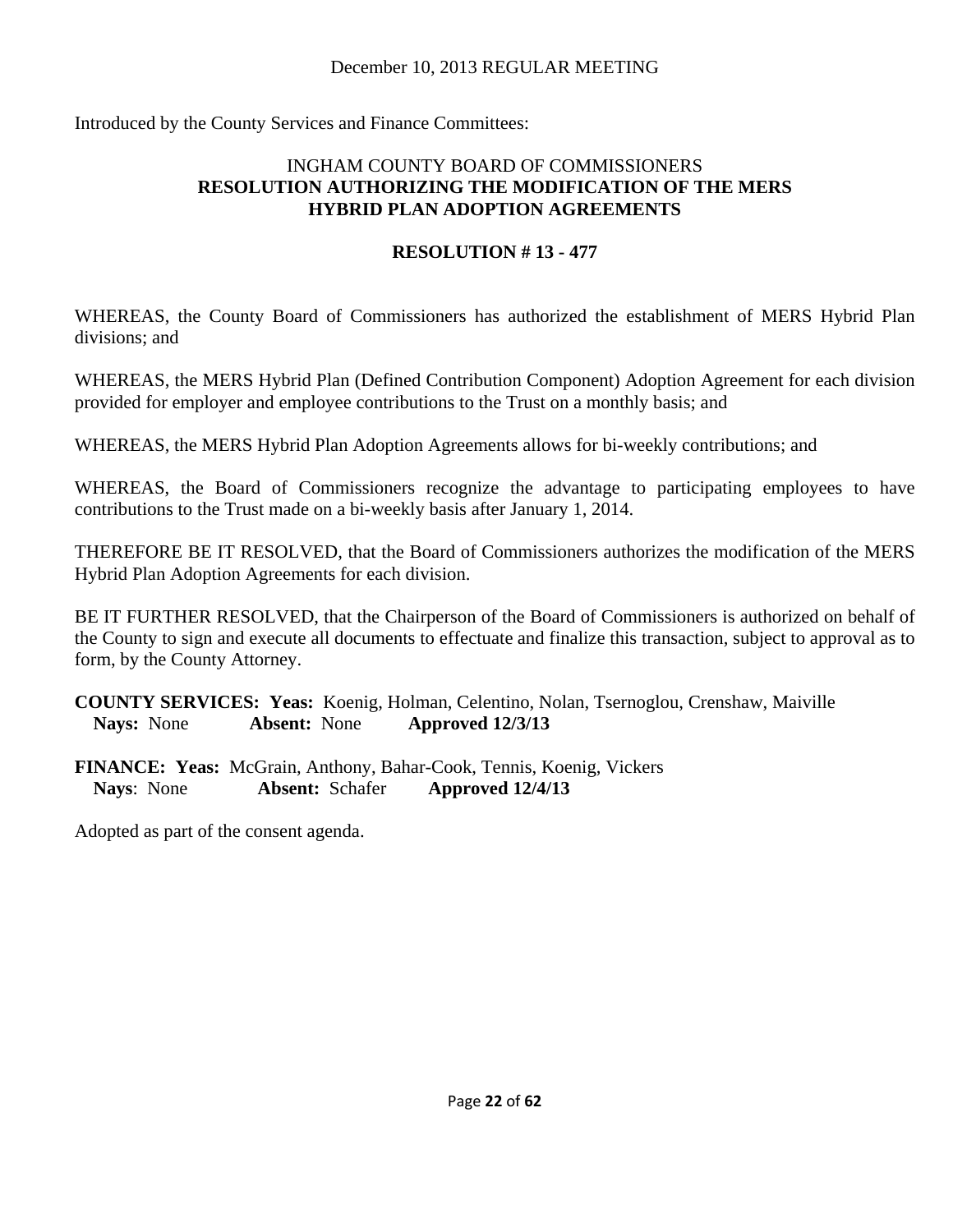December 10, 2013 REGULAR MEETING

Introduced by the County Services and Finance Committees:

INGHAM COUNTY BOARD OF COMMISSIONERS
**RESOLUTION AUTHORIZING THE MODIFICATION OF THE MERS HYBRID PLAN ADOPTION AGREEMENTS**

**RESOLUTION # 13 - 477**

WHEREAS, the County Board of Commissioners has authorized the establishment of MERS Hybrid Plan divisions; and

WHEREAS, the MERS Hybrid Plan (Defined Contribution Component) Adoption Agreement for each division provided for employer and employee contributions to the Trust on a monthly basis; and

WHEREAS, the MERS Hybrid Plan Adoption Agreements allows for bi-weekly contributions; and

WHEREAS, the Board of Commissioners recognize the advantage to participating employees to have contributions to the Trust made on a bi-weekly basis after January 1, 2014.

THEREFORE BE IT RESOLVED, that the Board of Commissioners authorizes the modification of the MERS Hybrid Plan Adoption Agreements for each division.

BE IT FURTHER RESOLVED, that the Chairperson of the Board of Commissioners is authorized on behalf of the County to sign and execute all documents to effectuate and finalize this transaction, subject to approval as to form, by the County Attorney.

**COUNTY SERVICES: Yeas:** Koenig, Holman, Celentino, Nolan, Tsernoglou, Crenshaw, Maiville
**Nays:** None **Absent:** None **Approved 12/3/13**

**FINANCE: Yeas:** McGrain, Anthony, Bahar-Cook, Tennis, Koenig, Vickers
**Nays**: None **Absent:** Schafer **Approved 12/4/13**

Adopted as part of the consent agenda.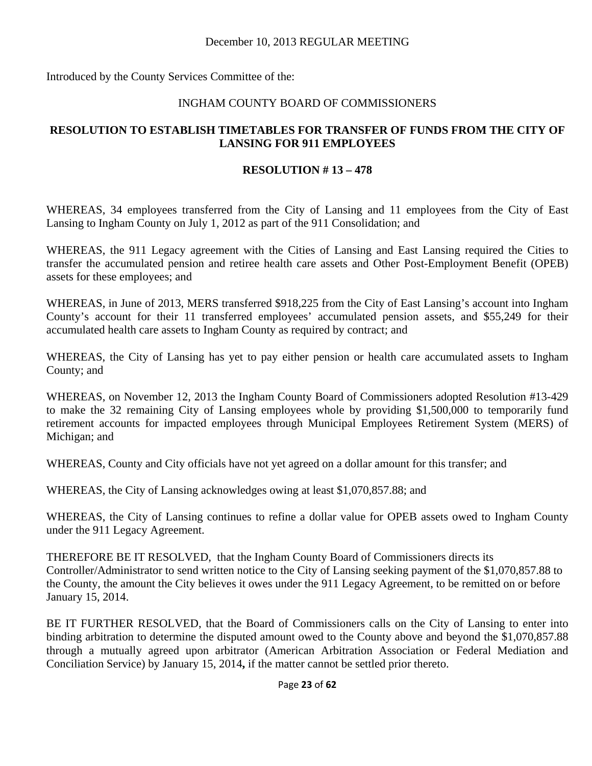December 10, 2013 REGULAR MEETING

Introduced by the County Services Committee of the:

INGHAM COUNTY BOARD OF COMMISSIONERS

**RESOLUTION TO ESTABLISH TIMETABLES FOR TRANSFER OF FUNDS FROM THE CITY OF LANSING FOR 911 EMPLOYEES**

**RESOLUTION # 13 – 478**

WHEREAS, 34 employees transferred from the City of Lansing and 11 employees from the City of East Lansing to Ingham County on July 1, 2012 as part of the 911 Consolidation; and

WHEREAS, the 911 Legacy agreement with the Cities of Lansing and East Lansing required the Cities to transfer the accumulated pension and retiree health care assets and Other Post-Employment Benefit (OPEB) assets for these employees; and

WHEREAS, in June of 2013, MERS transferred $918,225 from the City of East Lansing's account into Ingham County's account for their 11 transferred employees' accumulated pension assets, and $55,249 for their accumulated health care assets to Ingham County as required by contract; and

WHEREAS, the City of Lansing has yet to pay either pension or health care accumulated assets to Ingham County; and

WHEREAS, on November 12, 2013 the Ingham County Board of Commissioners adopted Resolution #13-429 to make the 32 remaining City of Lansing employees whole by providing $1,500,000 to temporarily fund retirement accounts for impacted employees through Municipal Employees Retirement System (MERS) of Michigan; and

WHEREAS, County and City officials have not yet agreed on a dollar amount for this transfer; and

WHEREAS, the City of Lansing acknowledges owing at least $1,070,857.88; and

WHEREAS, the City of Lansing continues to refine a dollar value for OPEB assets owed to Ingham County under the 911 Legacy Agreement.

THEREFORE BE IT RESOLVED, that the Ingham County Board of Commissioners directs its Controller/Administrator to send written notice to the City of Lansing seeking payment of the $1,070,857.88 to the County, the amount the City believes it owes under the 911 Legacy Agreement, to be remitted on or before January 15, 2014.

BE IT FURTHER RESOLVED, that the Board of Commissioners calls on the City of Lansing to enter into binding arbitration to determine the disputed amount owed to the County above and beyond the $1,070,857.88 through a mutually agreed upon arbitrator (American Arbitration Association or Federal Mediation and Conciliation Service) by January 15, 2014**,** if the matter cannot be settled prior thereto.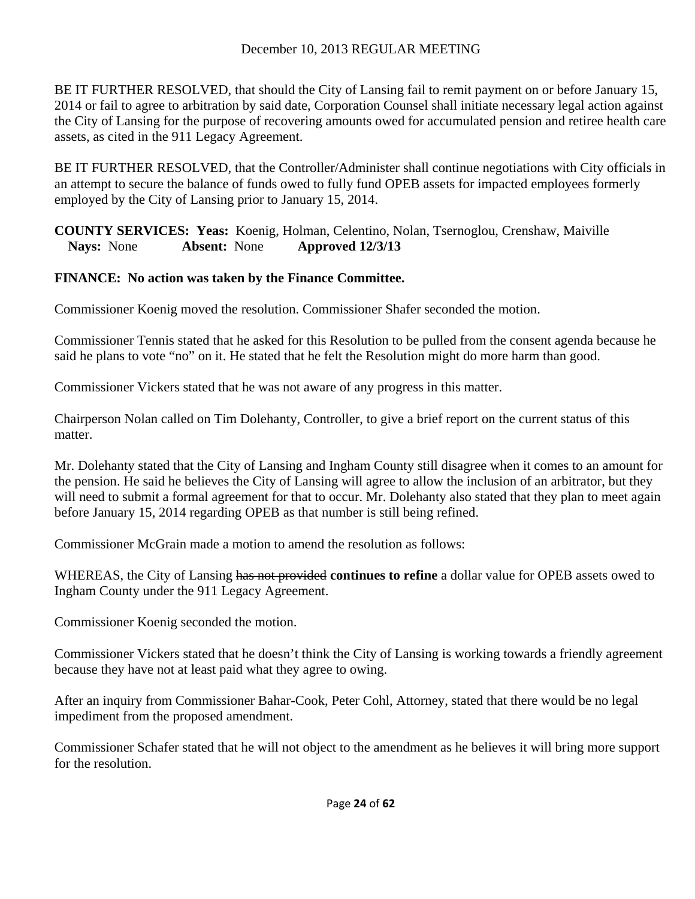BE IT FURTHER RESOLVED, that should the City of Lansing fail to remit payment on or before January 15, 2014 or fail to agree to arbitration by said date, Corporation Counsel shall initiate necessary legal action against the City of Lansing for the purpose of recovering amounts owed for accumulated pension and retiree health care assets, as cited in the 911 Legacy Agreement.

BE IT FURTHER RESOLVED, that the Controller/Administer shall continue negotiations with City officials in an attempt to secure the balance of funds owed to fully fund OPEB assets for impacted employees formerly employed by the City of Lansing prior to January 15, 2014.

**COUNTY SERVICES: Yeas:** Koenig, Holman, Celentino, Nolan, Tsernoglou, Crenshaw, Maiville
**Nays:** None **Absent:** None **Approved 12/3/13**

**FINANCE: No action was taken by the Finance Committee.**

Commissioner Koenig moved the resolution. Commissioner Shafer seconded the motion.

Commissioner Tennis stated that he asked for this Resolution to be pulled from the consent agenda because he said he plans to vote "no" on it. He stated that he felt the Resolution might do more harm than good.

Commissioner Vickers stated that he was not aware of any progress in this matter.

Chairperson Nolan called on Tim Dolehanty, Controller, to give a brief report on the current status of this matter.

Mr. Dolehanty stated that the City of Lansing and Ingham County still disagree when it comes to an amount for the pension. He said he believes the City of Lansing will agree to allow the inclusion of an arbitrator, but they will need to submit a formal agreement for that to occur. Mr. Dolehanty also stated that they plan to meet again before January 15, 2014 regarding OPEB as that number is still being refined.

Commissioner McGrain made a motion to amend the resolution as follows:

WHEREAS, the City of Lansing ~~has not provided~~ **continues to refine** a dollar value for OPEB assets owed to Ingham County under the 911 Legacy Agreement.

Commissioner Koenig seconded the motion.

Commissioner Vickers stated that he doesn't think the City of Lansing is working towards a friendly agreement because they have not at least paid what they agree to owing.

After an inquiry from Commissioner Bahar-Cook, Peter Cohl, Attorney, stated that there would be no legal impediment from the proposed amendment.

Commissioner Schafer stated that he will not object to the amendment as he believes it will bring more support for the resolution.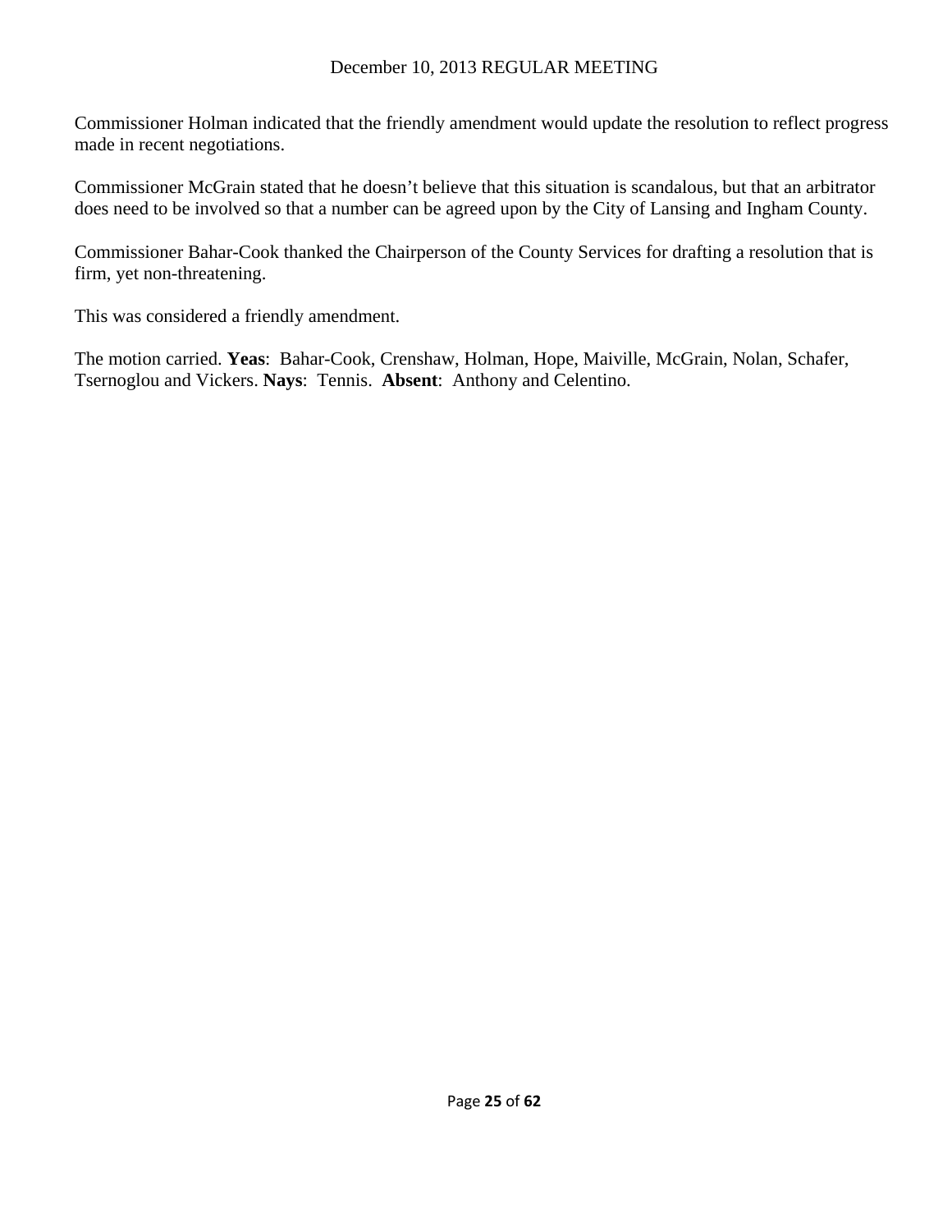Commissioner Holman indicated that the friendly amendment would update the resolution to reflect progress made in recent negotiations.

Commissioner McGrain stated that he doesn't believe that this situation is scandalous, but that an arbitrator does need to be involved so that a number can be agreed upon by the City of Lansing and Ingham County.

Commissioner Bahar-Cook thanked the Chairperson of the County Services for drafting a resolution that is firm, yet non-threatening.

This was considered a friendly amendment.

The motion carried. **Yeas**: Bahar-Cook, Crenshaw, Holman, Hope, Maiville, McGrain, Nolan, Schafer, Tsernoglou and Vickers. **Nays**: Tennis. **Absent**: Anthony and Celentino.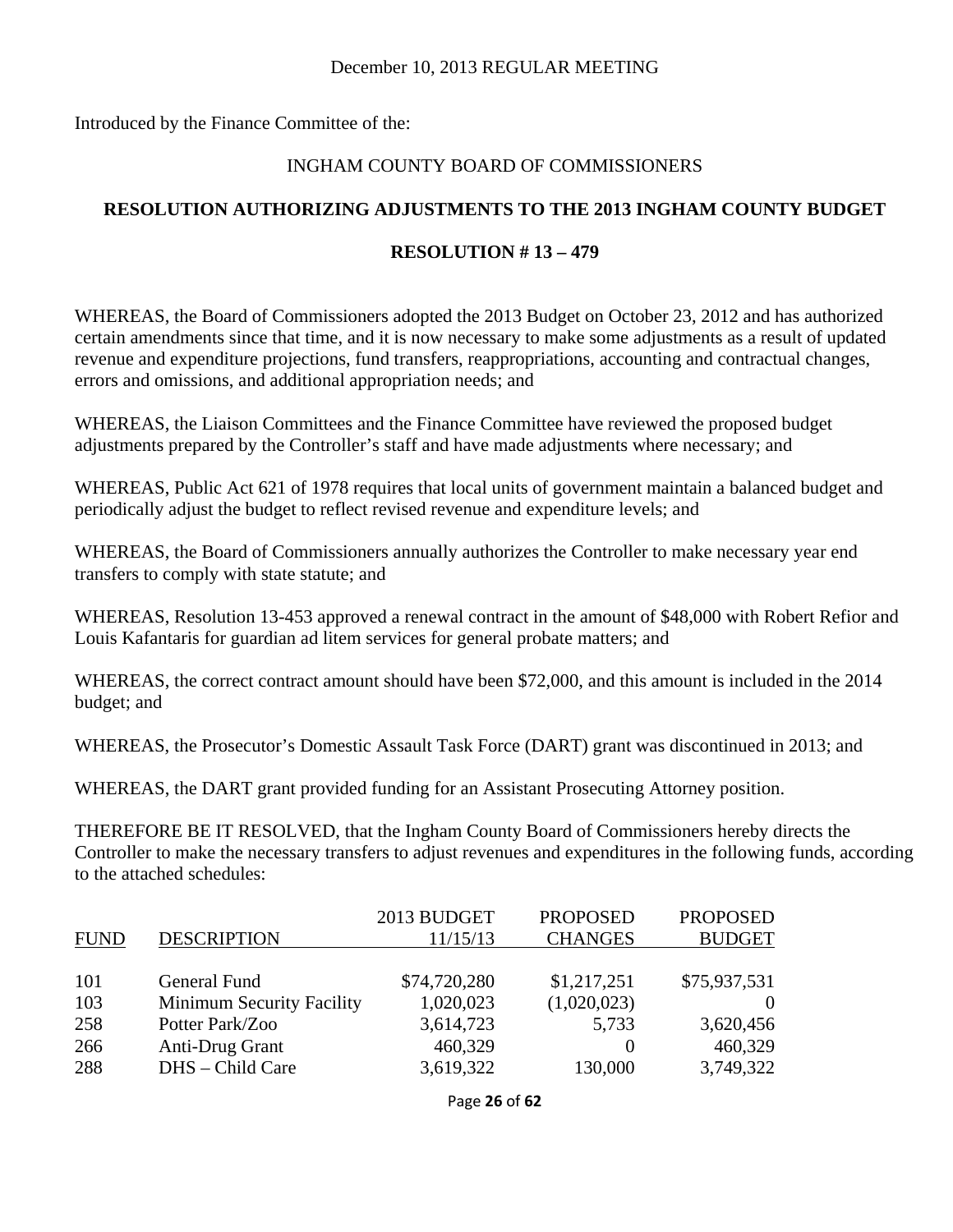December 10, 2013 REGULAR MEETING

Introduced by the Finance Committee of the:

INGHAM COUNTY BOARD OF COMMISSIONERS

**RESOLUTION AUTHORIZING ADJUSTMENTS TO THE 2013 INGHAM COUNTY BUDGET**

**RESOLUTION # 13 – 479**

WHEREAS, the Board of Commissioners adopted the 2013 Budget on October 23, 2012 and has authorized certain amendments since that time, and it is now necessary to make some adjustments as a result of updated revenue and expenditure projections, fund transfers, reappropriations, accounting and contractual changes, errors and omissions, and additional appropriation needs; and

WHEREAS, the Liaison Committees and the Finance Committee have reviewed the proposed budget adjustments prepared by the Controller's staff and have made adjustments where necessary; and

WHEREAS, Public Act 621 of 1978 requires that local units of government maintain a balanced budget and periodically adjust the budget to reflect revised revenue and expenditure levels; and

WHEREAS, the Board of Commissioners annually authorizes the Controller to make necessary year end transfers to comply with state statute; and

WHEREAS, Resolution 13-453 approved a renewal contract in the amount of $48,000 with Robert Refior and Louis Kafantaris for guardian ad litem services for general probate matters; and

WHEREAS, the correct contract amount should have been $72,000, and this amount is included in the 2014 budget; and

WHEREAS, the Prosecutor's Domestic Assault Task Force (DART) grant was discontinued in 2013; and

WHEREAS, the DART grant provided funding for an Assistant Prosecuting Attorney position.

THEREFORE BE IT RESOLVED, that the Ingham County Board of Commissioners hereby directs the Controller to make the necessary transfers to adjust revenues and expenditures in the following funds, according to the attached schedules:

| FUND | DESCRIPTION | 2013 BUDGET 11/15/13 | PROPOSED CHANGES | PROPOSED BUDGET |
|---|---|---|---|---|
| 101 | General Fund | $74,720,280 | $1,217,251 | $75,937,531 |
| 103 | Minimum Security Facility | 1,020,023 | (1,020,023) | 0 |
| 258 | Potter Park/Zoo | 3,614,723 | 5,733 | 3,620,456 |
| 266 | Anti-Drug Grant | 460,329 | 0 | 460,329 |
| 288 | DHS – Child Care | 3,619,322 | 130,000 | 3,749,322 |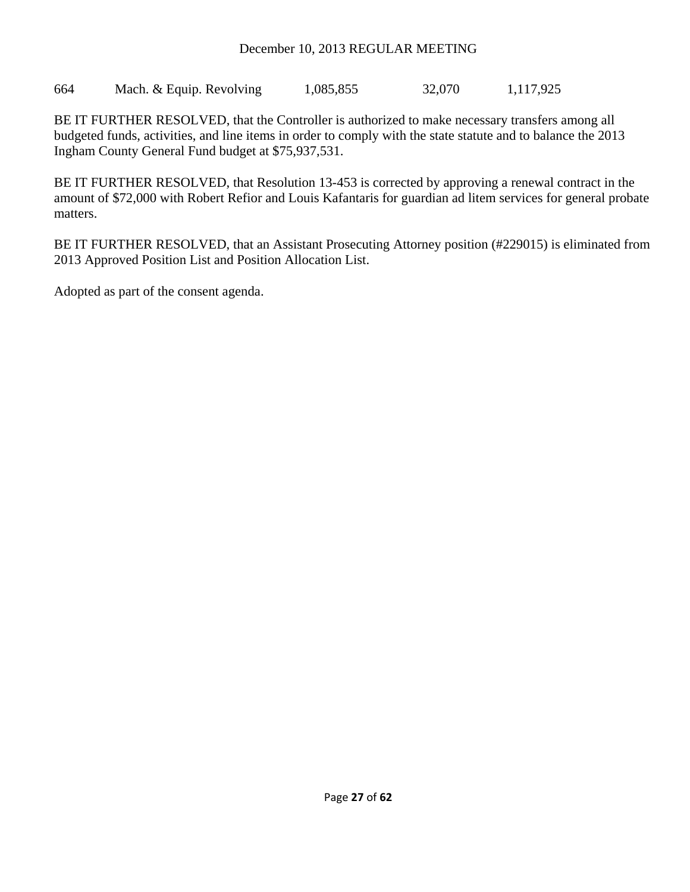| 664 | Mach. & Equip. Revolving | 1,085,855 | 32,070 | 1,117,925 |
|---|---|---|---|---|

BE IT FURTHER RESOLVED, that the Controller is authorized to make necessary transfers among all budgeted funds, activities, and line items in order to comply with the state statute and to balance the 2013 Ingham County General Fund budget at $75,937,531.

BE IT FURTHER RESOLVED, that Resolution 13-453 is corrected by approving a renewal contract in the amount of $72,000 with Robert Refior and Louis Kafantaris for guardian ad litem services for general probate matters.

BE IT FURTHER RESOLVED, that an Assistant Prosecuting Attorney position (#229015) is eliminated from 2013 Approved Position List and Position Allocation List.

Adopted as part of the consent agenda.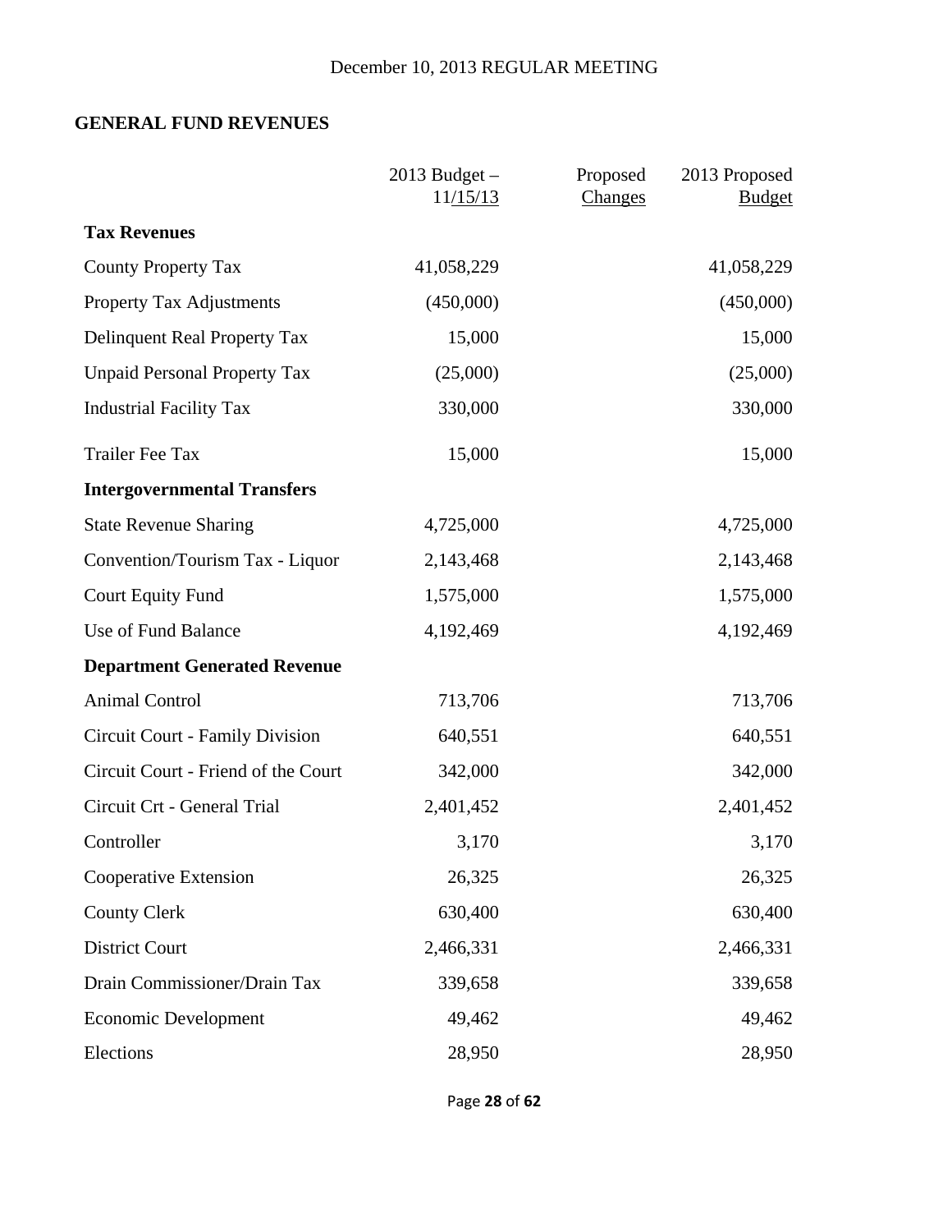## GENERAL FUND REVENUES

| | 2013 Budget – 11/15/13 | Proposed Changes | 2013 Proposed Budget |
|---|---|---|---|
| **Tax Revenues** | | | |
| County Property Tax | 41,058,229 | | 41,058,229 |
| Property Tax Adjustments | (450,000) | | (450,000) |
| Delinquent Real Property Tax | 15,000 | | 15,000 |
| Unpaid Personal Property Tax | (25,000) | | (25,000) |
| Industrial Facility Tax | 330,000 | | 330,000 |
| Trailer Fee Tax | 15,000 | | 15,000 |
| **Intergovernmental Transfers** | | | |
| State Revenue Sharing | 4,725,000 | | 4,725,000 |
| Convention/Tourism Tax - Liquor | 2,143,468 | | 2,143,468 |
| Court Equity Fund | 1,575,000 | | 1,575,000 |
| Use of Fund Balance | 4,192,469 | | 4,192,469 |
| **Department Generated Revenue** | | | |
| Animal Control | 713,706 | | 713,706 |
| Circuit Court - Family Division | 640,551 | | 640,551 |
| Circuit Court - Friend of the Court | 342,000 | | 342,000 |
| Circuit Crt - General Trial | 2,401,452 | | 2,401,452 |
| Controller | 3,170 | | 3,170 |
| Cooperative Extension | 26,325 | | 26,325 |
| County Clerk | 630,400 | | 630,400 |
| District Court | 2,466,331 | | 2,466,331 |
| Drain Commissioner/Drain Tax | 339,658 | | 339,658 |
| Economic Development | 49,462 | | 49,462 |
| Elections | 28,950 | | 28,950 |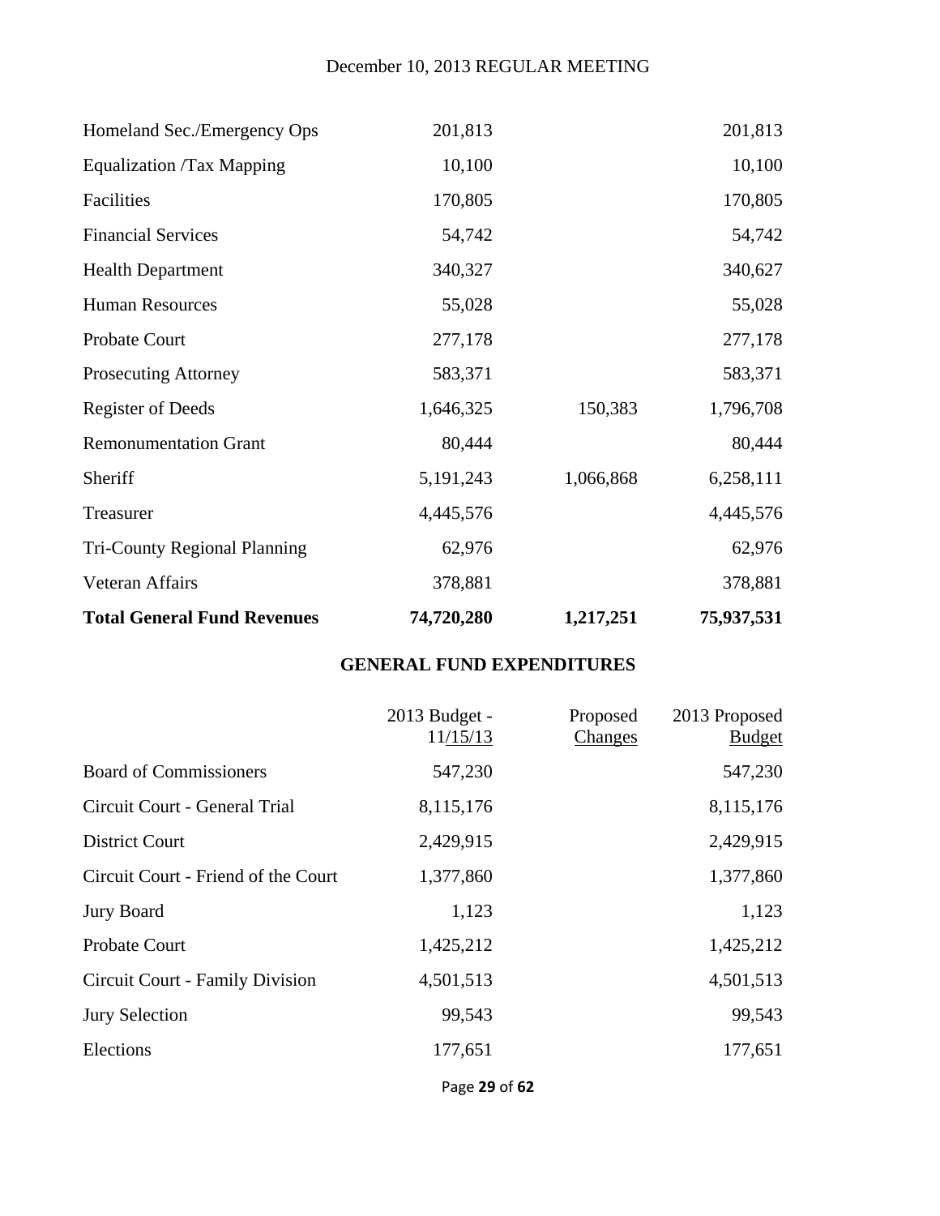| | | | |
|---|---|---|---|
| Homeland Sec./Emergency Ops | 201,813 | | 201,813 |
| Equalization /Tax Mapping | 10,100 | | 10,100 |
| Facilities | 170,805 | | 170,805 |
| Financial Services | 54,742 | | 54,742 |
| Health Department | 340,327 | | 340,627 |
| Human Resources | 55,028 | | 55,028 |
| Probate Court | 277,178 | | 277,178 |
| Prosecuting Attorney | 583,371 | | 583,371 |
| Register of Deeds | 1,646,325 | 150,383 | 1,796,708 |
| Remonumentation Grant | 80,444 | | 80,444 |
| Sheriff | 5,191,243 | 1,066,868 | 6,258,111 |
| Treasurer | 4,445,576 | | 4,445,576 |
| Tri-County Regional Planning | 62,976 | | 62,976 |
| Veteran Affairs | 378,881 | | 378,881 |
| **Total General Fund Revenues** | **74,720,280** | **1,217,251** | **75,937,531** |

**GENERAL FUND EXPENDITURES**

| | 2013 Budget - 11/15/13 | Proposed Changes | 2013 Proposed Budget |
|---|---|---|---|
| Board of Commissioners | 547,230 | | 547,230 |
| Circuit Court - General Trial | 8,115,176 | | 8,115,176 |
| District Court | 2,429,915 | | 2,429,915 |
| Circuit Court - Friend of the Court | 1,377,860 | | 1,377,860 |
| Jury Board | 1,123 | | 1,123 |
| Probate Court | 1,425,212 | | 1,425,212 |
| Circuit Court - Family Division | 4,501,513 | | 4,501,513 |
| Jury Selection | 99,543 | | 99,543 |
| Elections | 177,651 | | 177,651 |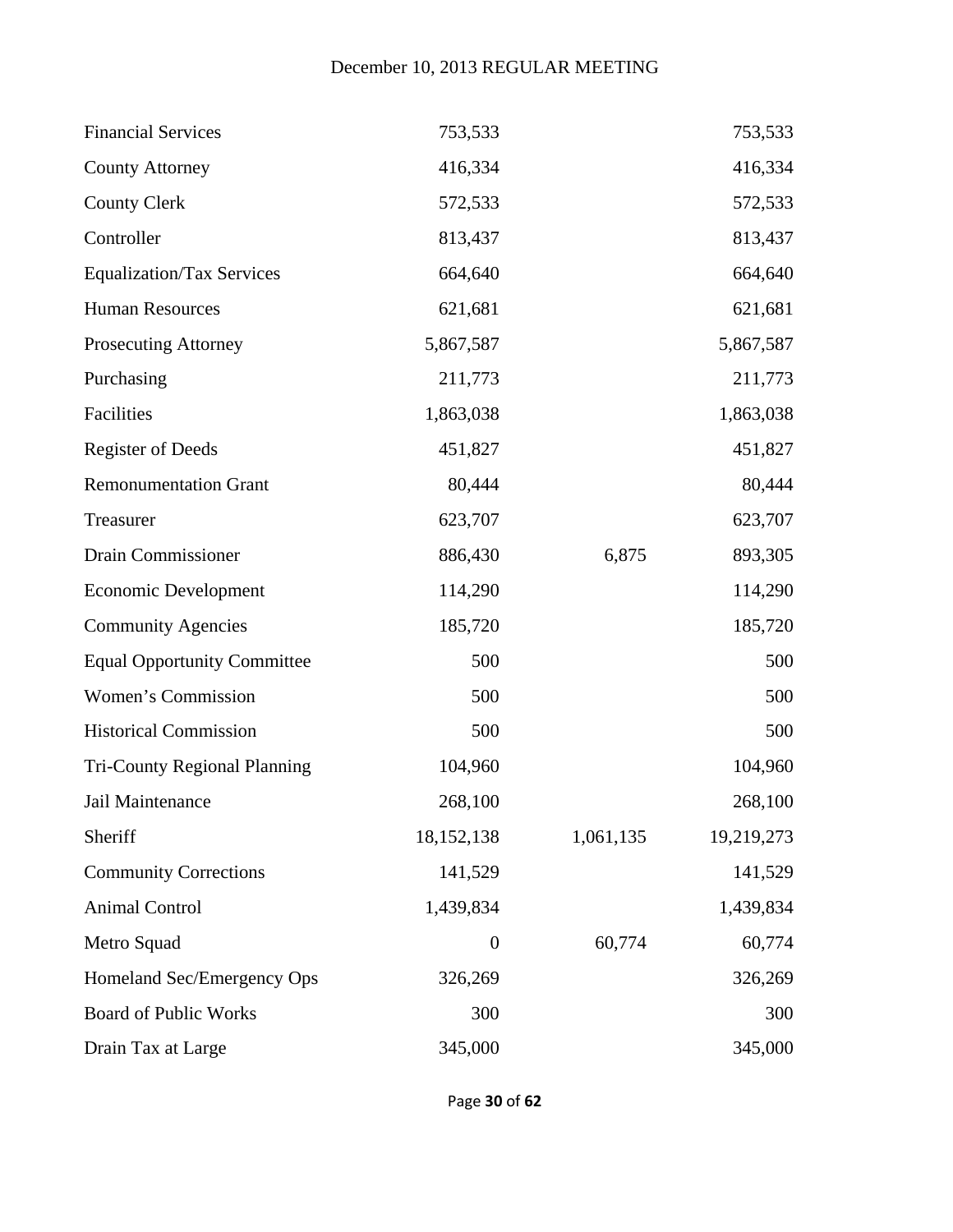| | | | |
|---|---|---|---|
| Financial Services | 753,533 | | 753,533 |
| County Attorney | 416,334 | | 416,334 |
| County Clerk | 572,533 | | 572,533 |
| Controller | 813,437 | | 813,437 |
| Equalization/Tax Services | 664,640 | | 664,640 |
| Human Resources | 621,681 | | 621,681 |
| Prosecuting Attorney | 5,867,587 | | 5,867,587 |
| Purchasing | 211,773 | | 211,773 |
| Facilities | 1,863,038 | | 1,863,038 |
| Register of Deeds | 451,827 | | 451,827 |
| Remonumentation Grant | 80,444 | | 80,444 |
| Treasurer | 623,707 | | 623,707 |
| Drain Commissioner | 886,430 | 6,875 | 893,305 |
| Economic Development | 114,290 | | 114,290 |
| Community Agencies | 185,720 | | 185,720 |
| Equal Opportunity Committee | 500 | | 500 |
| Women's Commission | 500 | | 500 |
| Historical Commission | 500 | | 500 |
| Tri-County Regional Planning | 104,960 | | 104,960 |
| Jail Maintenance | 268,100 | | 268,100 |
| Sheriff | 18,152,138 | 1,061,135 | 19,219,273 |
| Community Corrections | 141,529 | | 141,529 |
| Animal Control | 1,439,834 | | 1,439,834 |
| Metro Squad | 0 | 60,774 | 60,774 |
| Homeland Sec/Emergency Ops | 326,269 | | 326,269 |
| Board of Public Works | 300 | | 300 |
| Drain Tax at Large | 345,000 | | 345,000 |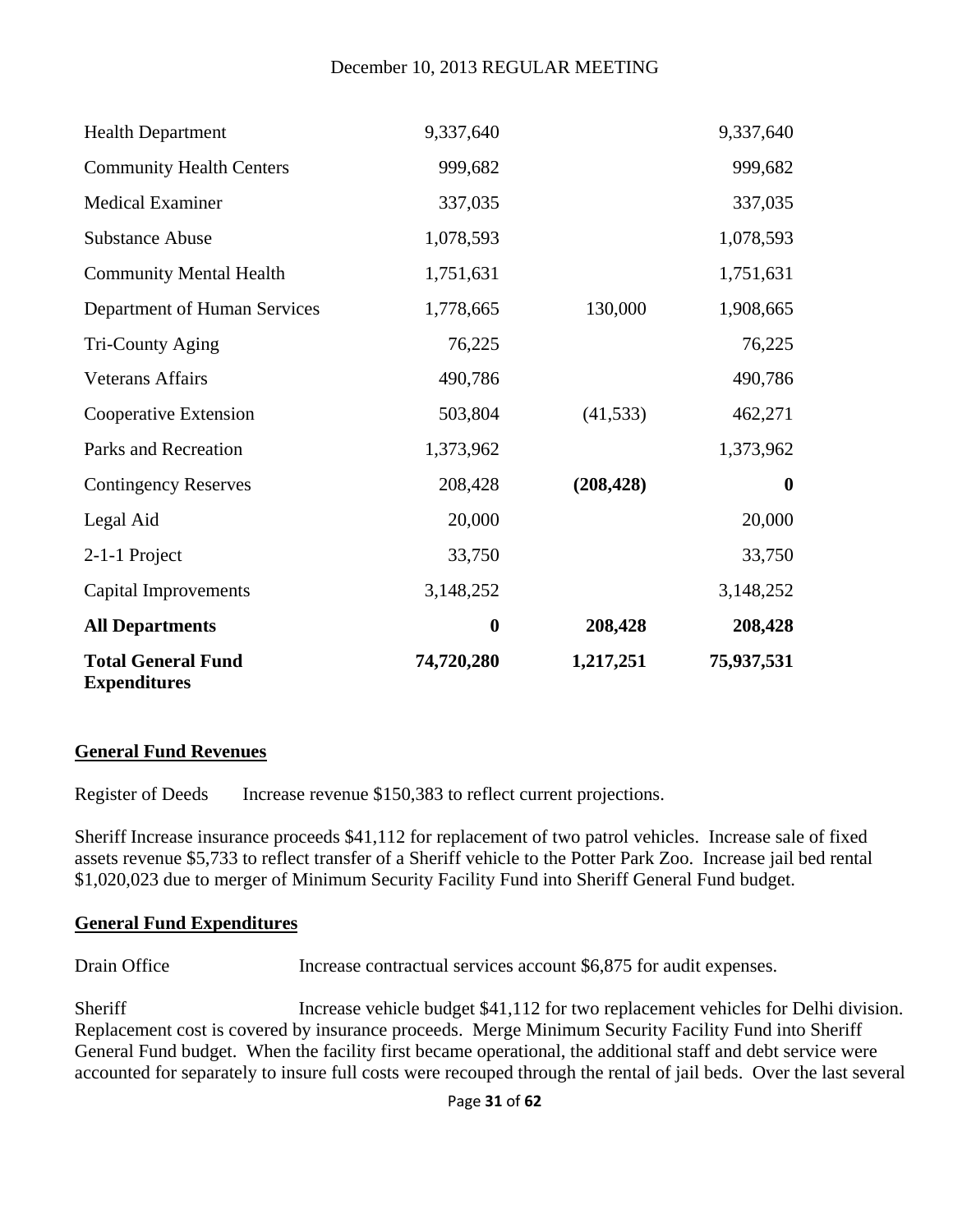| | | | |
|---|---|---|---|
| Health Department | 9,337,640 | | 9,337,640 |
| Community Health Centers | 999,682 | | 999,682 |
| Medical Examiner | 337,035 | | 337,035 |
| Substance Abuse | 1,078,593 | | 1,078,593 |
| Community Mental Health | 1,751,631 | | 1,751,631 |
| Department of Human Services | 1,778,665 | 130,000 | 1,908,665 |
| Tri-County Aging | 76,225 | | 76,225 |
| Veterans Affairs | 490,786 | | 490,786 |
| Cooperative Extension | 503,804 | (41,533) | 462,271 |
| Parks and Recreation | 1,373,962 | | 1,373,962 |
| Contingency Reserves | 208,428 | **(208,428)** | **0** |
| Legal Aid | 20,000 | | 20,000 |
| 2-1-1 Project | 33,750 | | 33,750 |
| Capital Improvements | 3,148,252 | | 3,148,252 |
| **All Departments** | **0** | **208,428** | **208,428** |
| **Total General Fund Expenditures** | **74,720,280** | **1,217,251** | **75,937,531** |

**General Fund Revenues**

Register of Deeds Increase revenue $150,383 to reflect current projections.

Sheriff Increase insurance proceeds $41,112 for replacement of two patrol vehicles. Increase sale of fixed assets revenue $5,733 to reflect transfer of a Sheriff vehicle to the Potter Park Zoo. Increase jail bed rental $1,020,023 due to merger of Minimum Security Facility Fund into Sheriff General Fund budget.

**General Fund Expenditures**

Drain Office Increase contractual services account $6,875 for audit expenses.

Sheriff Increase vehicle budget $41,112 for two replacement vehicles for Delhi division. Replacement cost is covered by insurance proceeds. Merge Minimum Security Facility Fund into Sheriff General Fund budget. When the facility first became operational, the additional staff and debt service were accounted for separately to insure full costs were recouped through the rental of jail beds. Over the last several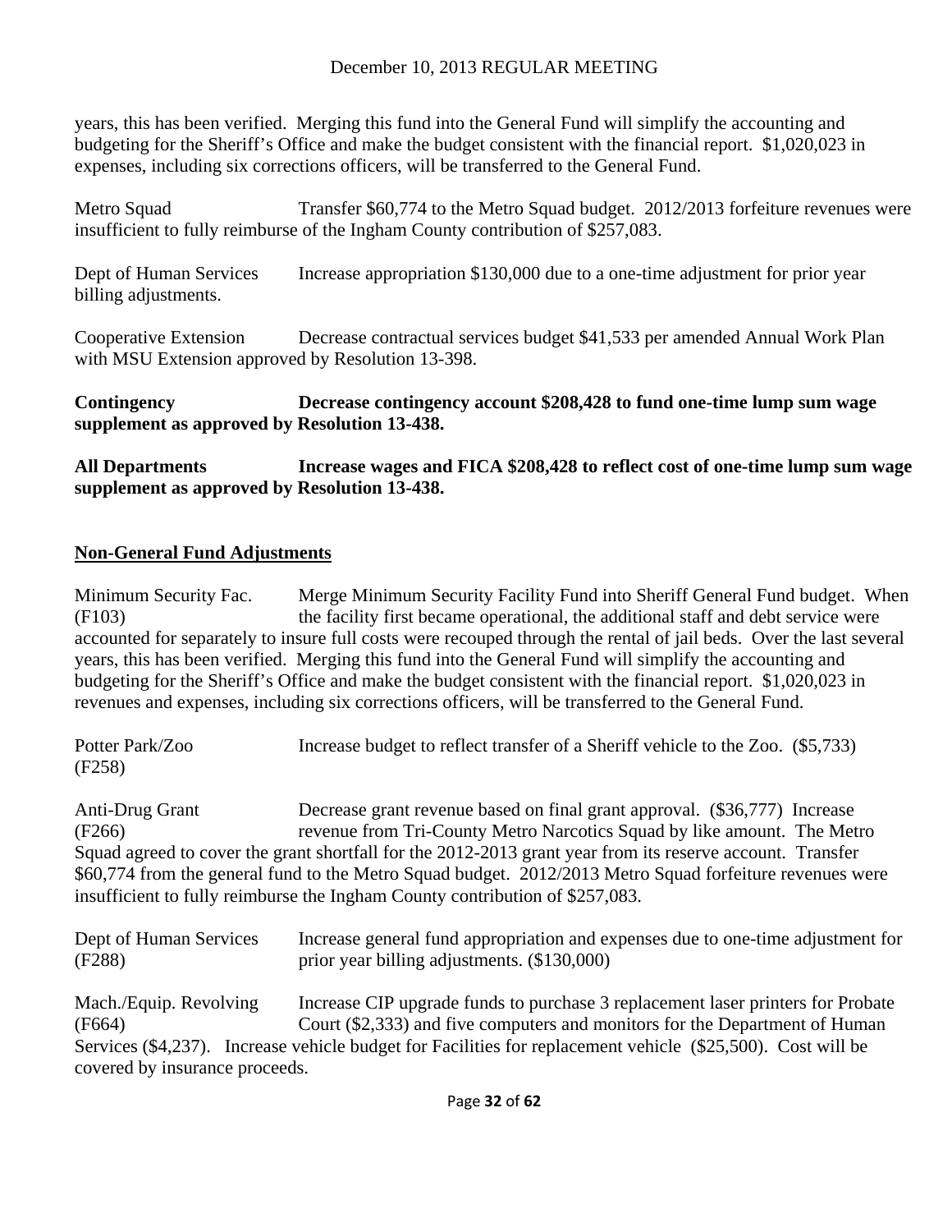years, this has been verified. Merging this fund into the General Fund will simplify the accounting and budgeting for the Sheriff's Office and make the budget consistent with the financial report. $1,020,023 in expenses, including six corrections officers, will be transferred to the General Fund.

Metro Squad Transfer $60,774 to the Metro Squad budget. 2012/2013 forfeiture revenues were insufficient to fully reimburse of the Ingham County contribution of $257,083.

Dept of Human Services Increase appropriation $130,000 due to a one-time adjustment for prior year billing adjustments.

Cooperative Extension Decrease contractual services budget $41,533 per amended Annual Work Plan with MSU Extension approved by Resolution 13-398.

**Contingency Decrease contingency account $208,428 to fund one-time lump sum wage supplement as approved by Resolution 13-438.**

**All Departments Increase wages and FICA $208,428 to reflect cost of one-time lump sum wage supplement as approved by Resolution 13-438.**

**Non-General Fund Adjustments**

Minimum Security Fac. (F103) Merge Minimum Security Facility Fund into Sheriff General Fund budget. When the facility first became operational, the additional staff and debt service were accounted for separately to insure full costs were recouped through the rental of jail beds. Over the last several years, this has been verified. Merging this fund into the General Fund will simplify the accounting and budgeting for the Sheriff's Office and make the budget consistent with the financial report. $1,020,023 in revenues and expenses, including six corrections officers, will be transferred to the General Fund.

Potter Park/Zoo (F258) Increase budget to reflect transfer of a Sheriff vehicle to the Zoo. ($5,733)

Anti-Drug Grant (F266) Decrease grant revenue based on final grant approval. ($36,777) Increase revenue from Tri-County Metro Narcotics Squad by like amount. The Metro Squad agreed to cover the grant shortfall for the 2012-2013 grant year from its reserve account. Transfer $60,774 from the general fund to the Metro Squad budget. 2012/2013 Metro Squad forfeiture revenues were insufficient to fully reimburse the Ingham County contribution of $257,083.

Dept of Human Services (F288) Increase general fund appropriation and expenses due to one-time adjustment for prior year billing adjustments. ($130,000)

Mach./Equip. Revolving (F664) Increase CIP upgrade funds to purchase 3 replacement laser printers for Probate Court ($2,333) and five computers and monitors for the Department of Human Services ($4,237). Increase vehicle budget for Facilities for replacement vehicle ($25,500). Cost will be covered by insurance proceeds.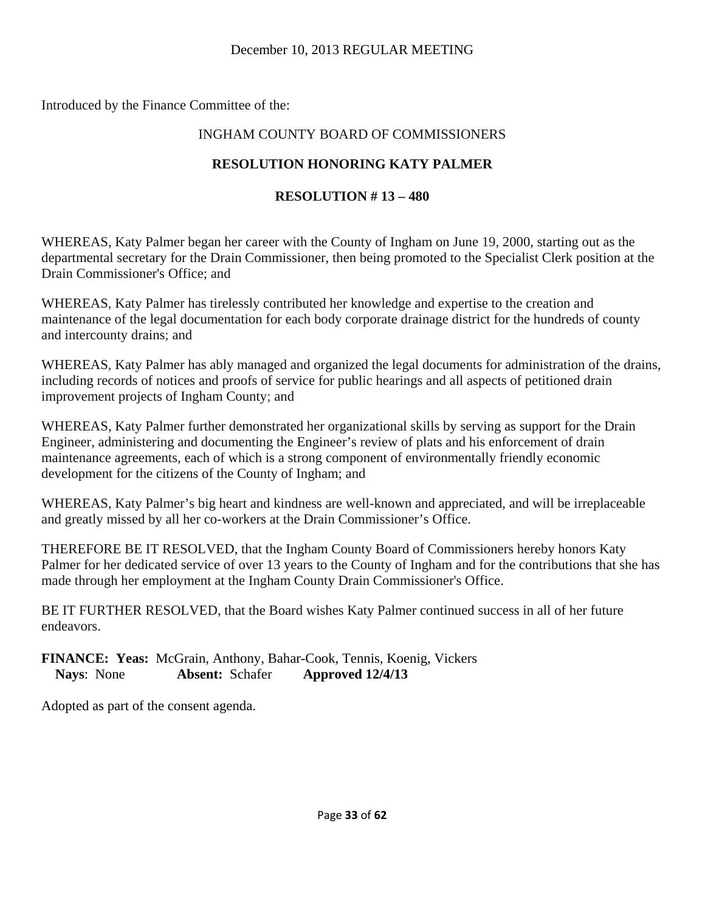December 10, 2013 REGULAR MEETING

Introduced by the Finance Committee of the:

INGHAM COUNTY BOARD OF COMMISSIONERS

**RESOLUTION HONORING KATY PALMER**

**RESOLUTION # 13 – 480**

WHEREAS, Katy Palmer began her career with the County of Ingham on June 19, 2000, starting out as the departmental secretary for the Drain Commissioner, then being promoted to the Specialist Clerk position at the Drain Commissioner's Office; and

WHEREAS, Katy Palmer has tirelessly contributed her knowledge and expertise to the creation and maintenance of the legal documentation for each body corporate drainage district for the hundreds of county and intercounty drains; and

WHEREAS, Katy Palmer has ably managed and organized the legal documents for administration of the drains, including records of notices and proofs of service for public hearings and all aspects of petitioned drain improvement projects of Ingham County; and

WHEREAS, Katy Palmer further demonstrated her organizational skills by serving as support for the Drain Engineer, administering and documenting the Engineer's review of plats and his enforcement of drain maintenance agreements, each of which is a strong component of environmentally friendly economic development for the citizens of the County of Ingham; and

WHEREAS, Katy Palmer's big heart and kindness are well-known and appreciated, and will be irreplaceable and greatly missed by all her co-workers at the Drain Commissioner's Office.

THEREFORE BE IT RESOLVED, that the Ingham County Board of Commissioners hereby honors Katy Palmer for her dedicated service of over 13 years to the County of Ingham and for the contributions that she has made through her employment at the Ingham County Drain Commissioner's Office.

BE IT FURTHER RESOLVED, that the Board wishes Katy Palmer continued success in all of her future endeavors.

**FINANCE: Yeas:** McGrain, Anthony, Bahar-Cook, Tennis, Koenig, Vickers
**Nays**: None **Absent:** Schafer **Approved 12/4/13**

Adopted as part of the consent agenda.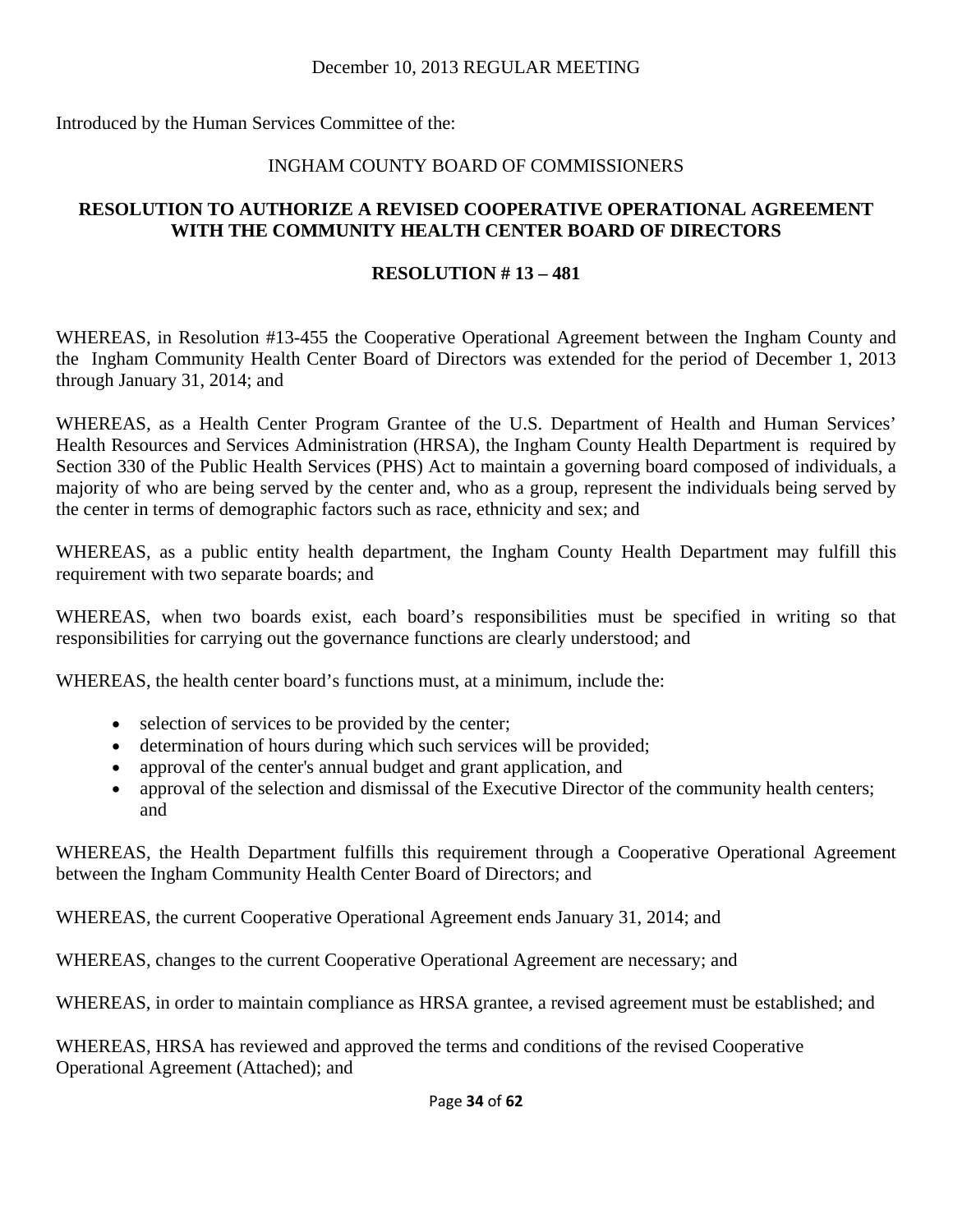December 10, 2013 REGULAR MEETING

Introduced by the Human Services Committee of the:

INGHAM COUNTY BOARD OF COMMISSIONERS

**RESOLUTION TO AUTHORIZE A REVISED COOPERATIVE OPERATIONAL AGREEMENT WITH THE COMMUNITY HEALTH CENTER BOARD OF DIRECTORS**

**RESOLUTION # 13 – 481**

WHEREAS, in Resolution #13-455 the Cooperative Operational Agreement between the Ingham County and the Ingham Community Health Center Board of Directors was extended for the period of December 1, 2013 through January 31, 2014; and

WHEREAS, as a Health Center Program Grantee of the U.S. Department of Health and Human Services' Health Resources and Services Administration (HRSA), the Ingham County Health Department is required by Section 330 of the Public Health Services (PHS) Act to maintain a governing board composed of individuals, a majority of who are being served by the center and, who as a group, represent the individuals being served by the center in terms of demographic factors such as race, ethnicity and sex; and

WHEREAS, as a public entity health department, the Ingham County Health Department may fulfill this requirement with two separate boards; and

WHEREAS, when two boards exist, each board's responsibilities must be specified in writing so that responsibilities for carrying out the governance functions are clearly understood; and

WHEREAS, the health center board's functions must, at a minimum, include the:

- selection of services to be provided by the center;
- determination of hours during which such services will be provided;
- approval of the center's annual budget and grant application, and
- approval of the selection and dismissal of the Executive Director of the community health centers; and

WHEREAS, the Health Department fulfills this requirement through a Cooperative Operational Agreement between the Ingham Community Health Center Board of Directors; and

WHEREAS, the current Cooperative Operational Agreement ends January 31, 2014; and

WHEREAS, changes to the current Cooperative Operational Agreement are necessary; and

WHEREAS, in order to maintain compliance as HRSA grantee, a revised agreement must be established; and

WHEREAS, HRSA has reviewed and approved the terms and conditions of the revised Cooperative Operational Agreement (Attached); and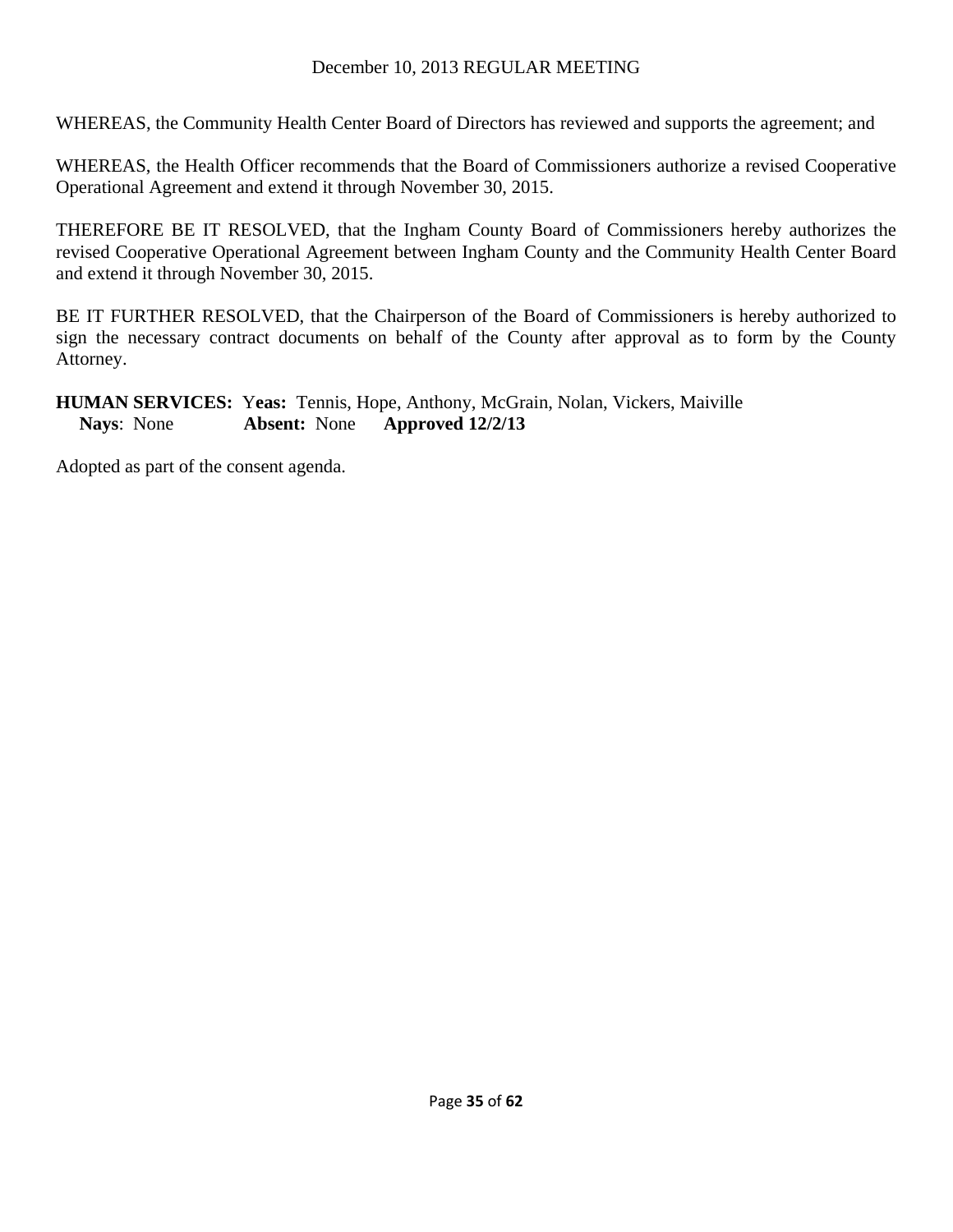WHEREAS, the Community Health Center Board of Directors has reviewed and supports the agreement; and

WHEREAS, the Health Officer recommends that the Board of Commissioners authorize a revised Cooperative Operational Agreement and extend it through November 30, 2015.

THEREFORE BE IT RESOLVED, that the Ingham County Board of Commissioners hereby authorizes the revised Cooperative Operational Agreement between Ingham County and the Community Health Center Board and extend it through November 30, 2015.

BE IT FURTHER RESOLVED, that the Chairperson of the Board of Commissioners is hereby authorized to sign the necessary contract documents on behalf of the County after approval as to form by the County Attorney.

**HUMAN SERVICES:** **Yeas:** Tennis, Hope, Anthony, McGrain, Nolan, Vickers, Maiville
**Nays**: None **Absent:** None **Approved 12/2/13**

Adopted as part of the consent agenda.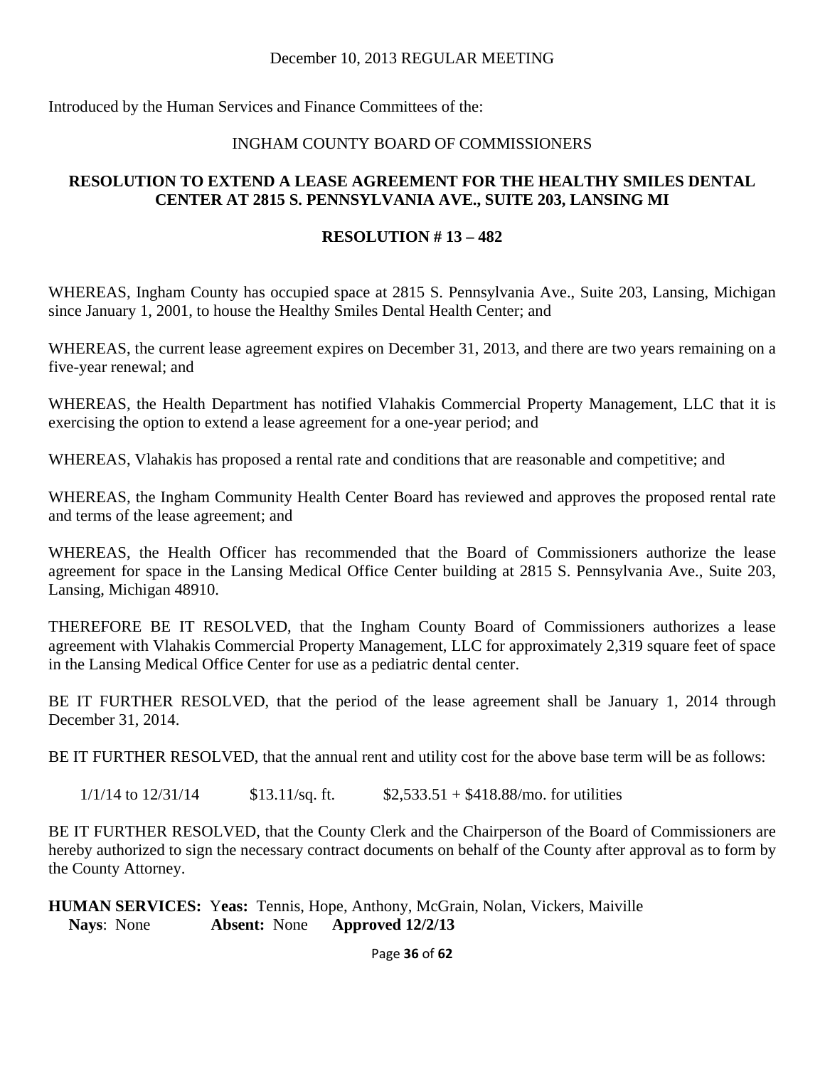December 10, 2013 REGULAR MEETING

Introduced by the Human Services and Finance Committees of the:

INGHAM COUNTY BOARD OF COMMISSIONERS

**RESOLUTION TO EXTEND A LEASE AGREEMENT FOR THE HEALTHY SMILES DENTAL CENTER AT 2815 S. PENNSYLVANIA AVE., SUITE 203, LANSING MI**

**RESOLUTION # 13 – 482**

WHEREAS, Ingham County has occupied space at 2815 S. Pennsylvania Ave., Suite 203, Lansing, Michigan since January 1, 2001, to house the Healthy Smiles Dental Health Center; and

WHEREAS, the current lease agreement expires on December 31, 2013, and there are two years remaining on a five-year renewal; and

WHEREAS, the Health Department has notified Vlahakis Commercial Property Management, LLC that it is exercising the option to extend a lease agreement for a one-year period; and

WHEREAS, Vlahakis has proposed a rental rate and conditions that are reasonable and competitive; and

WHEREAS, the Ingham Community Health Center Board has reviewed and approves the proposed rental rate and terms of the lease agreement; and

WHEREAS, the Health Officer has recommended that the Board of Commissioners authorize the lease agreement for space in the Lansing Medical Office Center building at 2815 S. Pennsylvania Ave., Suite 203, Lansing, Michigan 48910.

THEREFORE BE IT RESOLVED, that the Ingham County Board of Commissioners authorizes a lease agreement with Vlahakis Commercial Property Management, LLC for approximately 2,319 square feet of space in the Lansing Medical Office Center for use as a pediatric dental center.

BE IT FURTHER RESOLVED, that the period of the lease agreement shall be January 1, 2014 through December 31, 2014.

BE IT FURTHER RESOLVED, that the annual rent and utility cost for the above base term will be as follows:

1/1/14 to 12/31/14 $13.11/sq. ft. $2,533.51 + $418.88/mo. for utilities

BE IT FURTHER RESOLVED, that the County Clerk and the Chairperson of the Board of Commissioners are hereby authorized to sign the necessary contract documents on behalf of the County after approval as to form by the County Attorney.

**HUMAN SERVICES:** **Yeas:** Tennis, Hope, Anthony, McGrain, Nolan, Vickers, Maiville
**Nays**: None **Absent:** None **Approved 12/2/13**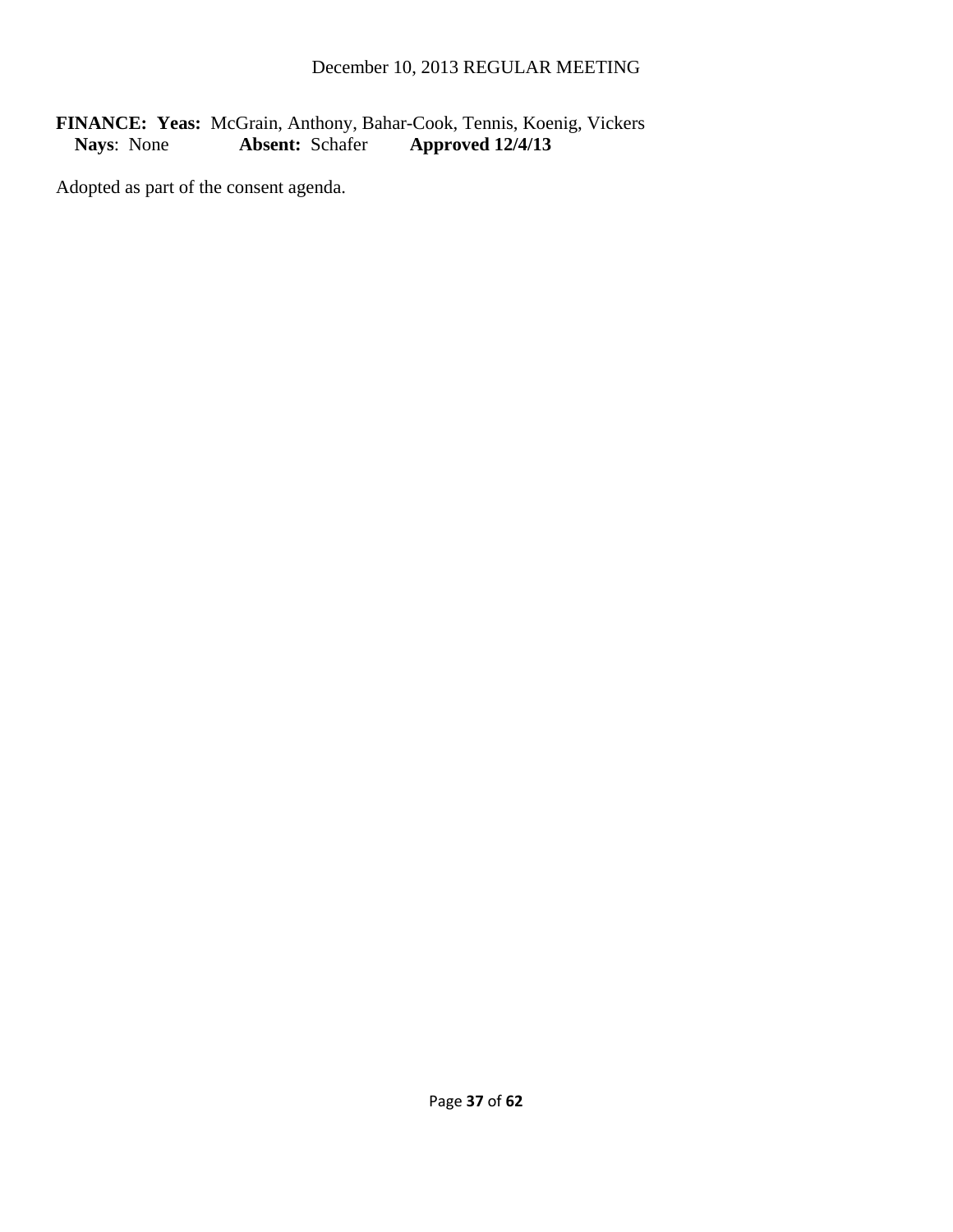**FINANCE: Yeas:** McGrain, Anthony, Bahar-Cook, Tennis, Koenig, Vickers
**Nays**: None **Absent:** Schafer **Approved 12/4/13**

Adopted as part of the consent agenda.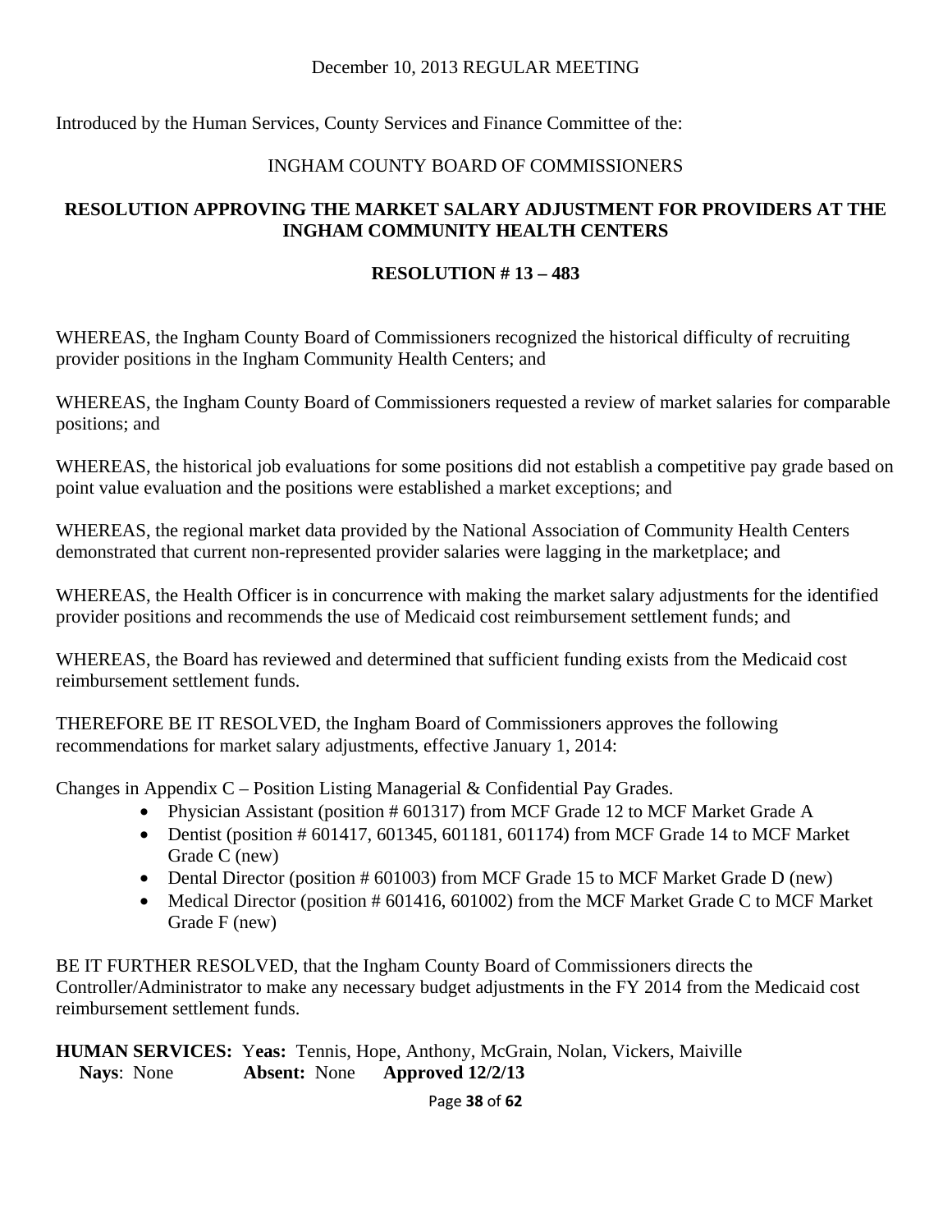December 10, 2013 REGULAR MEETING

Introduced by the Human Services, County Services and Finance Committee of the:

INGHAM COUNTY BOARD OF COMMISSIONERS

**RESOLUTION APPROVING THE MARKET SALARY ADJUSTMENT FOR PROVIDERS AT THE INGHAM COMMUNITY HEALTH CENTERS**

**RESOLUTION # 13 – 483**

WHEREAS, the Ingham County Board of Commissioners recognized the historical difficulty of recruiting provider positions in the Ingham Community Health Centers; and

WHEREAS, the Ingham County Board of Commissioners requested a review of market salaries for comparable positions; and

WHEREAS, the historical job evaluations for some positions did not establish a competitive pay grade based on point value evaluation and the positions were established a market exceptions; and

WHEREAS, the regional market data provided by the National Association of Community Health Centers demonstrated that current non-represented provider salaries were lagging in the marketplace; and

WHEREAS, the Health Officer is in concurrence with making the market salary adjustments for the identified provider positions and recommends the use of Medicaid cost reimbursement settlement funds; and

WHEREAS, the Board has reviewed and determined that sufficient funding exists from the Medicaid cost reimbursement settlement funds.

THEREFORE BE IT RESOLVED, the Ingham Board of Commissioners approves the following recommendations for market salary adjustments, effective January 1, 2014:

Changes in Appendix C – Position Listing Managerial & Confidential Pay Grades.

- Physician Assistant (position # 601317) from MCF Grade 12 to MCF Market Grade A
- Dentist (position # 601417, 601345, 601181, 601174) from MCF Grade 14 to MCF Market Grade C (new)
- Dental Director (position # 601003) from MCF Grade 15 to MCF Market Grade D (new)
- Medical Director (position # 601416, 601002) from the MCF Market Grade C to MCF Market Grade F (new)

BE IT FURTHER RESOLVED, that the Ingham County Board of Commissioners directs the Controller/Administrator to make any necessary budget adjustments in the FY 2014 from the Medicaid cost reimbursement settlement funds.

**HUMAN SERVICES:** **Yeas:** Tennis, Hope, Anthony, McGrain, Nolan, Vickers, Maiville
**Nays**: None **Absent:** None **Approved 12/2/13**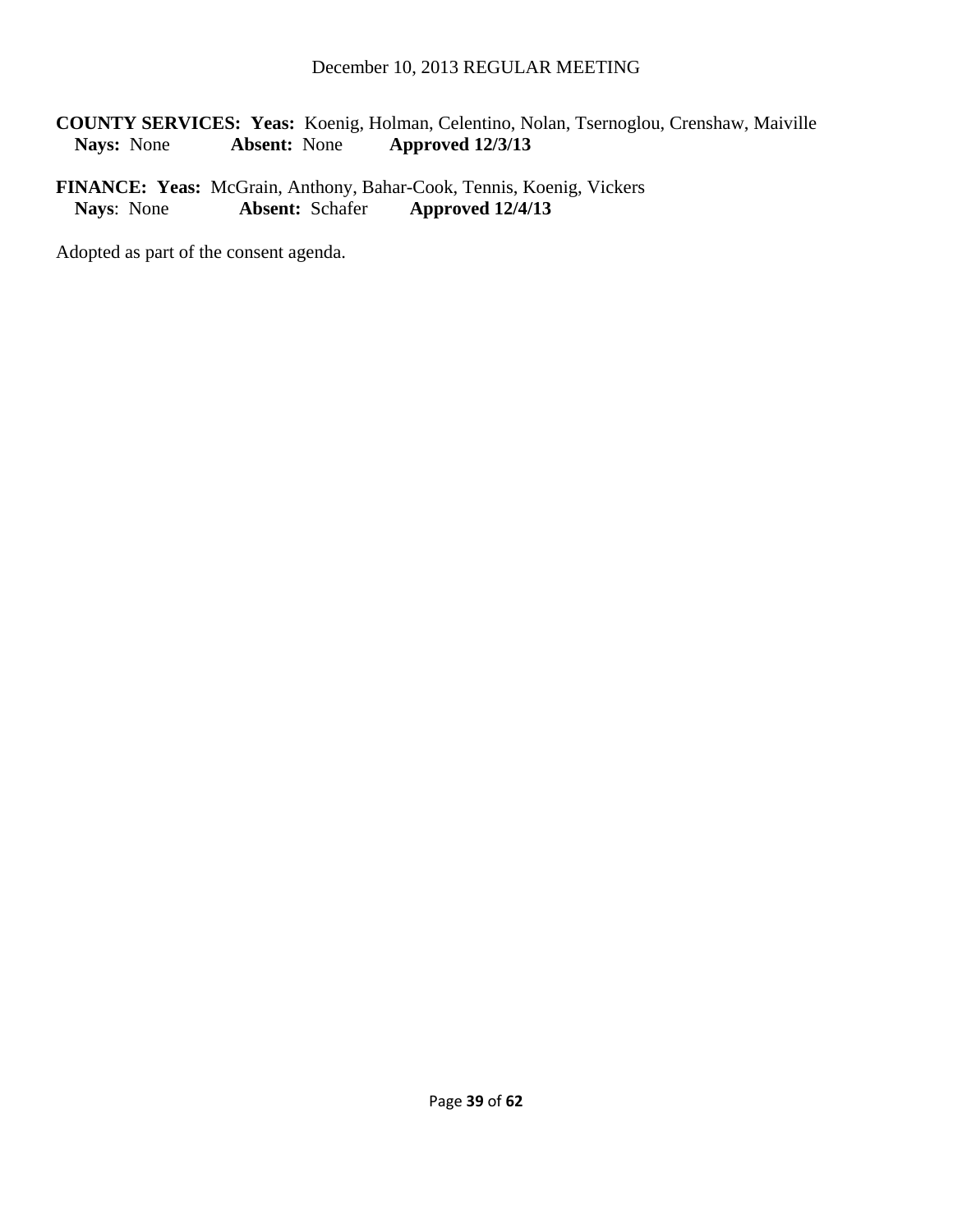**COUNTY SERVICES: Yeas:** Koenig, Holman, Celentino, Nolan, Tsernoglou, Crenshaw, Maiville
**Nays:** None **Absent:** None **Approved 12/3/13**

**FINANCE: Yeas:** McGrain, Anthony, Bahar-Cook, Tennis, Koenig, Vickers
**Nays**: None **Absent:** Schafer **Approved 12/4/13**

Adopted as part of the consent agenda.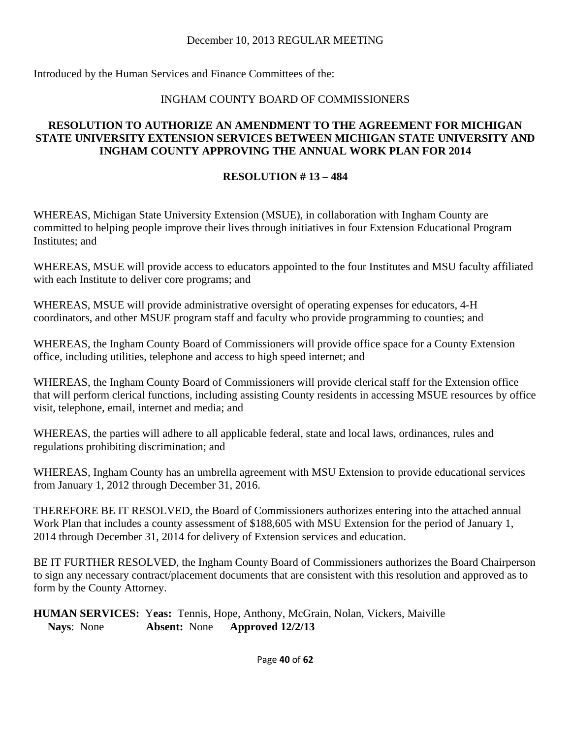December 10, 2013 REGULAR MEETING

Introduced by the Human Services and Finance Committees of the:

INGHAM COUNTY BOARD OF COMMISSIONERS

**RESOLUTION TO AUTHORIZE AN AMENDMENT TO THE AGREEMENT FOR MICHIGAN STATE UNIVERSITY EXTENSION SERVICES BETWEEN MICHIGAN STATE UNIVERSITY AND INGHAM COUNTY APPROVING THE ANNUAL WORK PLAN FOR 2014**

**RESOLUTION # 13 – 484**

WHEREAS, Michigan State University Extension (MSUE), in collaboration with Ingham County are committed to helping people improve their lives through initiatives in four Extension Educational Program Institutes; and

WHEREAS, MSUE will provide access to educators appointed to the four Institutes and MSU faculty affiliated with each Institute to deliver core programs; and

WHEREAS, MSUE will provide administrative oversight of operating expenses for educators, 4-H coordinators, and other MSUE program staff and faculty who provide programming to counties; and

WHEREAS, the Ingham County Board of Commissioners will provide office space for a County Extension office, including utilities, telephone and access to high speed internet; and

WHEREAS, the Ingham County Board of Commissioners will provide clerical staff for the Extension office that will perform clerical functions, including assisting County residents in accessing MSUE resources by office visit, telephone, email, internet and media; and

WHEREAS, the parties will adhere to all applicable federal, state and local laws, ordinances, rules and regulations prohibiting discrimination; and

WHEREAS, Ingham County has an umbrella agreement with MSU Extension to provide educational services from January 1, 2012 through December 31, 2016.

THEREFORE BE IT RESOLVED, the Board of Commissioners authorizes entering into the attached annual Work Plan that includes a county assessment of $188,605 with MSU Extension for the period of January 1, 2014 through December 31, 2014 for delivery of Extension services and education.

BE IT FURTHER RESOLVED, the Ingham County Board of Commissioners authorizes the Board Chairperson to sign any necessary contract/placement documents that are consistent with this resolution and approved as to form by the County Attorney.

**HUMAN SERVICES: Yeas:** Tennis, Hope, Anthony, McGrain, Nolan, Vickers, Maiville
**Nays**: None **Absent:** None **Approved 12/2/13**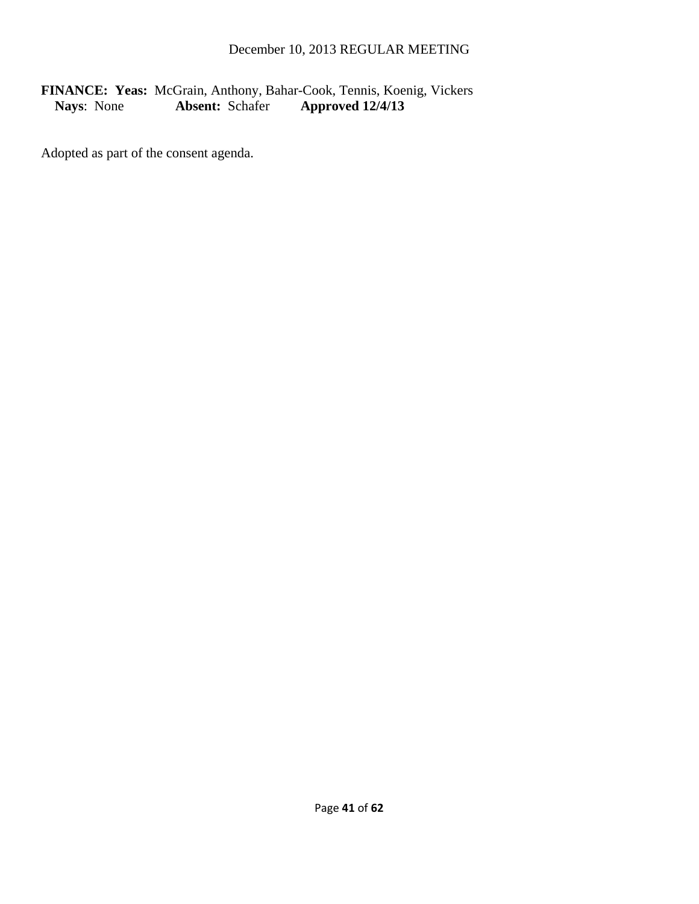**FINANCE: Yeas:** McGrain, Anthony, Bahar-Cook, Tennis, Koenig, Vickers
**Nays**: None **Absent:** Schafer **Approved 12/4/13**

Adopted as part of the consent agenda.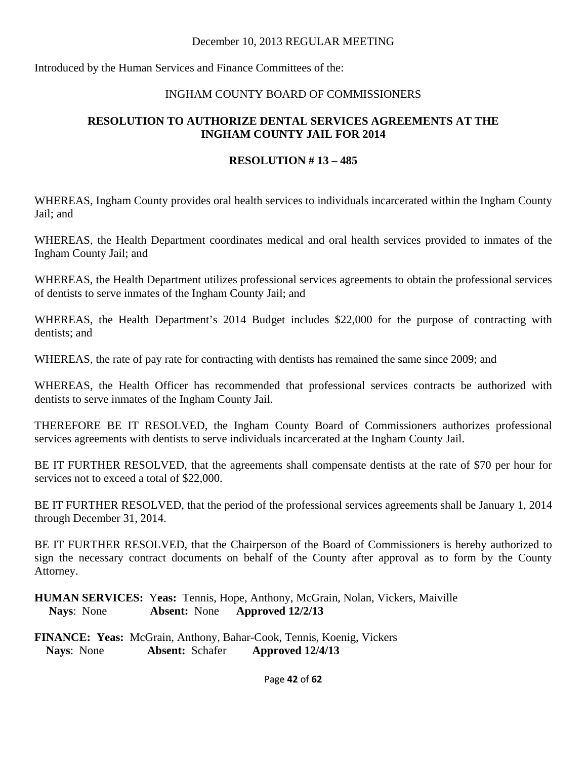December 10, 2013 REGULAR MEETING

Introduced by the Human Services and Finance Committees of the:

INGHAM COUNTY BOARD OF COMMISSIONERS

**RESOLUTION TO AUTHORIZE DENTAL SERVICES AGREEMENTS AT THE INGHAM COUNTY JAIL FOR 2014**

**RESOLUTION # 13 – 485**

WHEREAS, Ingham County provides oral health services to individuals incarcerated within the Ingham County Jail; and

WHEREAS, the Health Department coordinates medical and oral health services provided to inmates of the Ingham County Jail; and

WHEREAS, the Health Department utilizes professional services agreements to obtain the professional services of dentists to serve inmates of the Ingham County Jail; and

WHEREAS, the Health Department's 2014 Budget includes $22,000 for the purpose of contracting with dentists; and

WHEREAS, the rate of pay rate for contracting with dentists has remained the same since 2009; and

WHEREAS, the Health Officer has recommended that professional services contracts be authorized with dentists to serve inmates of the Ingham County Jail.

THEREFORE BE IT RESOLVED, the Ingham County Board of Commissioners authorizes professional services agreements with dentists to serve individuals incarcerated at the Ingham County Jail.

BE IT FURTHER RESOLVED, that the agreements shall compensate dentists at the rate of $70 per hour for services not to exceed a total of $22,000.

BE IT FURTHER RESOLVED, that the period of the professional services agreements shall be January 1, 2014 through December 31, 2014.

BE IT FURTHER RESOLVED, that the Chairperson of the Board of Commissioners is hereby authorized to sign the necessary contract documents on behalf of the County after approval as to form by the County Attorney.

**HUMAN SERVICES:** **Yeas:** Tennis, Hope, Anthony, McGrain, Nolan, Vickers, Maiville
**Nays**: None **Absent:** None **Approved 12/2/13**

**FINANCE:** **Yeas:** McGrain, Anthony, Bahar-Cook, Tennis, Koenig, Vickers
**Nays**: None **Absent:** Schafer **Approved 12/4/13**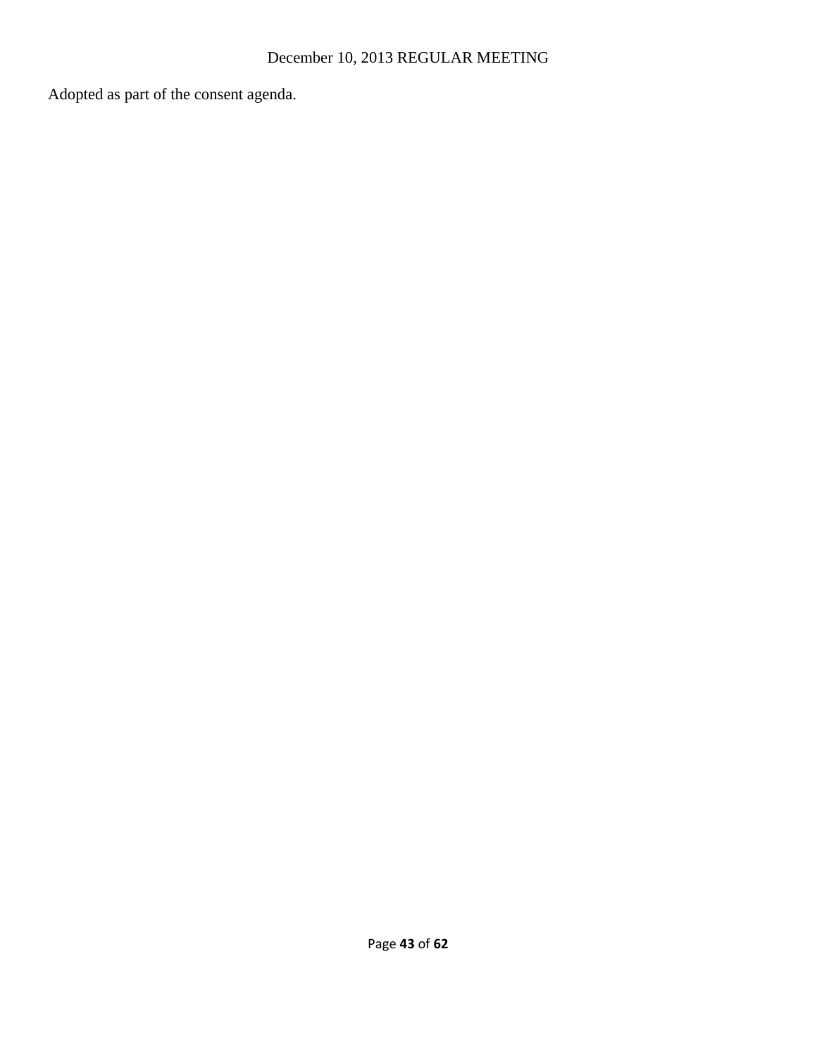Adopted as part of the consent agenda.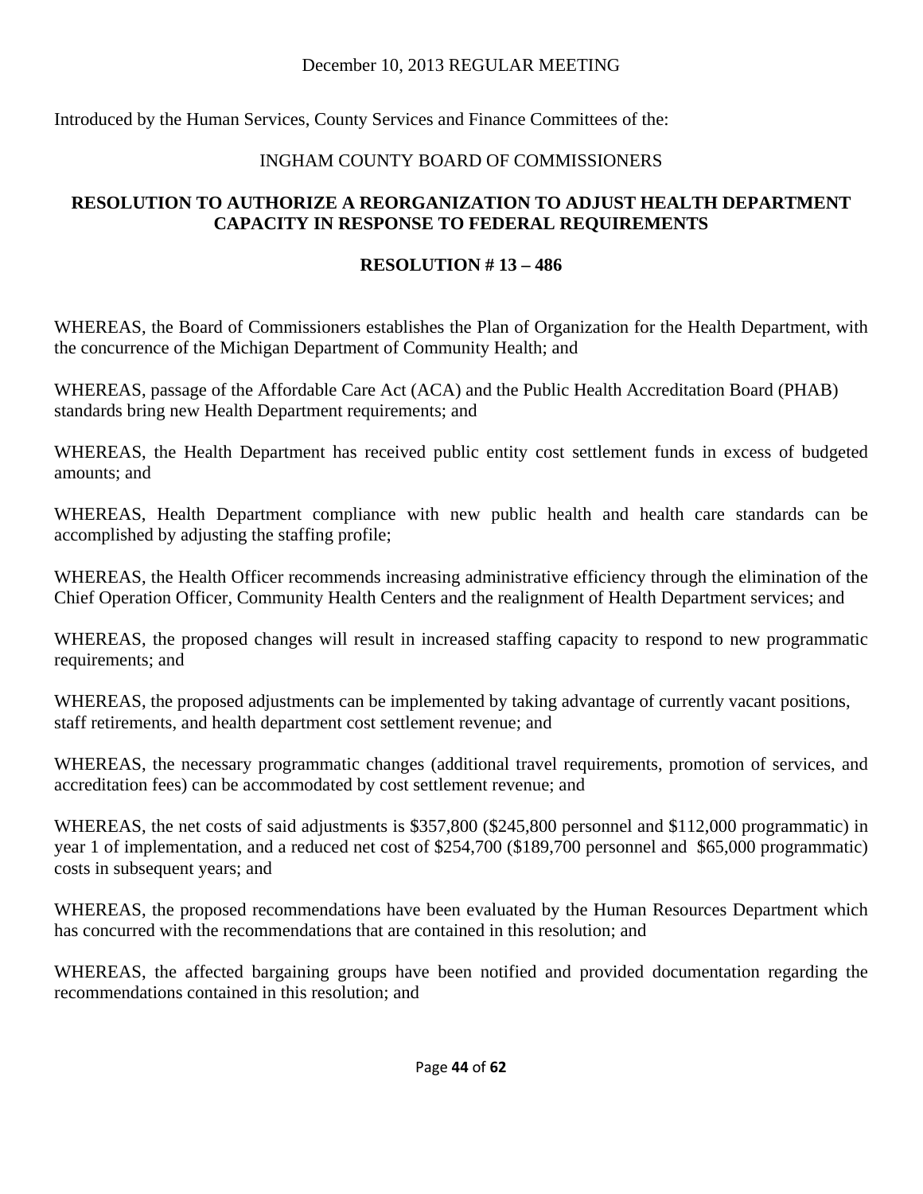December 10, 2013 REGULAR MEETING

Introduced by the Human Services, County Services and Finance Committees of the:

INGHAM COUNTY BOARD OF COMMISSIONERS

**RESOLUTION TO AUTHORIZE A REORGANIZATION TO ADJUST HEALTH DEPARTMENT CAPACITY IN RESPONSE TO FEDERAL REQUIREMENTS**

**RESOLUTION # 13 – 486**

WHEREAS, the Board of Commissioners establishes the Plan of Organization for the Health Department, with the concurrence of the Michigan Department of Community Health; and

WHEREAS, passage of the Affordable Care Act (ACA) and the Public Health Accreditation Board (PHAB) standards bring new Health Department requirements; and

WHEREAS, the Health Department has received public entity cost settlement funds in excess of budgeted amounts; and

WHEREAS, Health Department compliance with new public health and health care standards can be accomplished by adjusting the staffing profile;

WHEREAS, the Health Officer recommends increasing administrative efficiency through the elimination of the Chief Operation Officer, Community Health Centers and the realignment of Health Department services; and

WHEREAS, the proposed changes will result in increased staffing capacity to respond to new programmatic requirements; and

WHEREAS, the proposed adjustments can be implemented by taking advantage of currently vacant positions, staff retirements, and health department cost settlement revenue; and

WHEREAS, the necessary programmatic changes (additional travel requirements, promotion of services, and accreditation fees) can be accommodated by cost settlement revenue; and

WHEREAS, the net costs of said adjustments is $357,800 ($245,800 personnel and $112,000 programmatic) in year 1 of implementation, and a reduced net cost of $254,700 ($189,700 personnel and $65,000 programmatic) costs in subsequent years; and

WHEREAS, the proposed recommendations have been evaluated by the Human Resources Department which has concurred with the recommendations that are contained in this resolution; and

WHEREAS, the affected bargaining groups have been notified and provided documentation regarding the recommendations contained in this resolution; and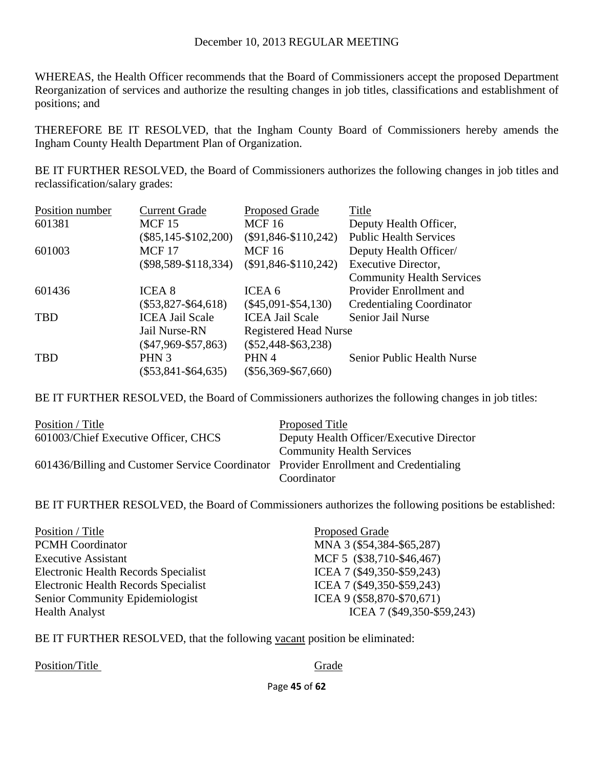WHEREAS, the Health Officer recommends that the Board of Commissioners accept the proposed Department Reorganization of services and authorize the resulting changes in job titles, classifications and establishment of positions; and

THEREFORE BE IT RESOLVED, that the Ingham County Board of Commissioners hereby amends the Ingham County Health Department Plan of Organization.

BE IT FURTHER RESOLVED, the Board of Commissioners authorizes the following changes in job titles and reclassification/salary grades:

| Position number | Current Grade | Proposed Grade | Title |
|---|---|---|---|
| 601381 | MCF 15 ($85,145-$102,200) | MCF 16 ($91,846-$110,242) | Deputy Health Officer, Public Health Services |
| 601003 | MCF 17 ($98,589-$118,334) | MCF 16 ($91,846-$110,242) | Deputy Health Officer/ Executive Director, Community Health Services |
| 601436 | ICEA 8 ($53,827-$64,618) | ICEA 6 ($45,091-$54,130) | Provider Enrollment and Credentialing Coordinator |
| TBD | ICEA Jail Scale Jail Nurse-RN ($47,969-$57,863) | ICEA Jail Scale Registered Head Nurse ($52,448-$63,238) | Senior Jail Nurse |
| TBD | PHN 3 ($53,841-$64,635) | PHN 4 ($56,369-$67,660) | Senior Public Health Nurse |

BE IT FURTHER RESOLVED, the Board of Commissioners authorizes the following changes in job titles:

| Position / Title | Proposed Title |
|---|---|
| 601003/Chief Executive Officer, CHCS | Deputy Health Officer/Executive Director Community Health Services |
| 601436/Billing and Customer Service Coordinator | Provider Enrollment and Credentialing Coordinator |

BE IT FURTHER RESOLVED, the Board of Commissioners authorizes the following positions be established:

| Position / Title | Proposed Grade |
|---|---|
| PCMH Coordinator | MNA 3 ($54,384-$65,287) |
| Executive Assistant | MCF 5 ($38,710-$46,467) |
| Electronic Health Records Specialist | ICEA 7 ($49,350-$59,243) |
| Electronic Health Records Specialist | ICEA 7 ($49,350-$59,243) |
| Senior Community Epidemiologist | ICEA 9 ($58,870-$70,671) |
| Health Analyst | ICEA 7 ($49,350-$59,243) |

BE IT FURTHER RESOLVED, that the following vacant position be eliminated:

| Position/Title | Grade |
|---|---|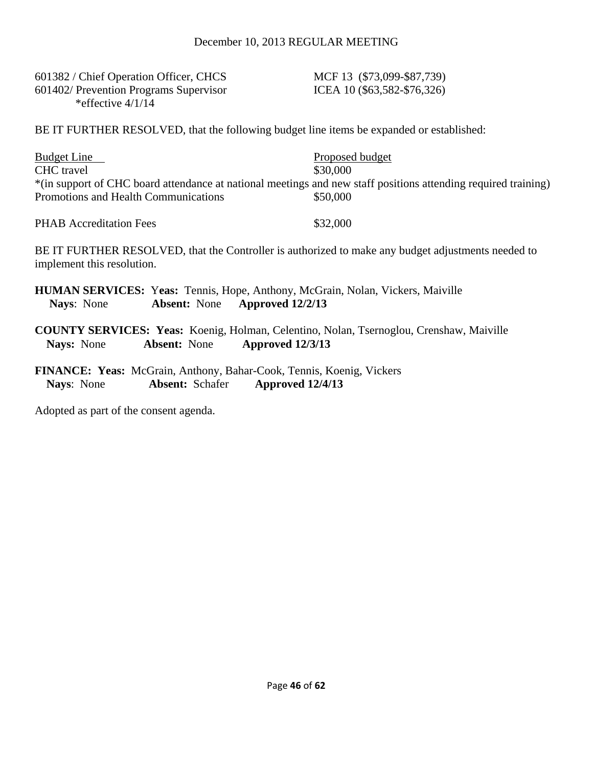601382 / Chief Operation Officer, CHCS MCF 13 ($73,099-$87,739)
601402/ Prevention Programs Supervisor ICEA 10 ($63,582-$76,326)
*effective 4/1/14

BE IT FURTHER RESOLVED, that the following budget line items be expanded or established:

| Budget Line | Proposed budget |
|---|---|
| CHC travel | $30,000 |
| *(in support of CHC board attendance at national meetings and new staff positions attending required training) | |
| Promotions and Health Communications | $50,000 |
| PHAB Accreditation Fees | $32,000 |

BE IT FURTHER RESOLVED, that the Controller is authorized to make any budget adjustments needed to implement this resolution.

**HUMAN SERVICES:** **Yeas:** Tennis, Hope, Anthony, McGrain, Nolan, Vickers, Maiville
**Nays**: None **Absent:** None **Approved 12/2/13**

**COUNTY SERVICES: Yeas:** Koenig, Holman, Celentino, Nolan, Tsernoglou, Crenshaw, Maiville
**Nays:** None **Absent:** None **Approved 12/3/13**

**FINANCE: Yeas:** McGrain, Anthony, Bahar-Cook, Tennis, Koenig, Vickers
**Nays**: None **Absent:** Schafer **Approved 12/4/13**

Adopted as part of the consent agenda.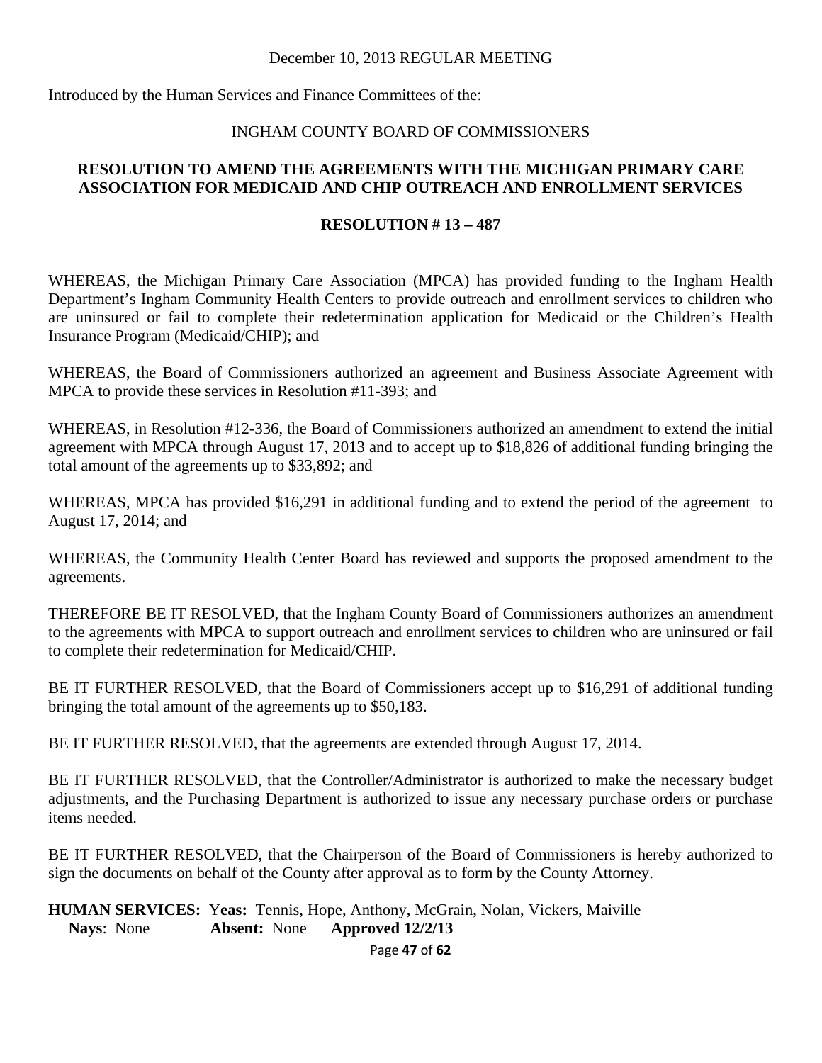December 10, 2013 REGULAR MEETING

Introduced by the Human Services and Finance Committees of the:

INGHAM COUNTY BOARD OF COMMISSIONERS

**RESOLUTION TO AMEND THE AGREEMENTS WITH THE MICHIGAN PRIMARY CARE ASSOCIATION FOR MEDICAID AND CHIP OUTREACH AND ENROLLMENT SERVICES**

**RESOLUTION # 13 – 487**

WHEREAS, the Michigan Primary Care Association (MPCA) has provided funding to the Ingham Health Department's Ingham Community Health Centers to provide outreach and enrollment services to children who are uninsured or fail to complete their redetermination application for Medicaid or the Children's Health Insurance Program (Medicaid/CHIP); and

WHEREAS, the Board of Commissioners authorized an agreement and Business Associate Agreement with MPCA to provide these services in Resolution #11-393; and

WHEREAS, in Resolution #12-336, the Board of Commissioners authorized an amendment to extend the initial agreement with MPCA through August 17, 2013 and to accept up to $18,826 of additional funding bringing the total amount of the agreements up to $33,892; and

WHEREAS, MPCA has provided $16,291 in additional funding and to extend the period of the agreement to August 17, 2014; and

WHEREAS, the Community Health Center Board has reviewed and supports the proposed amendment to the agreements.

THEREFORE BE IT RESOLVED, that the Ingham County Board of Commissioners authorizes an amendment to the agreements with MPCA to support outreach and enrollment services to children who are uninsured or fail to complete their redetermination for Medicaid/CHIP.

BE IT FURTHER RESOLVED, that the Board of Commissioners accept up to $16,291 of additional funding bringing the total amount of the agreements up to $50,183.

BE IT FURTHER RESOLVED, that the agreements are extended through August 17, 2014.

BE IT FURTHER RESOLVED, that the Controller/Administrator is authorized to make the necessary budget adjustments, and the Purchasing Department is authorized to issue any necessary purchase orders or purchase items needed.

BE IT FURTHER RESOLVED, that the Chairperson of the Board of Commissioners is hereby authorized to sign the documents on behalf of the County after approval as to form by the County Attorney.

**HUMAN SERVICES:** **Yeas:** Tennis, Hope, Anthony, McGrain, Nolan, Vickers, Maiville
**Nays**: None **Absent:** None **Approved 12/2/13**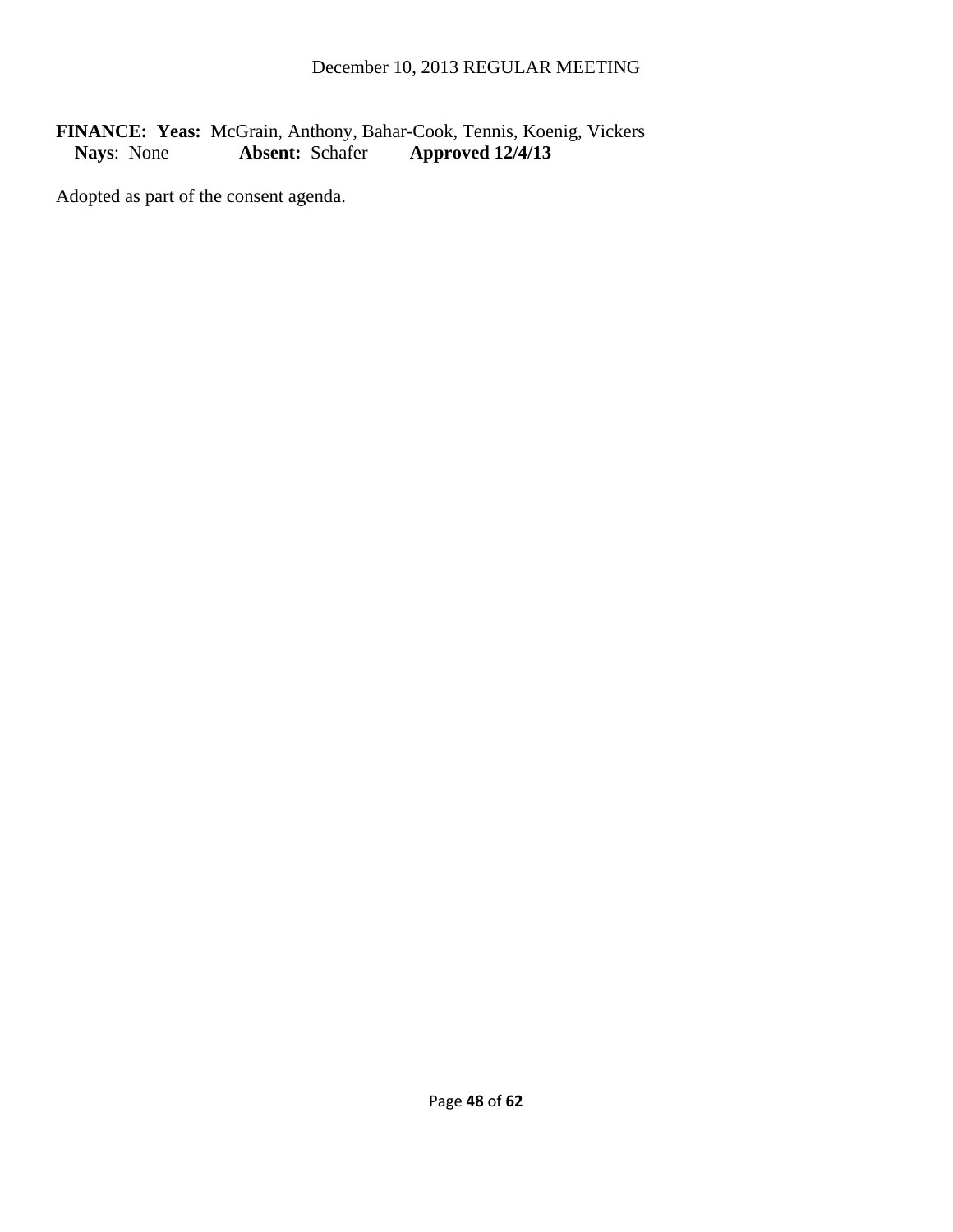**FINANCE: Yeas:** McGrain, Anthony, Bahar-Cook, Tennis, Koenig, Vickers
**Nays**: None **Absent:** Schafer **Approved 12/4/13**

Adopted as part of the consent agenda.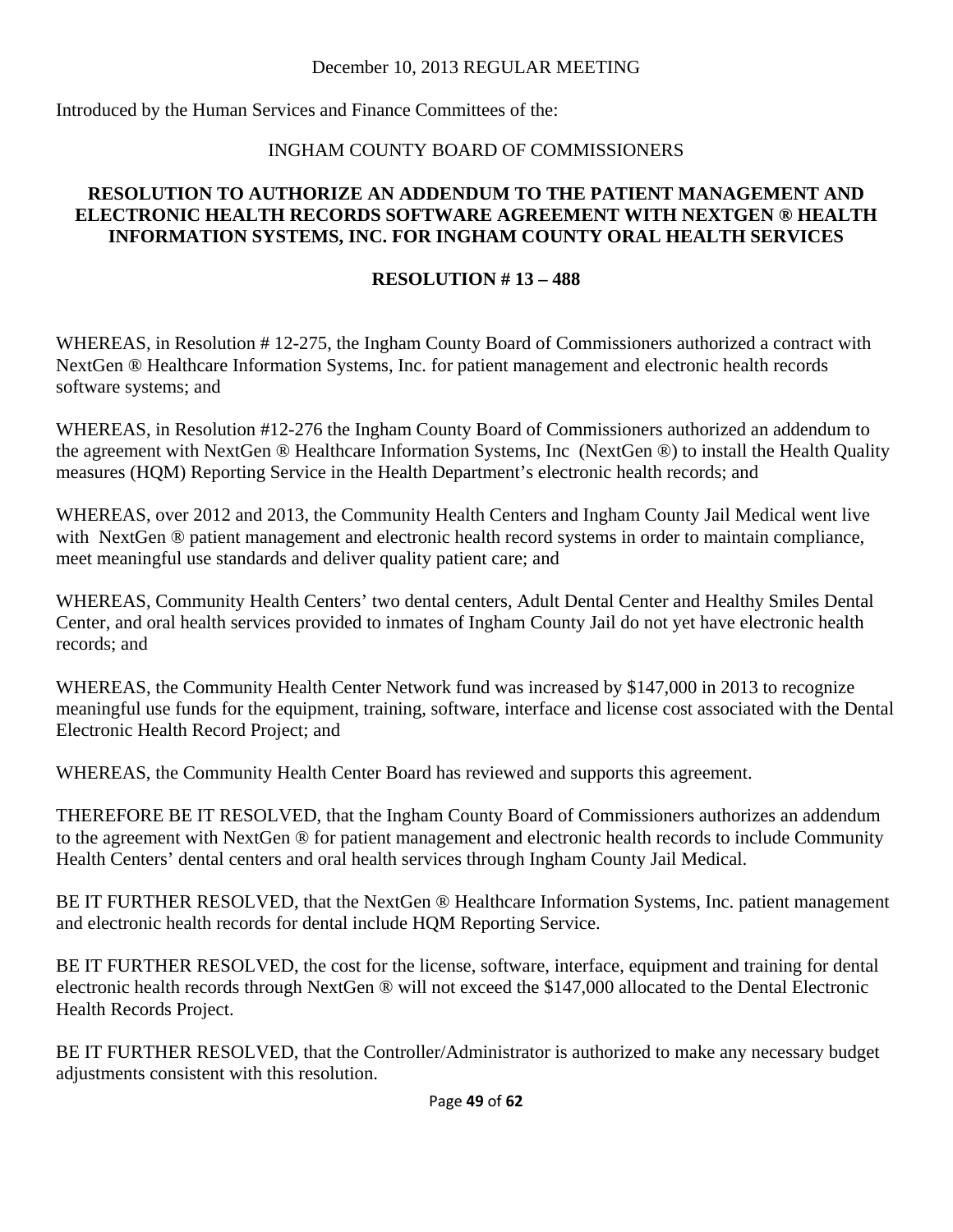December 10, 2013 REGULAR MEETING

Introduced by the Human Services and Finance Committees of the:

INGHAM COUNTY BOARD OF COMMISSIONERS

**RESOLUTION TO AUTHORIZE AN ADDENDUM TO THE PATIENT MANAGEMENT AND ELECTRONIC HEALTH RECORDS SOFTWARE AGREEMENT WITH NEXTGEN ® HEALTH INFORMATION SYSTEMS, INC. FOR INGHAM COUNTY ORAL HEALTH SERVICES**

**RESOLUTION # 13 – 488**

WHEREAS, in Resolution # 12-275, the Ingham County Board of Commissioners authorized a contract with NextGen ® Healthcare Information Systems, Inc. for patient management and electronic health records software systems; and

WHEREAS, in Resolution #12-276 the Ingham County Board of Commissioners authorized an addendum to the agreement with NextGen ® Healthcare Information Systems, Inc (NextGen ®) to install the Health Quality measures (HQM) Reporting Service in the Health Department's electronic health records; and

WHEREAS, over 2012 and 2013, the Community Health Centers and Ingham County Jail Medical went live with NextGen ® patient management and electronic health record systems in order to maintain compliance, meet meaningful use standards and deliver quality patient care; and

WHEREAS, Community Health Centers' two dental centers, Adult Dental Center and Healthy Smiles Dental Center, and oral health services provided to inmates of Ingham County Jail do not yet have electronic health records; and

WHEREAS, the Community Health Center Network fund was increased by $147,000 in 2013 to recognize meaningful use funds for the equipment, training, software, interface and license cost associated with the Dental Electronic Health Record Project; and

WHEREAS, the Community Health Center Board has reviewed and supports this agreement.

THEREFORE BE IT RESOLVED, that the Ingham County Board of Commissioners authorizes an addendum to the agreement with NextGen ® for patient management and electronic health records to include Community Health Centers' dental centers and oral health services through Ingham County Jail Medical.

BE IT FURTHER RESOLVED, that the NextGen ® Healthcare Information Systems, Inc. patient management and electronic health records for dental include HQM Reporting Service.

BE IT FURTHER RESOLVED, the cost for the license, software, interface, equipment and training for dental electronic health records through NextGen ® will not exceed the $147,000 allocated to the Dental Electronic Health Records Project.

BE IT FURTHER RESOLVED, that the Controller/Administrator is authorized to make any necessary budget adjustments consistent with this resolution.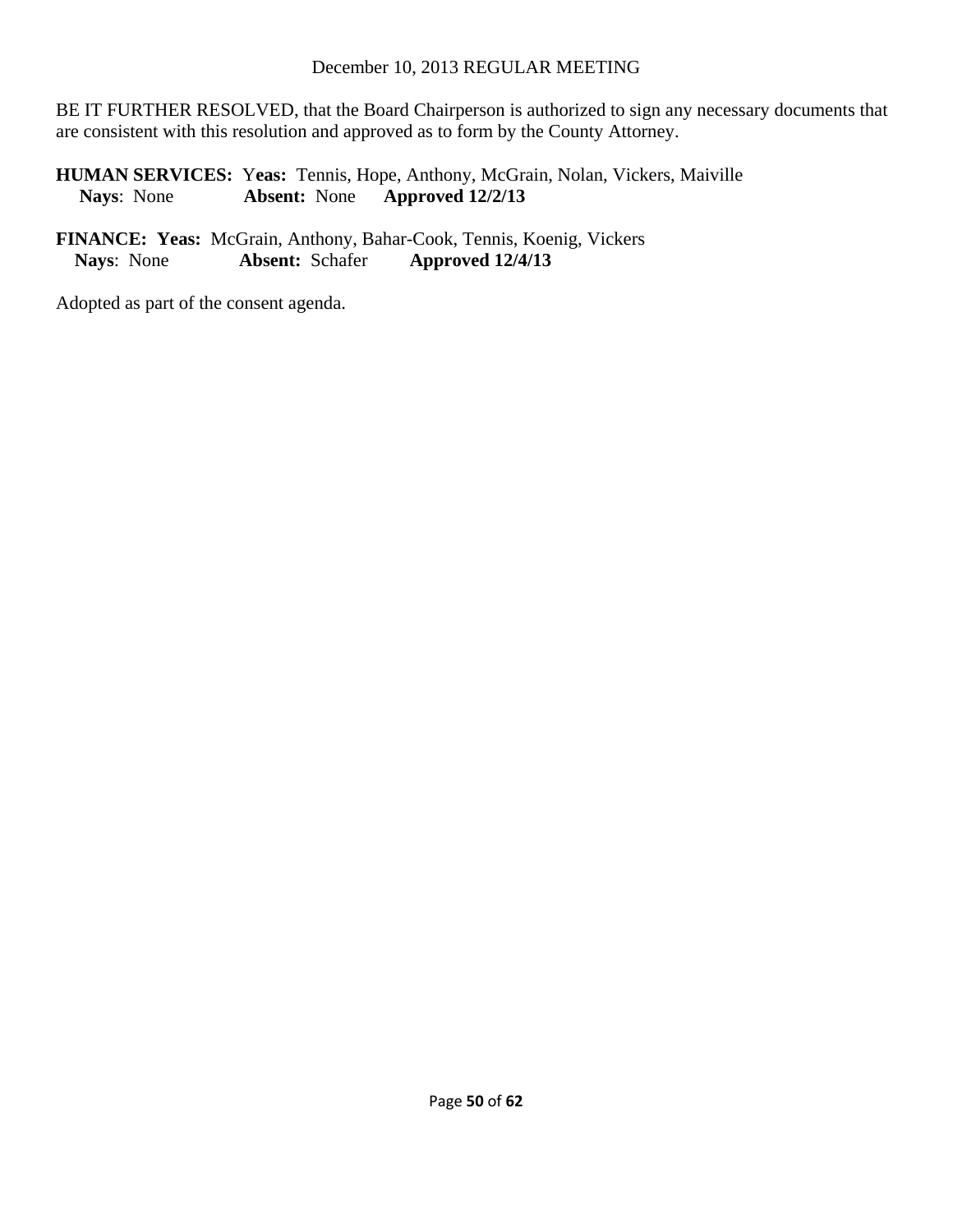BE IT FURTHER RESOLVED, that the Board Chairperson is authorized to sign any necessary documents that are consistent with this resolution and approved as to form by the County Attorney.

**HUMAN SERVICES:** Y**eas:** Tennis, Hope, Anthony, McGrain, Nolan, Vickers, Maiville
**Nays**: None **Absent:** None **Approved 12/2/13**

**FINANCE: Yeas:** McGrain, Anthony, Bahar-Cook, Tennis, Koenig, Vickers
**Nays**: None **Absent:** Schafer **Approved 12/4/13**

Adopted as part of the consent agenda.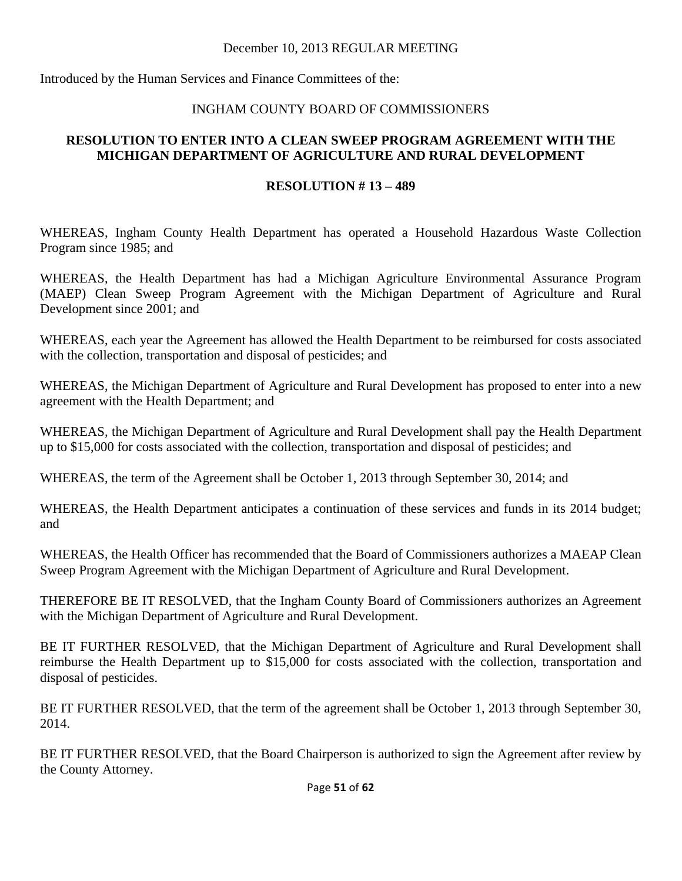December 10, 2013 REGULAR MEETING

Introduced by the Human Services and Finance Committees of the:

INGHAM COUNTY BOARD OF COMMISSIONERS

**RESOLUTION TO ENTER INTO A CLEAN SWEEP PROGRAM AGREEMENT WITH THE MICHIGAN DEPARTMENT OF AGRICULTURE AND RURAL DEVELOPMENT**

**RESOLUTION # 13 – 489**

WHEREAS, Ingham County Health Department has operated a Household Hazardous Waste Collection Program since 1985; and

WHEREAS, the Health Department has had a Michigan Agriculture Environmental Assurance Program (MAEP) Clean Sweep Program Agreement with the Michigan Department of Agriculture and Rural Development since 2001; and

WHEREAS, each year the Agreement has allowed the Health Department to be reimbursed for costs associated with the collection, transportation and disposal of pesticides; and

WHEREAS, the Michigan Department of Agriculture and Rural Development has proposed to enter into a new agreement with the Health Department; and

WHEREAS, the Michigan Department of Agriculture and Rural Development shall pay the Health Department up to $15,000 for costs associated with the collection, transportation and disposal of pesticides; and

WHEREAS, the term of the Agreement shall be October 1, 2013 through September 30, 2014; and

WHEREAS, the Health Department anticipates a continuation of these services and funds in its 2014 budget; and

WHEREAS, the Health Officer has recommended that the Board of Commissioners authorizes a MAEAP Clean Sweep Program Agreement with the Michigan Department of Agriculture and Rural Development.

THEREFORE BE IT RESOLVED, that the Ingham County Board of Commissioners authorizes an Agreement with the Michigan Department of Agriculture and Rural Development.

BE IT FURTHER RESOLVED, that the Michigan Department of Agriculture and Rural Development shall reimburse the Health Department up to $15,000 for costs associated with the collection, transportation and disposal of pesticides.

BE IT FURTHER RESOLVED, that the term of the agreement shall be October 1, 2013 through September 30, 2014.

BE IT FURTHER RESOLVED, that the Board Chairperson is authorized to sign the Agreement after review by the County Attorney.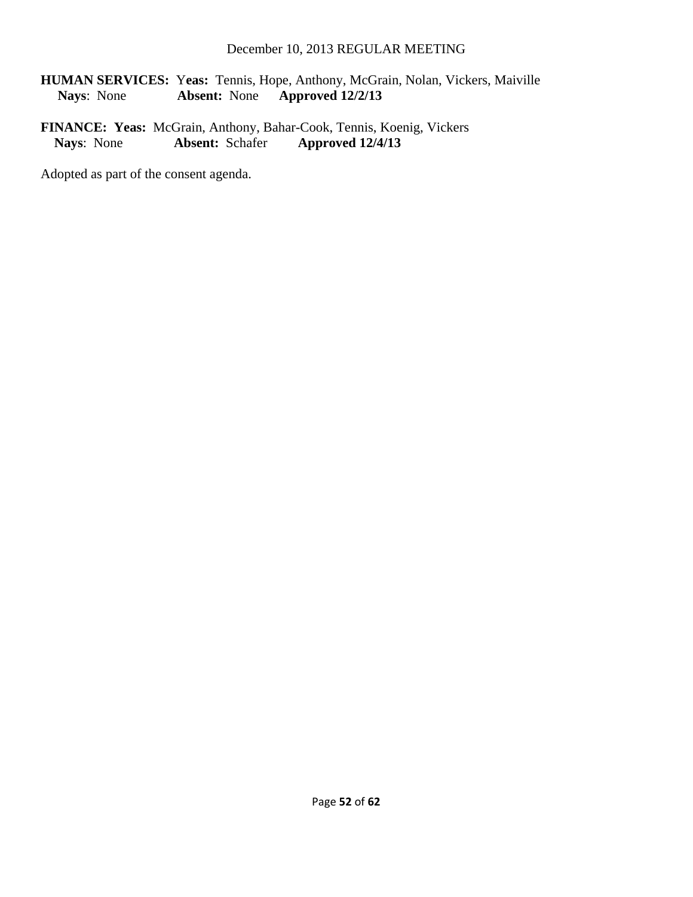**HUMAN SERVICES:** **Yeas:** Tennis, Hope, Anthony, McGrain, Nolan, Vickers, Maiville
**Nays**: None **Absent:** None **Approved 12/2/13**

**FINANCE:** **Yeas:** McGrain, Anthony, Bahar-Cook, Tennis, Koenig, Vickers
**Nays**: None **Absent:** Schafer **Approved 12/4/13**

Adopted as part of the consent agenda.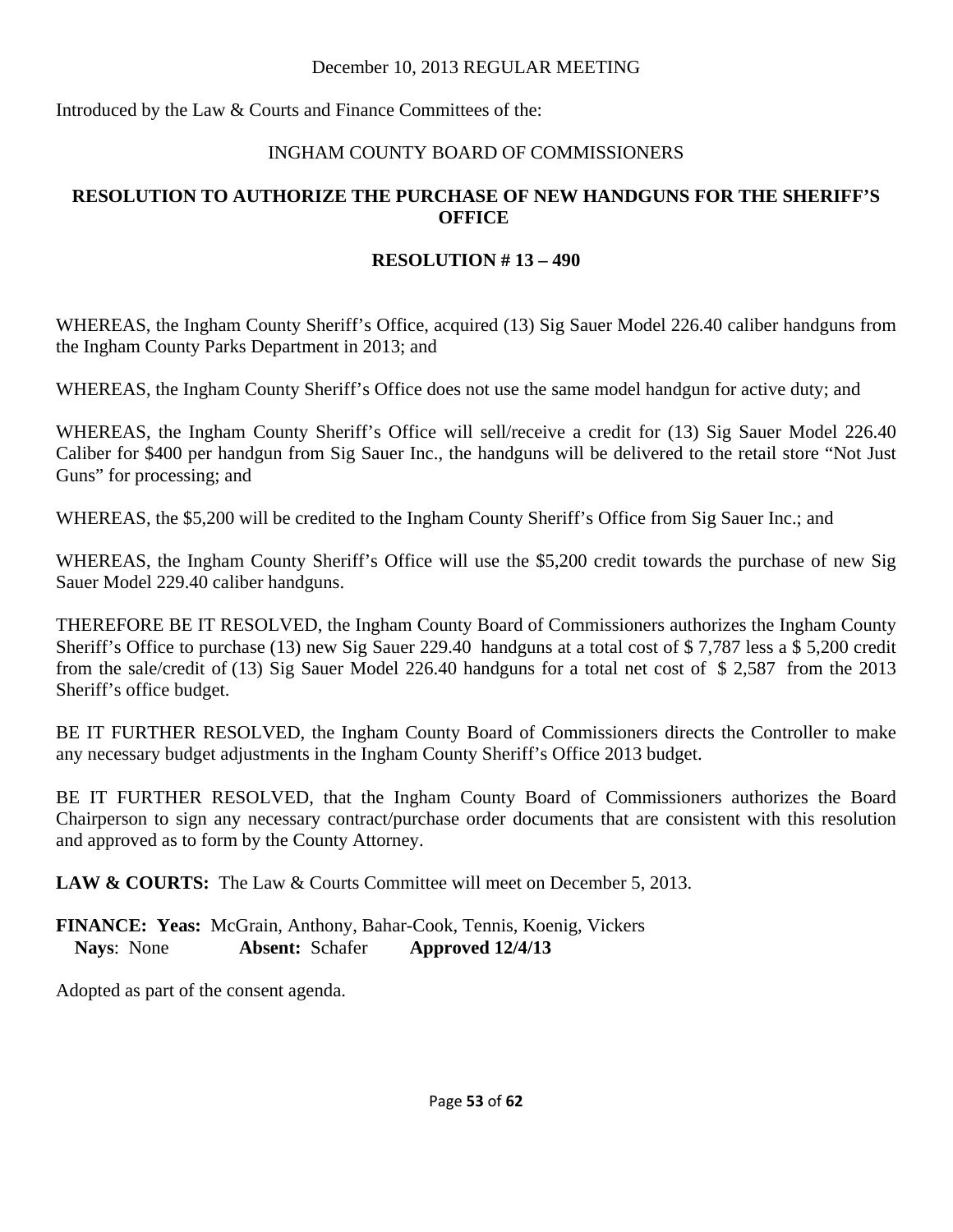December 10, 2013 REGULAR MEETING

Introduced by the Law & Courts and Finance Committees of the:

INGHAM COUNTY BOARD OF COMMISSIONERS

**RESOLUTION TO AUTHORIZE THE PURCHASE OF NEW HANDGUNS FOR THE SHERIFF'S OFFICE**

**RESOLUTION # 13 – 490**

WHEREAS, the Ingham County Sheriff's Office, acquired (13) Sig Sauer Model 226.40 caliber handguns from the Ingham County Parks Department in 2013; and

WHEREAS, the Ingham County Sheriff's Office does not use the same model handgun for active duty; and

WHEREAS, the Ingham County Sheriff's Office will sell/receive a credit for (13) Sig Sauer Model 226.40 Caliber for $400 per handgun from Sig Sauer Inc., the handguns will be delivered to the retail store "Not Just Guns" for processing; and

WHEREAS, the $5,200 will be credited to the Ingham County Sheriff's Office from Sig Sauer Inc.; and

WHEREAS, the Ingham County Sheriff's Office will use the $5,200 credit towards the purchase of new Sig Sauer Model 229.40 caliber handguns.

THEREFORE BE IT RESOLVED, the Ingham County Board of Commissioners authorizes the Ingham County Sheriff's Office to purchase (13) new Sig Sauer 229.40 handguns at a total cost of $ 7,787 less a $ 5,200 credit from the sale/credit of (13) Sig Sauer Model 226.40 handguns for a total net cost of $ 2,587 from the 2013 Sheriff's office budget.

BE IT FURTHER RESOLVED, the Ingham County Board of Commissioners directs the Controller to make any necessary budget adjustments in the Ingham County Sheriff's Office 2013 budget.

BE IT FURTHER RESOLVED, that the Ingham County Board of Commissioners authorizes the Board Chairperson to sign any necessary contract/purchase order documents that are consistent with this resolution and approved as to form by the County Attorney.

**LAW & COURTS:** The Law & Courts Committee will meet on December 5, 2013.

**FINANCE: Yeas:** McGrain, Anthony, Bahar-Cook, Tennis, Koenig, Vickers
**Nays**: None **Absent:** Schafer **Approved 12/4/13**

Adopted as part of the consent agenda.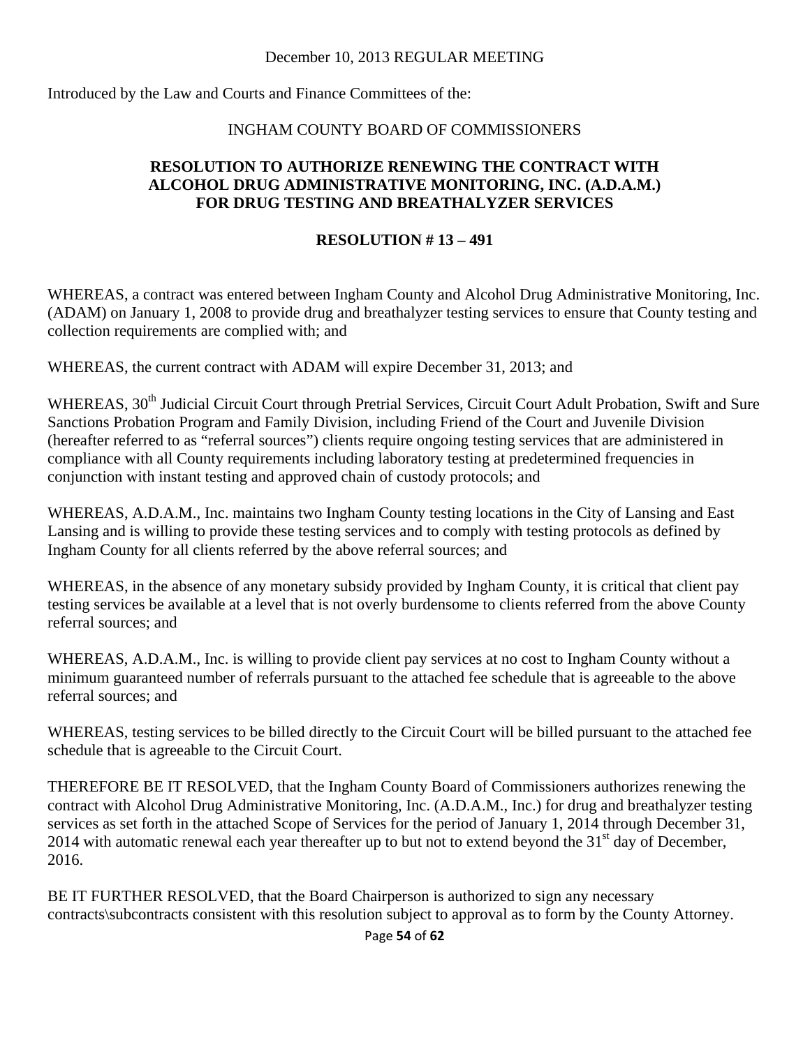December 10, 2013 REGULAR MEETING

Introduced by the Law and Courts and Finance Committees of the:

INGHAM COUNTY BOARD OF COMMISSIONERS

**RESOLUTION TO AUTHORIZE RENEWING THE CONTRACT WITH ALCOHOL DRUG ADMINISTRATIVE MONITORING, INC. (A.D.A.M.) FOR DRUG TESTING AND BREATHALYZER SERVICES**

**RESOLUTION # 13 – 491**

WHEREAS, a contract was entered between Ingham County and Alcohol Drug Administrative Monitoring, Inc. (ADAM) on January 1, 2008 to provide drug and breathalyzer testing services to ensure that County testing and collection requirements are complied with; and

WHEREAS, the current contract with ADAM will expire December 31, 2013; and

WHEREAS, 30th Judicial Circuit Court through Pretrial Services, Circuit Court Adult Probation, Swift and Sure Sanctions Probation Program and Family Division, including Friend of the Court and Juvenile Division (hereafter referred to as "referral sources") clients require ongoing testing services that are administered in compliance with all County requirements including laboratory testing at predetermined frequencies in conjunction with instant testing and approved chain of custody protocols; and

WHEREAS, A.D.A.M., Inc. maintains two Ingham County testing locations in the City of Lansing and East Lansing and is willing to provide these testing services and to comply with testing protocols as defined by Ingham County for all clients referred by the above referral sources; and

WHEREAS, in the absence of any monetary subsidy provided by Ingham County, it is critical that client pay testing services be available at a level that is not overly burdensome to clients referred from the above County referral sources; and

WHEREAS, A.D.A.M., Inc. is willing to provide client pay services at no cost to Ingham County without a minimum guaranteed number of referrals pursuant to the attached fee schedule that is agreeable to the above referral sources; and

WHEREAS, testing services to be billed directly to the Circuit Court will be billed pursuant to the attached fee schedule that is agreeable to the Circuit Court.

THEREFORE BE IT RESOLVED, that the Ingham County Board of Commissioners authorizes renewing the contract with Alcohol Drug Administrative Monitoring, Inc. (A.D.A.M., Inc.) for drug and breathalyzer testing services as set forth in the attached Scope of Services for the period of January 1, 2014 through December 31, 2014 with automatic renewal each year thereafter up to but not to extend beyond the 31st day of December, 2016.

BE IT FURTHER RESOLVED, that the Board Chairperson is authorized to sign any necessary contracts\subcontracts consistent with this resolution subject to approval as to form by the County Attorney.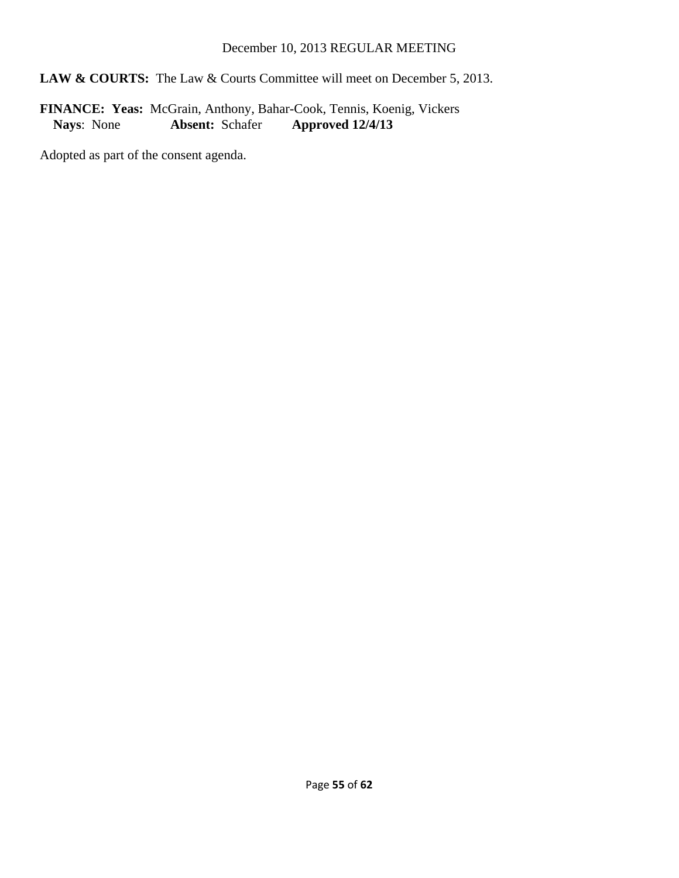**LAW & COURTS:** The Law & Courts Committee will meet on December 5, 2013.

**FINANCE: Yeas:** McGrain, Anthony, Bahar-Cook, Tennis, Koenig, Vickers
**Nays**: None **Absent:** Schafer **Approved 12/4/13**

Adopted as part of the consent agenda.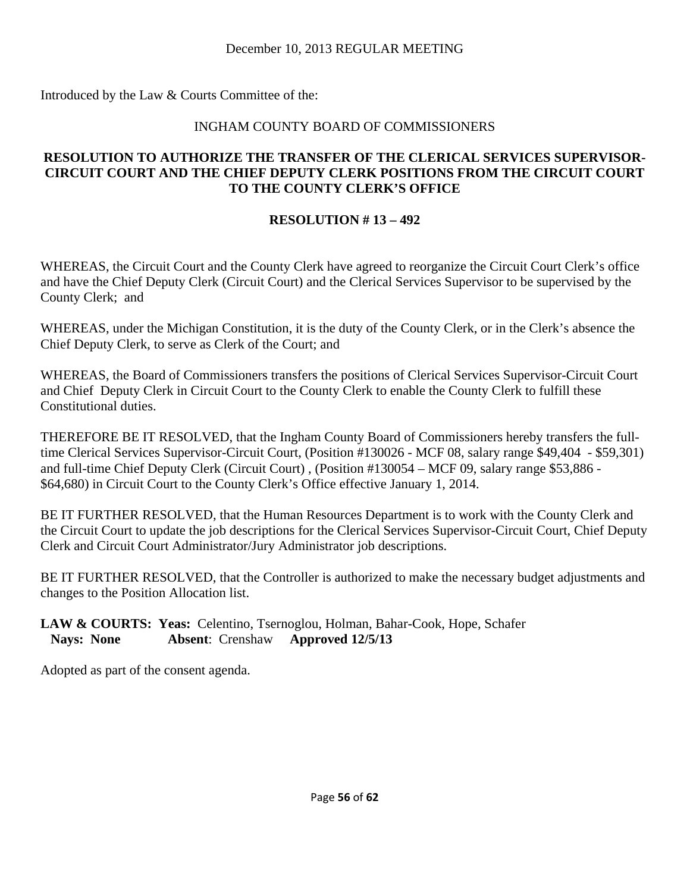December 10, 2013 REGULAR MEETING

Introduced by the Law & Courts Committee of the:

INGHAM COUNTY BOARD OF COMMISSIONERS

**RESOLUTION TO AUTHORIZE THE TRANSFER OF THE CLERICAL SERVICES SUPERVISOR-CIRCUIT COURT AND THE CHIEF DEPUTY CLERK POSITIONS FROM THE CIRCUIT COURT TO THE COUNTY CLERK'S OFFICE**

**RESOLUTION # 13 – 492**

WHEREAS, the Circuit Court and the County Clerk have agreed to reorganize the Circuit Court Clerk's office and have the Chief Deputy Clerk (Circuit Court) and the Clerical Services Supervisor to be supervised by the County Clerk; and

WHEREAS, under the Michigan Constitution, it is the duty of the County Clerk, or in the Clerk's absence the Chief Deputy Clerk, to serve as Clerk of the Court; and

WHEREAS, the Board of Commissioners transfers the positions of Clerical Services Supervisor-Circuit Court and Chief Deputy Clerk in Circuit Court to the County Clerk to enable the County Clerk to fulfill these Constitutional duties.

THEREFORE BE IT RESOLVED, that the Ingham County Board of Commissioners hereby transfers the full-time Clerical Services Supervisor-Circuit Court, (Position #130026 - MCF 08, salary range $49,404 - $59,301) and full-time Chief Deputy Clerk (Circuit Court) , (Position #130054 – MCF 09, salary range $53,886 - $64,680) in Circuit Court to the County Clerk's Office effective January 1, 2014.

BE IT FURTHER RESOLVED, that the Human Resources Department is to work with the County Clerk and the Circuit Court to update the job descriptions for the Clerical Services Supervisor-Circuit Court, Chief Deputy Clerk and Circuit Court Administrator/Jury Administrator job descriptions.

BE IT FURTHER RESOLVED, that the Controller is authorized to make the necessary budget adjustments and changes to the Position Allocation list.

**LAW & COURTS: Yeas:** Celentino, Tsernoglou, Holman, Bahar-Cook, Hope, Schafer
**Nays: None** **Absent**: Crenshaw **Approved 12/5/13**

Adopted as part of the consent agenda.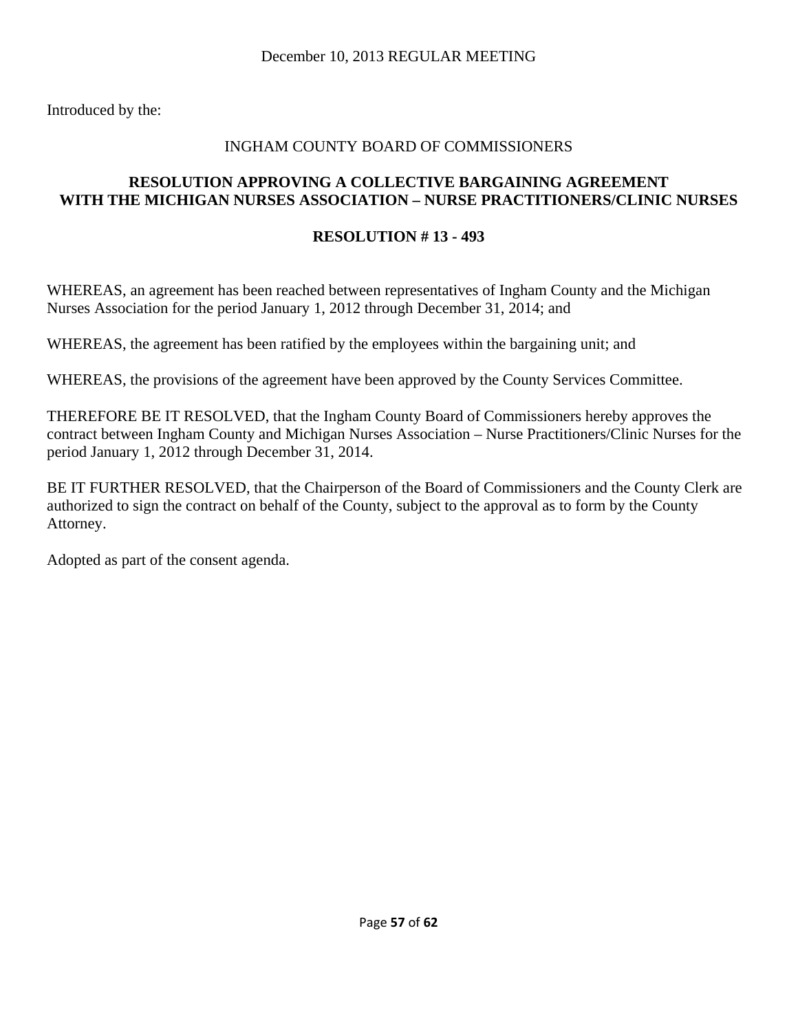December 10, 2013 REGULAR MEETING

Introduced by the:

INGHAM COUNTY BOARD OF COMMISSIONERS

**RESOLUTION APPROVING A COLLECTIVE BARGAINING AGREEMENT WITH THE MICHIGAN NURSES ASSOCIATION – NURSE PRACTITIONERS/CLINIC NURSES**

**RESOLUTION # 13 - 493**

WHEREAS, an agreement has been reached between representatives of Ingham County and the Michigan Nurses Association for the period January 1, 2012 through December 31, 2014; and

WHEREAS, the agreement has been ratified by the employees within the bargaining unit; and

WHEREAS, the provisions of the agreement have been approved by the County Services Committee.

THEREFORE BE IT RESOLVED, that the Ingham County Board of Commissioners hereby approves the contract between Ingham County and Michigan Nurses Association – Nurse Practitioners/Clinic Nurses for the period January 1, 2012 through December 31, 2014.

BE IT FURTHER RESOLVED, that the Chairperson of the Board of Commissioners and the County Clerk are authorized to sign the contract on behalf of the County, subject to the approval as to form by the County Attorney.

Adopted as part of the consent agenda.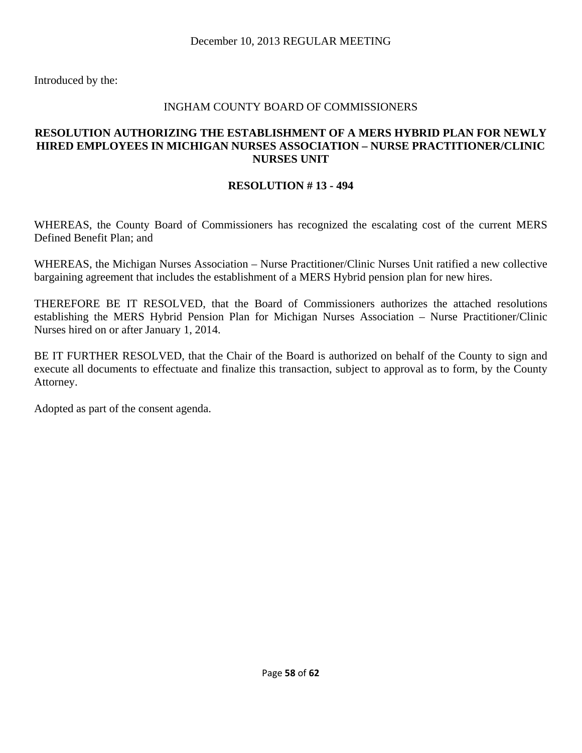December 10, 2013 REGULAR MEETING

Introduced by the:

INGHAM COUNTY BOARD OF COMMISSIONERS

**RESOLUTION AUTHORIZING THE ESTABLISHMENT OF A MERS HYBRID PLAN FOR NEWLY HIRED EMPLOYEES IN MICHIGAN NURSES ASSOCIATION – NURSE PRACTITIONER/CLINIC NURSES UNIT**

**RESOLUTION # 13 - 494**

WHEREAS, the County Board of Commissioners has recognized the escalating cost of the current MERS Defined Benefit Plan; and

WHEREAS, the Michigan Nurses Association – Nurse Practitioner/Clinic Nurses Unit ratified a new collective bargaining agreement that includes the establishment of a MERS Hybrid pension plan for new hires.

THEREFORE BE IT RESOLVED, that the Board of Commissioners authorizes the attached resolutions establishing the MERS Hybrid Pension Plan for Michigan Nurses Association – Nurse Practitioner/Clinic Nurses hired on or after January 1, 2014.

BE IT FURTHER RESOLVED, that the Chair of the Board is authorized on behalf of the County to sign and execute all documents to effectuate and finalize this transaction, subject to approval as to form, by the County Attorney.

Adopted as part of the consent agenda.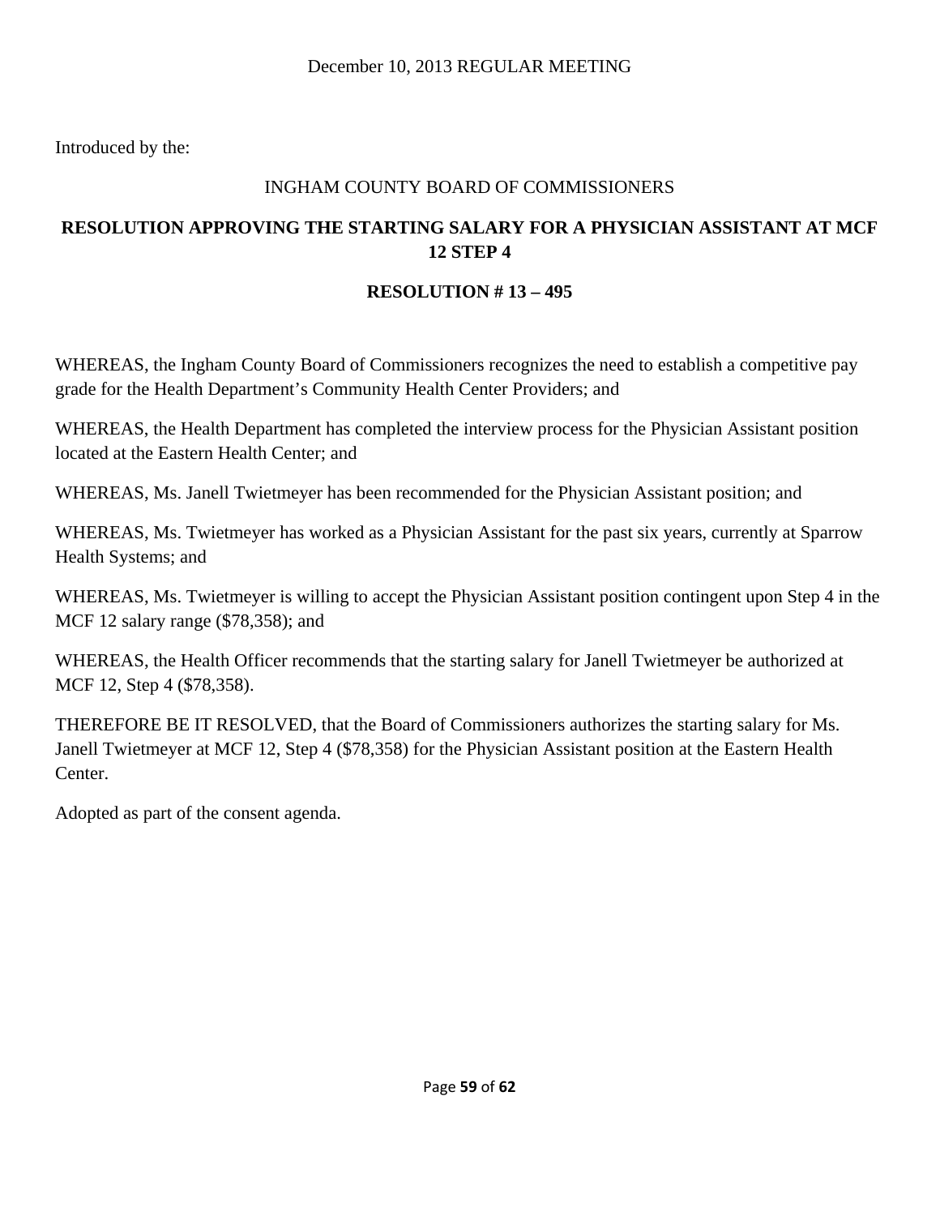December 10, 2013 REGULAR MEETING

Introduced by the:

INGHAM COUNTY BOARD OF COMMISSIONERS

**RESOLUTION APPROVING THE STARTING SALARY FOR A PHYSICIAN ASSISTANT AT MCF 12 STEP 4**

**RESOLUTION # 13 – 495**

WHEREAS, the Ingham County Board of Commissioners recognizes the need to establish a competitive pay grade for the Health Department's Community Health Center Providers; and

WHEREAS, the Health Department has completed the interview process for the Physician Assistant position located at the Eastern Health Center; and

WHEREAS, Ms. Janell Twietmeyer has been recommended for the Physician Assistant position; and

WHEREAS, Ms. Twietmeyer has worked as a Physician Assistant for the past six years, currently at Sparrow Health Systems; and

WHEREAS, Ms. Twietmeyer is willing to accept the Physician Assistant position contingent upon Step 4 in the MCF 12 salary range ($78,358); and

WHEREAS, the Health Officer recommends that the starting salary for Janell Twietmeyer be authorized at MCF 12, Step 4 ($78,358).

THEREFORE BE IT RESOLVED, that the Board of Commissioners authorizes the starting salary for Ms. Janell Twietmeyer at MCF 12, Step 4 ($78,358) for the Physician Assistant position at the Eastern Health Center.

Adopted as part of the consent agenda.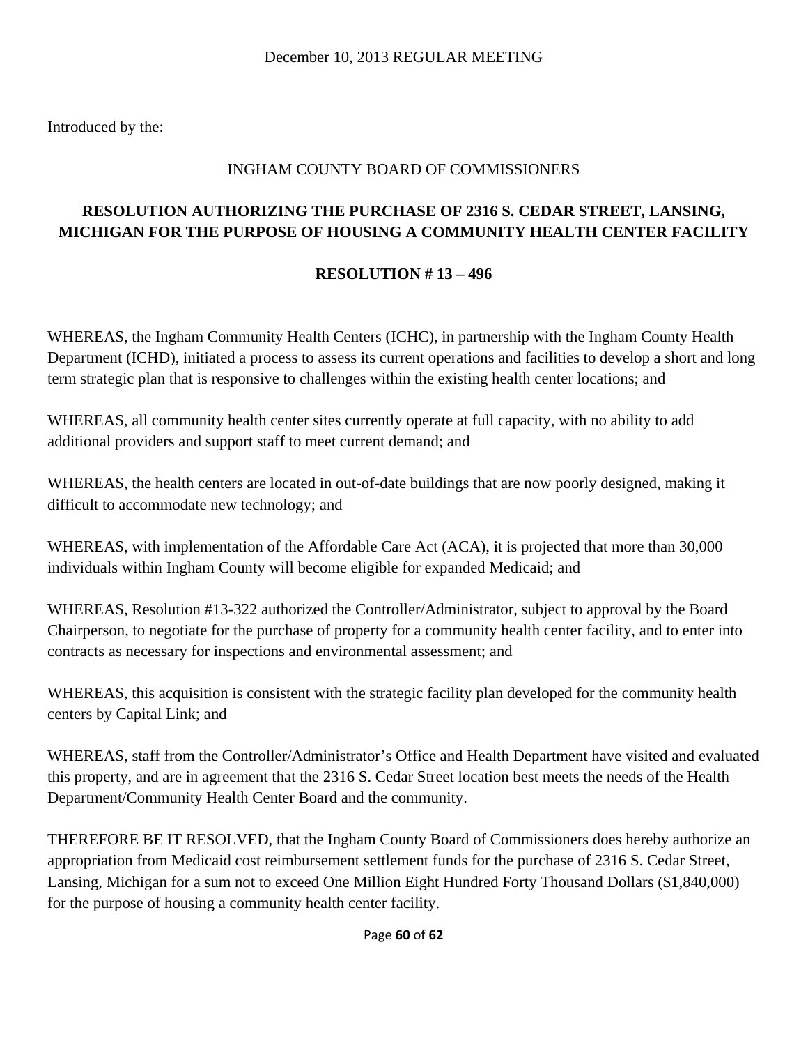December 10, 2013 REGULAR MEETING

Introduced by the:

INGHAM COUNTY BOARD OF COMMISSIONERS

**RESOLUTION AUTHORIZING THE PURCHASE OF 2316 S. CEDAR STREET, LANSING, MICHIGAN FOR THE PURPOSE OF HOUSING A COMMUNITY HEALTH CENTER FACILITY**

**RESOLUTION # 13 – 496**

WHEREAS, the Ingham Community Health Centers (ICHC), in partnership with the Ingham County Health Department (ICHD), initiated a process to assess its current operations and facilities to develop a short and long term strategic plan that is responsive to challenges within the existing health center locations; and

WHEREAS, all community health center sites currently operate at full capacity, with no ability to add additional providers and support staff to meet current demand; and

WHEREAS, the health centers are located in out-of-date buildings that are now poorly designed, making it difficult to accommodate new technology; and

WHEREAS, with implementation of the Affordable Care Act (ACA), it is projected that more than 30,000 individuals within Ingham County will become eligible for expanded Medicaid; and

WHEREAS, Resolution #13-322 authorized the Controller/Administrator, subject to approval by the Board Chairperson, to negotiate for the purchase of property for a community health center facility, and to enter into contracts as necessary for inspections and environmental assessment; and

WHEREAS, this acquisition is consistent with the strategic facility plan developed for the community health centers by Capital Link; and

WHEREAS, staff from the Controller/Administrator's Office and Health Department have visited and evaluated this property, and are in agreement that the 2316 S. Cedar Street location best meets the needs of the Health Department/Community Health Center Board and the community.

THEREFORE BE IT RESOLVED, that the Ingham County Board of Commissioners does hereby authorize an appropriation from Medicaid cost reimbursement settlement funds for the purchase of 2316 S. Cedar Street, Lansing, Michigan for a sum not to exceed One Million Eight Hundred Forty Thousand Dollars ($1,840,000) for the purpose of housing a community health center facility.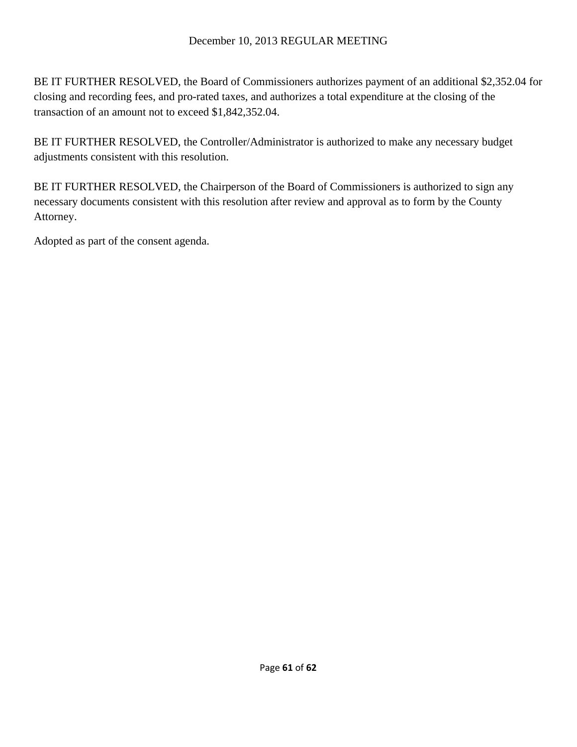BE IT FURTHER RESOLVED, the Board of Commissioners authorizes payment of an additional $2,352.04 for closing and recording fees, and pro-rated taxes, and authorizes a total expenditure at the closing of the transaction of an amount not to exceed $1,842,352.04.

BE IT FURTHER RESOLVED, the Controller/Administrator is authorized to make any necessary budget adjustments consistent with this resolution.

BE IT FURTHER RESOLVED, the Chairperson of the Board of Commissioners is authorized to sign any necessary documents consistent with this resolution after review and approval as to form by the County Attorney.

Adopted as part of the consent agenda.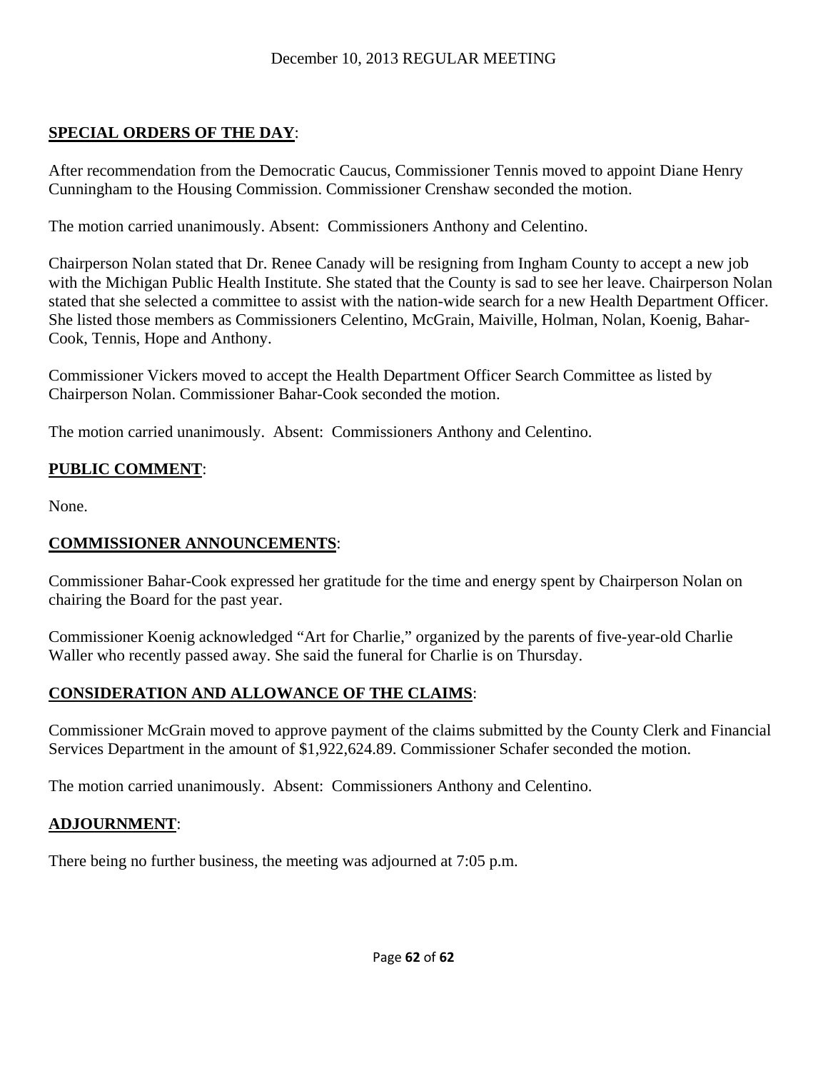## SPECIAL ORDERS OF THE DAY:

After recommendation from the Democratic Caucus, Commissioner Tennis moved to appoint Diane Henry Cunningham to the Housing Commission. Commissioner Crenshaw seconded the motion.

The motion carried unanimously. Absent: Commissioners Anthony and Celentino.

Chairperson Nolan stated that Dr. Renee Canady will be resigning from Ingham County to accept a new job with the Michigan Public Health Institute. She stated that the County is sad to see her leave. Chairperson Nolan stated that she selected a committee to assist with the nation-wide search for a new Health Department Officer. She listed those members as Commissioners Celentino, McGrain, Maiville, Holman, Nolan, Koenig, Bahar-Cook, Tennis, Hope and Anthony.

Commissioner Vickers moved to accept the Health Department Officer Search Committee as listed by Chairperson Nolan. Commissioner Bahar-Cook seconded the motion.

The motion carried unanimously. Absent: Commissioners Anthony and Celentino.

## PUBLIC COMMENT:

None.

## COMMISSIONER ANNOUNCEMENTS:

Commissioner Bahar-Cook expressed her gratitude for the time and energy spent by Chairperson Nolan on chairing the Board for the past year.

Commissioner Koenig acknowledged "Art for Charlie," organized by the parents of five-year-old Charlie Waller who recently passed away. She said the funeral for Charlie is on Thursday.

## CONSIDERATION AND ALLOWANCE OF THE CLAIMS:

Commissioner McGrain moved to approve payment of the claims submitted by the County Clerk and Financial Services Department in the amount of $1,922,624.89. Commissioner Schafer seconded the motion.

The motion carried unanimously. Absent: Commissioners Anthony and Celentino.

## ADJOURNMENT:

There being no further business, the meeting was adjourned at 7:05 p.m.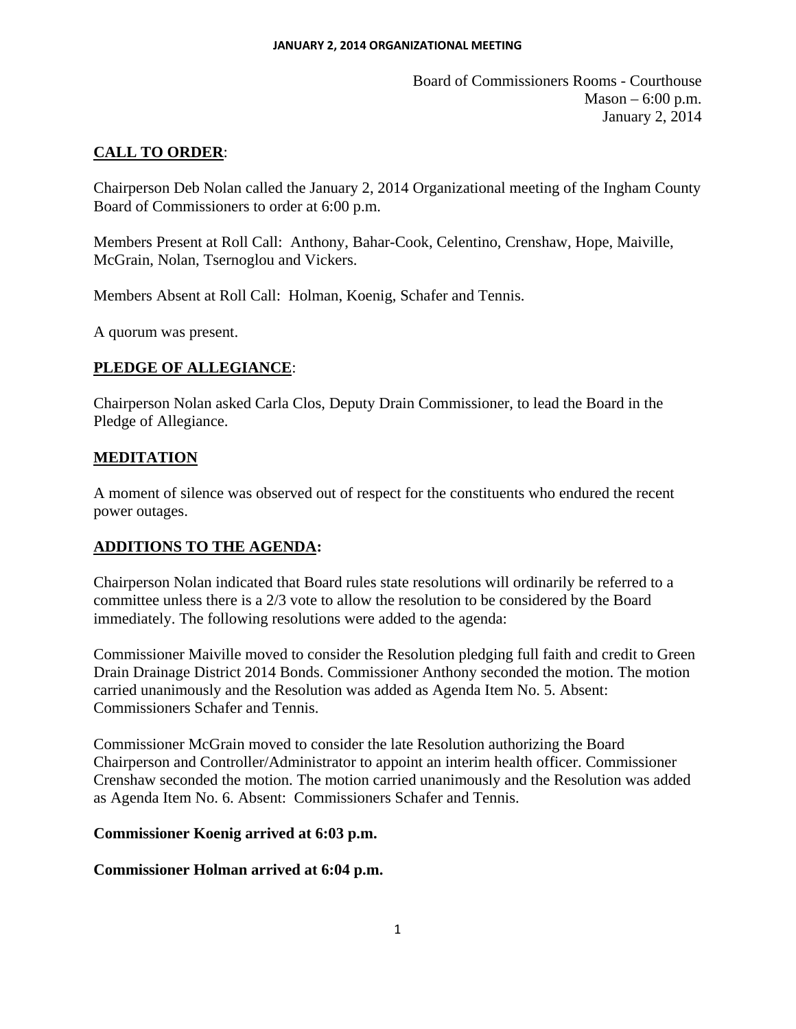Board of Commissioners Rooms - Courthouse
Mason – 6:00 p.m.
January 2, 2014

**CALL TO ORDER**:

Chairperson Deb Nolan called the January 2, 2014 Organizational meeting of the Ingham County Board of Commissioners to order at 6:00 p.m.

Members Present at Roll Call: Anthony, Bahar-Cook, Celentino, Crenshaw, Hope, Maiville, McGrain, Nolan, Tsernoglou and Vickers.

Members Absent at Roll Call: Holman, Koenig, Schafer and Tennis.

A quorum was present.

**PLEDGE OF ALLEGIANCE**:

Chairperson Nolan asked Carla Clos, Deputy Drain Commissioner, to lead the Board in the Pledge of Allegiance.

**MEDITATION**

A moment of silence was observed out of respect for the constituents who endured the recent power outages.

**ADDITIONS TO THE AGENDA:**

Chairperson Nolan indicated that Board rules state resolutions will ordinarily be referred to a committee unless there is a 2/3 vote to allow the resolution to be considered by the Board immediately. The following resolutions were added to the agenda:

Commissioner Maiville moved to consider the Resolution pledging full faith and credit to Green Drain Drainage District 2014 Bonds. Commissioner Anthony seconded the motion. The motion carried unanimously and the Resolution was added as Agenda Item No. 5. Absent: Commissioners Schafer and Tennis.

Commissioner McGrain moved to consider the late Resolution authorizing the Board Chairperson and Controller/Administrator to appoint an interim health officer. Commissioner Crenshaw seconded the motion. The motion carried unanimously and the Resolution was added as Agenda Item No. 6. Absent: Commissioners Schafer and Tennis.

**Commissioner Koenig arrived at 6:03 p.m.**

**Commissioner Holman arrived at 6:04 p.m.**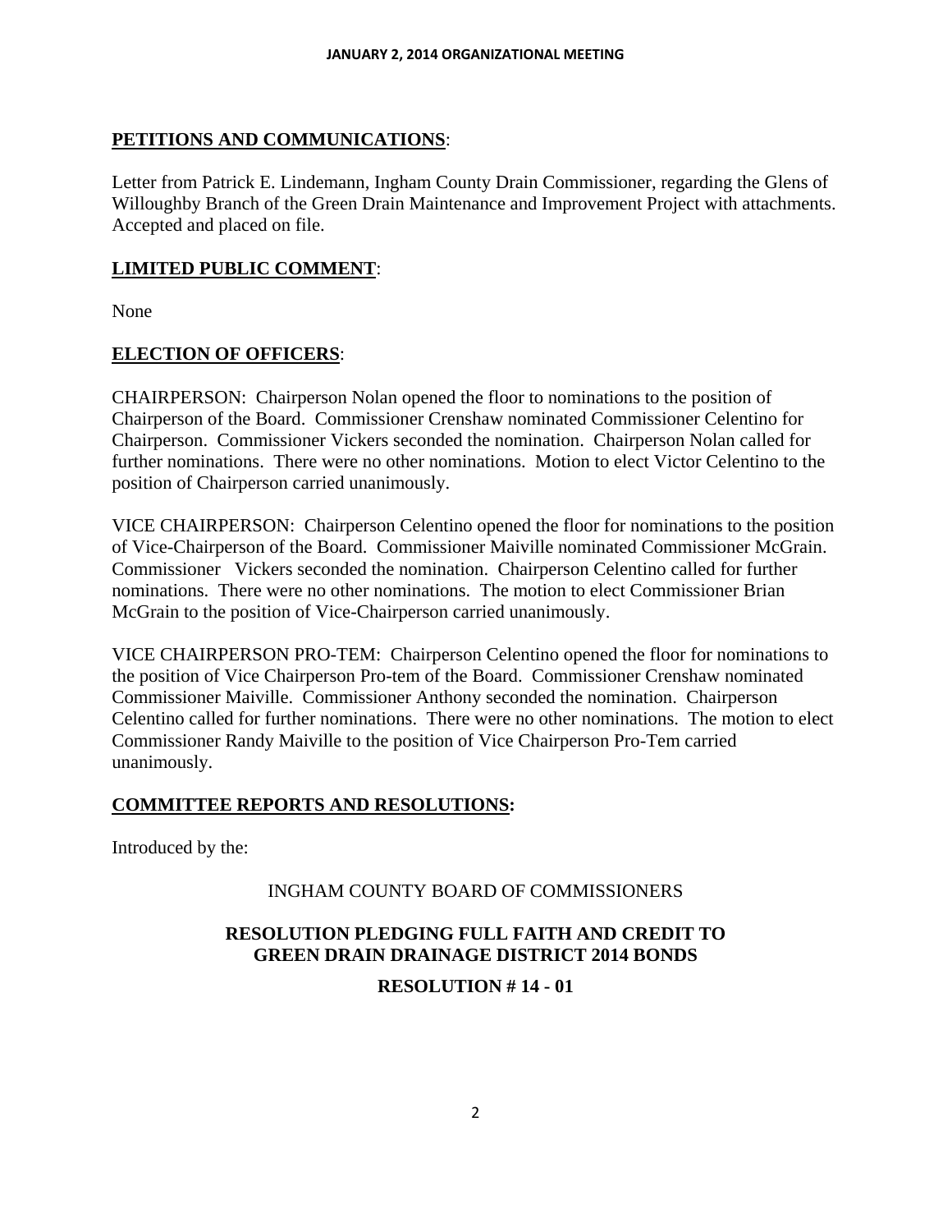**PETITIONS AND COMMUNICATIONS**:

Letter from Patrick E. Lindemann, Ingham County Drain Commissioner, regarding the Glens of Willoughby Branch of the Green Drain Maintenance and Improvement Project with attachments. Accepted and placed on file.

**LIMITED PUBLIC COMMENT**:

None

**ELECTION OF OFFICERS**:

CHAIRPERSON: Chairperson Nolan opened the floor to nominations to the position of Chairperson of the Board. Commissioner Crenshaw nominated Commissioner Celentino for Chairperson. Commissioner Vickers seconded the nomination. Chairperson Nolan called for further nominations. There were no other nominations. Motion to elect Victor Celentino to the position of Chairperson carried unanimously.

VICE CHAIRPERSON: Chairperson Celentino opened the floor for nominations to the position of Vice-Chairperson of the Board. Commissioner Maiville nominated Commissioner McGrain. Commissioner Vickers seconded the nomination. Chairperson Celentino called for further nominations. There were no other nominations. The motion to elect Commissioner Brian McGrain to the position of Vice-Chairperson carried unanimously.

VICE CHAIRPERSON PRO-TEM: Chairperson Celentino opened the floor for nominations to the position of Vice Chairperson Pro-tem of the Board. Commissioner Crenshaw nominated Commissioner Maiville. Commissioner Anthony seconded the nomination. Chairperson Celentino called for further nominations. There were no other nominations. The motion to elect Commissioner Randy Maiville to the position of Vice Chairperson Pro-Tem carried unanimously.

**COMMITTEE REPORTS AND RESOLUTIONS:**

Introduced by the:

INGHAM COUNTY BOARD OF COMMISSIONERS

**RESOLUTION PLEDGING FULL FAITH AND CREDIT TO GREEN DRAIN DRAINAGE DISTRICT 2014 BONDS**

**RESOLUTION # 14 - 01**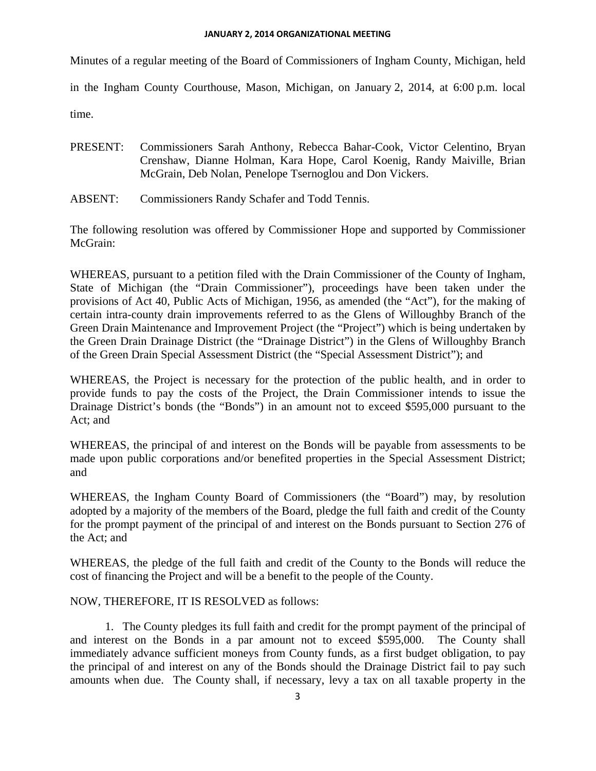Minutes of a regular meeting of the Board of Commissioners of Ingham County, Michigan, held in the Ingham County Courthouse, Mason, Michigan, on January 2, 2014, at 6:00 p.m. local time.

PRESENT: Commissioners Sarah Anthony, Rebecca Bahar-Cook, Victor Celentino, Bryan Crenshaw, Dianne Holman, Kara Hope, Carol Koenig, Randy Maiville, Brian McGrain, Deb Nolan, Penelope Tsernoglou and Don Vickers.

ABSENT: Commissioners Randy Schafer and Todd Tennis.

The following resolution was offered by Commissioner Hope and supported by Commissioner McGrain:

WHEREAS, pursuant to a petition filed with the Drain Commissioner of the County of Ingham, State of Michigan (the "Drain Commissioner"), proceedings have been taken under the provisions of Act 40, Public Acts of Michigan, 1956, as amended (the "Act"), for the making of certain intra-county drain improvements referred to as the Glens of Willoughby Branch of the Green Drain Maintenance and Improvement Project (the "Project") which is being undertaken by the Green Drain Drainage District (the "Drainage District") in the Glens of Willoughby Branch of the Green Drain Special Assessment District (the "Special Assessment District"); and

WHEREAS, the Project is necessary for the protection of the public health, and in order to provide funds to pay the costs of the Project, the Drain Commissioner intends to issue the Drainage District's bonds (the "Bonds") in an amount not to exceed $595,000 pursuant to the Act; and

WHEREAS, the principal of and interest on the Bonds will be payable from assessments to be made upon public corporations and/or benefited properties in the Special Assessment District; and

WHEREAS, the Ingham County Board of Commissioners (the "Board") may, by resolution adopted by a majority of the members of the Board, pledge the full faith and credit of the County for the prompt payment of the principal of and interest on the Bonds pursuant to Section 276 of the Act; and

WHEREAS, the pledge of the full faith and credit of the County to the Bonds will reduce the cost of financing the Project and will be a benefit to the people of the County.

NOW, THEREFORE, IT IS RESOLVED as follows:

1. The County pledges its full faith and credit for the prompt payment of the principal of and interest on the Bonds in a par amount not to exceed $595,000. The County shall immediately advance sufficient moneys from County funds, as a first budget obligation, to pay the principal of and interest on any of the Bonds should the Drainage District fail to pay such amounts when due. The County shall, if necessary, levy a tax on all taxable property in the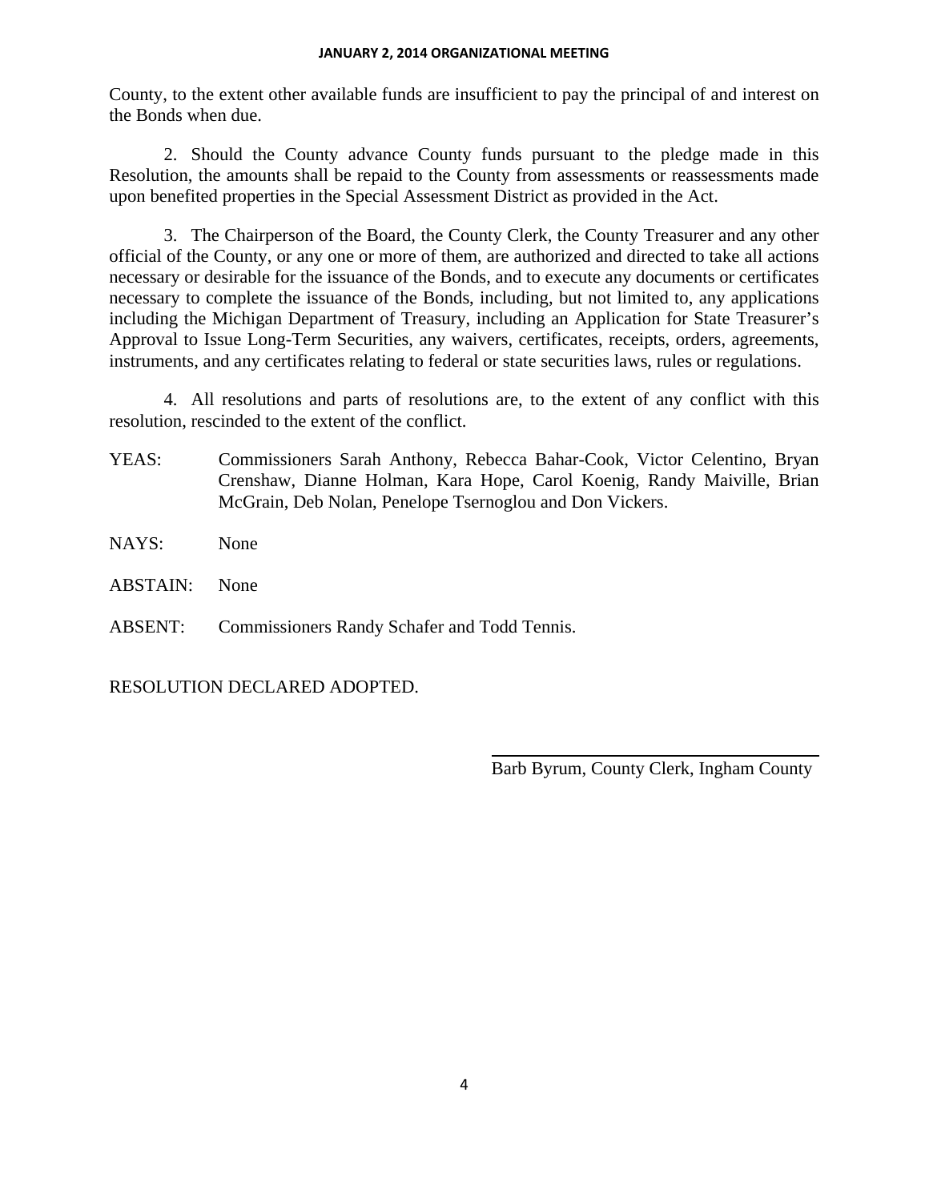County, to the extent other available funds are insufficient to pay the principal of and interest on the Bonds when due.

2. Should the County advance County funds pursuant to the pledge made in this Resolution, the amounts shall be repaid to the County from assessments or reassessments made upon benefited properties in the Special Assessment District as provided in the Act.

3. The Chairperson of the Board, the County Clerk, the County Treasurer and any other official of the County, or any one or more of them, are authorized and directed to take all actions necessary or desirable for the issuance of the Bonds, and to execute any documents or certificates necessary to complete the issuance of the Bonds, including, but not limited to, any applications including the Michigan Department of Treasury, including an Application for State Treasurer's Approval to Issue Long-Term Securities, any waivers, certificates, receipts, orders, agreements, instruments, and any certificates relating to federal or state securities laws, rules or regulations.

4. All resolutions and parts of resolutions are, to the extent of any conflict with this resolution, rescinded to the extent of the conflict.

YEAS: Commissioners Sarah Anthony, Rebecca Bahar-Cook, Victor Celentino, Bryan Crenshaw, Dianne Holman, Kara Hope, Carol Koenig, Randy Maiville, Brian McGrain, Deb Nolan, Penelope Tsernoglou and Don Vickers.

NAYS: None

ABSTAIN: None

ABSENT: Commissioners Randy Schafer and Todd Tennis.

RESOLUTION DECLARED ADOPTED.

Barb Byrum, County Clerk, Ingham County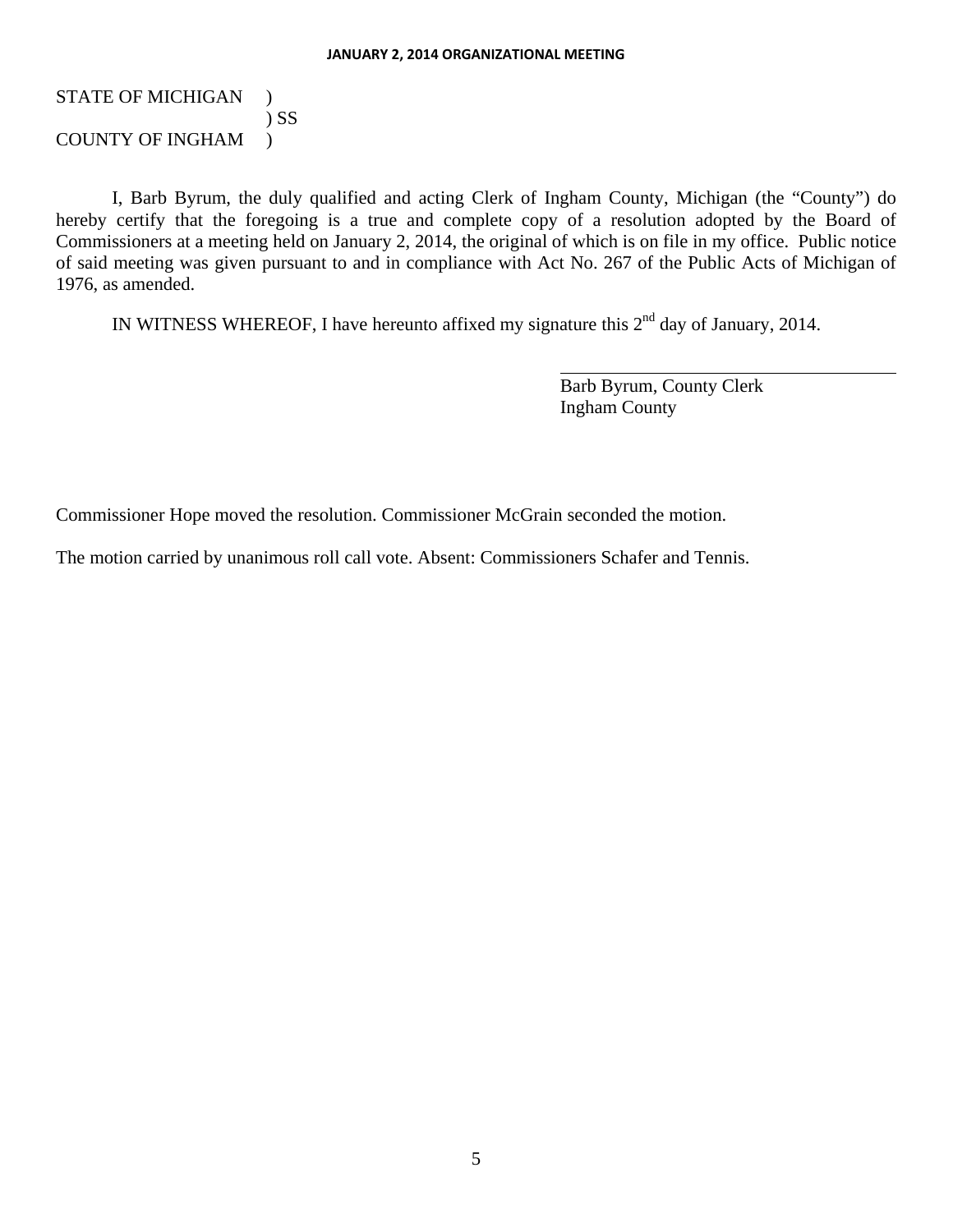STATE OF MICHIGAN )
) SS
COUNTY OF INGHAM )

I, Barb Byrum, the duly qualified and acting Clerk of Ingham County, Michigan (the "County") do hereby certify that the foregoing is a true and complete copy of a resolution adopted by the Board of Commissioners at a meeting held on January 2, 2014, the original of which is on file in my office. Public notice of said meeting was given pursuant to and in compliance with Act No. 267 of the Public Acts of Michigan of 1976, as amended.

IN WITNESS WHEREOF, I have hereunto affixed my signature this 2nd day of January, 2014.

Barb Byrum, County Clerk
Ingham County

Commissioner Hope moved the resolution. Commissioner McGrain seconded the motion.

The motion carried by unanimous roll call vote. Absent: Commissioners Schafer and Tennis.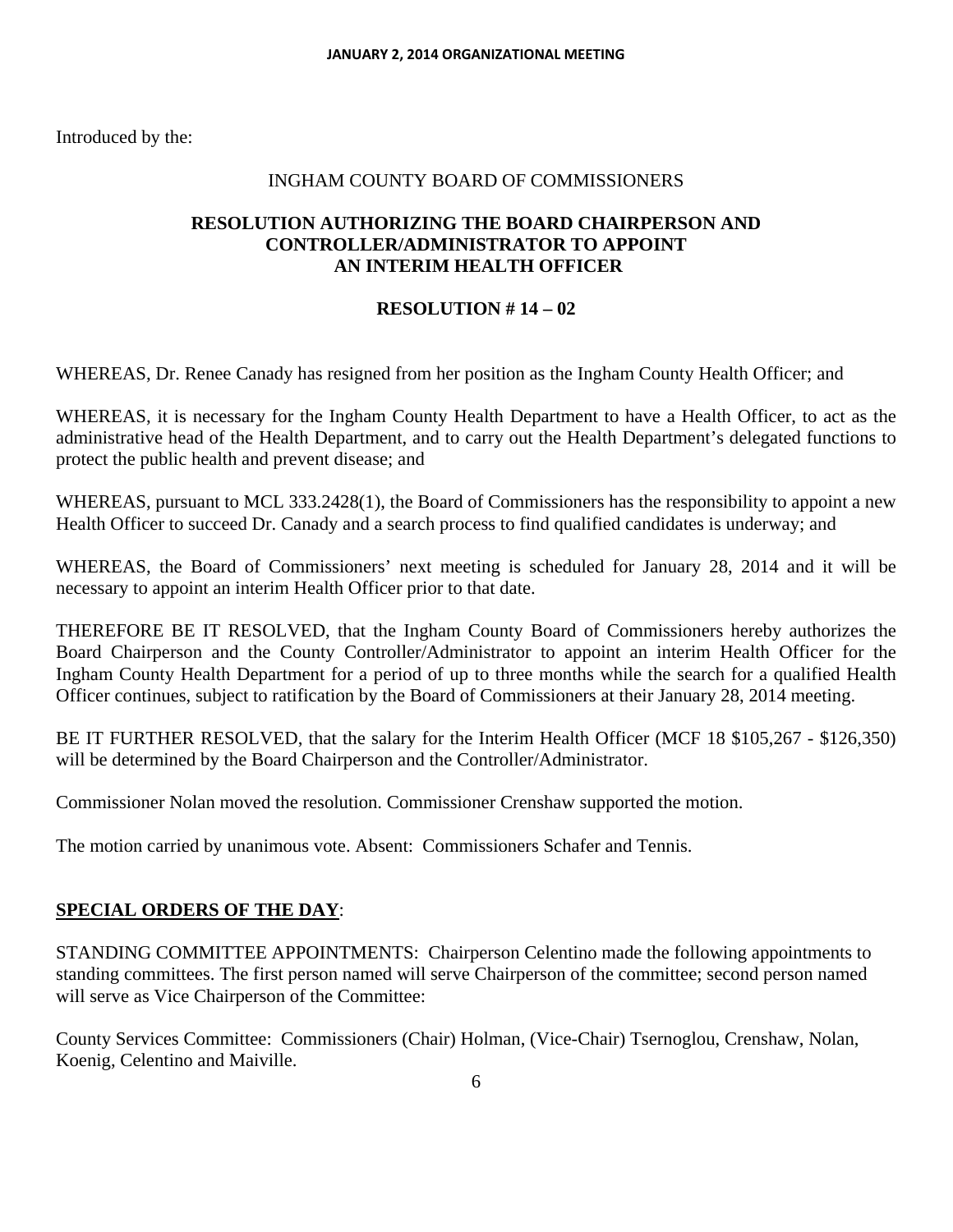Introduced by the:

INGHAM COUNTY BOARD OF COMMISSIONERS

**RESOLUTION AUTHORIZING THE BOARD CHAIRPERSON AND CONTROLLER/ADMINISTRATOR TO APPOINT AN INTERIM HEALTH OFFICER**

**RESOLUTION # 14 – 02**

WHEREAS, Dr. Renee Canady has resigned from her position as the Ingham County Health Officer; and

WHEREAS, it is necessary for the Ingham County Health Department to have a Health Officer, to act as the administrative head of the Health Department, and to carry out the Health Department's delegated functions to protect the public health and prevent disease; and

WHEREAS, pursuant to MCL 333.2428(1), the Board of Commissioners has the responsibility to appoint a new Health Officer to succeed Dr. Canady and a search process to find qualified candidates is underway; and

WHEREAS, the Board of Commissioners' next meeting is scheduled for January 28, 2014 and it will be necessary to appoint an interim Health Officer prior to that date.

THEREFORE BE IT RESOLVED, that the Ingham County Board of Commissioners hereby authorizes the Board Chairperson and the County Controller/Administrator to appoint an interim Health Officer for the Ingham County Health Department for a period of up to three months while the search for a qualified Health Officer continues, subject to ratification by the Board of Commissioners at their January 28, 2014 meeting.

BE IT FURTHER RESOLVED, that the salary for the Interim Health Officer (MCF 18 $105,267 - $126,350) will be determined by the Board Chairperson and the Controller/Administrator.

Commissioner Nolan moved the resolution. Commissioner Crenshaw supported the motion.

The motion carried by unanimous vote. Absent: Commissioners Schafer and Tennis.

**SPECIAL ORDERS OF THE DAY**:

STANDING COMMITTEE APPOINTMENTS: Chairperson Celentino made the following appointments to standing committees. The first person named will serve Chairperson of the committee; second person named will serve as Vice Chairperson of the Committee:

County Services Committee: Commissioners (Chair) Holman, (Vice-Chair) Tsernoglou, Crenshaw, Nolan, Koenig, Celentino and Maiville.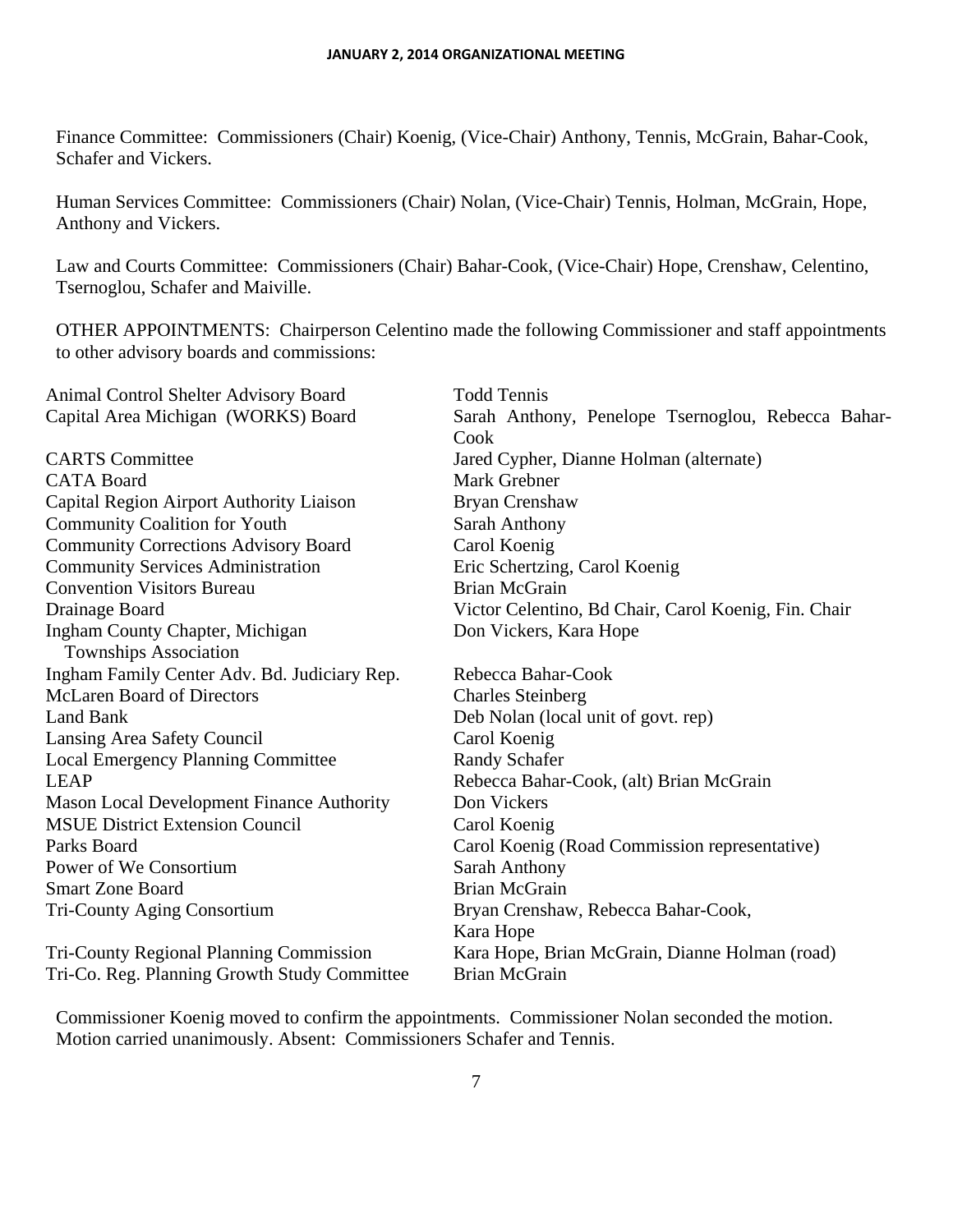Finance Committee: Commissioners (Chair) Koenig, (Vice-Chair) Anthony, Tennis, McGrain, Bahar-Cook, Schafer and Vickers.

Human Services Committee: Commissioners (Chair) Nolan, (Vice-Chair) Tennis, Holman, McGrain, Hope, Anthony and Vickers.

Law and Courts Committee: Commissioners (Chair) Bahar-Cook, (Vice-Chair) Hope, Crenshaw, Celentino, Tsernoglou, Schafer and Maiville.

OTHER APPOINTMENTS: Chairperson Celentino made the following Commissioner and staff appointments to other advisory boards and commissions:

| | |
|---|---|
| Animal Control Shelter Advisory Board | Todd Tennis |
| Capital Area Michigan (WORKS) Board | Sarah Anthony, Penelope Tsernoglou, Rebecca Bahar-Cook |
| CARTS Committee | Jared Cypher, Dianne Holman (alternate) |
| CATA Board | Mark Grebner |
| Capital Region Airport Authority Liaison | Bryan Crenshaw |
| Community Coalition for Youth | Sarah Anthony |
| Community Corrections Advisory Board | Carol Koenig |
| Community Services Administration | Eric Schertzing, Carol Koenig |
| Convention Visitors Bureau | Brian McGrain |
| Drainage Board | Victor Celentino, Bd Chair, Carol Koenig, Fin. Chair |
| Ingham County Chapter, Michigan Townships Association | Don Vickers, Kara Hope |
| Ingham Family Center Adv. Bd. Judiciary Rep. | Rebecca Bahar-Cook |
| McLaren Board of Directors | Charles Steinberg |
| Land Bank | Deb Nolan (local unit of govt. rep) |
| Lansing Area Safety Council | Carol Koenig |
| Local Emergency Planning Committee | Randy Schafer |
| LEAP | Rebecca Bahar-Cook, (alt) Brian McGrain |
| Mason Local Development Finance Authority | Don Vickers |
| MSUE District Extension Council | Carol Koenig |
| Parks Board | Carol Koenig (Road Commission representative) |
| Power of We Consortium | Sarah Anthony |
| Smart Zone Board | Brian McGrain |
| Tri-County Aging Consortium | Bryan Crenshaw, Rebecca Bahar-Cook, Kara Hope |
| Tri-County Regional Planning Commission | Kara Hope, Brian McGrain, Dianne Holman (road) |
| Tri-Co. Reg. Planning Growth Study Committee | Brian McGrain |

Commissioner Koenig moved to confirm the appointments. Commissioner Nolan seconded the motion. Motion carried unanimously. Absent: Commissioners Schafer and Tennis.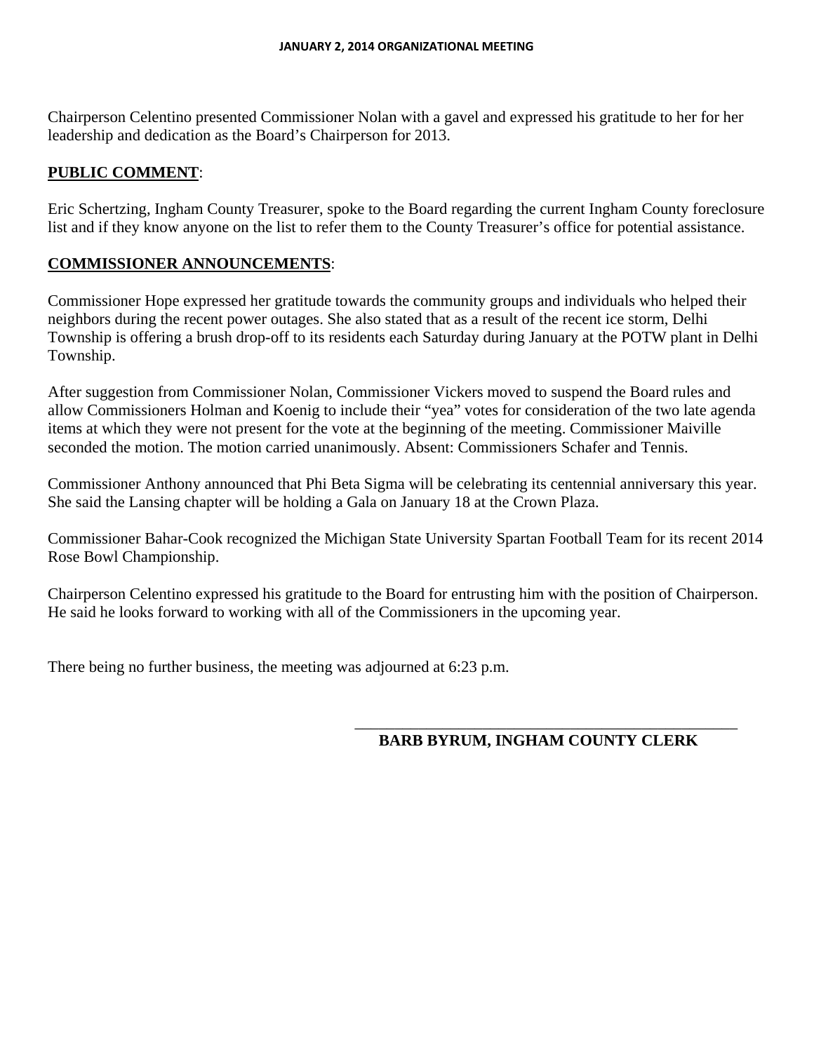Chairperson Celentino presented Commissioner Nolan with a gavel and expressed his gratitude to her for her leadership and dedication as the Board's Chairperson for 2013.

**PUBLIC COMMENT**:

Eric Schertzing, Ingham County Treasurer, spoke to the Board regarding the current Ingham County foreclosure list and if they know anyone on the list to refer them to the County Treasurer's office for potential assistance.

**COMMISSIONER ANNOUNCEMENTS**:

Commissioner Hope expressed her gratitude towards the community groups and individuals who helped their neighbors during the recent power outages. She also stated that as a result of the recent ice storm, Delhi Township is offering a brush drop-off to its residents each Saturday during January at the POTW plant in Delhi Township.

After suggestion from Commissioner Nolan, Commissioner Vickers moved to suspend the Board rules and allow Commissioners Holman and Koenig to include their "yea" votes for consideration of the two late agenda items at which they were not present for the vote at the beginning of the meeting. Commissioner Maiville seconded the motion. The motion carried unanimously. Absent: Commissioners Schafer and Tennis.

Commissioner Anthony announced that Phi Beta Sigma will be celebrating its centennial anniversary this year. She said the Lansing chapter will be holding a Gala on January 18 at the Crown Plaza.

Commissioner Bahar-Cook recognized the Michigan State University Spartan Football Team for its recent 2014 Rose Bowl Championship.

Chairperson Celentino expressed his gratitude to the Board for entrusting him with the position of Chairperson. He said he looks forward to working with all of the Commissioners in the upcoming year.

There being no further business, the meeting was adjourned at 6:23 p.m.

\_\_\_\_\_\_\_\_\_\_\_\_\_\_\_\_\_\_\_\_\_\_\_\_\_\_\_\_\_\_\_\_\_\_\_\_\_\_\_\_\_\_\_\_

**BARB BYRUM, INGHAM COUNTY CLERK**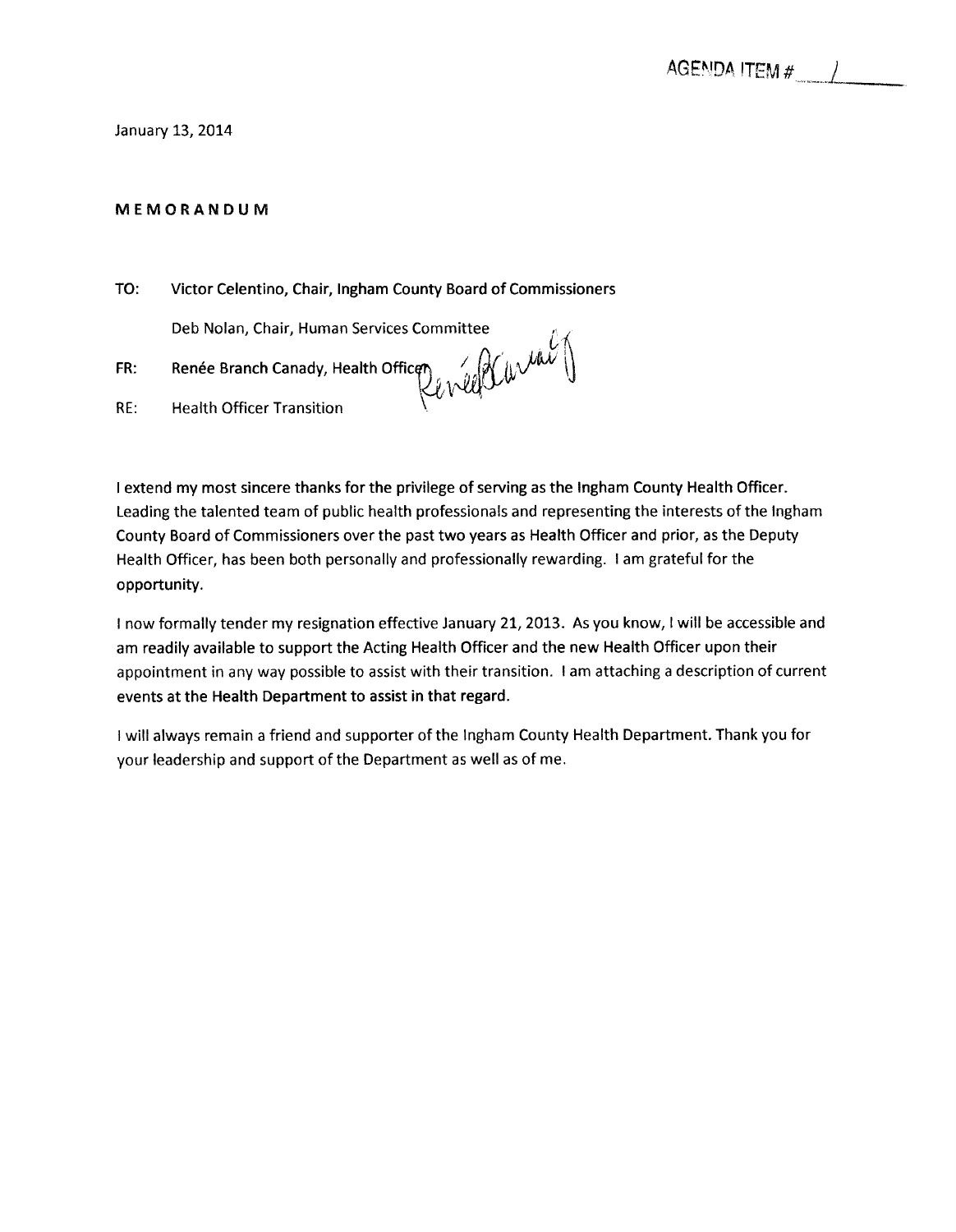AGENDA ITEM # 1

January 13, 2014

**MEMORANDUM**

TO: Victor Celentino, Chair, Ingham County Board of Commissioners

Deb Nolan, Chair, Human Services Committee

FR: Renée Branch Canady, Health Officer

RE: Health Officer Transition

I extend my most sincere thanks for the privilege of serving as the Ingham County Health Officer. Leading the talented team of public health professionals and representing the interests of the Ingham County Board of Commissioners over the past two years as Health Officer and prior, as the Deputy Health Officer, has been both personally and professionally rewarding. I am grateful for the opportunity.

I now formally tender my resignation effective January 21, 2013. As you know, I will be accessible and am readily available to support the Acting Health Officer and the new Health Officer upon their appointment in any way possible to assist with their transition. I am attaching a description of current events at the Health Department to assist in that regard.

I will always remain a friend and supporter of the Ingham County Health Department. Thank you for your leadership and support of the Department as well as of me.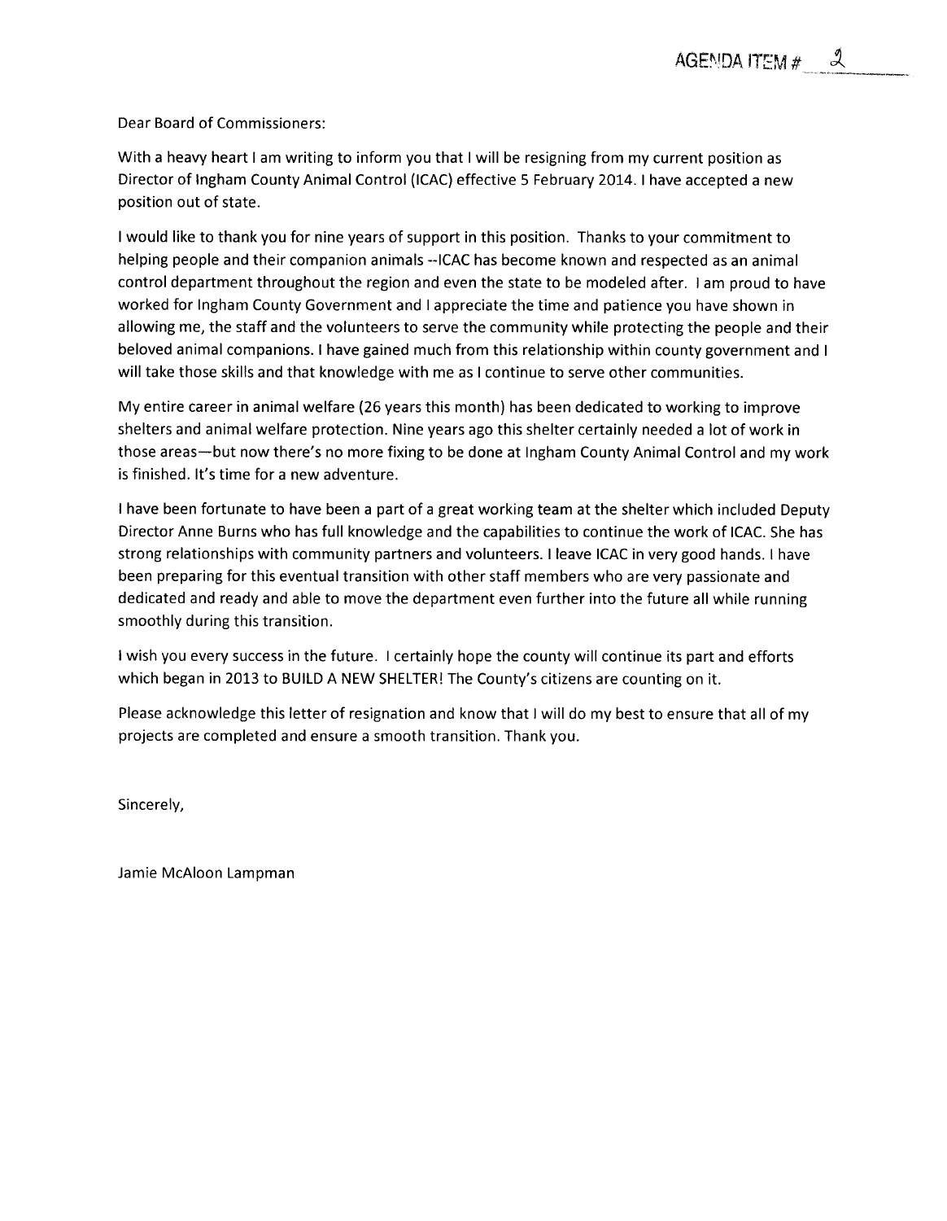AGENDA ITEM # 2

Dear Board of Commissioners:

With a heavy heart I am writing to inform you that I will be resigning from my current position as Director of Ingham County Animal Control (ICAC) effective 5 February 2014. I have accepted a new position out of state.

I would like to thank you for nine years of support in this position. Thanks to your commitment to helping people and their companion animals --ICAC has become known and respected as an animal control department throughout the region and even the state to be modeled after. I am proud to have worked for Ingham County Government and I appreciate the time and patience you have shown in allowing me, the staff and the volunteers to serve the community while protecting the people and their beloved animal companions. I have gained much from this relationship within county government and I will take those skills and that knowledge with me as I continue to serve other communities.

My entire career in animal welfare (26 years this month) has been dedicated to working to improve shelters and animal welfare protection. Nine years ago this shelter certainly needed a lot of work in those areas—but now there's no more fixing to be done at Ingham County Animal Control and my work is finished. It's time for a new adventure.

I have been fortunate to have been a part of a great working team at the shelter which included Deputy Director Anne Burns who has full knowledge and the capabilities to continue the work of ICAC. She has strong relationships with community partners and volunteers. I leave ICAC in very good hands. I have been preparing for this eventual transition with other staff members who are very passionate and dedicated and ready and able to move the department even further into the future all while running smoothly during this transition.

I wish you every success in the future. I certainly hope the county will continue its part and efforts which began in 2013 to BUILD A NEW SHELTER! The County's citizens are counting on it.

Please acknowledge this letter of resignation and know that I will do my best to ensure that all of my projects are completed and ensure a smooth transition. Thank you.

Sincerely,

Jamie McAloon Lampman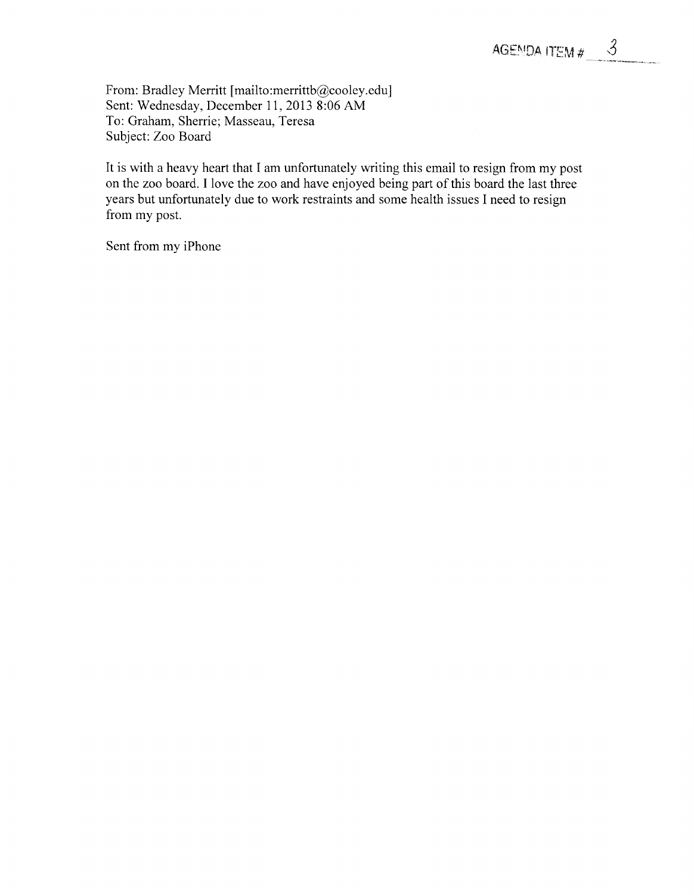AGENDA ITEM # 3

From: Bradley Merritt [mailto:merrittb@cooley.edu]
Sent: Wednesday, December 11, 2013 8:06 AM
To: Graham, Sherrie; Masseau, Teresa
Subject: Zoo Board

It is with a heavy heart that I am unfortunately writing this email to resign from my post on the zoo board. I love the zoo and have enjoyed being part of this board the last three years but unfortunately due to work restraints and some health issues I need to resign from my post.

Sent from my iPhone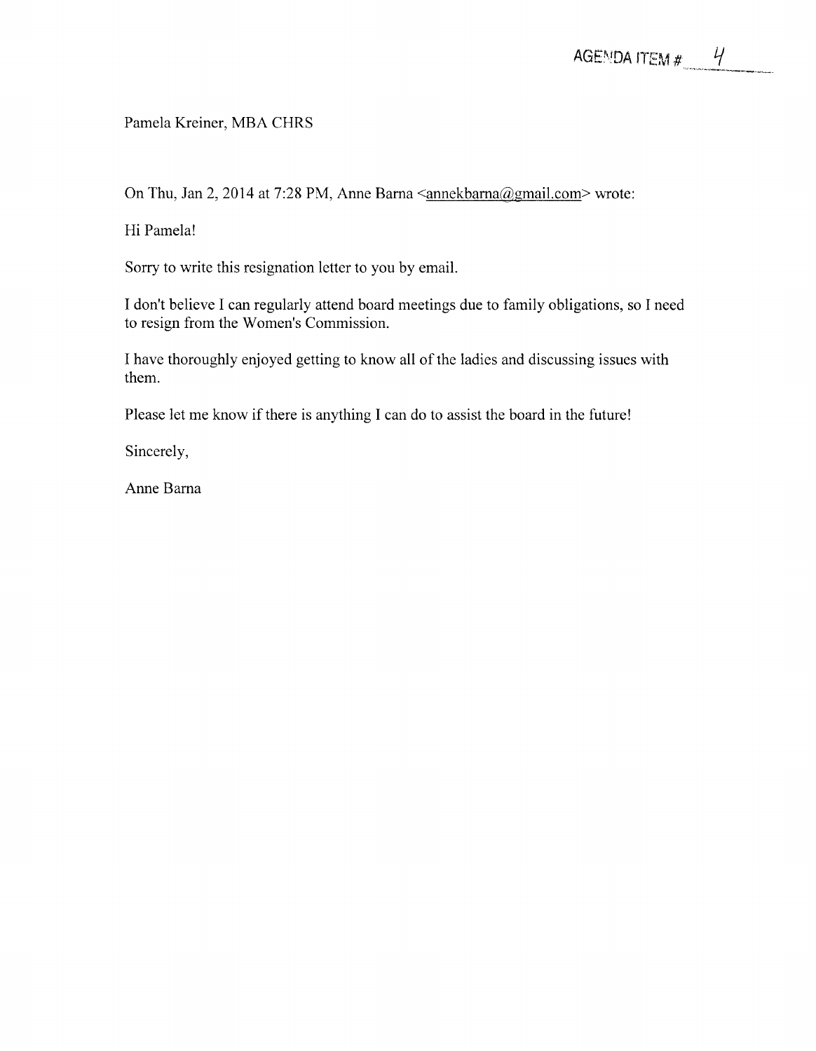AGENDA ITEM # 4

Pamela Kreiner, MBA CHRS

On Thu, Jan 2, 2014 at 7:28 PM, Anne Barna <annekbarna@gmail.com> wrote:

Hi Pamela!

Sorry to write this resignation letter to you by email.

I don't believe I can regularly attend board meetings due to family obligations, so I need to resign from the Women's Commission.

I have thoroughly enjoyed getting to know all of the ladies and discussing issues with them.

Please let me know if there is anything I can do to assist the board in the future!

Sincerely,

Anne Barna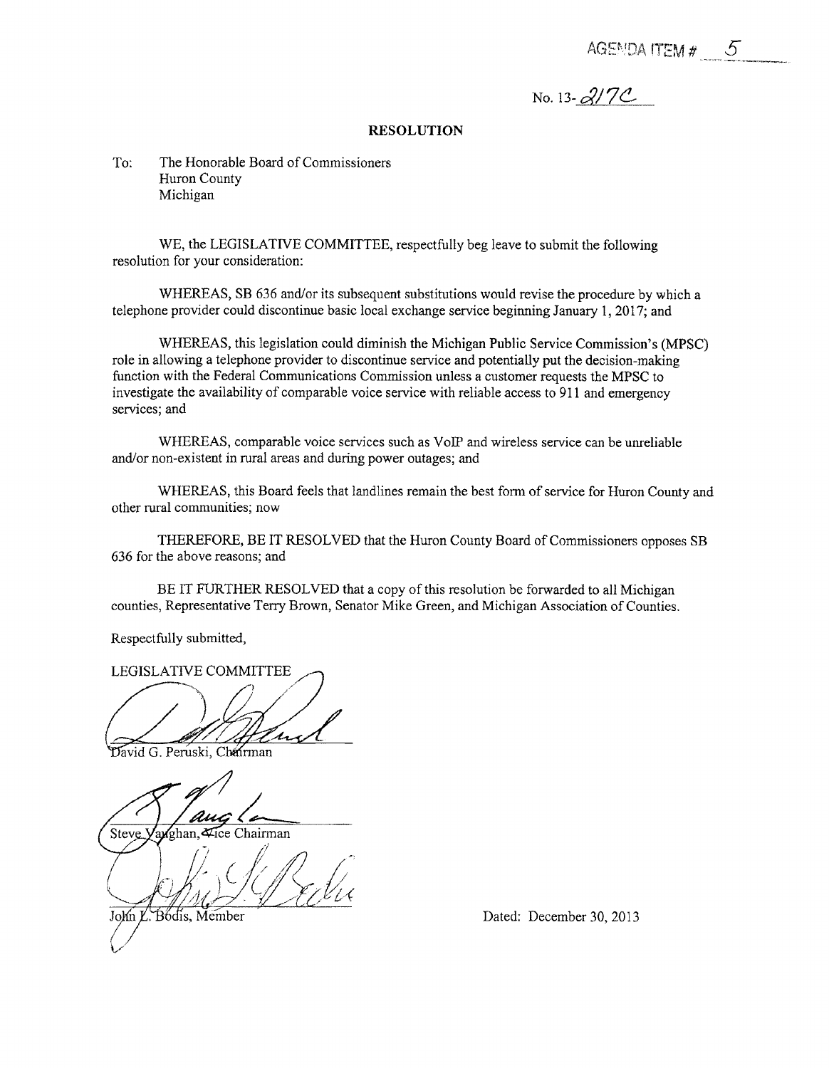AGENDA ITEM # 5

No. 13-217C

## RESOLUTION

To: The Honorable Board of Commissioners
Huron County
Michigan

WE, the LEGISLATIVE COMMITTEE, respectfully beg leave to submit the following resolution for your consideration:

WHEREAS, SB 636 and/or its subsequent substitutions would revise the procedure by which a telephone provider could discontinue basic local exchange service beginning January 1, 2017; and

WHEREAS, this legislation could diminish the Michigan Public Service Commission's (MPSC) role in allowing a telephone provider to discontinue service and potentially put the decision-making function with the Federal Communications Commission unless a customer requests the MPSC to investigate the availability of comparable voice service with reliable access to 911 and emergency services; and

WHEREAS, comparable voice services such as VoIP and wireless service can be unreliable and/or non-existent in rural areas and during power outages; and

WHEREAS, this Board feels that landlines remain the best form of service for Huron County and other rural communities; now

THEREFORE, BE IT RESOLVED that the Huron County Board of Commissioners opposes SB 636 for the above reasons; and

BE IT FURTHER RESOLVED that a copy of this resolution be forwarded to all Michigan counties, Representative Terry Brown, Senator Mike Green, and Michigan Association of Counties.

Respectfully submitted,

LEGISLATIVE COMMITTEE

David G. Peruski, Chairman

Steve Vaughan, Vice Chairman

John L. Bodis, Member

Dated: December 30, 2013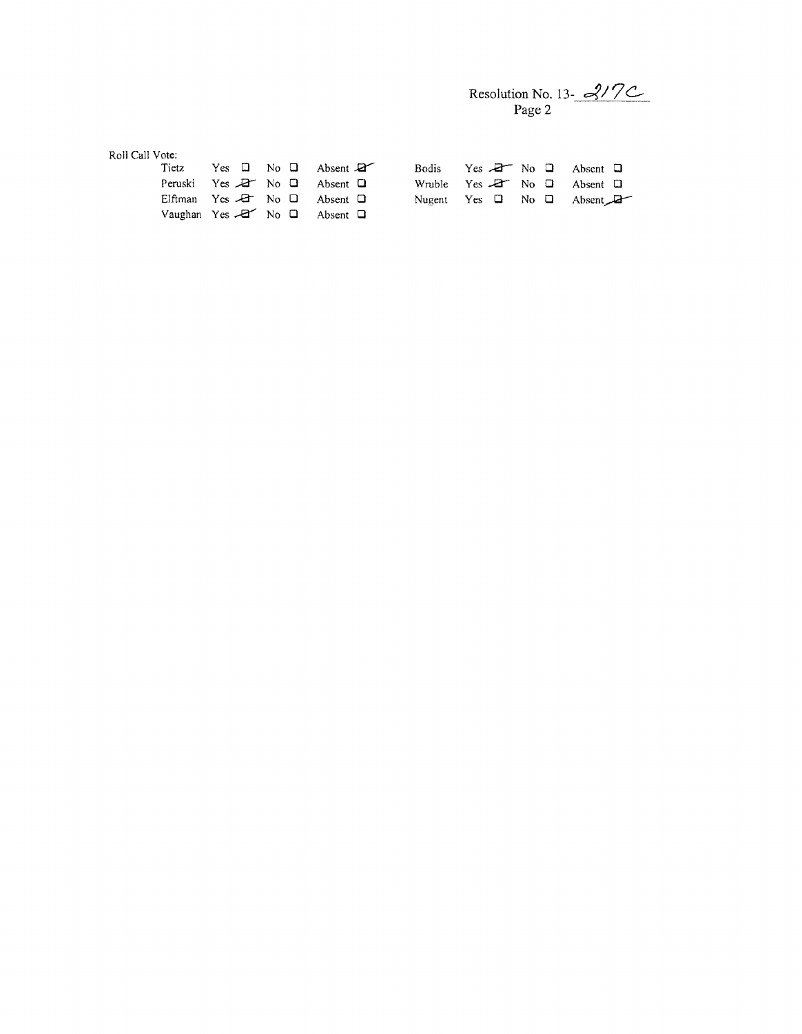Resolution No. 13-217C
Page 2

Roll Call Vote:

| | | | | | | | |
|---|---|---|---|---|---|---|---|
| Tietz | Yes ☐ | No ☐ | Absent ☑ | Bodis | Yes ☑ | No ☐ | Absent ☐ |
| Peruski | Yes ☑ | No ☐ | Absent ☐ | Wruble | Yes ☑ | No ☐ | Absent ☐ |
| Elftman | Yes ☑ | No ☐ | Absent ☐ | Nugent | Yes ☐ | No ☐ | Absent ☑ |
| Vaughan | Yes ☑ | No ☐ | Absent ☐ | | | | |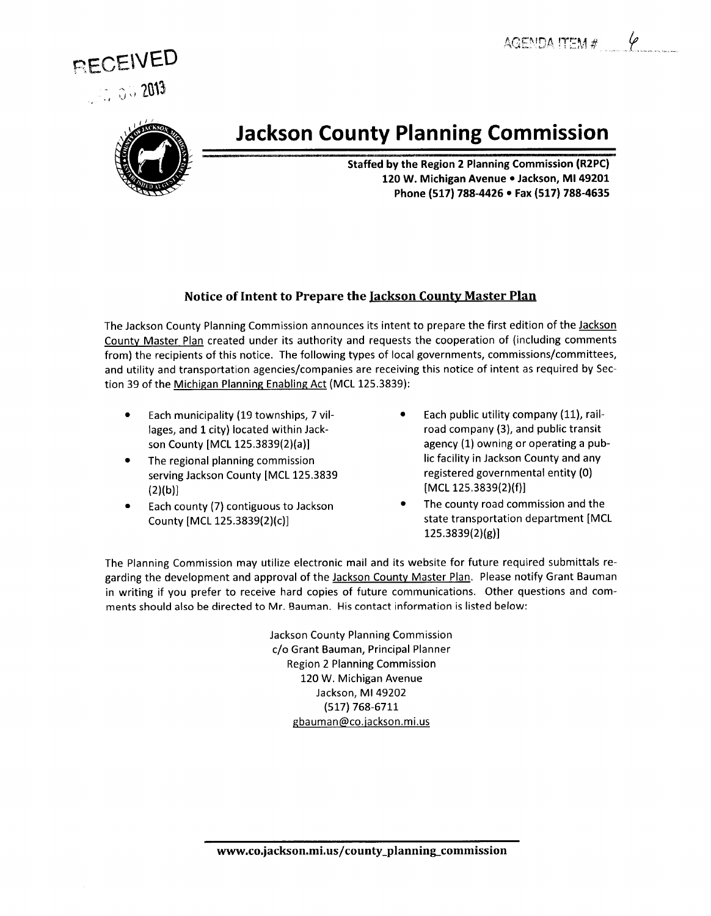AGENDA ITEM # 6

RECEIVED

2013

# Jackson County Planning Commission

**Staffed by the Region 2 Planning Commission (R2PC)**
**120 W. Michigan Avenue • Jackson, MI 49201**
**Phone (517) 788-4426 • Fax (517) 788-4635**

### Notice of Intent to Prepare the Jackson County Master Plan

The Jackson County Planning Commission announces its intent to prepare the first edition of the Jackson County Master Plan created under its authority and requests the cooperation of (including comments from) the recipients of this notice. The following types of local governments, commissions/committees, and utility and transportation agencies/companies are receiving this notice of intent as required by Section 39 of the Michigan Planning Enabling Act (MCL 125.3839):

- Each municipality (19 townships, 7 villages, and 1 city) located within Jackson County [MCL 125.3839(2)(a)]
- The regional planning commission serving Jackson County [MCL 125.3839 (2)(b)]
- Each county (7) contiguous to Jackson County [MCL 125.3839(2)(c)]
- Each public utility company (11), railroad company (3), and public transit agency (1) owning or operating a public facility in Jackson County and any registered governmental entity (0) [MCL 125.3839(2)(f)]
- The county road commission and the state transportation department [MCL 125.3839(2)(g)]

The Planning Commission may utilize electronic mail and its website for future required submittals regarding the development and approval of the Jackson County Master Plan. Please notify Grant Bauman in writing if you prefer to receive hard copies of future communications. Other questions and comments should also be directed to Mr. Bauman. His contact information is listed below:

Jackson County Planning Commission
c/o Grant Bauman, Principal Planner
Region 2 Planning Commission
120 W. Michigan Avenue
Jackson, MI 49202
(517) 768-6711
gbauman@co.jackson.mi.us

www.co.jackson.mi.us/county_planning_commission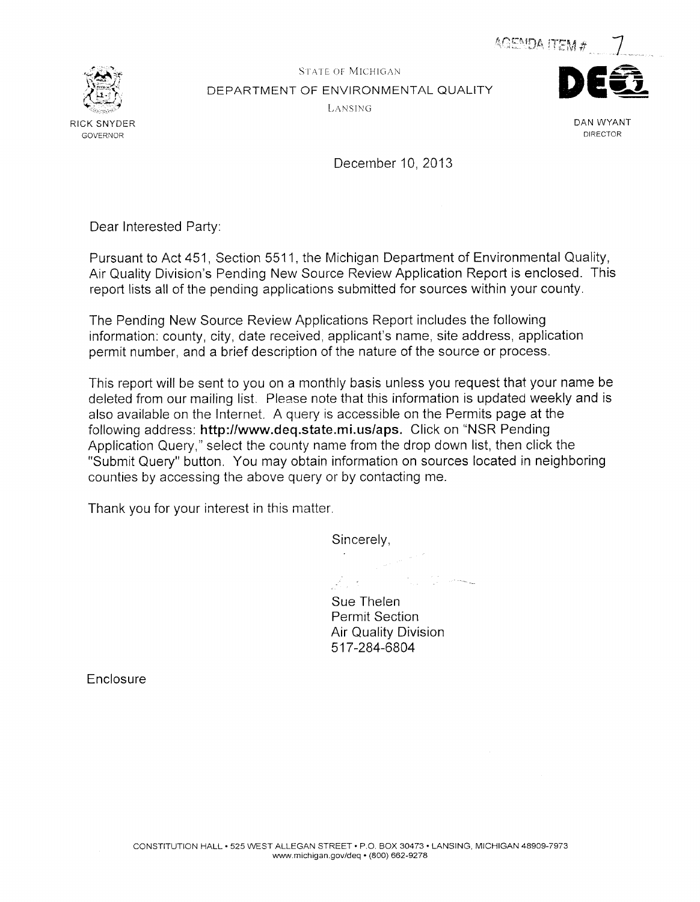AGENDA ITEM # 7

STATE OF MICHIGAN
DEPARTMENT OF ENVIRONMENTAL QUALITY
LANSING

RICK SNYDER
GOVERNOR

DAN WYANT
DIRECTOR

December 10, 2013

Dear Interested Party:

Pursuant to Act 451, Section 5511, the Michigan Department of Environmental Quality, Air Quality Division's Pending New Source Review Application Report is enclosed. This report lists all of the pending applications submitted for sources within your county.

The Pending New Source Review Applications Report includes the following information: county, city, date received, applicant's name, site address, application permit number, and a brief description of the nature of the source or process.

This report will be sent to you on a monthly basis unless you request that your name be deleted from our mailing list. Please note that this information is updated weekly and is also available on the Internet. A query is accessible on the Permits page at the following address: **http://www.deq.state.mi.us/aps.** Click on "NSR Pending Application Query," select the county name from the drop down list, then click the "Submit Query" button. You may obtain information on sources located in neighboring counties by accessing the above query or by contacting me.

Thank you for your interest in this matter.

Sincerely,

Sue Thelen
Permit Section
Air Quality Division
517-284-6804

Enclosure

CONSTITUTION HALL • 525 WEST ALLEGAN STREET • P.O. BOX 30473 • LANSING, MICHIGAN 48909-7973
www.michigan.gov/deq • (800) 662-9278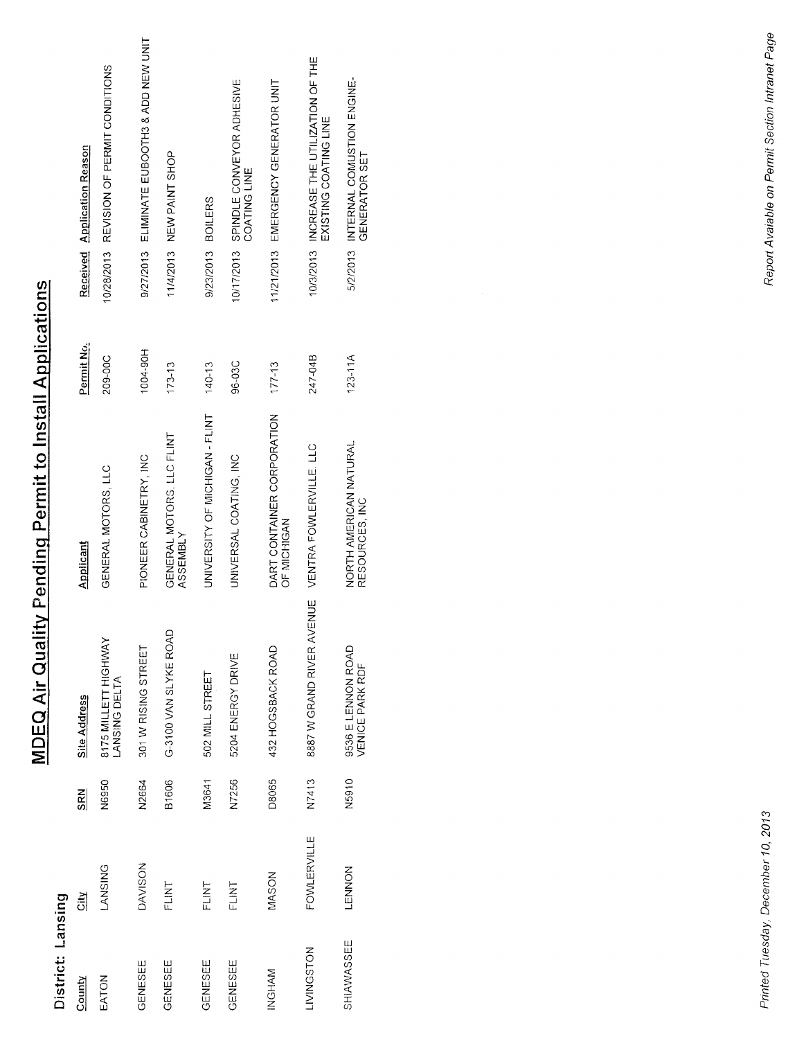# MDEQ Air Quality Pending Permit to Install Applications

**District: Lansing**

| County | City | SRN | Site Address | Applicant | Permit No. | Received | Application Reason |
|---|---|---|---|---|---|---|---|
| EATON | LANSING | N6950 | 8175 MILLETT HIGHWAY LANSING DELTA | GENERAL MOTORS, LLC | 209-00C | 10/28/2013 | REVISION OF PERMIT CONDITIONS |
| GENESEE | DAVISON | N2664 | 301 W RISING STREET | PIONEER CABINETRY, INC | 1004-90H | 9/27/2013 | ELIMINATE EUBOOTH3 & ADD NEW UNIT |
| GENESEE | FLINT | B1606 | G-3100 VAN SLYKE ROAD | GENERAL MOTORS, LLC FLINT ASSEMBLY | 173-13 | 11/4/2013 | NEW PAINT SHOP |
| GENESEE | FLINT | M3641 | 502 MILL STREET | UNIVERSITY OF MICHIGAN - FLINT | 140-13 | 9/23/2013 | BOILERS |
| GENESEE | FLINT | N7256 | 5204 ENERGY DRIVE | UNIVERSAL COATING, INC | 96-03C | 10/17/2013 | SPINDLE CONVEYOR ADHESIVE COATING LINE |
| INGHAM | MASON | D8065 | 432 HOGSBACK ROAD | DART CONTAINER CORPORATION OF MICHIGAN | 177-13 | 11/21/2013 | EMERGENCY GENERATOR UNIT |
| LIVINGSTON | FOWLERVILLE | N7413 | 8887 W GRAND RIVER AVENUE | VENTRA FOWLERVILLE, LLC | 247-04B | 10/3/2013 | INCREASE THE UTILIZATION OF THE EXISTING COATING LINE |
| SHIAWASSEE | LENNON | N5910 | 9536 E LENNON ROAD VENICE PARK RDF | NORTH AMERICAN NATURAL RESOURCES, INC | 123-11A | 5/2/2013 | INTERNAL COMUSTION ENGINE-GENERATOR SET |

*Printed Tuesday, December 10, 2013*

*Report Available on Permit Section Intranet Page*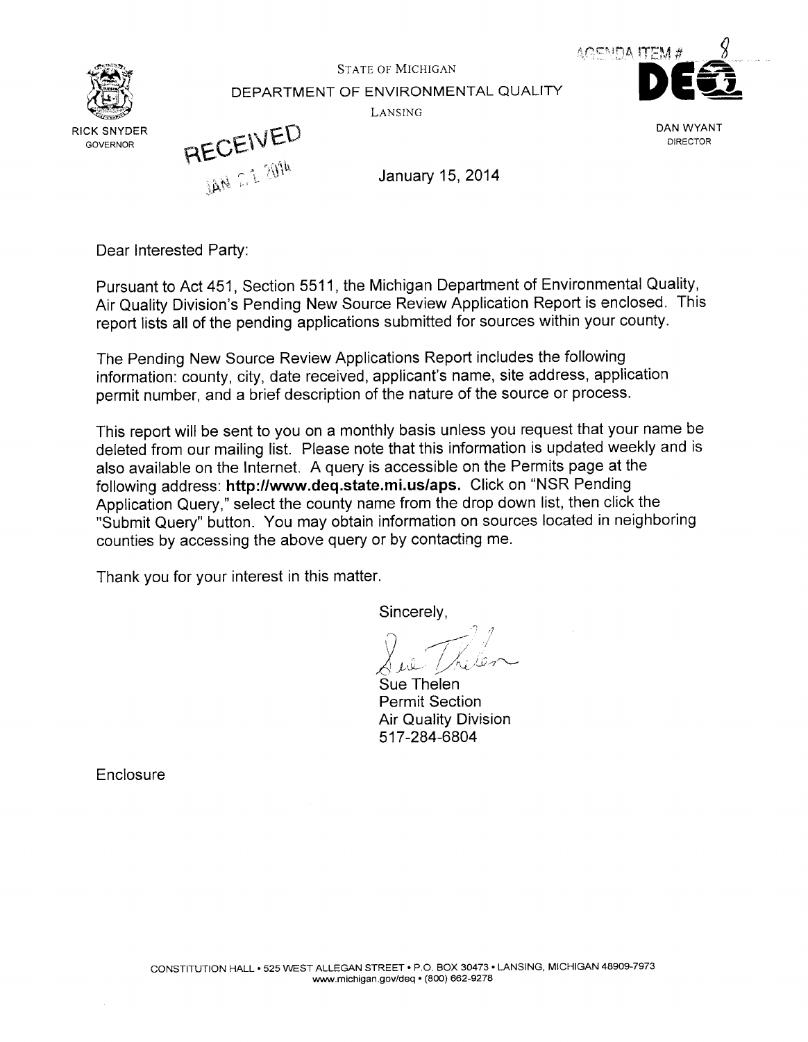AGENDA ITEM # 8

STATE OF MICHIGAN

DEPARTMENT OF ENVIRONMENTAL QUALITY

LANSING

RICK SNYDER
GOVERNOR

DAN WYANT
DIRECTOR

RECEIVED
JAN 21 2014

January 15, 2014

Dear Interested Party:

Pursuant to Act 451, Section 5511, the Michigan Department of Environmental Quality, Air Quality Division's Pending New Source Review Application Report is enclosed. This report lists all of the pending applications submitted for sources within your county.

The Pending New Source Review Applications Report includes the following information: county, city, date received, applicant's name, site address, application permit number, and a brief description of the nature of the source or process.

This report will be sent to you on a monthly basis unless you request that your name be deleted from our mailing list. Please note that this information is updated weekly and is also available on the Internet. A query is accessible on the Permits page at the following address: **http://www.deq.state.mi.us/aps.** Click on "NSR Pending Application Query," select the county name from the drop down list, then click the "Submit Query" button. You may obtain information on sources located in neighboring counties by accessing the above query or by contacting me.

Thank you for your interest in this matter.

Sincerely,

Sue Thelen
Permit Section
Air Quality Division
517-284-6804

Enclosure

CONSTITUTION HALL • 525 WEST ALLEGAN STREET • P.O. BOX 30473 • LANSING, MICHIGAN 48909-7973
www.michigan.gov/deq • (800) 662-9278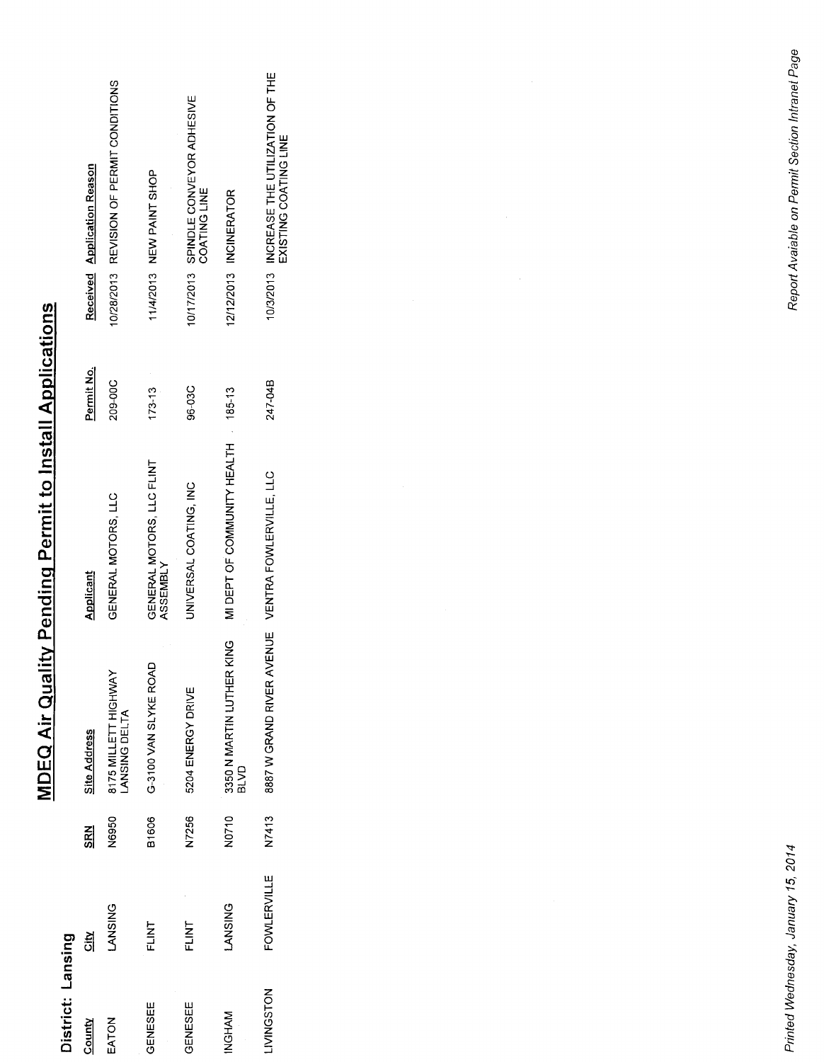# MDEQ Air Quality Pending Permit to Install Applications

**District: Lansing**

| County | City | SRN | Site Address | Applicant | Permit No. | Received | Application Reason |
|---|---|---|---|---|---|---|---|
| EATON | LANSING | N6950 | 8175 MILLETT HIGHWAY LANSING DELTA | GENERAL MOTORS, LLC | 209-00C | 10/28/2013 | REVISION OF PERMIT CONDITIONS |
| GENESEE | FLINT | B1606 | G-3100 VAN SLYKE ROAD | GENERAL MOTORS, LLC FLINT ASSEMBLY | 173-13 | 11/4/2013 | NEW PAINT SHOP |
| GENESEE | FLINT | N7256 | 5204 ENERGY DRIVE | UNIVERSAL COATING, INC | 96-03C | 10/17/2013 | SPINDLE CONVEYOR ADHESIVE COATING LINE |
| INGHAM | LANSING | N0710 | 3350 N MARTIN LUTHER KING BLVD | MI DEPT OF COMMUNITY HEALTH | 185-13 | 12/12/2013 | INCINERATOR |
| LIVINGSTON | FOWLERVILLE | N7413 | 8887 W GRAND RIVER AVENUE | VENTRA FOWLERVILLE, LLC | 247-04B | 10/3/2013 | INCREASE THE UTILIZATION OF THE EXISTING COATING LINE |

*Printed Wednesday, January 15, 2014*

*Report Avaiable on Permit Section Intranet Page*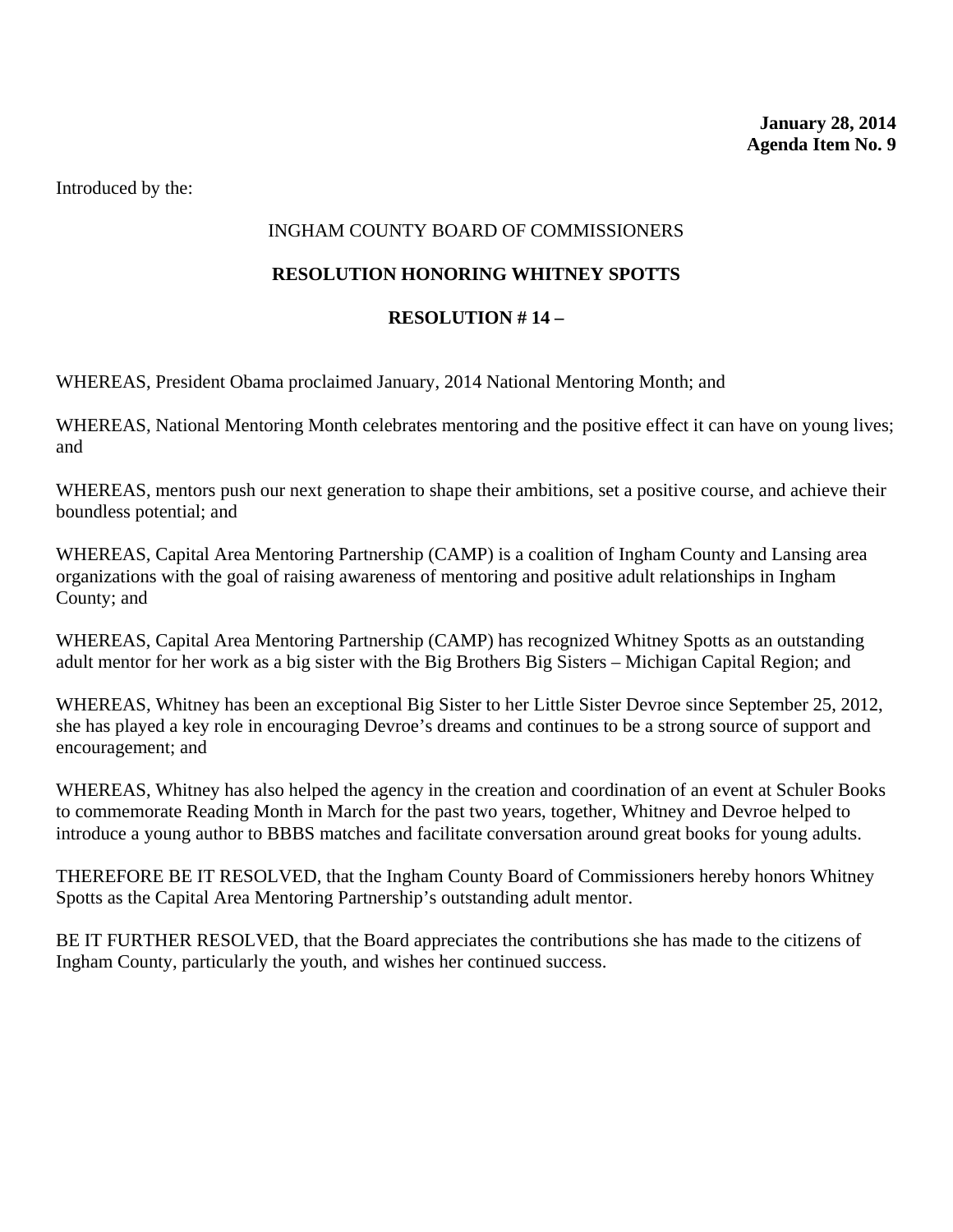**January 28, 2014**
**Agenda Item No. 9**

Introduced by the:

INGHAM COUNTY BOARD OF COMMISSIONERS

**RESOLUTION HONORING WHITNEY SPOTTS**

**RESOLUTION # 14 –**

WHEREAS, President Obama proclaimed January, 2014 National Mentoring Month; and

WHEREAS, National Mentoring Month celebrates mentoring and the positive effect it can have on young lives; and

WHEREAS, mentors push our next generation to shape their ambitions, set a positive course, and achieve their boundless potential; and

WHEREAS, Capital Area Mentoring Partnership (CAMP) is a coalition of Ingham County and Lansing area organizations with the goal of raising awareness of mentoring and positive adult relationships in Ingham County; and

WHEREAS, Capital Area Mentoring Partnership (CAMP) has recognized Whitney Spotts as an outstanding adult mentor for her work as a big sister with the Big Brothers Big Sisters – Michigan Capital Region; and

WHEREAS, Whitney has been an exceptional Big Sister to her Little Sister Devroe since September 25, 2012, she has played a key role in encouraging Devroe's dreams and continues to be a strong source of support and encouragement; and

WHEREAS, Whitney has also helped the agency in the creation and coordination of an event at Schuler Books to commemorate Reading Month in March for the past two years, together, Whitney and Devroe helped to introduce a young author to BBBS matches and facilitate conversation around great books for young adults.

THEREFORE BE IT RESOLVED, that the Ingham County Board of Commissioners hereby honors Whitney Spotts as the Capital Area Mentoring Partnership's outstanding adult mentor.

BE IT FURTHER RESOLVED, that the Board appreciates the contributions she has made to the citizens of Ingham County, particularly the youth, and wishes her continued success.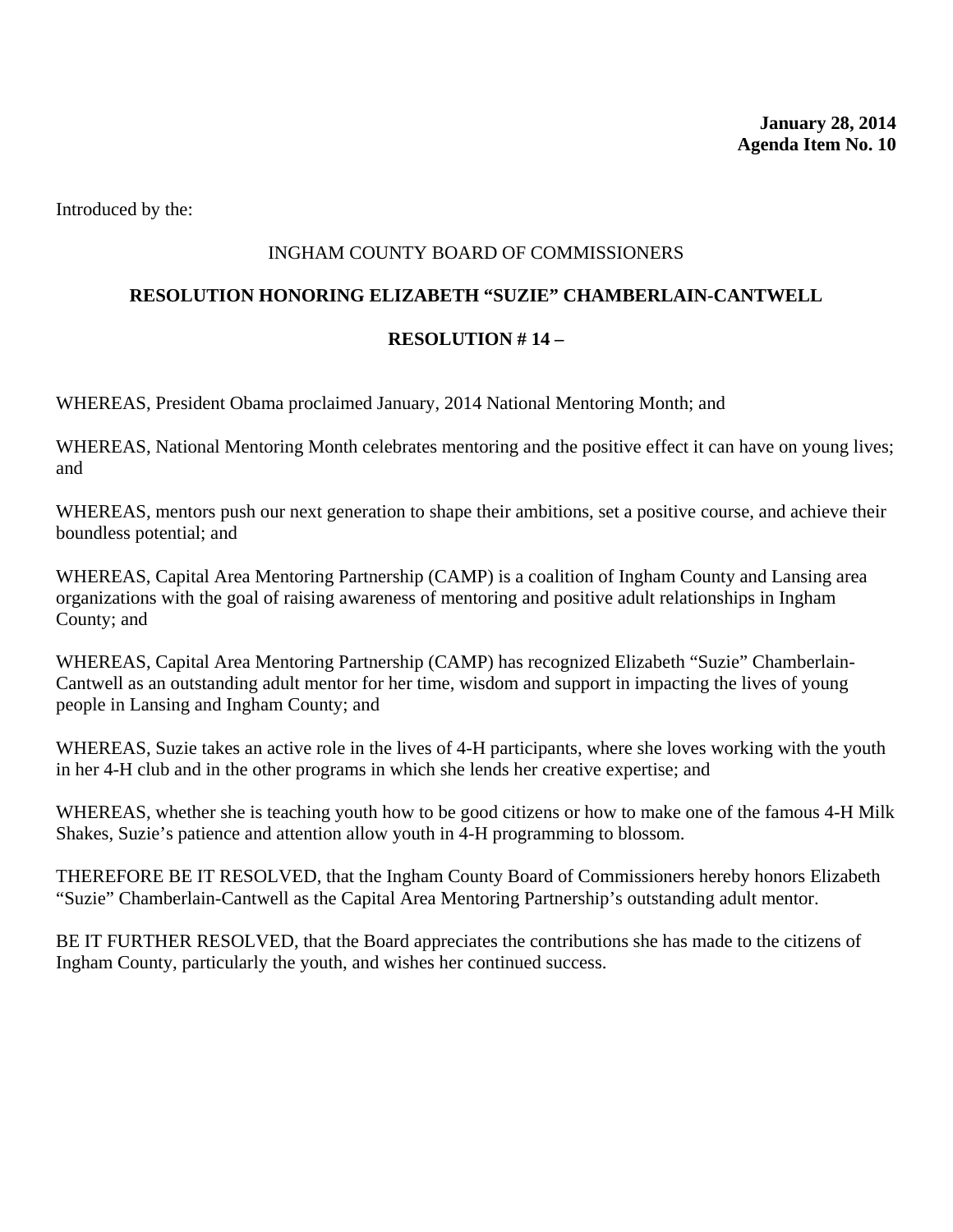**January 28, 2014**
**Agenda Item No. 10**

Introduced by the:

INGHAM COUNTY BOARD OF COMMISSIONERS

**RESOLUTION HONORING ELIZABETH "SUZIE" CHAMBERLAIN-CANTWELL**

**RESOLUTION # 14 –**

WHEREAS, President Obama proclaimed January, 2014 National Mentoring Month; and

WHEREAS, National Mentoring Month celebrates mentoring and the positive effect it can have on young lives; and

WHEREAS, mentors push our next generation to shape their ambitions, set a positive course, and achieve their boundless potential; and

WHEREAS, Capital Area Mentoring Partnership (CAMP) is a coalition of Ingham County and Lansing area organizations with the goal of raising awareness of mentoring and positive adult relationships in Ingham County; and

WHEREAS, Capital Area Mentoring Partnership (CAMP) has recognized Elizabeth "Suzie" Chamberlain-Cantwell as an outstanding adult mentor for her time, wisdom and support in impacting the lives of young people in Lansing and Ingham County; and

WHEREAS, Suzie takes an active role in the lives of 4-H participants, where she loves working with the youth in her 4-H club and in the other programs in which she lends her creative expertise; and

WHEREAS, whether she is teaching youth how to be good citizens or how to make one of the famous 4-H Milk Shakes, Suzie's patience and attention allow youth in 4-H programming to blossom.

THEREFORE BE IT RESOLVED, that the Ingham County Board of Commissioners hereby honors Elizabeth "Suzie" Chamberlain-Cantwell as the Capital Area Mentoring Partnership's outstanding adult mentor.

BE IT FURTHER RESOLVED, that the Board appreciates the contributions she has made to the citizens of Ingham County, particularly the youth, and wishes her continued success.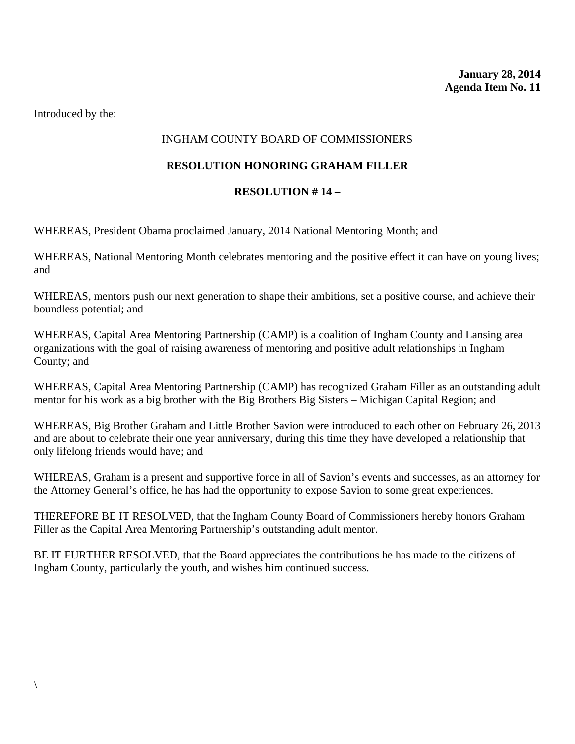**January 28, 2014**
**Agenda Item No. 11**

Introduced by the:

INGHAM COUNTY BOARD OF COMMISSIONERS

**RESOLUTION HONORING GRAHAM FILLER**

**RESOLUTION # 14 –**

WHEREAS, President Obama proclaimed January, 2014 National Mentoring Month; and

WHEREAS, National Mentoring Month celebrates mentoring and the positive effect it can have on young lives; and

WHEREAS, mentors push our next generation to shape their ambitions, set a positive course, and achieve their boundless potential; and

WHEREAS, Capital Area Mentoring Partnership (CAMP) is a coalition of Ingham County and Lansing area organizations with the goal of raising awareness of mentoring and positive adult relationships in Ingham County; and

WHEREAS, Capital Area Mentoring Partnership (CAMP) has recognized Graham Filler as an outstanding adult mentor for his work as a big brother with the Big Brothers Big Sisters – Michigan Capital Region; and

WHEREAS, Big Brother Graham and Little Brother Savion were introduced to each other on February 26, 2013 and are about to celebrate their one year anniversary, during this time they have developed a relationship that only lifelong friends would have; and

WHEREAS, Graham is a present and supportive force in all of Savion's events and successes, as an attorney for the Attorney General's office, he has had the opportunity to expose Savion to some great experiences.

THEREFORE BE IT RESOLVED, that the Ingham County Board of Commissioners hereby honors Graham Filler as the Capital Area Mentoring Partnership's outstanding adult mentor.

BE IT FURTHER RESOLVED, that the Board appreciates the contributions he has made to the citizens of Ingham County, particularly the youth, and wishes him continued success.

\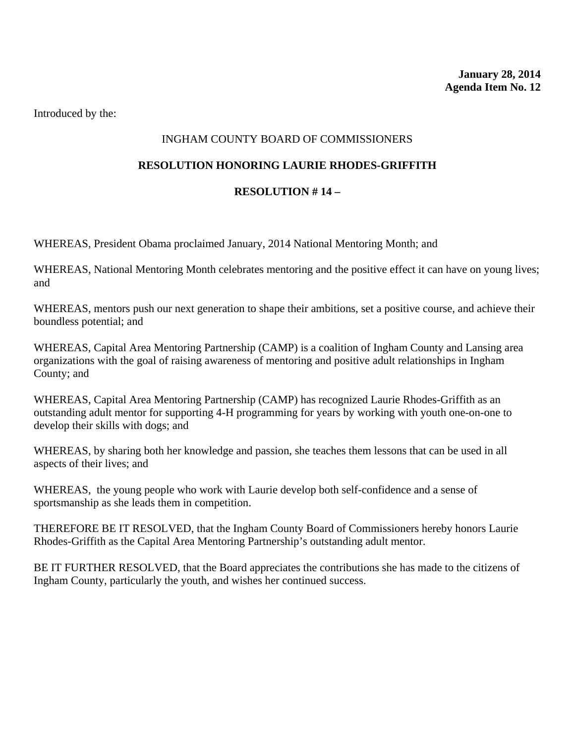**January 28, 2014**
**Agenda Item No. 12**

Introduced by the:

INGHAM COUNTY BOARD OF COMMISSIONERS

**RESOLUTION HONORING LAURIE RHODES-GRIFFITH**

**RESOLUTION # 14 –**

WHEREAS, President Obama proclaimed January, 2014 National Mentoring Month; and

WHEREAS, National Mentoring Month celebrates mentoring and the positive effect it can have on young lives; and

WHEREAS, mentors push our next generation to shape their ambitions, set a positive course, and achieve their boundless potential; and

WHEREAS, Capital Area Mentoring Partnership (CAMP) is a coalition of Ingham County and Lansing area organizations with the goal of raising awareness of mentoring and positive adult relationships in Ingham County; and

WHEREAS, Capital Area Mentoring Partnership (CAMP) has recognized Laurie Rhodes-Griffith as an outstanding adult mentor for supporting 4-H programming for years by working with youth one-on-one to develop their skills with dogs; and

WHEREAS, by sharing both her knowledge and passion, she teaches them lessons that can be used in all aspects of their lives; and

WHEREAS, the young people who work with Laurie develop both self-confidence and a sense of sportsmanship as she leads them in competition.

THEREFORE BE IT RESOLVED, that the Ingham County Board of Commissioners hereby honors Laurie Rhodes-Griffith as the Capital Area Mentoring Partnership's outstanding adult mentor.

BE IT FURTHER RESOLVED, that the Board appreciates the contributions she has made to the citizens of Ingham County, particularly the youth, and wishes her continued success.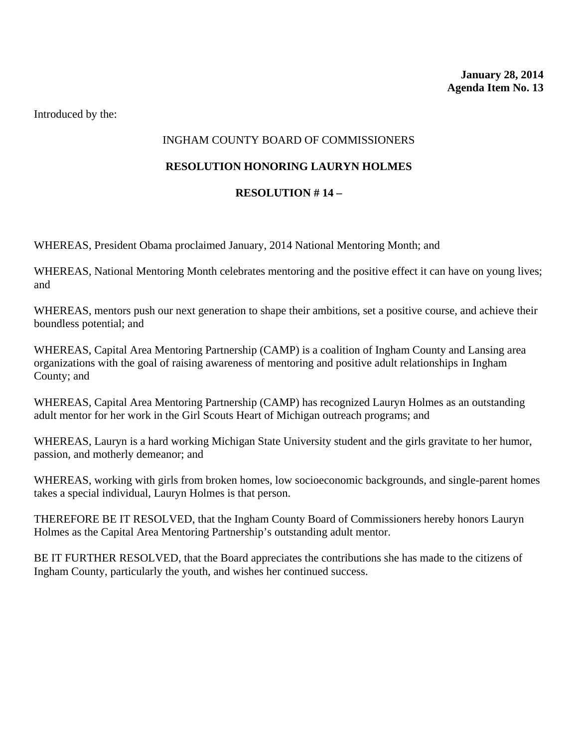**January 28, 2014**
**Agenda Item No. 13**

Introduced by the:

INGHAM COUNTY BOARD OF COMMISSIONERS

**RESOLUTION HONORING LAURYN HOLMES**

**RESOLUTION # 14 –**

WHEREAS, President Obama proclaimed January, 2014 National Mentoring Month; and

WHEREAS, National Mentoring Month celebrates mentoring and the positive effect it can have on young lives; and

WHEREAS, mentors push our next generation to shape their ambitions, set a positive course, and achieve their boundless potential; and

WHEREAS, Capital Area Mentoring Partnership (CAMP) is a coalition of Ingham County and Lansing area organizations with the goal of raising awareness of mentoring and positive adult relationships in Ingham County; and

WHEREAS, Capital Area Mentoring Partnership (CAMP) has recognized Lauryn Holmes as an outstanding adult mentor for her work in the Girl Scouts Heart of Michigan outreach programs; and

WHEREAS, Lauryn is a hard working Michigan State University student and the girls gravitate to her humor, passion, and motherly demeanor; and

WHEREAS, working with girls from broken homes, low socioeconomic backgrounds, and single-parent homes takes a special individual, Lauryn Holmes is that person.

THEREFORE BE IT RESOLVED, that the Ingham County Board of Commissioners hereby honors Lauryn Holmes as the Capital Area Mentoring Partnership's outstanding adult mentor.

BE IT FURTHER RESOLVED, that the Board appreciates the contributions she has made to the citizens of Ingham County, particularly the youth, and wishes her continued success.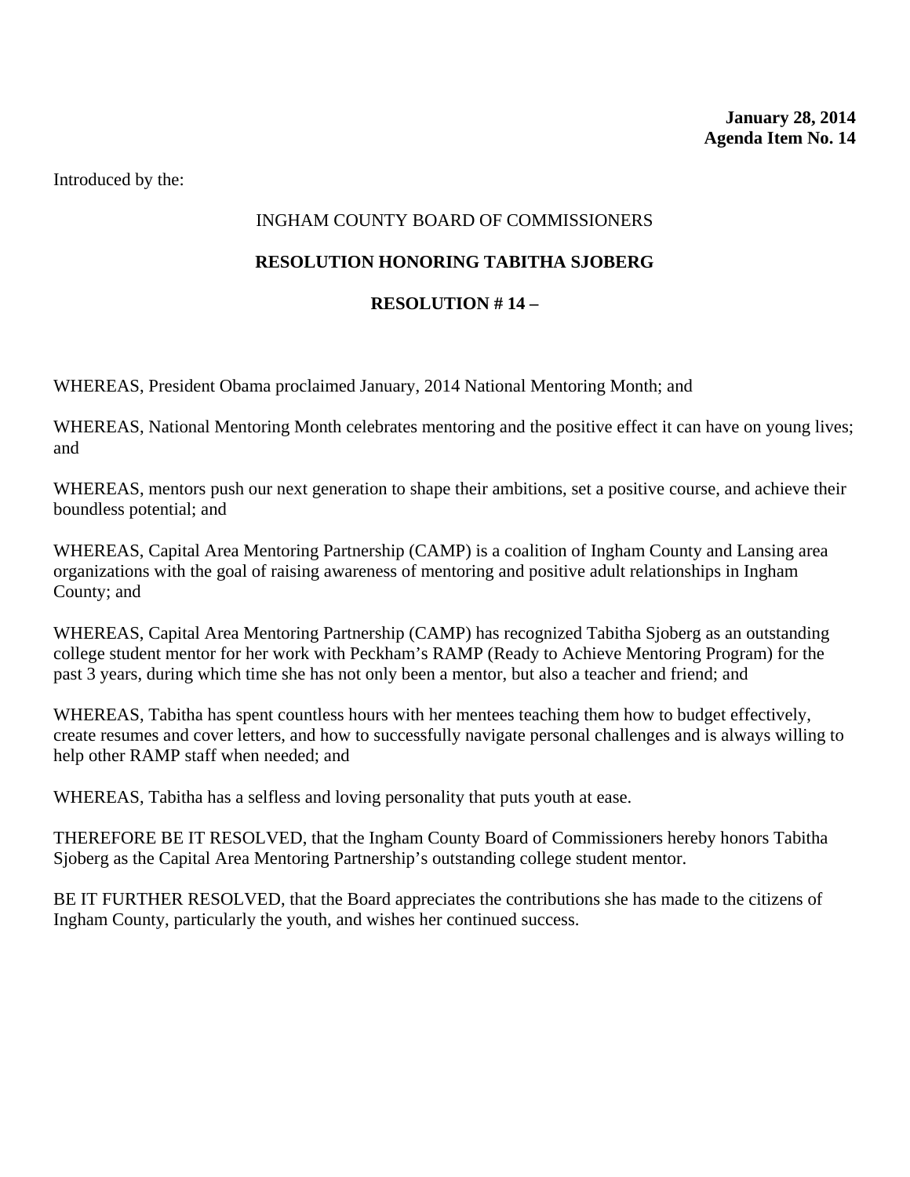**January 28, 2014**
**Agenda Item No. 14**

Introduced by the:

INGHAM COUNTY BOARD OF COMMISSIONERS

**RESOLUTION HONORING TABITHA SJOBERG**

**RESOLUTION # 14 –**

WHEREAS, President Obama proclaimed January, 2014 National Mentoring Month; and

WHEREAS, National Mentoring Month celebrates mentoring and the positive effect it can have on young lives; and

WHEREAS, mentors push our next generation to shape their ambitions, set a positive course, and achieve their boundless potential; and

WHEREAS, Capital Area Mentoring Partnership (CAMP) is a coalition of Ingham County and Lansing area organizations with the goal of raising awareness of mentoring and positive adult relationships in Ingham County; and

WHEREAS, Capital Area Mentoring Partnership (CAMP) has recognized Tabitha Sjoberg as an outstanding college student mentor for her work with Peckham's RAMP (Ready to Achieve Mentoring Program) for the past 3 years, during which time she has not only been a mentor, but also a teacher and friend; and

WHEREAS, Tabitha has spent countless hours with her mentees teaching them how to budget effectively, create resumes and cover letters, and how to successfully navigate personal challenges and is always willing to help other RAMP staff when needed; and

WHEREAS, Tabitha has a selfless and loving personality that puts youth at ease.

THEREFORE BE IT RESOLVED, that the Ingham County Board of Commissioners hereby honors Tabitha Sjoberg as the Capital Area Mentoring Partnership's outstanding college student mentor.

BE IT FURTHER RESOLVED, that the Board appreciates the contributions she has made to the citizens of Ingham County, particularly the youth, and wishes her continued success.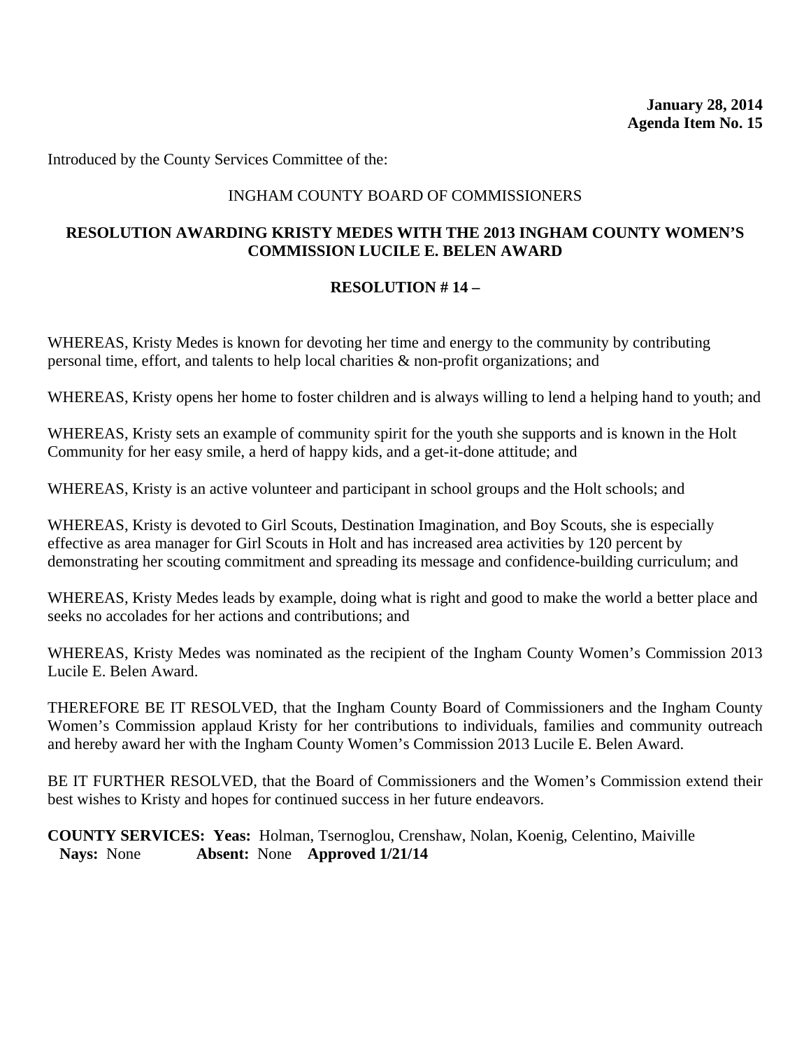**January 28, 2014**
**Agenda Item No. 15**

Introduced by the County Services Committee of the:

INGHAM COUNTY BOARD OF COMMISSIONERS

**RESOLUTION AWARDING KRISTY MEDES WITH THE 2013 INGHAM COUNTY WOMEN'S COMMISSION LUCILE E. BELEN AWARD**

**RESOLUTION # 14 –**

WHEREAS, Kristy Medes is known for devoting her time and energy to the community by contributing personal time, effort, and talents to help local charities & non-profit organizations; and

WHEREAS, Kristy opens her home to foster children and is always willing to lend a helping hand to youth; and

WHEREAS, Kristy sets an example of community spirit for the youth she supports and is known in the Holt Community for her easy smile, a herd of happy kids, and a get-it-done attitude; and

WHEREAS, Kristy is an active volunteer and participant in school groups and the Holt schools; and

WHEREAS, Kristy is devoted to Girl Scouts, Destination Imagination, and Boy Scouts, she is especially effective as area manager for Girl Scouts in Holt and has increased area activities by 120 percent by demonstrating her scouting commitment and spreading its message and confidence-building curriculum; and

WHEREAS, Kristy Medes leads by example, doing what is right and good to make the world a better place and seeks no accolades for her actions and contributions; and

WHEREAS, Kristy Medes was nominated as the recipient of the Ingham County Women's Commission 2013 Lucile E. Belen Award.

THEREFORE BE IT RESOLVED, that the Ingham County Board of Commissioners and the Ingham County Women's Commission applaud Kristy for her contributions to individuals, families and community outreach and hereby award her with the Ingham County Women's Commission 2013 Lucile E. Belen Award.

BE IT FURTHER RESOLVED, that the Board of Commissioners and the Women's Commission extend their best wishes to Kristy and hopes for continued success in her future endeavors.

**COUNTY SERVICES: Yeas:** Holman, Tsernoglou, Crenshaw, Nolan, Koenig, Celentino, Maiville
**Nays:** None **Absent:** None **Approved 1/21/14**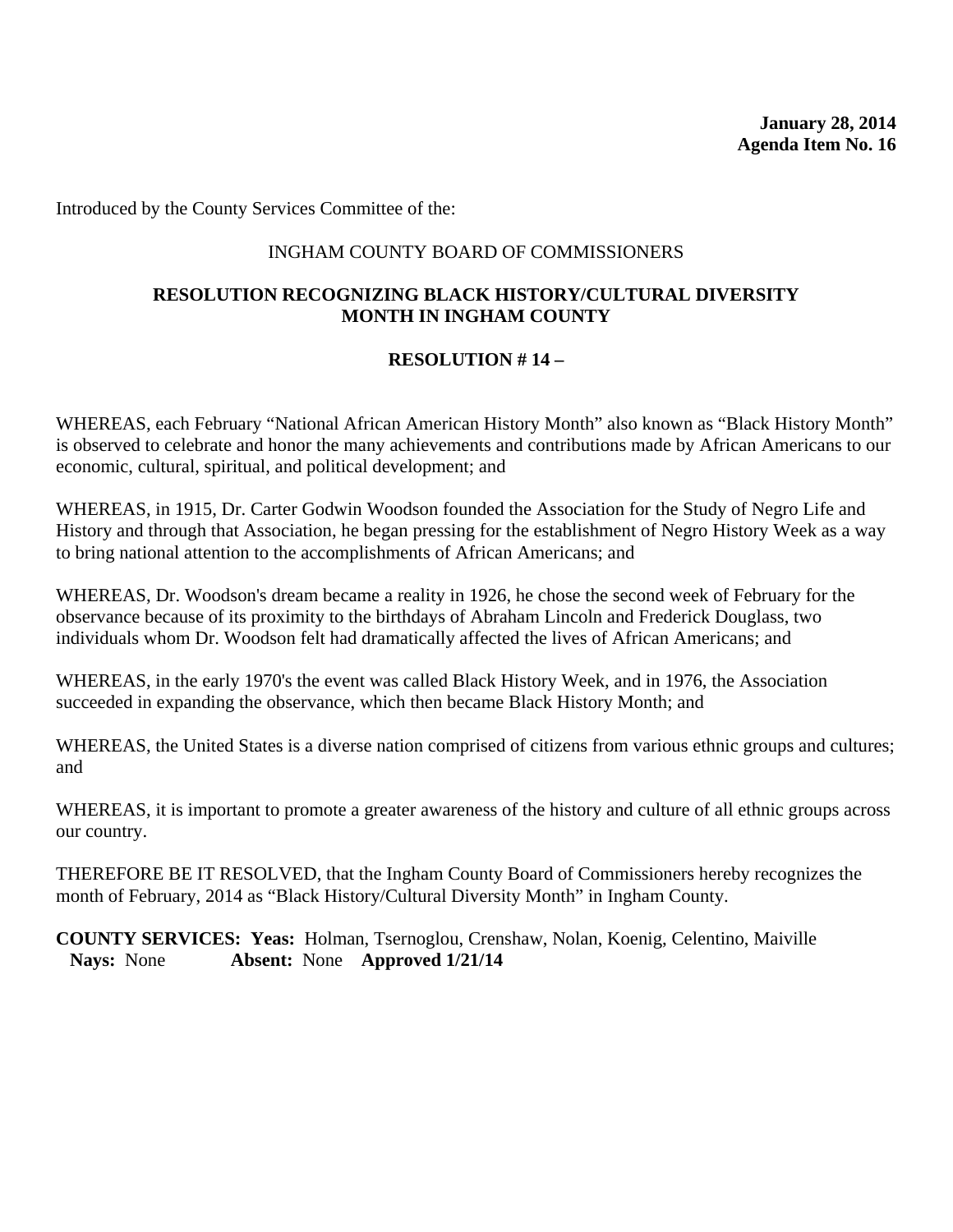**January 28, 2014**
**Agenda Item No. 16**

Introduced by the County Services Committee of the:

INGHAM COUNTY BOARD OF COMMISSIONERS

**RESOLUTION RECOGNIZING BLACK HISTORY/CULTURAL DIVERSITY MONTH IN INGHAM COUNTY**

**RESOLUTION # 14 –**

WHEREAS, each February "National African American History Month" also known as "Black History Month" is observed to celebrate and honor the many achievements and contributions made by African Americans to our economic, cultural, spiritual, and political development; and

WHEREAS, in 1915, Dr. Carter Godwin Woodson founded the Association for the Study of Negro Life and History and through that Association, he began pressing for the establishment of Negro History Week as a way to bring national attention to the accomplishments of African Americans; and

WHEREAS, Dr. Woodson's dream became a reality in 1926, he chose the second week of February for the observance because of its proximity to the birthdays of Abraham Lincoln and Frederick Douglass, two individuals whom Dr. Woodson felt had dramatically affected the lives of African Americans; and

WHEREAS, in the early 1970's the event was called Black History Week, and in 1976, the Association succeeded in expanding the observance, which then became Black History Month; and

WHEREAS, the United States is a diverse nation comprised of citizens from various ethnic groups and cultures; and

WHEREAS, it is important to promote a greater awareness of the history and culture of all ethnic groups across our country.

THEREFORE BE IT RESOLVED, that the Ingham County Board of Commissioners hereby recognizes the month of February, 2014 as "Black History/Cultural Diversity Month" in Ingham County.

**COUNTY SERVICES: Yeas:** Holman, Tsernoglou, Crenshaw, Nolan, Koenig, Celentino, Maiville
**Nays:** None **Absent:** None **Approved 1/21/14**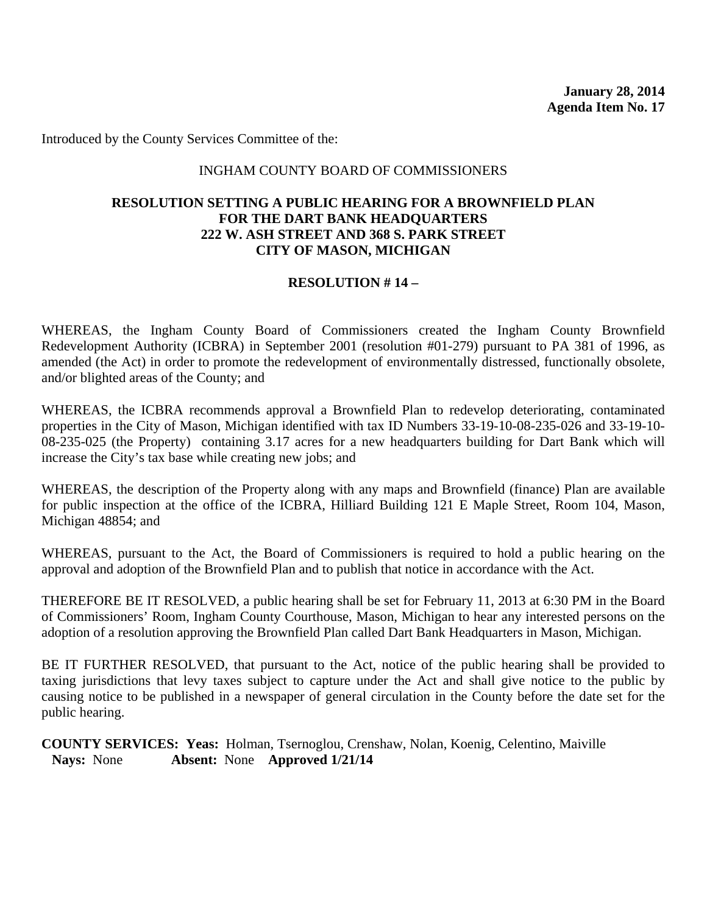**January 28, 2014**
**Agenda Item No. 17**

Introduced by the County Services Committee of the:

INGHAM COUNTY BOARD OF COMMISSIONERS

**RESOLUTION SETTING A PUBLIC HEARING FOR A BROWNFIELD PLAN FOR THE DART BANK HEADQUARTERS 222 W. ASH STREET AND 368 S. PARK STREET CITY OF MASON, MICHIGAN**

**RESOLUTION # 14 –**

WHEREAS, the Ingham County Board of Commissioners created the Ingham County Brownfield Redevelopment Authority (ICBRA) in September 2001 (resolution #01-279) pursuant to PA 381 of 1996, as amended (the Act) in order to promote the redevelopment of environmentally distressed, functionally obsolete, and/or blighted areas of the County; and

WHEREAS, the ICBRA recommends approval a Brownfield Plan to redevelop deteriorating, contaminated properties in the City of Mason, Michigan identified with tax ID Numbers 33-19-10-08-235-026 and 33-19-10-08-235-025 (the Property) containing 3.17 acres for a new headquarters building for Dart Bank which will increase the City's tax base while creating new jobs; and

WHEREAS, the description of the Property along with any maps and Brownfield (finance) Plan are available for public inspection at the office of the ICBRA, Hilliard Building 121 E Maple Street, Room 104, Mason, Michigan 48854; and

WHEREAS, pursuant to the Act, the Board of Commissioners is required to hold a public hearing on the approval and adoption of the Brownfield Plan and to publish that notice in accordance with the Act.

THEREFORE BE IT RESOLVED, a public hearing shall be set for February 11, 2013 at 6:30 PM in the Board of Commissioners' Room, Ingham County Courthouse, Mason, Michigan to hear any interested persons on the adoption of a resolution approving the Brownfield Plan called Dart Bank Headquarters in Mason, Michigan.

BE IT FURTHER RESOLVED, that pursuant to the Act, notice of the public hearing shall be provided to taxing jurisdictions that levy taxes subject to capture under the Act and shall give notice to the public by causing notice to be published in a newspaper of general circulation in the County before the date set for the public hearing.

**COUNTY SERVICES: Yeas:** Holman, Tsernoglou, Crenshaw, Nolan, Koenig, Celentino, Maiville
**Nays:** None **Absent:** None **Approved 1/21/14**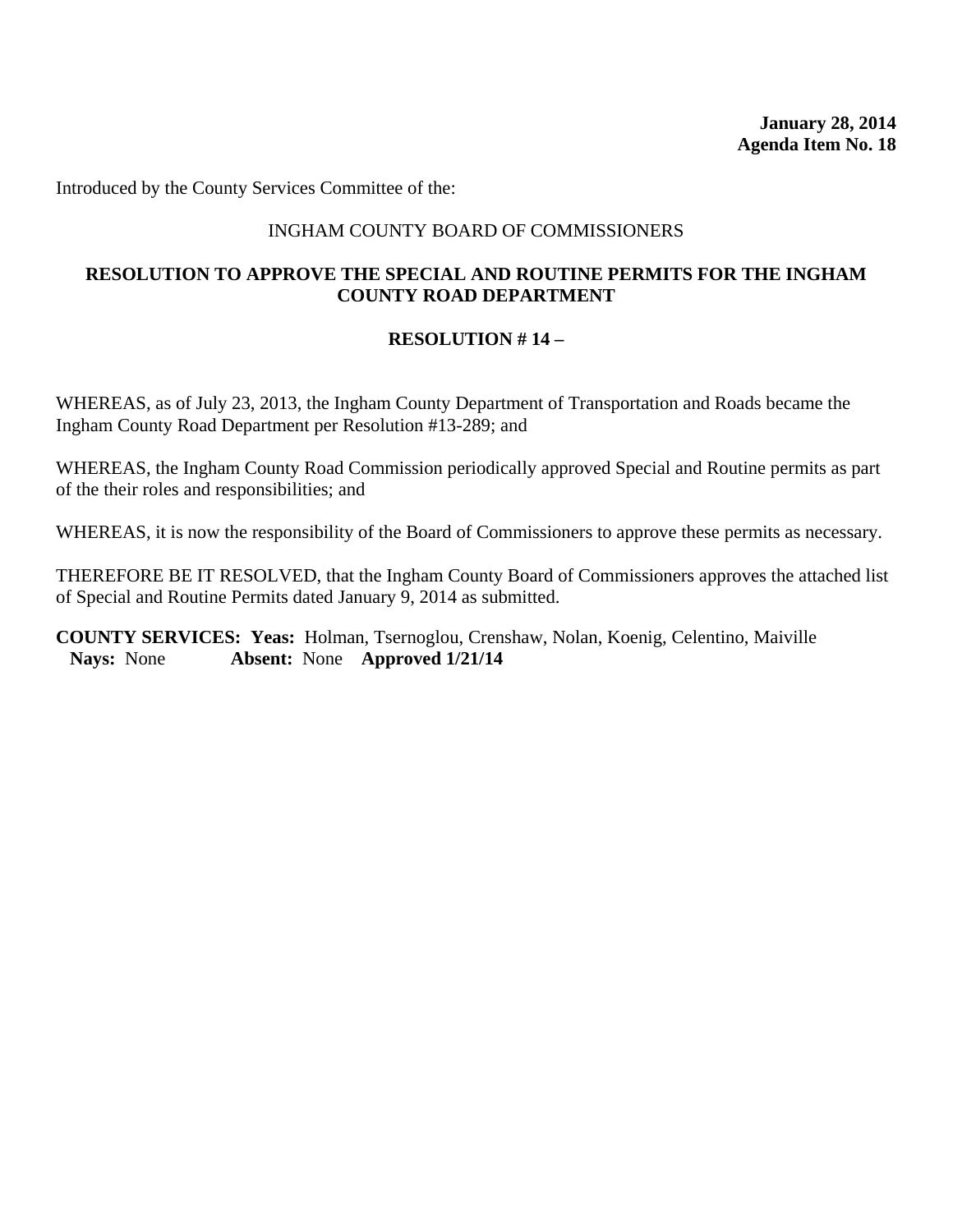**January 28, 2014**
**Agenda Item No. 18**

Introduced by the County Services Committee of the:

INGHAM COUNTY BOARD OF COMMISSIONERS

**RESOLUTION TO APPROVE THE SPECIAL AND ROUTINE PERMITS FOR THE INGHAM COUNTY ROAD DEPARTMENT**

**RESOLUTION # 14 –**

WHEREAS, as of July 23, 2013, the Ingham County Department of Transportation and Roads became the Ingham County Road Department per Resolution #13-289; and

WHEREAS, the Ingham County Road Commission periodically approved Special and Routine permits as part of the their roles and responsibilities; and

WHEREAS, it is now the responsibility of the Board of Commissioners to approve these permits as necessary.

THEREFORE BE IT RESOLVED, that the Ingham County Board of Commissioners approves the attached list of Special and Routine Permits dated January 9, 2014 as submitted.

**COUNTY SERVICES: Yeas:** Holman, Tsernoglou, Crenshaw, Nolan, Koenig, Celentino, Maiville
**Nays:** None **Absent:** None **Approved 1/21/14**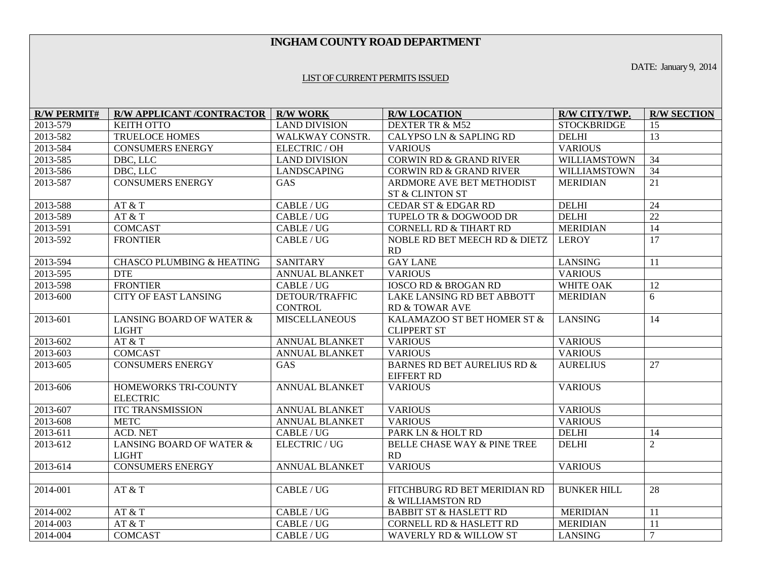# INGHAM COUNTY ROAD DEPARTMENT

DATE: January 9, 2014

LIST OF CURRENT PERMITS ISSUED

| R/W PERMIT# | R/W APPLICANT /CONTRACTOR | R/W WORK | R/W LOCATION | R/W CITY/TWP. | R/W SECTION |
|---|---|---|---|---|---|
| 2013-579 | KEITH OTTO | LAND DIVISION | DEXTER TR & M52 | STOCKBRIDGE | 15 |
| 2013-582 | TRUELOCE HOMES | WALKWAY CONSTR. | CALYPSO LN & SAPLING RD | DELHI | 13 |
| 2013-584 | CONSUMERS ENERGY | ELECTRIC / OH | VARIOUS | VARIOUS | |
| 2013-585 | DBC, LLC | LAND DIVISION | CORWIN RD & GRAND RIVER | WILLIAMSTOWN | 34 |
| 2013-586 | DBC, LLC | LANDSCAPING | CORWIN RD & GRAND RIVER | WILLIAMSTOWN | 34 |
| 2013-587 | CONSUMERS ENERGY | GAS | ARDMORE AVE BET METHODIST ST & CLINTON ST | MERIDIAN | 21 |
| 2013-588 | AT & T | CABLE / UG | CEDAR ST & EDGAR RD | DELHI | 24 |
| 2013-589 | AT & T | CABLE / UG | TUPELO TR & DOGWOOD DR | DELHI | 22 |
| 2013-591 | COMCAST | CABLE / UG | CORNELL RD & TIHART RD | MERIDIAN | 14 |
| 2013-592 | FRONTIER | CABLE / UG | NOBLE RD BET MEECH RD & DIETZ RD | LEROY | 17 |
| 2013-594 | CHASCO PLUMBING & HEATING | SANITARY | GAY LANE | LANSING | 11 |
| 2013-595 | DTE | ANNUAL BLANKET | VARIOUS | VARIOUS | |
| 2013-598 | FRONTIER | CABLE / UG | IOSCO RD & BROGAN RD | WHITE OAK | 12 |
| 2013-600 | CITY OF EAST LANSING | DETOUR/TRAFFIC CONTROL | LAKE LANSING RD BET ABBOTT RD & TOWAR AVE | MERIDIAN | 6 |
| 2013-601 | LANSING BOARD OF WATER & LIGHT | MISCELLANEOUS | KALAMAZOO ST BET HOMER ST & CLIPPERT ST | LANSING | 14 |
| 2013-602 | AT & T | ANNUAL BLANKET | VARIOUS | VARIOUS | |
| 2013-603 | COMCAST | ANNUAL BLANKET | VARIOUS | VARIOUS | |
| 2013-605 | CONSUMERS ENERGY | GAS | BARNES RD BET AURELIUS RD & EIFFERT RD | AURELIUS | 27 |
| 2013-606 | HOMEWORKS TRI-COUNTY ELECTRIC | ANNUAL BLANKET | VARIOUS | VARIOUS | |
| 2013-607 | ITC TRANSMISSION | ANNUAL BLANKET | VARIOUS | VARIOUS | |
| 2013-608 | METC | ANNUAL BLANKET | VARIOUS | VARIOUS | |
| 2013-611 | ACD. NET | CABLE / UG | PARK LN & HOLT RD | DELHI | 14 |
| 2013-612 | LANSING BOARD OF WATER & LIGHT | ELECTRIC / UG | BELLE CHASE WAY & PINE TREE RD | DELHI | 2 |
| 2013-614 | CONSUMERS ENERGY | ANNUAL BLANKET | VARIOUS | VARIOUS | |
| | | | | | |
| 2014-001 | AT & T | CABLE / UG | FITCHBURG RD BET MERIDIAN RD & WILLIAMSTON RD | BUNKER HILL | 28 |
| 2014-002 | AT & T | CABLE / UG | BABBIT ST & HASLETT RD | MERIDIAN | 11 |
| 2014-003 | AT & T | CABLE / UG | CORNELL RD & HASLETT RD | MERIDIAN | 11 |
| 2014-004 | COMCAST | CABLE / UG | WAVERLY RD & WILLOW ST | LANSING | 7 |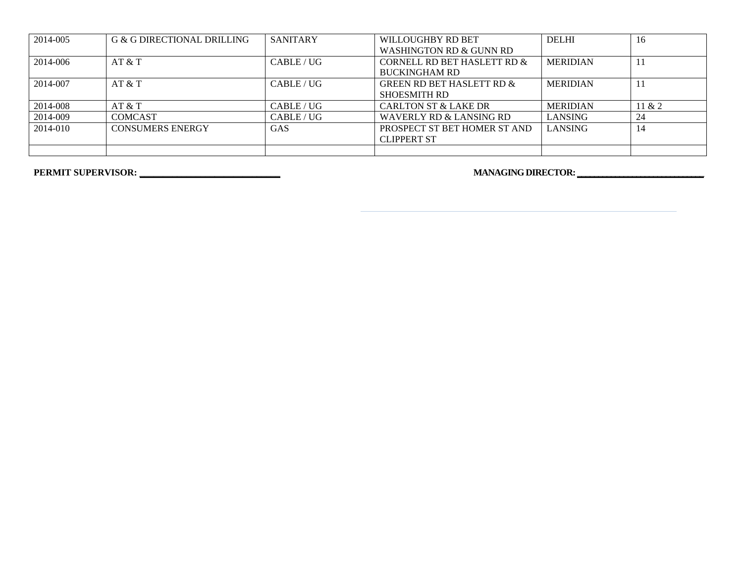| | | | | | |
|---|---|---|---|---|---|
| 2014-005 | G & G DIRECTIONAL DRILLING | SANITARY | WILLOUGHBY RD BET WASHINGTON RD & GUNN RD | DELHI | 16 |
| 2014-006 | AT & T | CABLE / UG | CORNELL RD BET HASLETT RD & BUCKINGHAM RD | MERIDIAN | 11 |
| 2014-007 | AT & T | CABLE / UG | GREEN RD BET HASLETT RD & SHOESMITH RD | MERIDIAN | 11 |
| 2014-008 | AT & T | CABLE / UG | CARLTON ST & LAKE DR | MERIDIAN | 11 & 2 |
| 2014-009 | COMCAST | CABLE / UG | WAVERLY RD & LANSING RD | LANSING | 24 |
| 2014-010 | CONSUMERS ENERGY | GAS | PROSPECT ST BET HOMER ST AND CLIPPERT ST | LANSING | 14 |
| | | | | | |

**PERMIT SUPERVISOR:** ______________________________ **MANAGING DIRECTOR:** ____________________________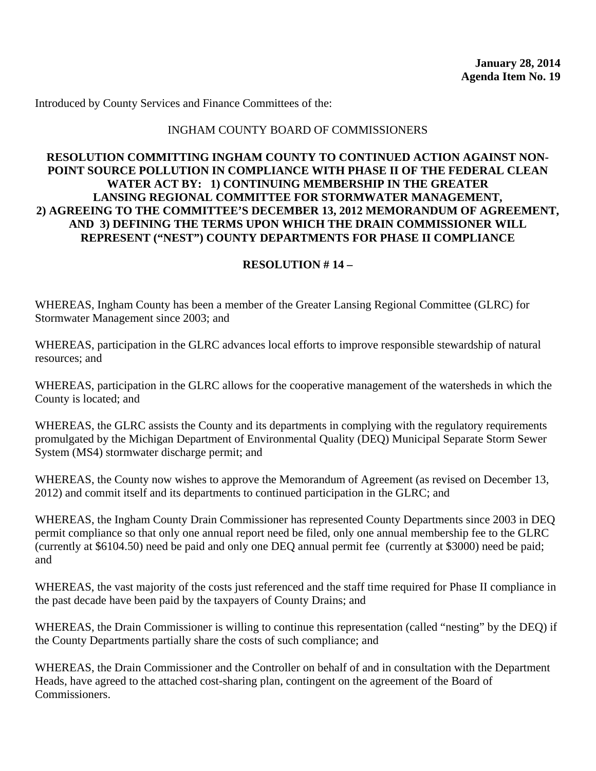**January 28, 2014**
**Agenda Item No. 19**

Introduced by County Services and Finance Committees of the:

INGHAM COUNTY BOARD OF COMMISSIONERS

**RESOLUTION COMMITTING INGHAM COUNTY TO CONTINUED ACTION AGAINST NON-POINT SOURCE POLLUTION IN COMPLIANCE WITH PHASE II OF THE FEDERAL CLEAN WATER ACT BY: 1) CONTINUING MEMBERSHIP IN THE GREATER LANSING REGIONAL COMMITTEE FOR STORMWATER MANAGEMENT, 2) AGREEING TO THE COMMITTEE'S DECEMBER 13, 2012 MEMORANDUM OF AGREEMENT, AND 3) DEFINING THE TERMS UPON WHICH THE DRAIN COMMISSIONER WILL REPRESENT ("NEST") COUNTY DEPARTMENTS FOR PHASE II COMPLIANCE**

**RESOLUTION # 14 –**

WHEREAS, Ingham County has been a member of the Greater Lansing Regional Committee (GLRC) for Stormwater Management since 2003; and

WHEREAS, participation in the GLRC advances local efforts to improve responsible stewardship of natural resources; and

WHEREAS, participation in the GLRC allows for the cooperative management of the watersheds in which the County is located; and

WHEREAS, the GLRC assists the County and its departments in complying with the regulatory requirements promulgated by the Michigan Department of Environmental Quality (DEQ) Municipal Separate Storm Sewer System (MS4) stormwater discharge permit; and

WHEREAS, the County now wishes to approve the Memorandum of Agreement (as revised on December 13, 2012) and commit itself and its departments to continued participation in the GLRC; and

WHEREAS, the Ingham County Drain Commissioner has represented County Departments since 2003 in DEQ permit compliance so that only one annual report need be filed, only one annual membership fee to the GLRC (currently at $6104.50) need be paid and only one DEQ annual permit fee (currently at $3000) need be paid; and

WHEREAS, the vast majority of the costs just referenced and the staff time required for Phase II compliance in the past decade have been paid by the taxpayers of County Drains; and

WHEREAS, the Drain Commissioner is willing to continue this representation (called "nesting" by the DEQ) if the County Departments partially share the costs of such compliance; and

WHEREAS, the Drain Commissioner and the Controller on behalf of and in consultation with the Department Heads, have agreed to the attached cost-sharing plan, contingent on the agreement of the Board of Commissioners.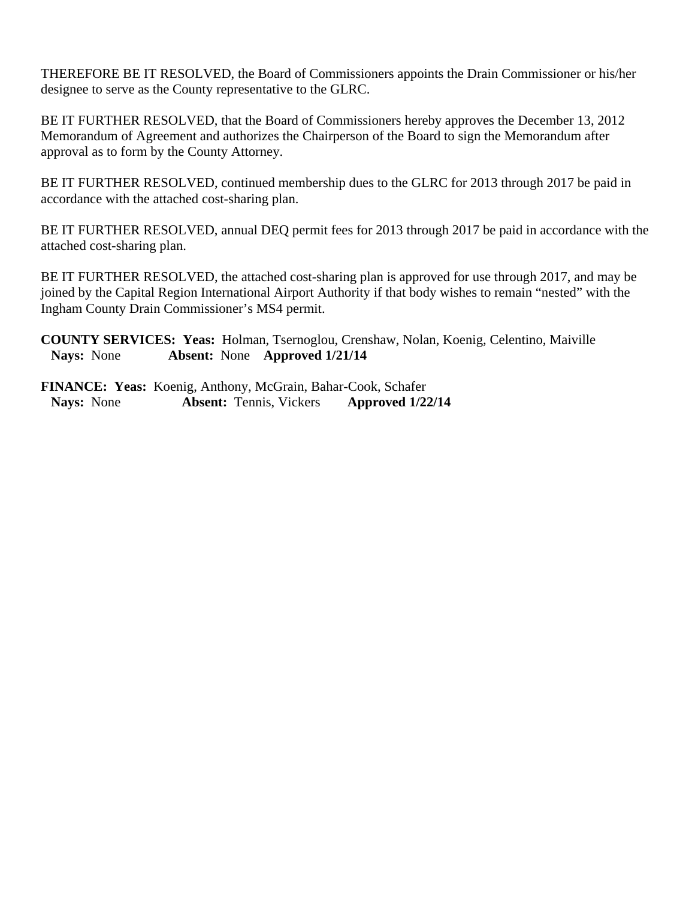THEREFORE BE IT RESOLVED, the Board of Commissioners appoints the Drain Commissioner or his/her designee to serve as the County representative to the GLRC.

BE IT FURTHER RESOLVED, that the Board of Commissioners hereby approves the December 13, 2012 Memorandum of Agreement and authorizes the Chairperson of the Board to sign the Memorandum after approval as to form by the County Attorney.

BE IT FURTHER RESOLVED, continued membership dues to the GLRC for 2013 through 2017 be paid in accordance with the attached cost-sharing plan.

BE IT FURTHER RESOLVED, annual DEQ permit fees for 2013 through 2017 be paid in accordance with the attached cost-sharing plan.

BE IT FURTHER RESOLVED, the attached cost-sharing plan is approved for use through 2017, and may be joined by the Capital Region International Airport Authority if that body wishes to remain "nested" with the Ingham County Drain Commissioner's MS4 permit.

**COUNTY SERVICES: Yeas:** Holman, Tsernoglou, Crenshaw, Nolan, Koenig, Celentino, Maiville
**Nays:** None **Absent:** None **Approved 1/21/14**

**FINANCE: Yeas:** Koenig, Anthony, McGrain, Bahar-Cook, Schafer
**Nays:** None **Absent:** Tennis, Vickers **Approved 1/22/14**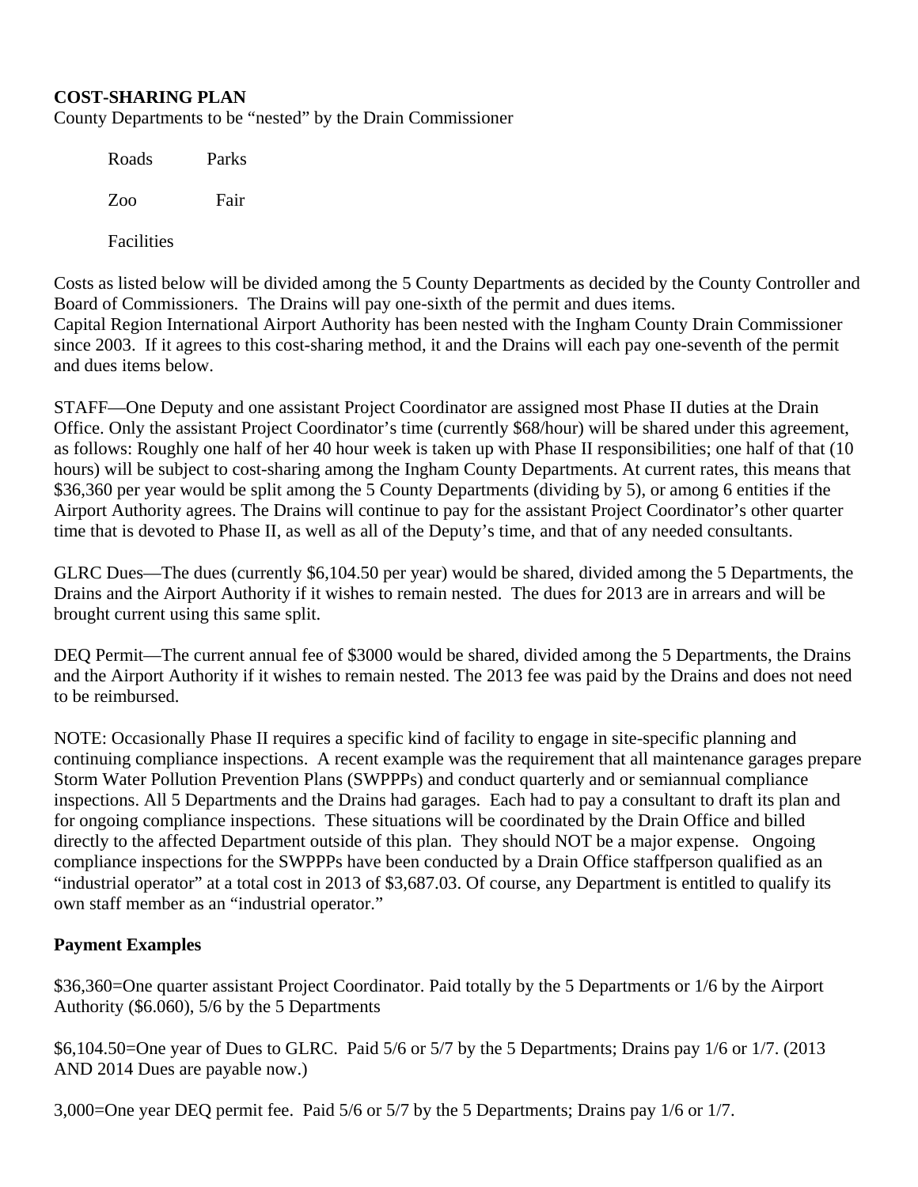**COST-SHARING PLAN**

County Departments to be "nested" by the Drain Commissioner

Roads Parks

Zoo Fair

Facilities

Costs as listed below will be divided among the 5 County Departments as decided by the County Controller and Board of Commissioners. The Drains will pay one-sixth of the permit and dues items.
Capital Region International Airport Authority has been nested with the Ingham County Drain Commissioner since 2003. If it agrees to this cost-sharing method, it and the Drains will each pay one-seventh of the permit and dues items below.

STAFF—One Deputy and one assistant Project Coordinator are assigned most Phase II duties at the Drain Office. Only the assistant Project Coordinator's time (currently $68/hour) will be shared under this agreement, as follows: Roughly one half of her 40 hour week is taken up with Phase II responsibilities; one half of that (10 hours) will be subject to cost-sharing among the Ingham County Departments. At current rates, this means that $36,360 per year would be split among the 5 County Departments (dividing by 5), or among 6 entities if the Airport Authority agrees. The Drains will continue to pay for the assistant Project Coordinator's other quarter time that is devoted to Phase II, as well as all of the Deputy's time, and that of any needed consultants.

GLRC Dues—The dues (currently $6,104.50 per year) would be shared, divided among the 5 Departments, the Drains and the Airport Authority if it wishes to remain nested. The dues for 2013 are in arrears and will be brought current using this same split.

DEQ Permit—The current annual fee of $3000 would be shared, divided among the 5 Departments, the Drains and the Airport Authority if it wishes to remain nested. The 2013 fee was paid by the Drains and does not need to be reimbursed.

NOTE: Occasionally Phase II requires a specific kind of facility to engage in site-specific planning and continuing compliance inspections. A recent example was the requirement that all maintenance garages prepare Storm Water Pollution Prevention Plans (SWPPPs) and conduct quarterly and or semiannual compliance inspections. All 5 Departments and the Drains had garages. Each had to pay a consultant to draft its plan and for ongoing compliance inspections. These situations will be coordinated by the Drain Office and billed directly to the affected Department outside of this plan. They should NOT be a major expense. Ongoing compliance inspections for the SWPPPs have been conducted by a Drain Office staffperson qualified as an "industrial operator" at a total cost in 2013 of $3,687.03. Of course, any Department is entitled to qualify its own staff member as an "industrial operator."

**Payment Examples**

$36,360=One quarter assistant Project Coordinator. Paid totally by the 5 Departments or 1/6 by the Airport Authority ($6.060), 5/6 by the 5 Departments

$6,104.50=One year of Dues to GLRC. Paid 5/6 or 5/7 by the 5 Departments; Drains pay 1/6 or 1/7. (2013 AND 2014 Dues are payable now.)

3,000=One year DEQ permit fee. Paid 5/6 or 5/7 by the 5 Departments; Drains pay 1/6 or 1/7.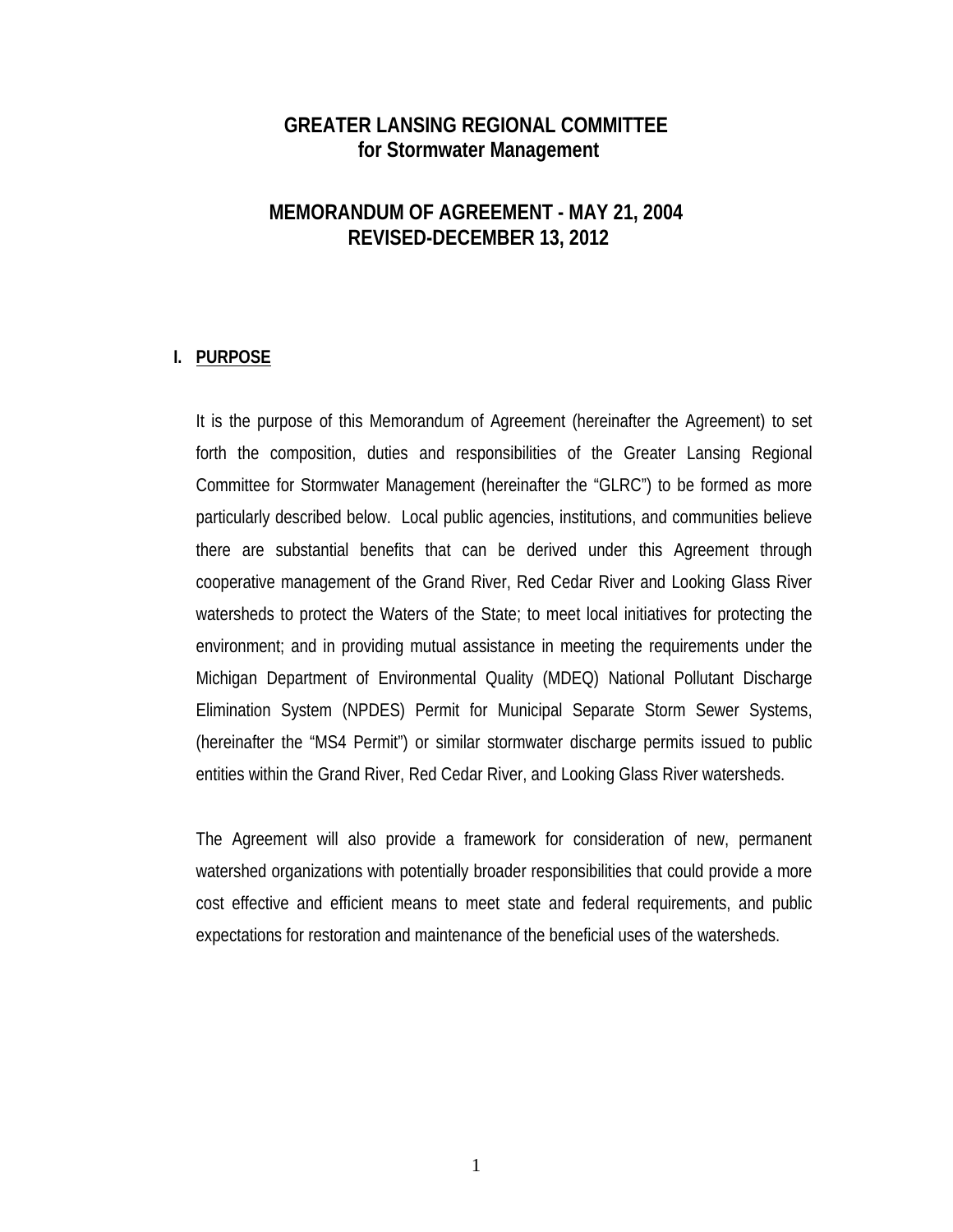# GREATER LANSING REGIONAL COMMITTEE
# for Stormwater Management

## MEMORANDUM OF AGREEMENT - MAY 21, 2004
## REVISED-DECEMBER 13, 2012

### I. PURPOSE

It is the purpose of this Memorandum of Agreement (hereinafter the Agreement) to set forth the composition, duties and responsibilities of the Greater Lansing Regional Committee for Stormwater Management (hereinafter the "GLRC") to be formed as more particularly described below. Local public agencies, institutions, and communities believe there are substantial benefits that can be derived under this Agreement through cooperative management of the Grand River, Red Cedar River and Looking Glass River watersheds to protect the Waters of the State; to meet local initiatives for protecting the environment; and in providing mutual assistance in meeting the requirements under the Michigan Department of Environmental Quality (MDEQ) National Pollutant Discharge Elimination System (NPDES) Permit for Municipal Separate Storm Sewer Systems, (hereinafter the "MS4 Permit") or similar stormwater discharge permits issued to public entities within the Grand River, Red Cedar River, and Looking Glass River watersheds.

The Agreement will also provide a framework for consideration of new, permanent watershed organizations with potentially broader responsibilities that could provide a more cost effective and efficient means to meet state and federal requirements, and public expectations for restoration and maintenance of the beneficial uses of the watersheds.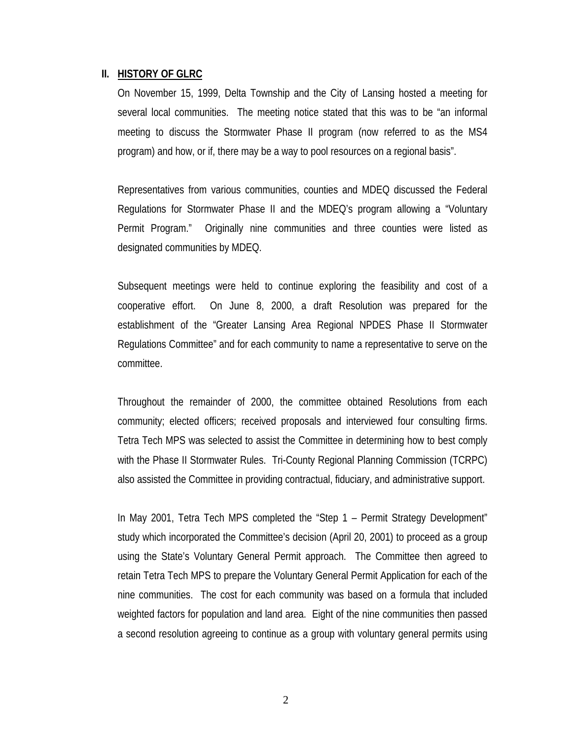## II. HISTORY OF GLRC

On November 15, 1999, Delta Township and the City of Lansing hosted a meeting for several local communities. The meeting notice stated that this was to be "an informal meeting to discuss the Stormwater Phase II program (now referred to as the MS4 program) and how, or if, there may be a way to pool resources on a regional basis".

Representatives from various communities, counties and MDEQ discussed the Federal Regulations for Stormwater Phase II and the MDEQ's program allowing a "Voluntary Permit Program." Originally nine communities and three counties were listed as designated communities by MDEQ.

Subsequent meetings were held to continue exploring the feasibility and cost of a cooperative effort. On June 8, 2000, a draft Resolution was prepared for the establishment of the "Greater Lansing Area Regional NPDES Phase II Stormwater Regulations Committee" and for each community to name a representative to serve on the committee.

Throughout the remainder of 2000, the committee obtained Resolutions from each community; elected officers; received proposals and interviewed four consulting firms. Tetra Tech MPS was selected to assist the Committee in determining how to best comply with the Phase II Stormwater Rules. Tri-County Regional Planning Commission (TCRPC) also assisted the Committee in providing contractual, fiduciary, and administrative support.

In May 2001, Tetra Tech MPS completed the "Step 1 – Permit Strategy Development" study which incorporated the Committee's decision (April 20, 2001) to proceed as a group using the State's Voluntary General Permit approach. The Committee then agreed to retain Tetra Tech MPS to prepare the Voluntary General Permit Application for each of the nine communities. The cost for each community was based on a formula that included weighted factors for population and land area. Eight of the nine communities then passed a second resolution agreeing to continue as a group with voluntary general permits using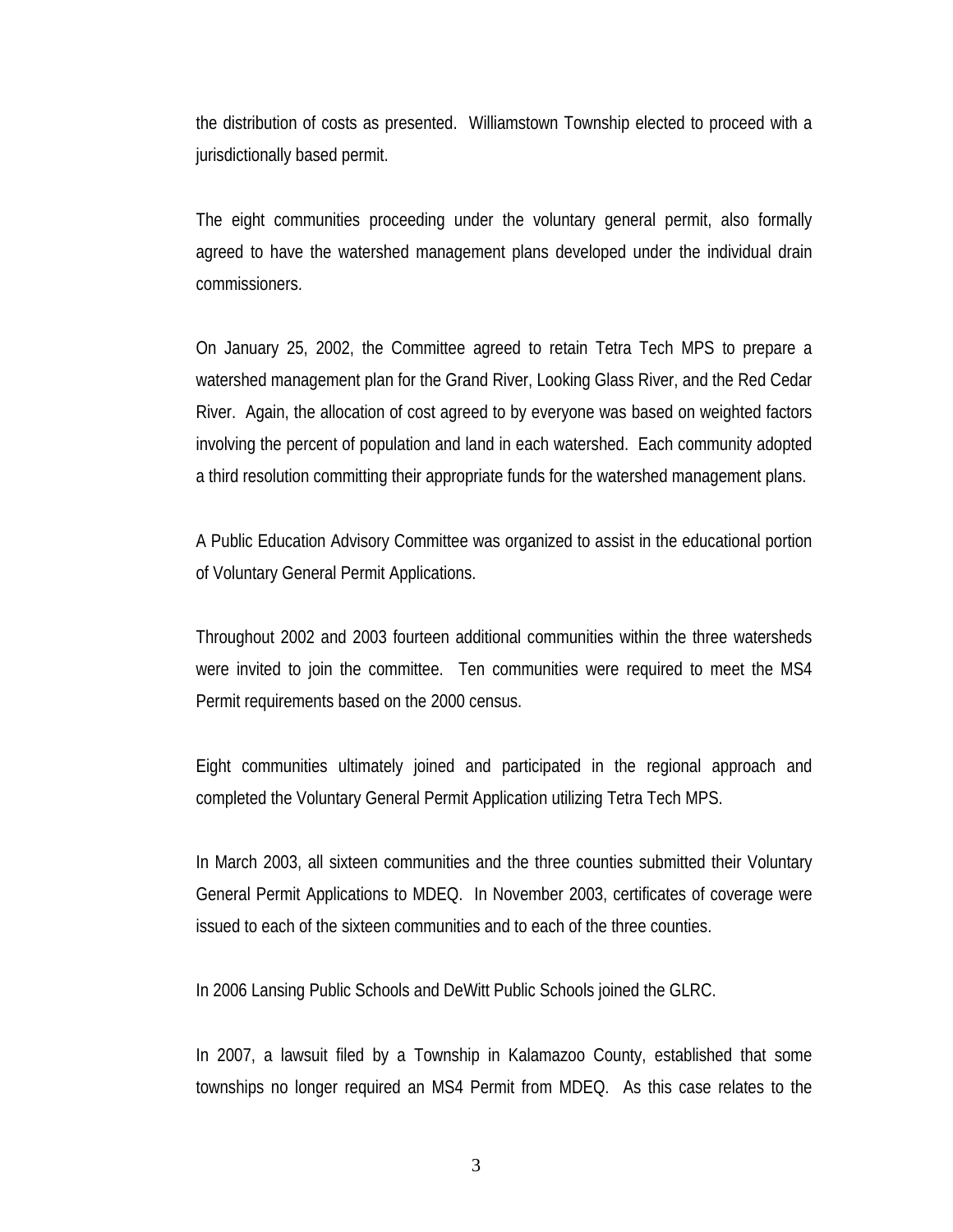the distribution of costs as presented. Williamstown Township elected to proceed with a jurisdictionally based permit.

The eight communities proceeding under the voluntary general permit, also formally agreed to have the watershed management plans developed under the individual drain commissioners.

On January 25, 2002, the Committee agreed to retain Tetra Tech MPS to prepare a watershed management plan for the Grand River, Looking Glass River, and the Red Cedar River. Again, the allocation of cost agreed to by everyone was based on weighted factors involving the percent of population and land in each watershed. Each community adopted a third resolution committing their appropriate funds for the watershed management plans.

A Public Education Advisory Committee was organized to assist in the educational portion of Voluntary General Permit Applications.

Throughout 2002 and 2003 fourteen additional communities within the three watersheds were invited to join the committee. Ten communities were required to meet the MS4 Permit requirements based on the 2000 census.

Eight communities ultimately joined and participated in the regional approach and completed the Voluntary General Permit Application utilizing Tetra Tech MPS.

In March 2003, all sixteen communities and the three counties submitted their Voluntary General Permit Applications to MDEQ. In November 2003, certificates of coverage were issued to each of the sixteen communities and to each of the three counties.

In 2006 Lansing Public Schools and DeWitt Public Schools joined the GLRC.

In 2007, a lawsuit filed by a Township in Kalamazoo County, established that some townships no longer required an MS4 Permit from MDEQ. As this case relates to the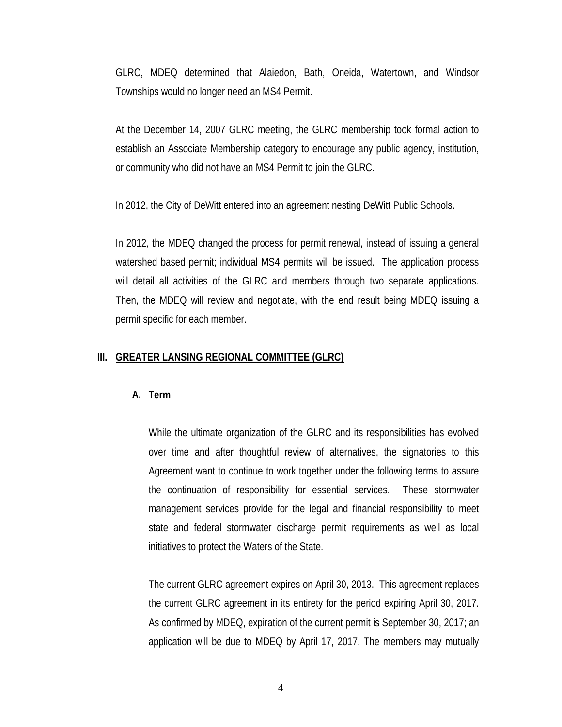GLRC, MDEQ determined that Alaiedon, Bath, Oneida, Watertown, and Windsor Townships would no longer need an MS4 Permit.

At the December 14, 2007 GLRC meeting, the GLRC membership took formal action to establish an Associate Membership category to encourage any public agency, institution, or community who did not have an MS4 Permit to join the GLRC.

In 2012, the City of DeWitt entered into an agreement nesting DeWitt Public Schools.

In 2012, the MDEQ changed the process for permit renewal, instead of issuing a general watershed based permit; individual MS4 permits will be issued. The application process will detail all activities of the GLRC and members through two separate applications. Then, the MDEQ will review and negotiate, with the end result being MDEQ issuing a permit specific for each member.

## III. <u>GREATER LANSING REGIONAL COMMITTEE (GLRC)</u>

### A. Term

While the ultimate organization of the GLRC and its responsibilities has evolved over time and after thoughtful review of alternatives, the signatories to this Agreement want to continue to work together under the following terms to assure the continuation of responsibility for essential services. These stormwater management services provide for the legal and financial responsibility to meet state and federal stormwater discharge permit requirements as well as local initiatives to protect the Waters of the State.

The current GLRC agreement expires on April 30, 2013. This agreement replaces the current GLRC agreement in its entirety for the period expiring April 30, 2017. As confirmed by MDEQ, expiration of the current permit is September 30, 2017; an application will be due to MDEQ by April 17, 2017. The members may mutually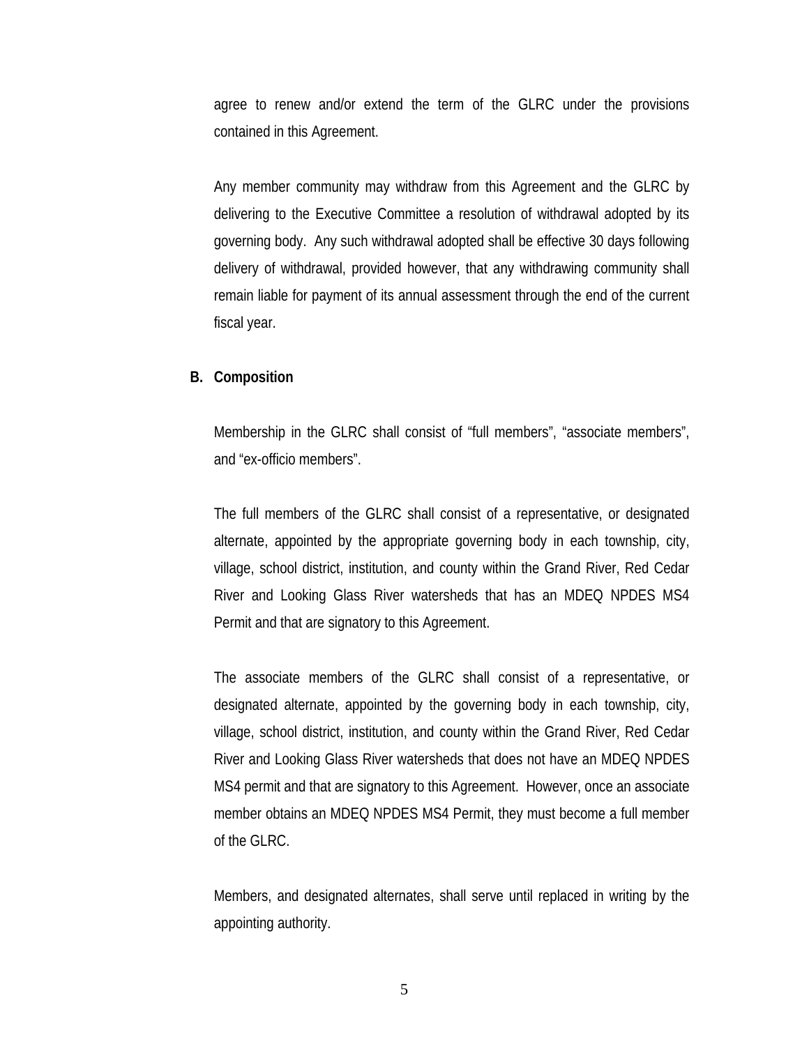agree to renew and/or extend the term of the GLRC under the provisions contained in this Agreement.

Any member community may withdraw from this Agreement and the GLRC by delivering to the Executive Committee a resolution of withdrawal adopted by its governing body. Any such withdrawal adopted shall be effective 30 days following delivery of withdrawal, provided however, that any withdrawing community shall remain liable for payment of its annual assessment through the end of the current fiscal year.

**B. Composition**

Membership in the GLRC shall consist of "full members", "associate members", and "ex-officio members".

The full members of the GLRC shall consist of a representative, or designated alternate, appointed by the appropriate governing body in each township, city, village, school district, institution, and county within the Grand River, Red Cedar River and Looking Glass River watersheds that has an MDEQ NPDES MS4 Permit and that are signatory to this Agreement.

The associate members of the GLRC shall consist of a representative, or designated alternate, appointed by the governing body in each township, city, village, school district, institution, and county within the Grand River, Red Cedar River and Looking Glass River watersheds that does not have an MDEQ NPDES MS4 permit and that are signatory to this Agreement. However, once an associate member obtains an MDEQ NPDES MS4 Permit, they must become a full member of the GLRC.

Members, and designated alternates, shall serve until replaced in writing by the appointing authority.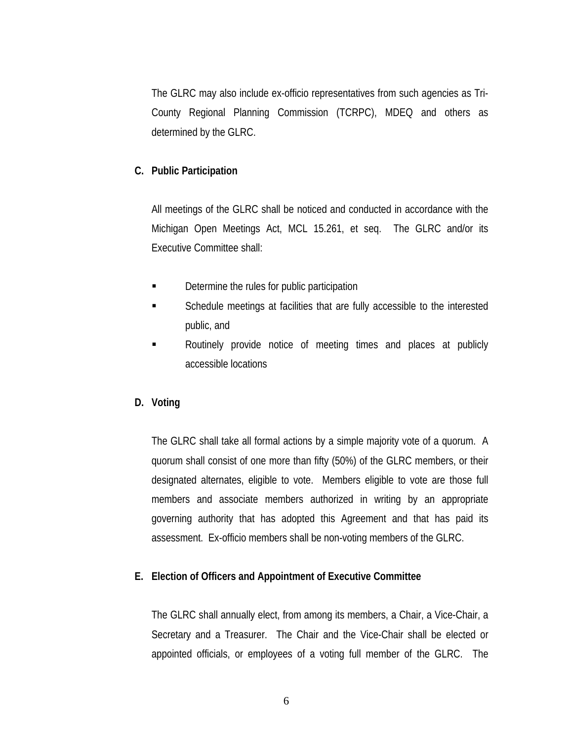The GLRC may also include ex-officio representatives from such agencies as Tri-County Regional Planning Commission (TCRPC), MDEQ and others as determined by the GLRC.

**C. Public Participation**

All meetings of the GLRC shall be noticed and conducted in accordance with the Michigan Open Meetings Act, MCL 15.261, et seq. The GLRC and/or its Executive Committee shall:

- Determine the rules for public participation
- Schedule meetings at facilities that are fully accessible to the interested public, and
- Routinely provide notice of meeting times and places at publicly accessible locations

**D. Voting**

The GLRC shall take all formal actions by a simple majority vote of a quorum. A quorum shall consist of one more than fifty (50%) of the GLRC members, or their designated alternates, eligible to vote. Members eligible to vote are those full members and associate members authorized in writing by an appropriate governing authority that has adopted this Agreement and that has paid its assessment. Ex-officio members shall be non-voting members of the GLRC.

**E. Election of Officers and Appointment of Executive Committee**

The GLRC shall annually elect, from among its members, a Chair, a Vice-Chair, a Secretary and a Treasurer. The Chair and the Vice-Chair shall be elected or appointed officials, or employees of a voting full member of the GLRC. The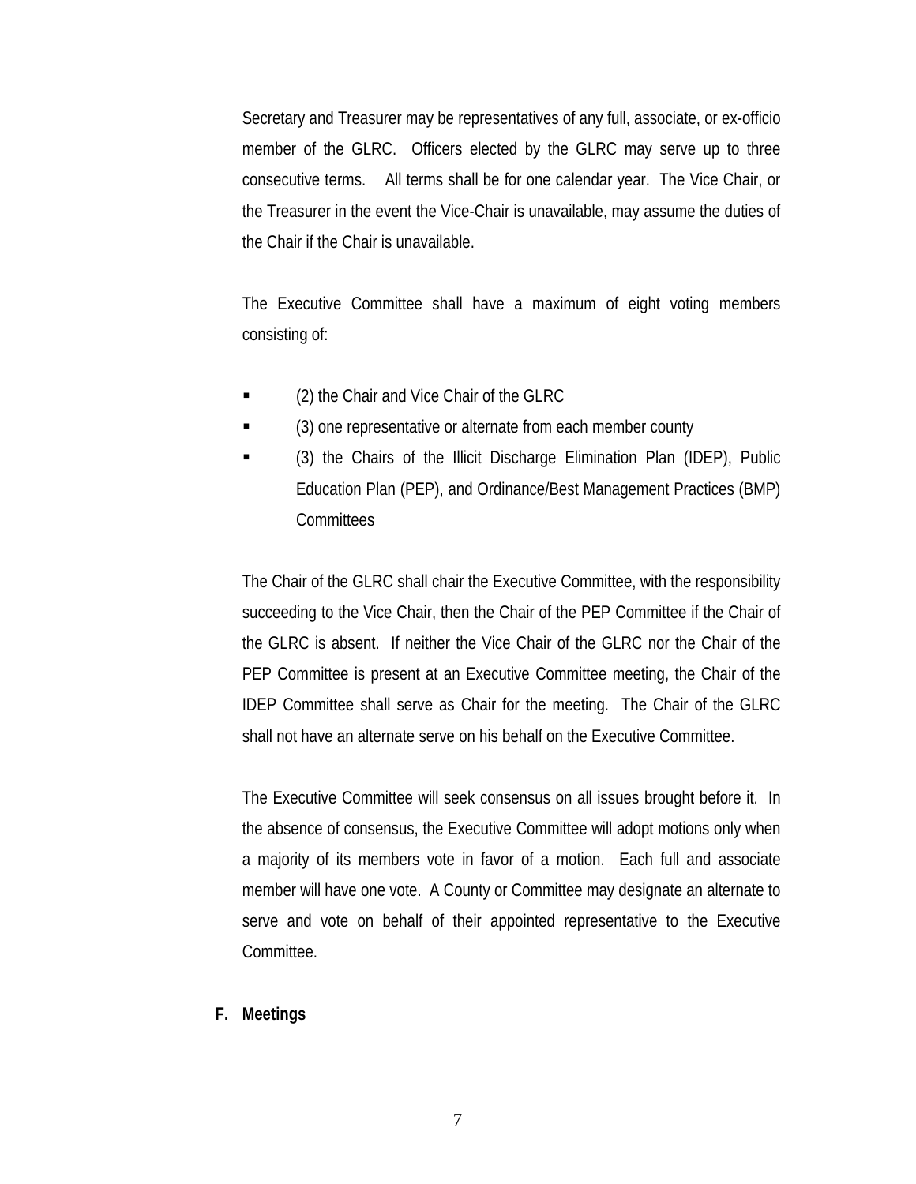Secretary and Treasurer may be representatives of any full, associate, or ex-officio member of the GLRC. Officers elected by the GLRC may serve up to three consecutive terms. All terms shall be for one calendar year. The Vice Chair, or the Treasurer in the event the Vice-Chair is unavailable, may assume the duties of the Chair if the Chair is unavailable.

The Executive Committee shall have a maximum of eight voting members consisting of:

- (2) the Chair and Vice Chair of the GLRC
- (3) one representative or alternate from each member county
- (3) the Chairs of the Illicit Discharge Elimination Plan (IDEP), Public Education Plan (PEP), and Ordinance/Best Management Practices (BMP) Committees

The Chair of the GLRC shall chair the Executive Committee, with the responsibility succeeding to the Vice Chair, then the Chair of the PEP Committee if the Chair of the GLRC is absent. If neither the Vice Chair of the GLRC nor the Chair of the PEP Committee is present at an Executive Committee meeting, the Chair of the IDEP Committee shall serve as Chair for the meeting. The Chair of the GLRC shall not have an alternate serve on his behalf on the Executive Committee.

The Executive Committee will seek consensus on all issues brought before it. In the absence of consensus, the Executive Committee will adopt motions only when a majority of its members vote in favor of a motion. Each full and associate member will have one vote. A County or Committee may designate an alternate to serve and vote on behalf of their appointed representative to the Executive Committee.

**F. Meetings**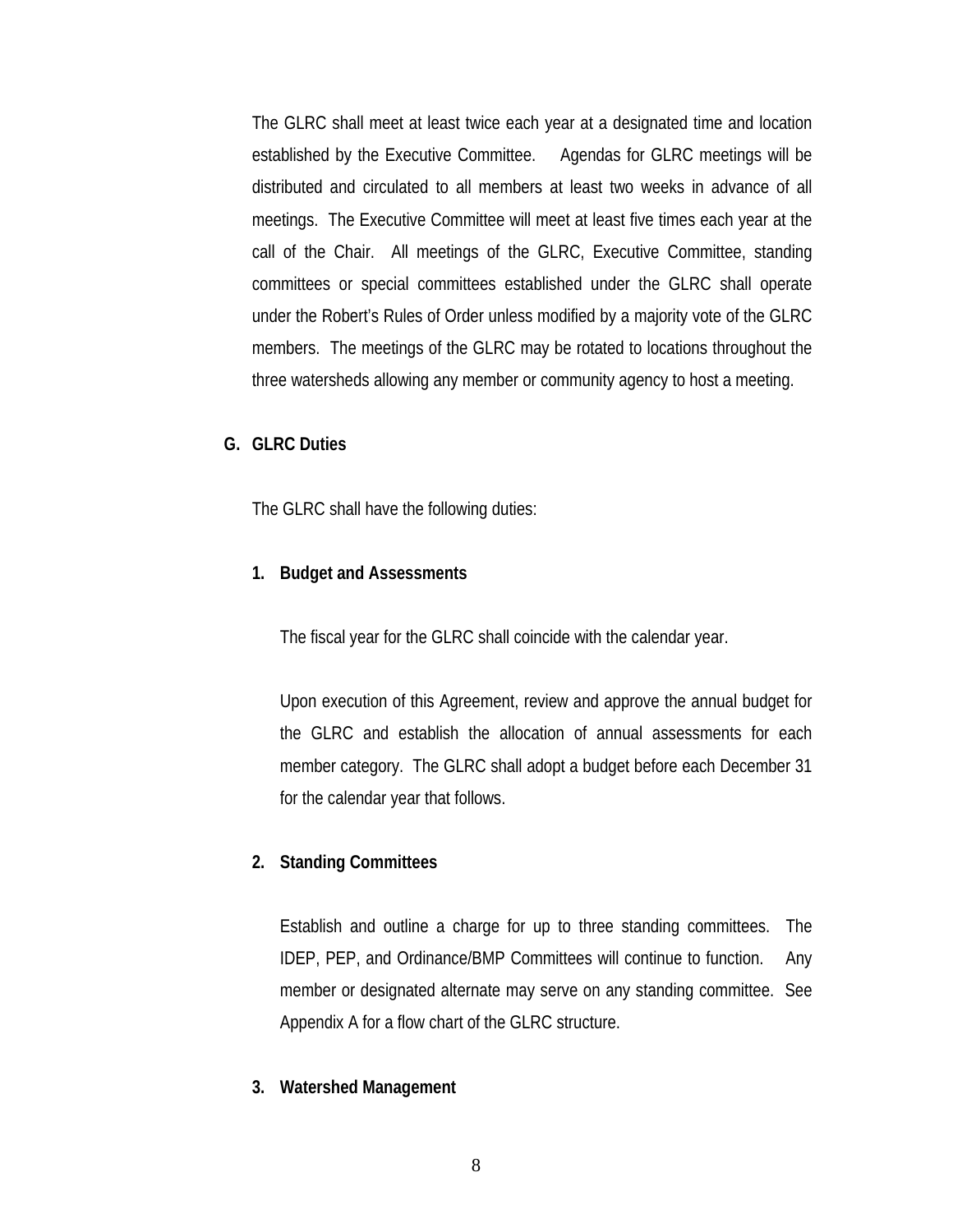The GLRC shall meet at least twice each year at a designated time and location established by the Executive Committee. Agendas for GLRC meetings will be distributed and circulated to all members at least two weeks in advance of all meetings. The Executive Committee will meet at least five times each year at the call of the Chair. All meetings of the GLRC, Executive Committee, standing committees or special committees established under the GLRC shall operate under the Robert's Rules of Order unless modified by a majority vote of the GLRC members. The meetings of the GLRC may be rotated to locations throughout the three watersheds allowing any member or community agency to host a meeting.

### G. GLRC Duties

The GLRC shall have the following duties:

#### 1. Budget and Assessments

The fiscal year for the GLRC shall coincide with the calendar year.

Upon execution of this Agreement, review and approve the annual budget for the GLRC and establish the allocation of annual assessments for each member category. The GLRC shall adopt a budget before each December 31 for the calendar year that follows.

#### 2. Standing Committees

Establish and outline a charge for up to three standing committees. The IDEP, PEP, and Ordinance/BMP Committees will continue to function. Any member or designated alternate may serve on any standing committee. See Appendix A for a flow chart of the GLRC structure.

#### 3. Watershed Management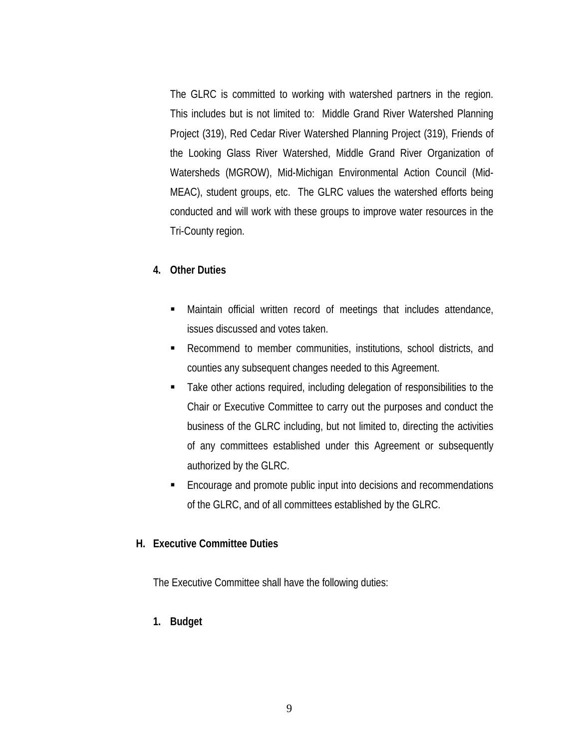The GLRC is committed to working with watershed partners in the region. This includes but is not limited to: Middle Grand River Watershed Planning Project (319), Red Cedar River Watershed Planning Project (319), Friends of the Looking Glass River Watershed, Middle Grand River Organization of Watersheds (MGROW), Mid-Michigan Environmental Action Council (Mid-MEAC), student groups, etc. The GLRC values the watershed efforts being conducted and will work with these groups to improve water resources in the Tri-County region.

**4. Other Duties**

- Maintain official written record of meetings that includes attendance, issues discussed and votes taken.
- Recommend to member communities, institutions, school districts, and counties any subsequent changes needed to this Agreement.
- Take other actions required, including delegation of responsibilities to the Chair or Executive Committee to carry out the purposes and conduct the business of the GLRC including, but not limited to, directing the activities of any committees established under this Agreement or subsequently authorized by the GLRC.
- Encourage and promote public input into decisions and recommendations of the GLRC, and of all committees established by the GLRC.

**H. Executive Committee Duties**

The Executive Committee shall have the following duties:

**1. Budget**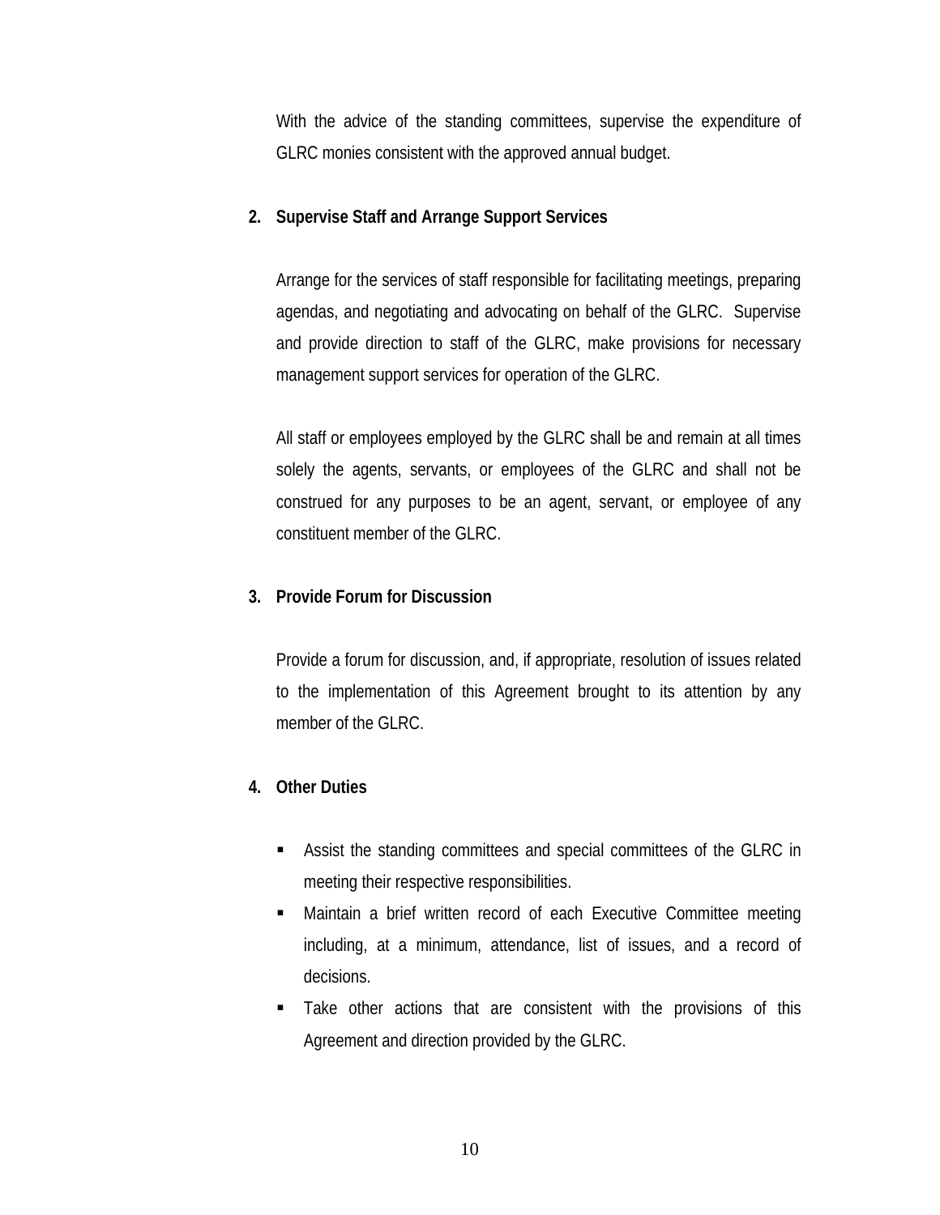With the advice of the standing committees, supervise the expenditure of GLRC monies consistent with the approved annual budget.

**2. Supervise Staff and Arrange Support Services**

Arrange for the services of staff responsible for facilitating meetings, preparing agendas, and negotiating and advocating on behalf of the GLRC. Supervise and provide direction to staff of the GLRC, make provisions for necessary management support services for operation of the GLRC.

All staff or employees employed by the GLRC shall be and remain at all times solely the agents, servants, or employees of the GLRC and shall not be construed for any purposes to be an agent, servant, or employee of any constituent member of the GLRC.

**3. Provide Forum for Discussion**

Provide a forum for discussion, and, if appropriate, resolution of issues related to the implementation of this Agreement brought to its attention by any member of the GLRC.

**4. Other Duties**

- Assist the standing committees and special committees of the GLRC in meeting their respective responsibilities.
- Maintain a brief written record of each Executive Committee meeting including, at a minimum, attendance, list of issues, and a record of decisions.
- Take other actions that are consistent with the provisions of this Agreement and direction provided by the GLRC.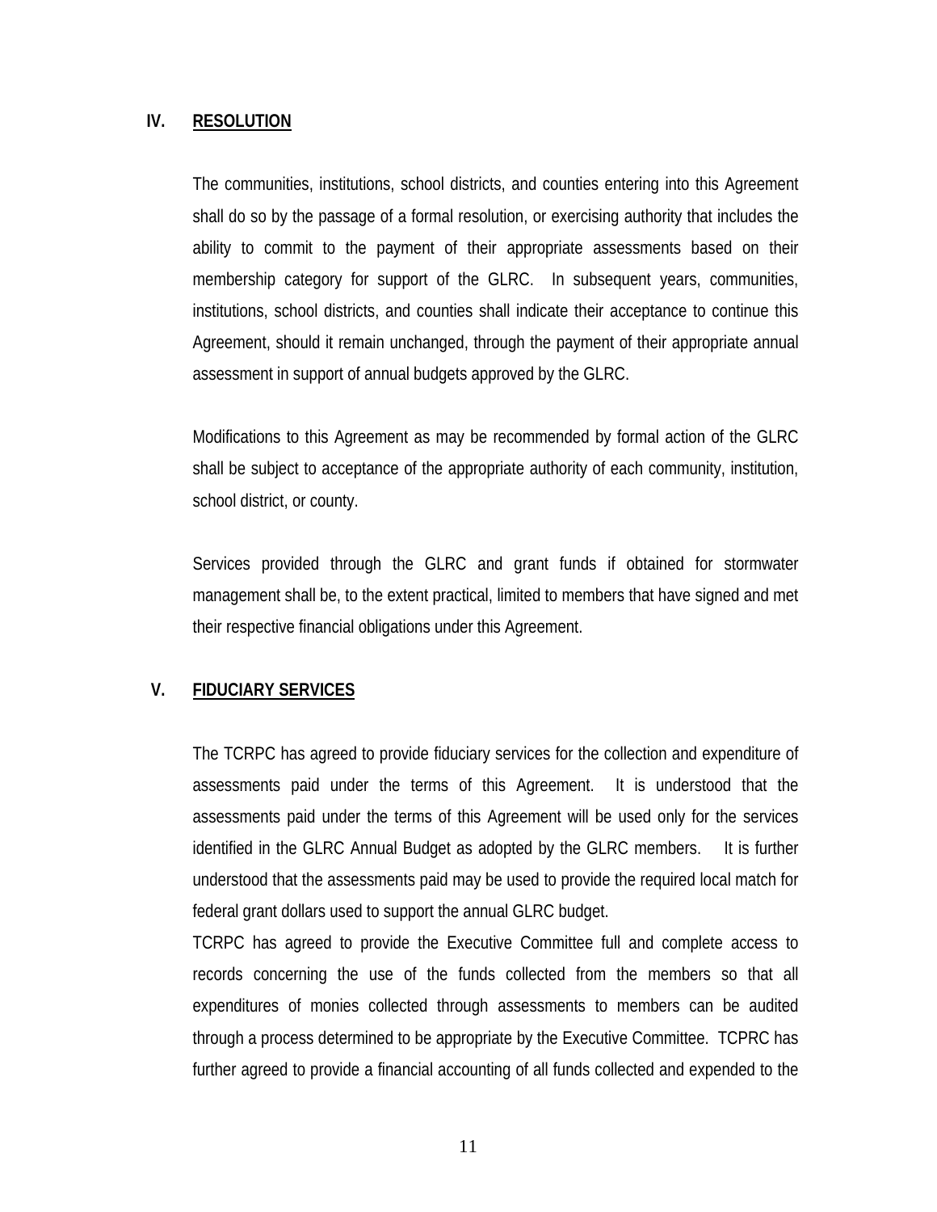## IV. RESOLUTION

The communities, institutions, school districts, and counties entering into this Agreement shall do so by the passage of a formal resolution, or exercising authority that includes the ability to commit to the payment of their appropriate assessments based on their membership category for support of the GLRC. In subsequent years, communities, institutions, school districts, and counties shall indicate their acceptance to continue this Agreement, should it remain unchanged, through the payment of their appropriate annual assessment in support of annual budgets approved by the GLRC.

Modifications to this Agreement as may be recommended by formal action of the GLRC shall be subject to acceptance of the appropriate authority of each community, institution, school district, or county.

Services provided through the GLRC and grant funds if obtained for stormwater management shall be, to the extent practical, limited to members that have signed and met their respective financial obligations under this Agreement.

## V. FIDUCIARY SERVICES

The TCRPC has agreed to provide fiduciary services for the collection and expenditure of assessments paid under the terms of this Agreement. It is understood that the assessments paid under the terms of this Agreement will be used only for the services identified in the GLRC Annual Budget as adopted by the GLRC members. It is further understood that the assessments paid may be used to provide the required local match for federal grant dollars used to support the annual GLRC budget.

TCRPC has agreed to provide the Executive Committee full and complete access to records concerning the use of the funds collected from the members so that all expenditures of monies collected through assessments to members can be audited through a process determined to be appropriate by the Executive Committee. TCPRC has further agreed to provide a financial accounting of all funds collected and expended to the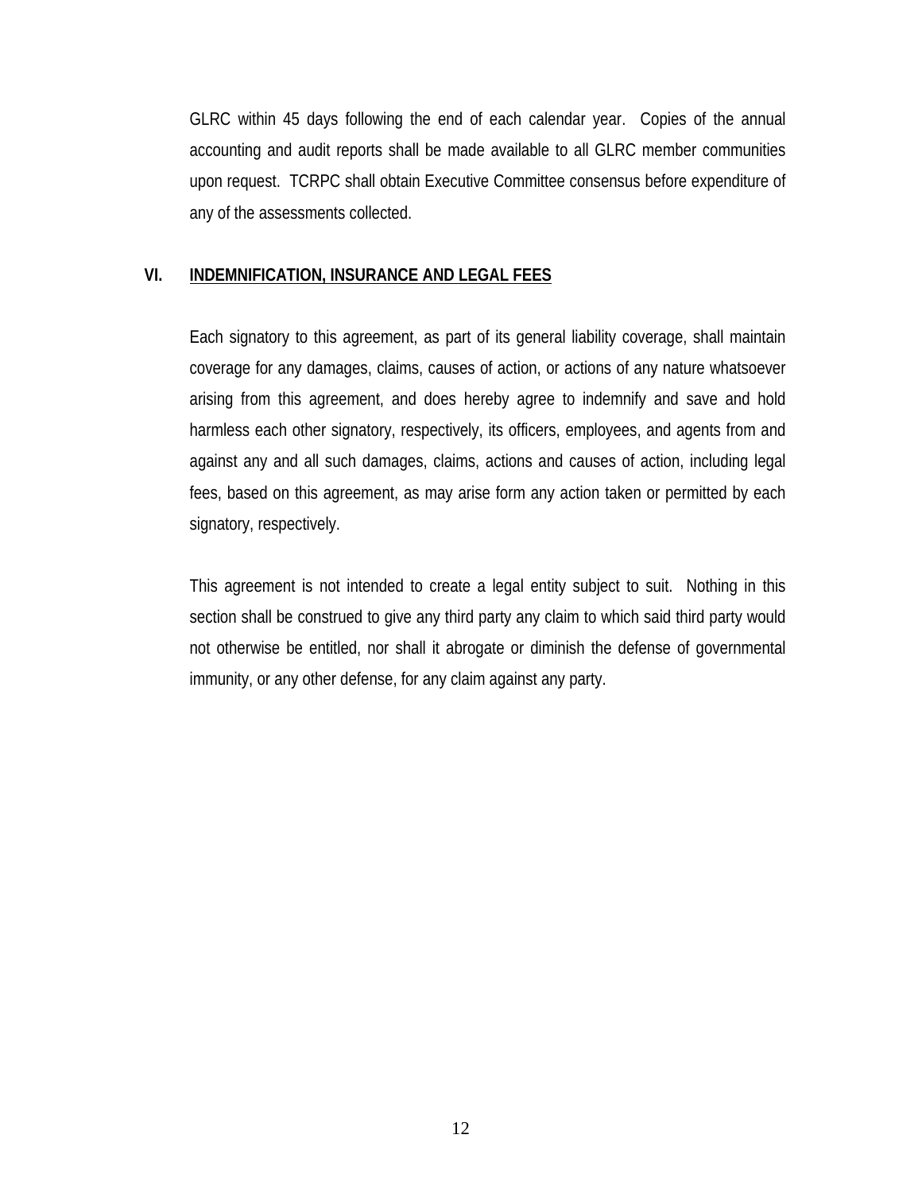GLRC within 45 days following the end of each calendar year. Copies of the annual accounting and audit reports shall be made available to all GLRC member communities upon request. TCRPC shall obtain Executive Committee consensus before expenditure of any of the assessments collected.

## VI. <u>INDEMNIFICATION, INSURANCE AND LEGAL FEES</u>

Each signatory to this agreement, as part of its general liability coverage, shall maintain coverage for any damages, claims, causes of action, or actions of any nature whatsoever arising from this agreement, and does hereby agree to indemnify and save and hold harmless each other signatory, respectively, its officers, employees, and agents from and against any and all such damages, claims, actions and causes of action, including legal fees, based on this agreement, as may arise form any action taken or permitted by each signatory, respectively.

This agreement is not intended to create a legal entity subject to suit. Nothing in this section shall be construed to give any third party any claim to which said third party would not otherwise be entitled, nor shall it abrogate or diminish the defense of governmental immunity, or any other defense, for any claim against any party.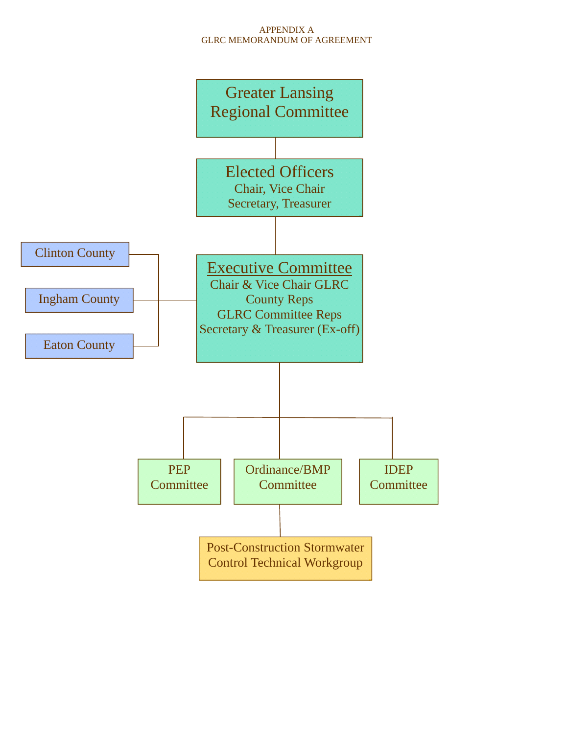APPENDIX A
GLRC MEMORANDUM OF AGREEMENT

**Greater Lansing Regional Committee**

**Elected Officers**
Chair, Vice Chair
Secretary, Treasurer

**Executive Committee**
Chair & Vice Chair GLRC
County Reps
GLRC Committee Reps
Secretary & Treasurer (Ex-off)

- Clinton County
- Ingham County
- Eaton County

- PEP Committee
- Ordinance/BMP Committee
  - Post-Construction Stormwater Control Technical Workgroup
- IDEP Committee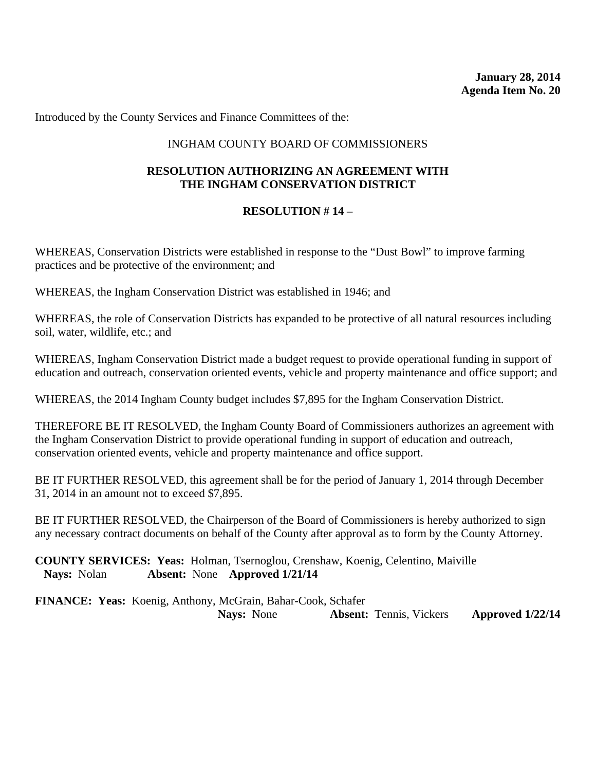**January 28, 2014**
**Agenda Item No. 20**

Introduced by the County Services and Finance Committees of the:

INGHAM COUNTY BOARD OF COMMISSIONERS

**RESOLUTION AUTHORIZING AN AGREEMENT WITH THE INGHAM CONSERVATION DISTRICT**

**RESOLUTION # 14 –**

WHEREAS, Conservation Districts were established in response to the "Dust Bowl" to improve farming practices and be protective of the environment; and

WHEREAS, the Ingham Conservation District was established in 1946; and

WHEREAS, the role of Conservation Districts has expanded to be protective of all natural resources including soil, water, wildlife, etc.; and

WHEREAS, Ingham Conservation District made a budget request to provide operational funding in support of education and outreach, conservation oriented events, vehicle and property maintenance and office support; and

WHEREAS, the 2014 Ingham County budget includes $7,895 for the Ingham Conservation District.

THEREFORE BE IT RESOLVED, the Ingham County Board of Commissioners authorizes an agreement with the Ingham Conservation District to provide operational funding in support of education and outreach, conservation oriented events, vehicle and property maintenance and office support.

BE IT FURTHER RESOLVED, this agreement shall be for the period of January 1, 2014 through December 31, 2014 in an amount not to exceed $7,895.

BE IT FURTHER RESOLVED, the Chairperson of the Board of Commissioners is hereby authorized to sign any necessary contract documents on behalf of the County after approval as to form by the County Attorney.

**COUNTY SERVICES: Yeas:** Holman, Tsernoglou, Crenshaw, Koenig, Celentino, Maiville
**Nays:** Nolan **Absent:** None **Approved 1/21/14**

**FINANCE: Yeas:** Koenig, Anthony, McGrain, Bahar-Cook, Schafer
**Nays:** None **Absent:** Tennis, Vickers **Approved 1/22/14**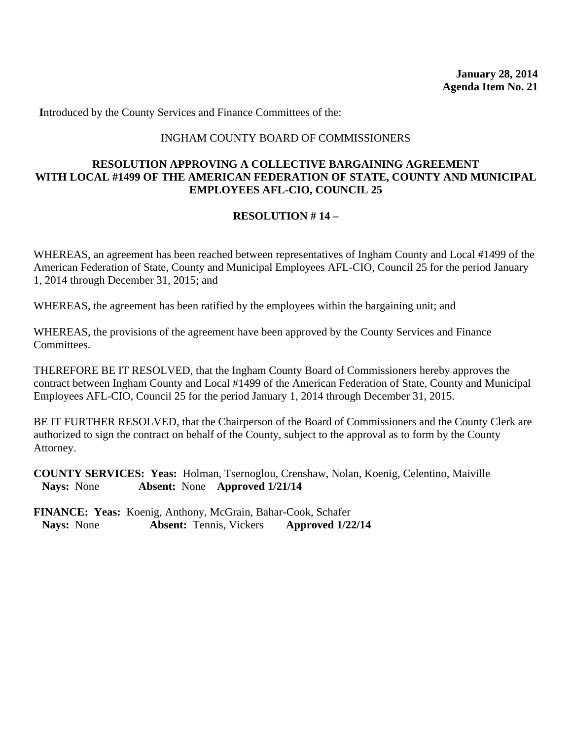**January 28, 2014**
**Agenda Item No. 21**

**I**ntroduced by the County Services and Finance Committees of the:

INGHAM COUNTY BOARD OF COMMISSIONERS

**RESOLUTION APPROVING A COLLECTIVE BARGAINING AGREEMENT WITH LOCAL #1499 OF THE AMERICAN FEDERATION OF STATE, COUNTY AND MUNICIPAL EMPLOYEES AFL-CIO, COUNCIL 25**

**RESOLUTION # 14 –**

WHEREAS, an agreement has been reached between representatives of Ingham County and Local #1499 of the American Federation of State, County and Municipal Employees AFL-CIO, Council 25 for the period January 1, 2014 through December 31, 2015; and

WHEREAS, the agreement has been ratified by the employees within the bargaining unit; and

WHEREAS, the provisions of the agreement have been approved by the County Services and Finance Committees.

THEREFORE BE IT RESOLVED, that the Ingham County Board of Commissioners hereby approves the contract between Ingham County and Local #1499 of the American Federation of State, County and Municipal Employees AFL-CIO, Council 25 for the period January 1, 2014 through December 31, 2015.

BE IT FURTHER RESOLVED, that the Chairperson of the Board of Commissioners and the County Clerk are authorized to sign the contract on behalf of the County, subject to the approval as to form by the County Attorney.

**COUNTY SERVICES: Yeas:** Holman, Tsernoglou, Crenshaw, Nolan, Koenig, Celentino, Maiville
**Nays:** None **Absent:** None **Approved 1/21/14**

**FINANCE: Yeas:** Koenig, Anthony, McGrain, Bahar-Cook, Schafer
**Nays:** None **Absent:** Tennis, Vickers **Approved 1/22/14**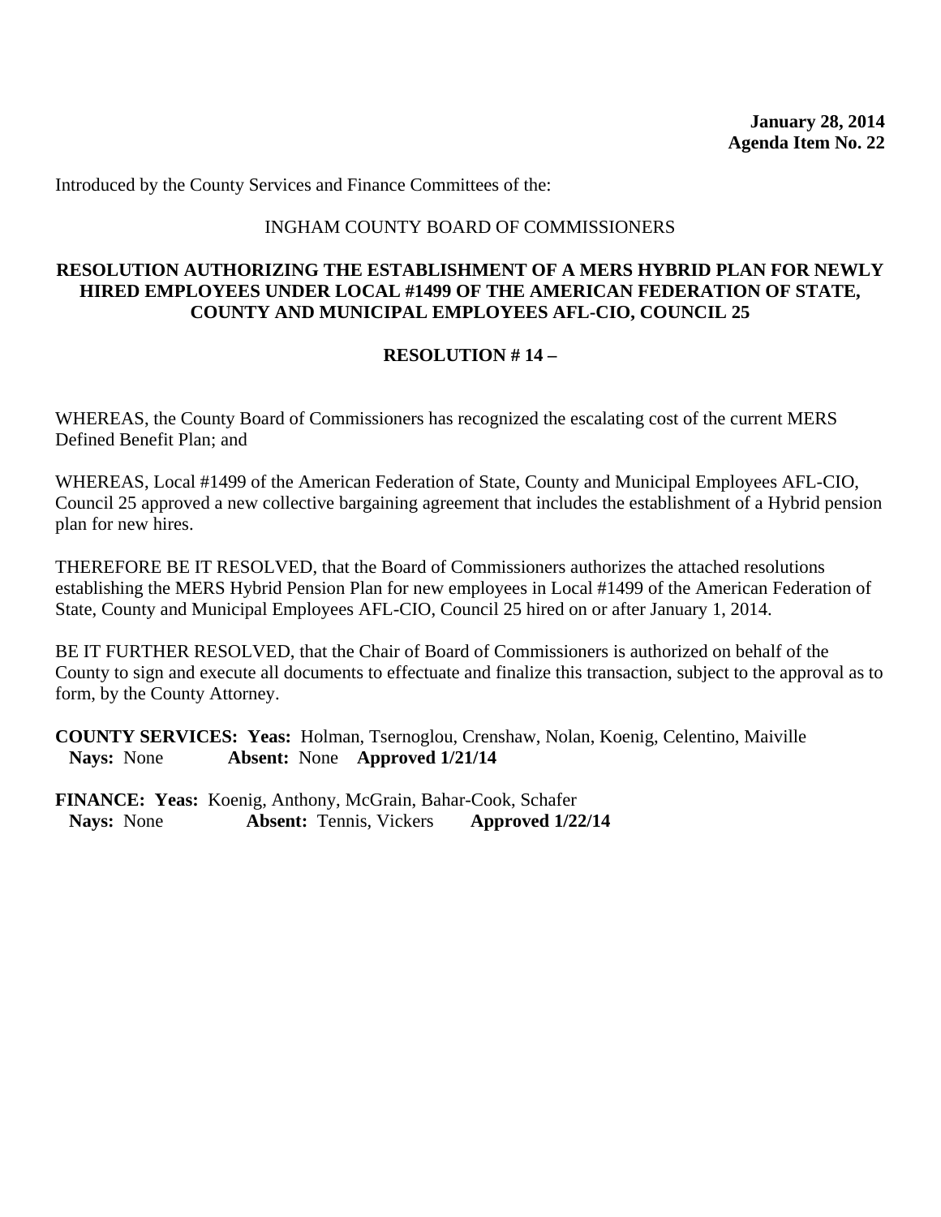**January 28, 2014**
**Agenda Item No. 22**

Introduced by the County Services and Finance Committees of the:

INGHAM COUNTY BOARD OF COMMISSIONERS

**RESOLUTION AUTHORIZING THE ESTABLISHMENT OF A MERS HYBRID PLAN FOR NEWLY HIRED EMPLOYEES UNDER LOCAL #1499 OF THE AMERICAN FEDERATION OF STATE, COUNTY AND MUNICIPAL EMPLOYEES AFL-CIO, COUNCIL 25**

**RESOLUTION # 14 –**

WHEREAS, the County Board of Commissioners has recognized the escalating cost of the current MERS Defined Benefit Plan; and

WHEREAS, Local #1499 of the American Federation of State, County and Municipal Employees AFL-CIO, Council 25 approved a new collective bargaining agreement that includes the establishment of a Hybrid pension plan for new hires.

THEREFORE BE IT RESOLVED, that the Board of Commissioners authorizes the attached resolutions establishing the MERS Hybrid Pension Plan for new employees in Local #1499 of the American Federation of State, County and Municipal Employees AFL-CIO, Council 25 hired on or after January 1, 2014.

BE IT FURTHER RESOLVED, that the Chair of Board of Commissioners is authorized on behalf of the County to sign and execute all documents to effectuate and finalize this transaction, subject to the approval as to form, by the County Attorney.

**COUNTY SERVICES: Yeas:** Holman, Tsernoglou, Crenshaw, Nolan, Koenig, Celentino, Maiville
**Nays:** None **Absent:** None **Approved 1/21/14**

**FINANCE: Yeas:** Koenig, Anthony, McGrain, Bahar-Cook, Schafer
**Nays:** None **Absent:** Tennis, Vickers **Approved 1/22/14**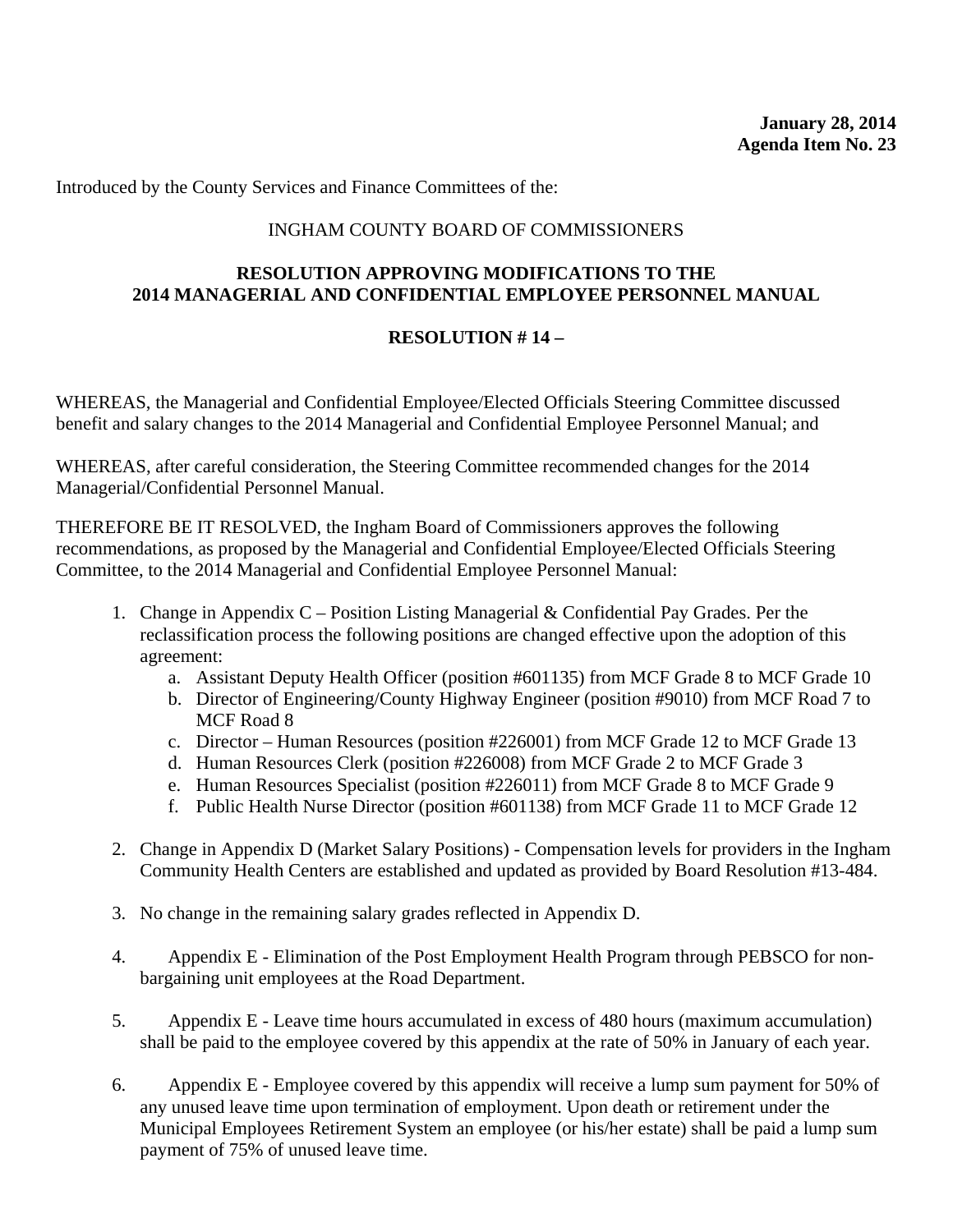**January 28, 2014**
**Agenda Item No. 23**

Introduced by the County Services and Finance Committees of the:

INGHAM COUNTY BOARD OF COMMISSIONERS

**RESOLUTION APPROVING MODIFICATIONS TO THE 2014 MANAGERIAL AND CONFIDENTIAL EMPLOYEE PERSONNEL MANUAL**

**RESOLUTION # 14 –**

WHEREAS, the Managerial and Confidential Employee/Elected Officials Steering Committee discussed benefit and salary changes to the 2014 Managerial and Confidential Employee Personnel Manual; and

WHEREAS, after careful consideration, the Steering Committee recommended changes for the 2014 Managerial/Confidential Personnel Manual.

THEREFORE BE IT RESOLVED, the Ingham Board of Commissioners approves the following recommendations, as proposed by the Managerial and Confidential Employee/Elected Officials Steering Committee, to the 2014 Managerial and Confidential Employee Personnel Manual:

1. Change in Appendix C – Position Listing Managerial & Confidential Pay Grades. Per the reclassification process the following positions are changed effective upon the adoption of this agreement:
    a. Assistant Deputy Health Officer (position #601135) from MCF Grade 8 to MCF Grade 10
    b. Director of Engineering/County Highway Engineer (position #9010) from MCF Road 7 to MCF Road 8
    c. Director – Human Resources (position #226001) from MCF Grade 12 to MCF Grade 13
    d. Human Resources Clerk (position #226008) from MCF Grade 2 to MCF Grade 3
    e. Human Resources Specialist (position #226011) from MCF Grade 8 to MCF Grade 9
    f. Public Health Nurse Director (position #601138) from MCF Grade 11 to MCF Grade 12

2. Change in Appendix D (Market Salary Positions) - Compensation levels for providers in the Ingham Community Health Centers are established and updated as provided by Board Resolution #13-484.

3. No change in the remaining salary grades reflected in Appendix D.

4. Appendix E - Elimination of the Post Employment Health Program through PEBSCO for non-bargaining unit employees at the Road Department.

5. Appendix E - Leave time hours accumulated in excess of 480 hours (maximum accumulation) shall be paid to the employee covered by this appendix at the rate of 50% in January of each year.

6. Appendix E - Employee covered by this appendix will receive a lump sum payment for 50% of any unused leave time upon termination of employment. Upon death or retirement under the Municipal Employees Retirement System an employee (or his/her estate) shall be paid a lump sum payment of 75% of unused leave time.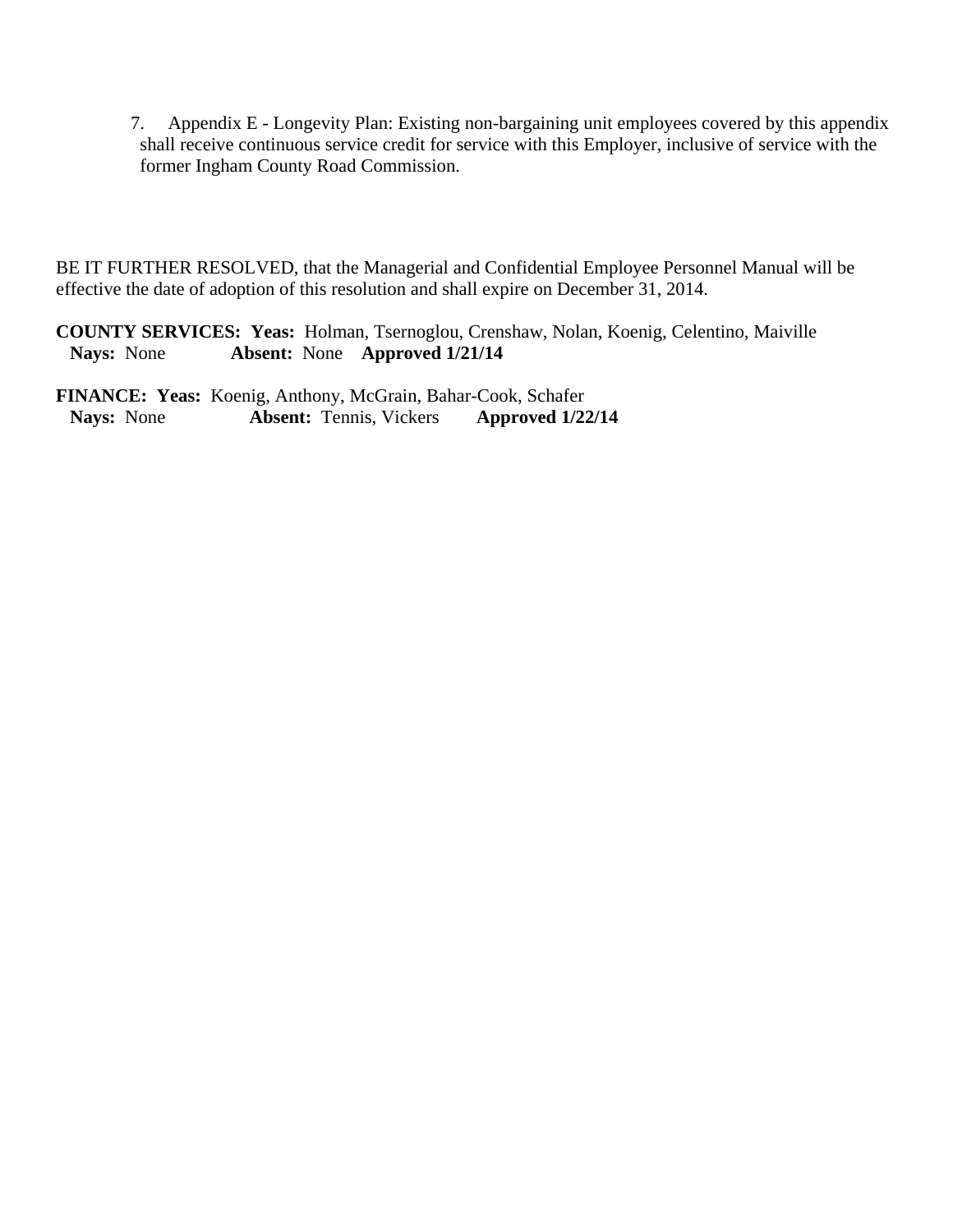7. Appendix E - Longevity Plan: Existing non-bargaining unit employees covered by this appendix shall receive continuous service credit for service with this Employer, inclusive of service with the former Ingham County Road Commission.

BE IT FURTHER RESOLVED, that the Managerial and Confidential Employee Personnel Manual will be effective the date of adoption of this resolution and shall expire on December 31, 2014.

**COUNTY SERVICES: Yeas:** Holman, Tsernoglou, Crenshaw, Nolan, Koenig, Celentino, Maiville
**Nays:** None **Absent:** None **Approved 1/21/14**

**FINANCE: Yeas:** Koenig, Anthony, McGrain, Bahar-Cook, Schafer
**Nays:** None **Absent:** Tennis, Vickers **Approved 1/22/14**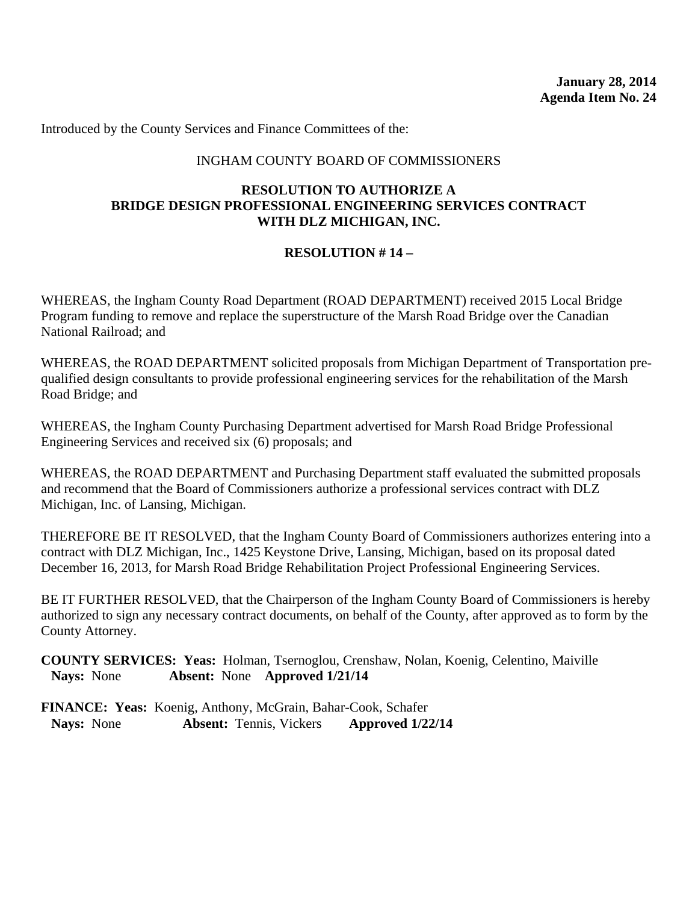**January 28, 2014**
**Agenda Item No. 24**

Introduced by the County Services and Finance Committees of the:

INGHAM COUNTY BOARD OF COMMISSIONERS

## RESOLUTION TO AUTHORIZE A BRIDGE DESIGN PROFESSIONAL ENGINEERING SERVICES CONTRACT WITH DLZ MICHIGAN, INC.

**RESOLUTION # 14 –**

WHEREAS, the Ingham County Road Department (ROAD DEPARTMENT) received 2015 Local Bridge Program funding to remove and replace the superstructure of the Marsh Road Bridge over the Canadian National Railroad; and

WHEREAS, the ROAD DEPARTMENT solicited proposals from Michigan Department of Transportation pre-qualified design consultants to provide professional engineering services for the rehabilitation of the Marsh Road Bridge; and

WHEREAS, the Ingham County Purchasing Department advertised for Marsh Road Bridge Professional Engineering Services and received six (6) proposals; and

WHEREAS, the ROAD DEPARTMENT and Purchasing Department staff evaluated the submitted proposals and recommend that the Board of Commissioners authorize a professional services contract with DLZ Michigan, Inc. of Lansing, Michigan.

THEREFORE BE IT RESOLVED, that the Ingham County Board of Commissioners authorizes entering into a contract with DLZ Michigan, Inc., 1425 Keystone Drive, Lansing, Michigan, based on its proposal dated December 16, 2013, for Marsh Road Bridge Rehabilitation Project Professional Engineering Services.

BE IT FURTHER RESOLVED, that the Chairperson of the Ingham County Board of Commissioners is hereby authorized to sign any necessary contract documents, on behalf of the County, after approved as to form by the County Attorney.

**COUNTY SERVICES: Yeas:** Holman, Tsernoglou, Crenshaw, Nolan, Koenig, Celentino, Maiville
**Nays:** None **Absent:** None **Approved 1/21/14**

**FINANCE: Yeas:** Koenig, Anthony, McGrain, Bahar-Cook, Schafer
**Nays:** None **Absent:** Tennis, Vickers **Approved 1/22/14**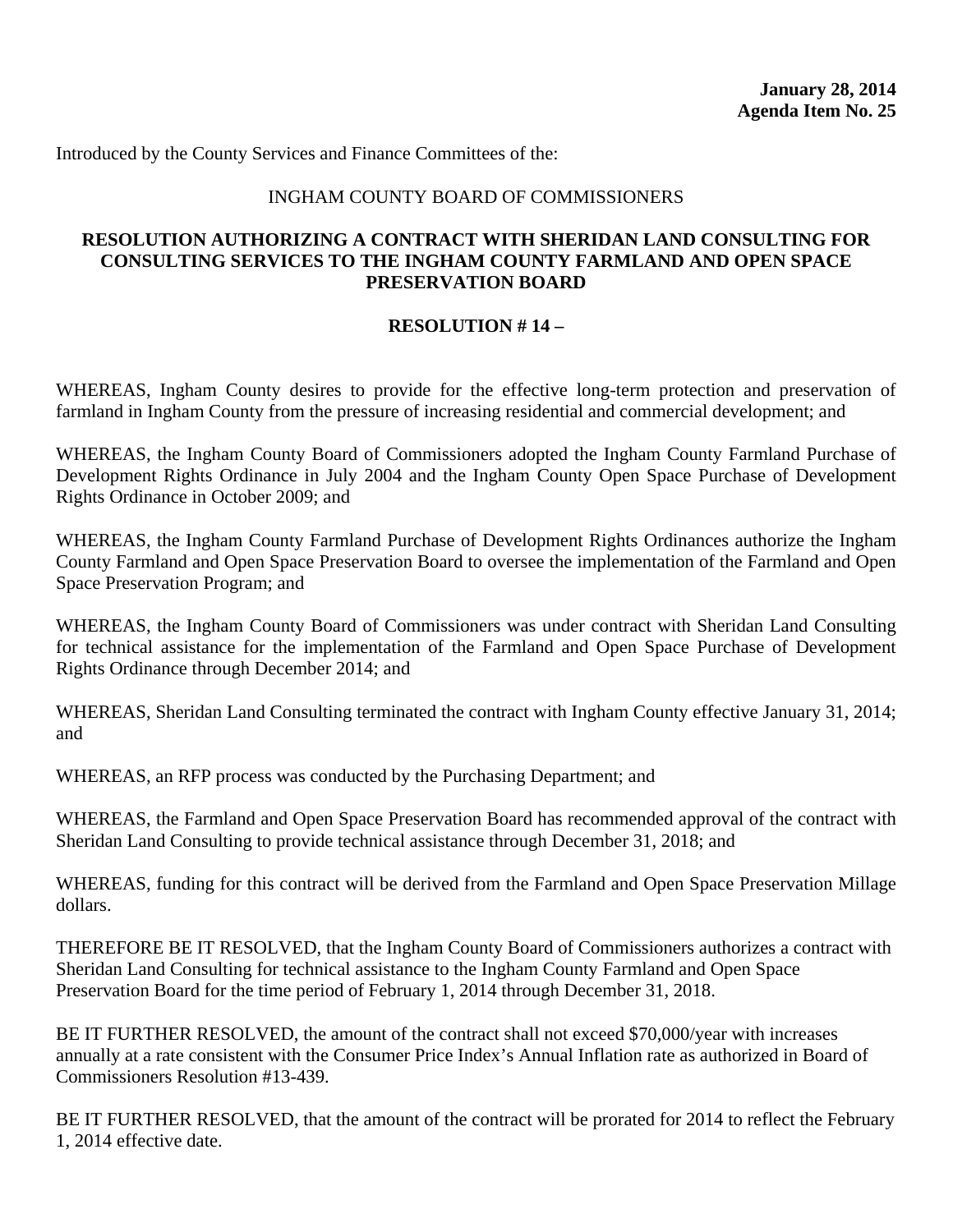**January 28, 2014**
**Agenda Item No. 25**

Introduced by the County Services and Finance Committees of the:

INGHAM COUNTY BOARD OF COMMISSIONERS

**RESOLUTION AUTHORIZING A CONTRACT WITH SHERIDAN LAND CONSULTING FOR CONSULTING SERVICES TO THE INGHAM COUNTY FARMLAND AND OPEN SPACE PRESERVATION BOARD**

**RESOLUTION # 14 –**

WHEREAS, Ingham County desires to provide for the effective long-term protection and preservation of farmland in Ingham County from the pressure of increasing residential and commercial development; and

WHEREAS, the Ingham County Board of Commissioners adopted the Ingham County Farmland Purchase of Development Rights Ordinance in July 2004 and the Ingham County Open Space Purchase of Development Rights Ordinance in October 2009; and

WHEREAS, the Ingham County Farmland Purchase of Development Rights Ordinances authorize the Ingham County Farmland and Open Space Preservation Board to oversee the implementation of the Farmland and Open Space Preservation Program; and

WHEREAS, the Ingham County Board of Commissioners was under contract with Sheridan Land Consulting for technical assistance for the implementation of the Farmland and Open Space Purchase of Development Rights Ordinance through December 2014; and

WHEREAS, Sheridan Land Consulting terminated the contract with Ingham County effective January 31, 2014; and

WHEREAS, an RFP process was conducted by the Purchasing Department; and

WHEREAS, the Farmland and Open Space Preservation Board has recommended approval of the contract with Sheridan Land Consulting to provide technical assistance through December 31, 2018; and

WHEREAS, funding for this contract will be derived from the Farmland and Open Space Preservation Millage dollars.

THEREFORE BE IT RESOLVED, that the Ingham County Board of Commissioners authorizes a contract with Sheridan Land Consulting for technical assistance to the Ingham County Farmland and Open Space Preservation Board for the time period of February 1, 2014 through December 31, 2018.

BE IT FURTHER RESOLVED, the amount of the contract shall not exceed $70,000/year with increases annually at a rate consistent with the Consumer Price Index's Annual Inflation rate as authorized in Board of Commissioners Resolution #13-439.

BE IT FURTHER RESOLVED, that the amount of the contract will be prorated for 2014 to reflect the February 1, 2014 effective date.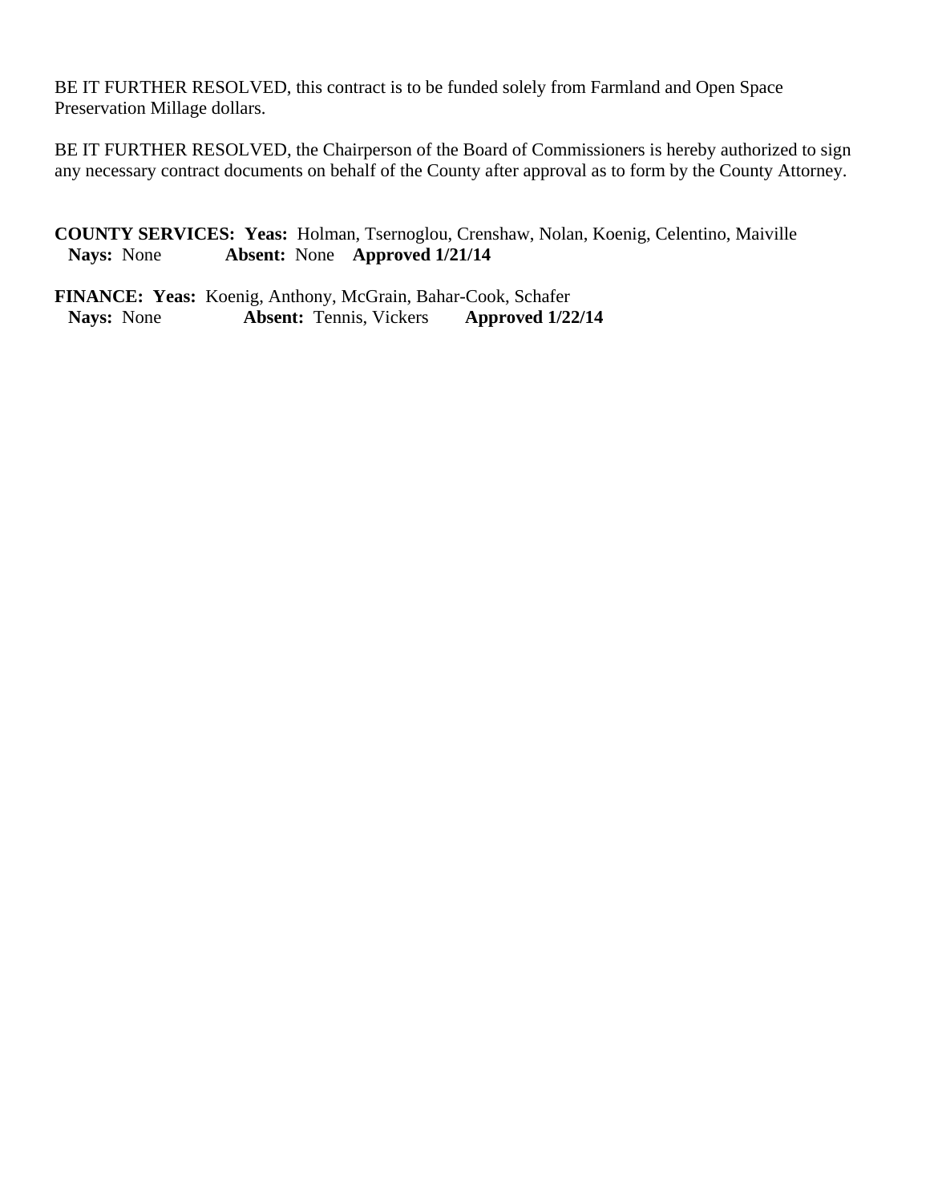BE IT FURTHER RESOLVED, this contract is to be funded solely from Farmland and Open Space Preservation Millage dollars.

BE IT FURTHER RESOLVED, the Chairperson of the Board of Commissioners is hereby authorized to sign any necessary contract documents on behalf of the County after approval as to form by the County Attorney.

**COUNTY SERVICES: Yeas:** Holman, Tsernoglou, Crenshaw, Nolan, Koenig, Celentino, Maiville
**Nays:** None **Absent:** None **Approved 1/21/14**

**FINANCE: Yeas:** Koenig, Anthony, McGrain, Bahar-Cook, Schafer
**Nays:** None **Absent:** Tennis, Vickers **Approved 1/22/14**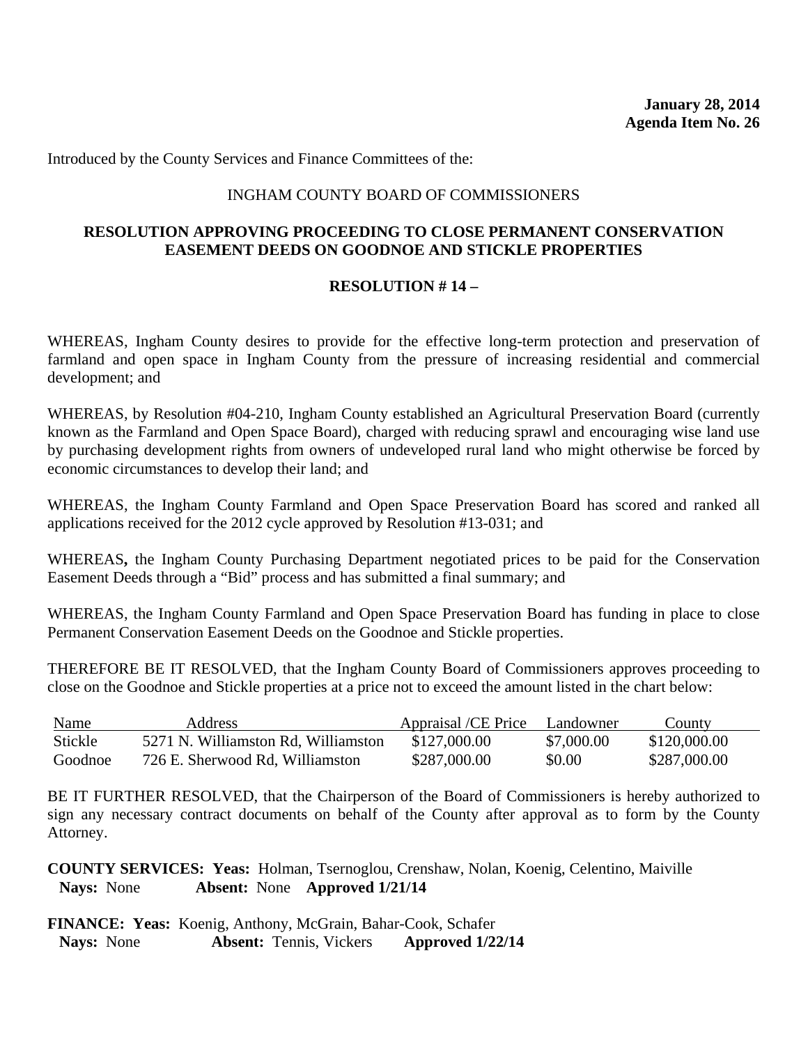**January 28, 2014**
**Agenda Item No. 26**

Introduced by the County Services and Finance Committees of the:

INGHAM COUNTY BOARD OF COMMISSIONERS

**RESOLUTION APPROVING PROCEEDING TO CLOSE PERMANENT CONSERVATION EASEMENT DEEDS ON GOODNOE AND STICKLE PROPERTIES**

**RESOLUTION # 14 –**

WHEREAS, Ingham County desires to provide for the effective long-term protection and preservation of farmland and open space in Ingham County from the pressure of increasing residential and commercial development; and

WHEREAS, by Resolution #04-210, Ingham County established an Agricultural Preservation Board (currently known as the Farmland and Open Space Board), charged with reducing sprawl and encouraging wise land use by purchasing development rights from owners of undeveloped rural land who might otherwise be forced by economic circumstances to develop their land; and

WHEREAS, the Ingham County Farmland and Open Space Preservation Board has scored and ranked all applications received for the 2012 cycle approved by Resolution #13-031; and

WHEREAS**,** the Ingham County Purchasing Department negotiated prices to be paid for the Conservation Easement Deeds through a "Bid" process and has submitted a final summary; and

WHEREAS, the Ingham County Farmland and Open Space Preservation Board has funding in place to close Permanent Conservation Easement Deeds on the Goodnoe and Stickle properties.

THEREFORE BE IT RESOLVED, that the Ingham County Board of Commissioners approves proceeding to close on the Goodnoe and Stickle properties at a price not to exceed the amount listed in the chart below:

| Name | Address | Appraisal /CE Price | Landowner | County |
|---|---|---|---|---|
| Stickle | 5271 N. Williamston Rd, Williamston | $127,000.00 | $7,000.00 | $120,000.00 |
| Goodnoe | 726 E. Sherwood Rd, Williamston | $287,000.00 | $0.00 | $287,000.00 |

BE IT FURTHER RESOLVED, that the Chairperson of the Board of Commissioners is hereby authorized to sign any necessary contract documents on behalf of the County after approval as to form by the County Attorney.

**COUNTY SERVICES: Yeas:** Holman, Tsernoglou, Crenshaw, Nolan, Koenig, Celentino, Maiville
**Nays:** None **Absent:** None **Approved 1/21/14**

**FINANCE: Yeas:** Koenig, Anthony, McGrain, Bahar-Cook, Schafer
**Nays:** None **Absent:** Tennis, Vickers **Approved 1/22/14**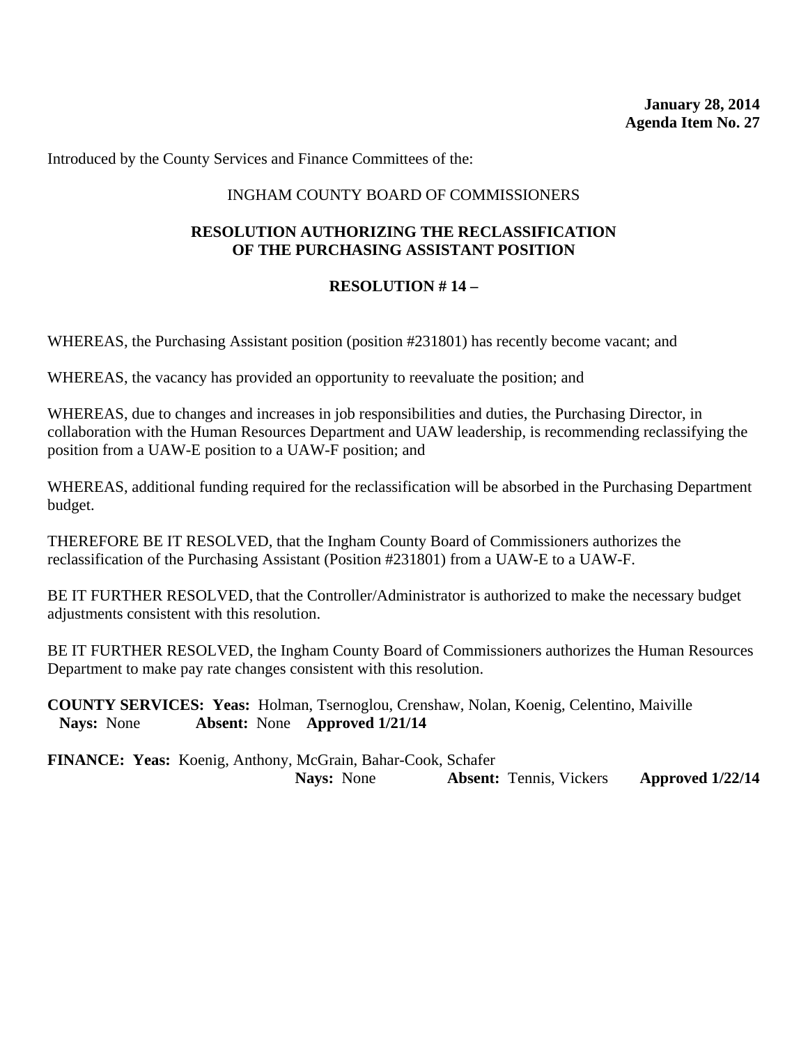**January 28, 2014**
**Agenda Item No. 27**

Introduced by the County Services and Finance Committees of the:

INGHAM COUNTY BOARD OF COMMISSIONERS

**RESOLUTION AUTHORIZING THE RECLASSIFICATION OF THE PURCHASING ASSISTANT POSITION**

**RESOLUTION # 14 –**

WHEREAS, the Purchasing Assistant position (position #231801) has recently become vacant; and

WHEREAS, the vacancy has provided an opportunity to reevaluate the position; and

WHEREAS, due to changes and increases in job responsibilities and duties, the Purchasing Director, in collaboration with the Human Resources Department and UAW leadership, is recommending reclassifying the position from a UAW-E position to a UAW-F position; and

WHEREAS, additional funding required for the reclassification will be absorbed in the Purchasing Department budget.

THEREFORE BE IT RESOLVED, that the Ingham County Board of Commissioners authorizes the reclassification of the Purchasing Assistant (Position #231801) from a UAW-E to a UAW-F.

BE IT FURTHER RESOLVED, that the Controller/Administrator is authorized to make the necessary budget adjustments consistent with this resolution.

BE IT FURTHER RESOLVED, the Ingham County Board of Commissioners authorizes the Human Resources Department to make pay rate changes consistent with this resolution.

**COUNTY SERVICES: Yeas:** Holman, Tsernoglou, Crenshaw, Nolan, Koenig, Celentino, Maiville
**Nays:** None **Absent:** None **Approved 1/21/14**

**FINANCE: Yeas:** Koenig, Anthony, McGrain, Bahar-Cook, Schafer
**Nays:** None **Absent:** Tennis, Vickers **Approved 1/22/14**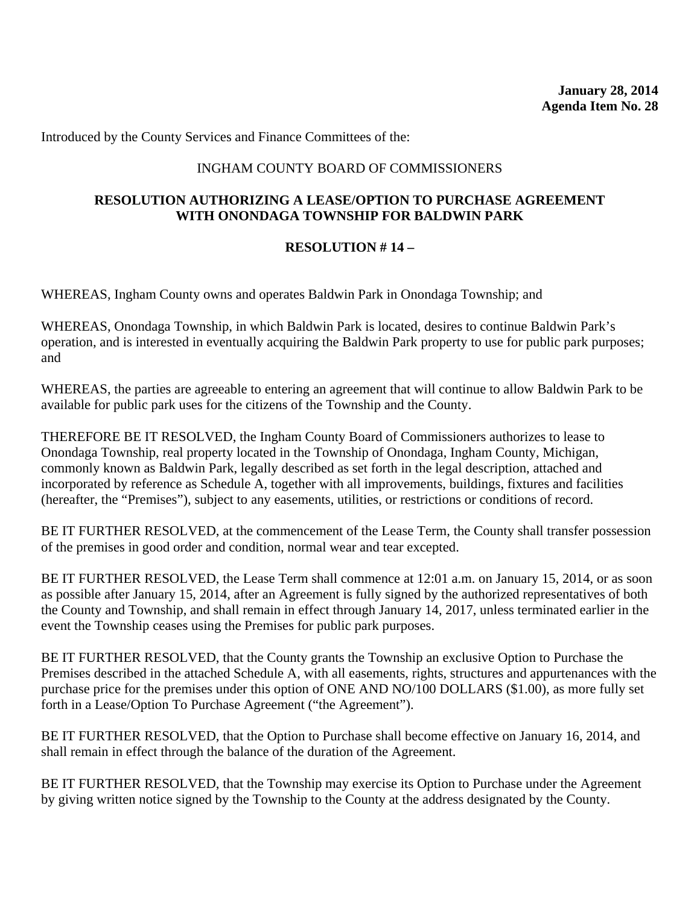**January 28, 2014**
**Agenda Item No. 28**

Introduced by the County Services and Finance Committees of the:

INGHAM COUNTY BOARD OF COMMISSIONERS

**RESOLUTION AUTHORIZING A LEASE/OPTION TO PURCHASE AGREEMENT WITH ONONDAGA TOWNSHIP FOR BALDWIN PARK**

**RESOLUTION # 14 –**

WHEREAS, Ingham County owns and operates Baldwin Park in Onondaga Township; and

WHEREAS, Onondaga Township, in which Baldwin Park is located, desires to continue Baldwin Park's operation, and is interested in eventually acquiring the Baldwin Park property to use for public park purposes; and

WHEREAS, the parties are agreeable to entering an agreement that will continue to allow Baldwin Park to be available for public park uses for the citizens of the Township and the County.

THEREFORE BE IT RESOLVED, the Ingham County Board of Commissioners authorizes to lease to Onondaga Township, real property located in the Township of Onondaga, Ingham County, Michigan, commonly known as Baldwin Park, legally described as set forth in the legal description, attached and incorporated by reference as Schedule A, together with all improvements, buildings, fixtures and facilities (hereafter, the "Premises"), subject to any easements, utilities, or restrictions or conditions of record.

BE IT FURTHER RESOLVED, at the commencement of the Lease Term, the County shall transfer possession of the premises in good order and condition, normal wear and tear excepted.

BE IT FURTHER RESOLVED, the Lease Term shall commence at 12:01 a.m. on January 15, 2014, or as soon as possible after January 15, 2014, after an Agreement is fully signed by the authorized representatives of both the County and Township, and shall remain in effect through January 14, 2017, unless terminated earlier in the event the Township ceases using the Premises for public park purposes.

BE IT FURTHER RESOLVED, that the County grants the Township an exclusive Option to Purchase the Premises described in the attached Schedule A, with all easements, rights, structures and appurtenances with the purchase price for the premises under this option of ONE AND NO/100 DOLLARS ($1.00), as more fully set forth in a Lease/Option To Purchase Agreement ("the Agreement").

BE IT FURTHER RESOLVED, that the Option to Purchase shall become effective on January 16, 2014, and shall remain in effect through the balance of the duration of the Agreement.

BE IT FURTHER RESOLVED, that the Township may exercise its Option to Purchase under the Agreement by giving written notice signed by the Township to the County at the address designated by the County.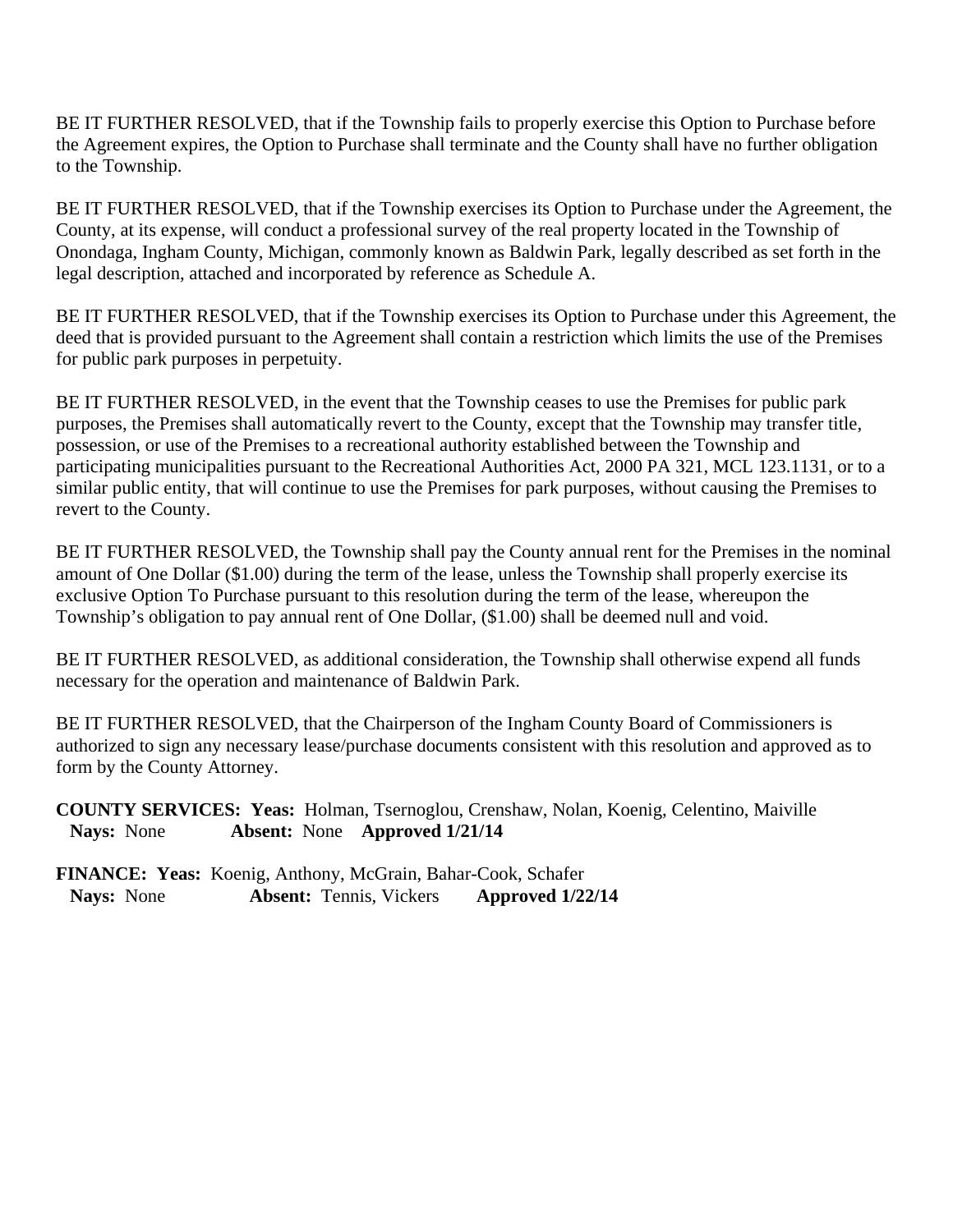BE IT FURTHER RESOLVED, that if the Township fails to properly exercise this Option to Purchase before the Agreement expires, the Option to Purchase shall terminate and the County shall have no further obligation to the Township.

BE IT FURTHER RESOLVED, that if the Township exercises its Option to Purchase under the Agreement, the County, at its expense, will conduct a professional survey of the real property located in the Township of Onondaga, Ingham County, Michigan, commonly known as Baldwin Park, legally described as set forth in the legal description, attached and incorporated by reference as Schedule A.

BE IT FURTHER RESOLVED, that if the Township exercises its Option to Purchase under this Agreement, the deed that is provided pursuant to the Agreement shall contain a restriction which limits the use of the Premises for public park purposes in perpetuity.

BE IT FURTHER RESOLVED, in the event that the Township ceases to use the Premises for public park purposes, the Premises shall automatically revert to the County, except that the Township may transfer title, possession, or use of the Premises to a recreational authority established between the Township and participating municipalities pursuant to the Recreational Authorities Act, 2000 PA 321, MCL 123.1131, or to a similar public entity, that will continue to use the Premises for park purposes, without causing the Premises to revert to the County.

BE IT FURTHER RESOLVED, the Township shall pay the County annual rent for the Premises in the nominal amount of One Dollar ($1.00) during the term of the lease, unless the Township shall properly exercise its exclusive Option To Purchase pursuant to this resolution during the term of the lease, whereupon the Township's obligation to pay annual rent of One Dollar, ($1.00) shall be deemed null and void.

BE IT FURTHER RESOLVED, as additional consideration, the Township shall otherwise expend all funds necessary for the operation and maintenance of Baldwin Park.

BE IT FURTHER RESOLVED, that the Chairperson of the Ingham County Board of Commissioners is authorized to sign any necessary lease/purchase documents consistent with this resolution and approved as to form by the County Attorney.

**COUNTY SERVICES: Yeas:** Holman, Tsernoglou, Crenshaw, Nolan, Koenig, Celentino, Maiville
**Nays:** None **Absent:** None **Approved 1/21/14**

**FINANCE: Yeas:** Koenig, Anthony, McGrain, Bahar-Cook, Schafer
**Nays:** None **Absent:** Tennis, Vickers **Approved 1/22/14**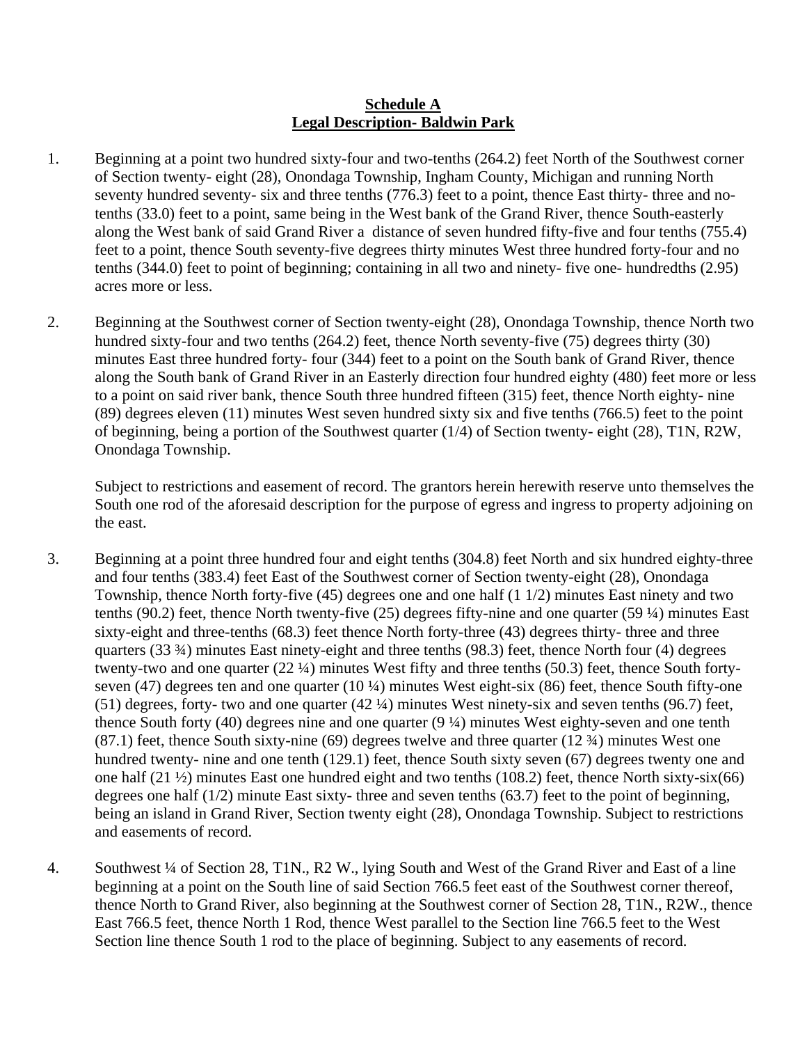**Schedule A**
**Legal Description- Baldwin Park**

1. Beginning at a point two hundred sixty-four and two-tenths (264.2) feet North of the Southwest corner of Section twenty- eight (28), Onondaga Township, Ingham County, Michigan and running North seventy hundred seventy- six and three tenths (776.3) feet to a point, thence East thirty- three and no-tenths (33.0) feet to a point, same being in the West bank of the Grand River, thence South-easterly along the West bank of said Grand River a distance of seven hundred fifty-five and four tenths (755.4) feet to a point, thence South seventy-five degrees thirty minutes West three hundred forty-four and no tenths (344.0) feet to point of beginning; containing in all two and ninety- five one- hundredths (2.95) acres more or less.

2. Beginning at the Southwest corner of Section twenty-eight (28), Onondaga Township, thence North two hundred sixty-four and two tenths (264.2) feet, thence North seventy-five (75) degrees thirty (30) minutes East three hundred forty- four (344) feet to a point on the South bank of Grand River, thence along the South bank of Grand River in an Easterly direction four hundred eighty (480) feet more or less to a point on said river bank, thence South three hundred fifteen (315) feet, thence North eighty- nine (89) degrees eleven (11) minutes West seven hundred sixty six and five tenths (766.5) feet to the point of beginning, being a portion of the Southwest quarter (1/4) of Section twenty- eight (28), T1N, R2W, Onondaga Township.

   Subject to restrictions and easement of record. The grantors herein herewith reserve unto themselves the South one rod of the aforesaid description for the purpose of egress and ingress to property adjoining on the east.

3. Beginning at a point three hundred four and eight tenths (304.8) feet North and six hundred eighty-three and four tenths (383.4) feet East of the Southwest corner of Section twenty-eight (28), Onondaga Township, thence North forty-five (45) degrees one and one half (1 1/2) minutes East ninety and two tenths (90.2) feet, thence North twenty-five (25) degrees fifty-nine and one quarter (59 ¼) minutes East sixty-eight and three-tenths (68.3) feet thence North forty-three (43) degrees thirty- three and three quarters (33 ¾) minutes East ninety-eight and three tenths (98.3) feet, thence North four (4) degrees twenty-two and one quarter (22 ¼) minutes West fifty and three tenths (50.3) feet, thence South forty-seven (47) degrees ten and one quarter (10 ¼) minutes West eight-six (86) feet, thence South fifty-one (51) degrees, forty- two and one quarter (42 ¼) minutes West ninety-six and seven tenths (96.7) feet, thence South forty (40) degrees nine and one quarter (9 ¼) minutes West eighty-seven and one tenth (87.1) feet, thence South sixty-nine (69) degrees twelve and three quarter (12 ¾) minutes West one hundred twenty- nine and one tenth (129.1) feet, thence South sixty seven (67) degrees twenty one and one half (21 ½) minutes East one hundred eight and two tenths (108.2) feet, thence North sixty-six(66) degrees one half (1/2) minute East sixty- three and seven tenths (63.7) feet to the point of beginning, being an island in Grand River, Section twenty eight (28), Onondaga Township. Subject to restrictions and easements of record.

4. Southwest ¼ of Section 28, T1N., R2 W., lying South and West of the Grand River and East of a line beginning at a point on the South line of said Section 766.5 feet east of the Southwest corner thereof, thence North to Grand River, also beginning at the Southwest corner of Section 28, T1N., R2W., thence East 766.5 feet, thence North 1 Rod, thence West parallel to the Section line 766.5 feet to the West Section line thence South 1 rod to the place of beginning. Subject to any easements of record.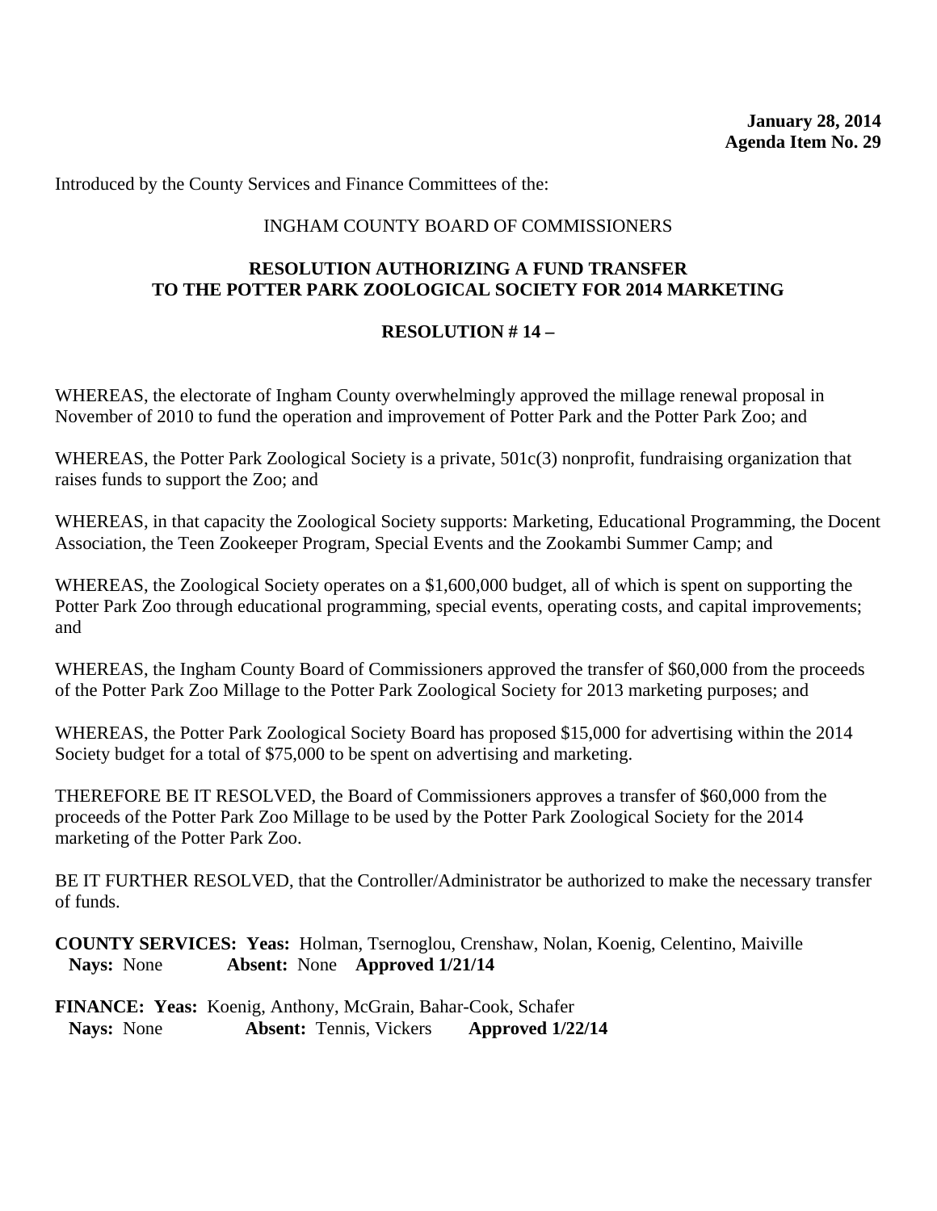**January 28, 2014**
**Agenda Item No. 29**

Introduced by the County Services and Finance Committees of the:

INGHAM COUNTY BOARD OF COMMISSIONERS

**RESOLUTION AUTHORIZING A FUND TRANSFER TO THE POTTER PARK ZOOLOGICAL SOCIETY FOR 2014 MARKETING**

**RESOLUTION # 14 –**

WHEREAS, the electorate of Ingham County overwhelmingly approved the millage renewal proposal in November of 2010 to fund the operation and improvement of Potter Park and the Potter Park Zoo; and

WHEREAS, the Potter Park Zoological Society is a private, 501c(3) nonprofit, fundraising organization that raises funds to support the Zoo; and

WHEREAS, in that capacity the Zoological Society supports: Marketing, Educational Programming, the Docent Association, the Teen Zookeeper Program, Special Events and the Zookambi Summer Camp; and

WHEREAS, the Zoological Society operates on a $1,600,000 budget, all of which is spent on supporting the Potter Park Zoo through educational programming, special events, operating costs, and capital improvements; and

WHEREAS, the Ingham County Board of Commissioners approved the transfer of $60,000 from the proceeds of the Potter Park Zoo Millage to the Potter Park Zoological Society for 2013 marketing purposes; and

WHEREAS, the Potter Park Zoological Society Board has proposed $15,000 for advertising within the 2014 Society budget for a total of $75,000 to be spent on advertising and marketing.

THEREFORE BE IT RESOLVED, the Board of Commissioners approves a transfer of $60,000 from the proceeds of the Potter Park Zoo Millage to be used by the Potter Park Zoological Society for the 2014 marketing of the Potter Park Zoo.

BE IT FURTHER RESOLVED, that the Controller/Administrator be authorized to make the necessary transfer of funds.

**COUNTY SERVICES: Yeas:** Holman, Tsernoglou, Crenshaw, Nolan, Koenig, Celentino, Maiville
**Nays:** None **Absent:** None **Approved 1/21/14**

**FINANCE: Yeas:** Koenig, Anthony, McGrain, Bahar-Cook, Schafer
**Nays:** None **Absent:** Tennis, Vickers **Approved 1/22/14**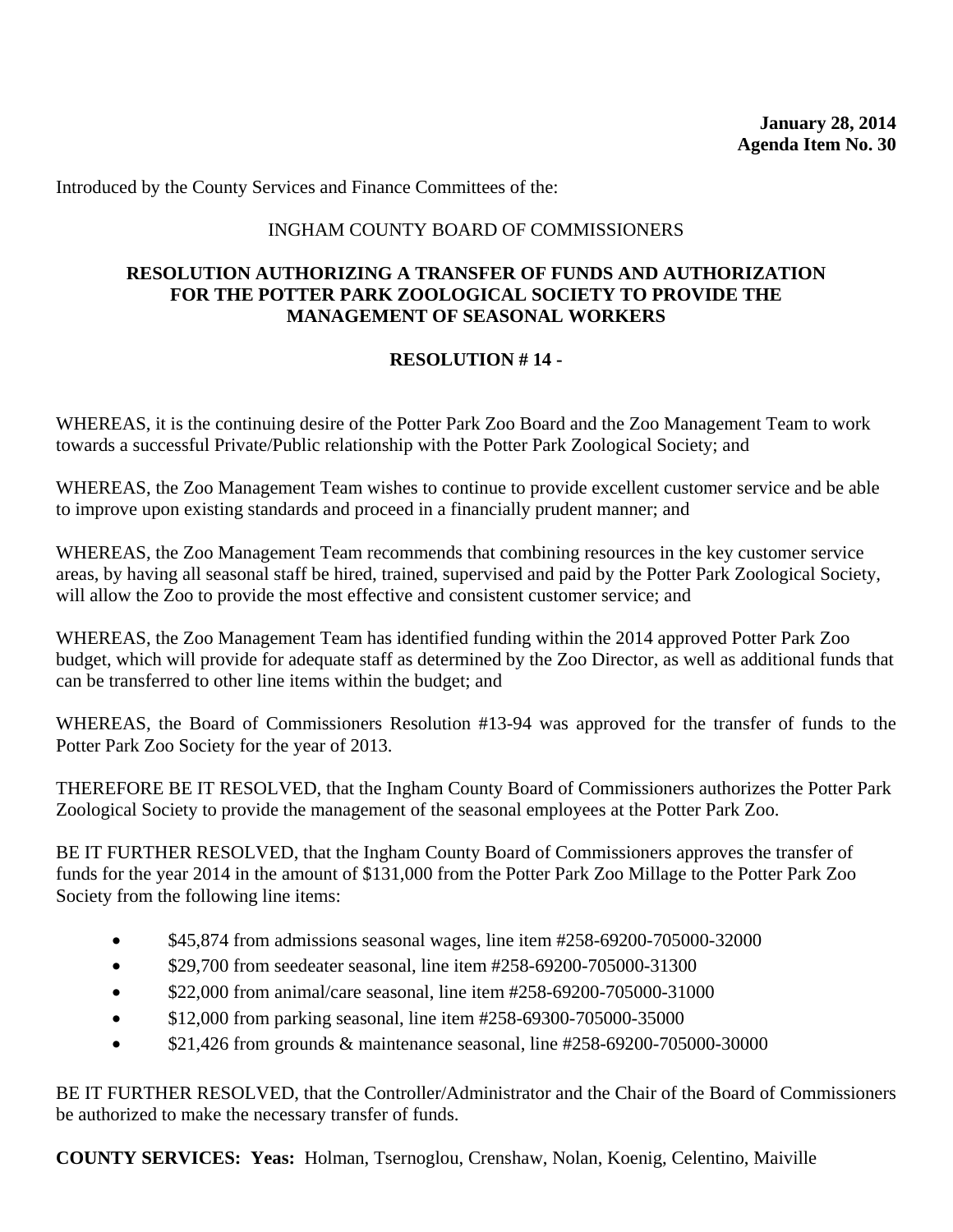**January 28, 2014**
**Agenda Item No. 30**

Introduced by the County Services and Finance Committees of the:

INGHAM COUNTY BOARD OF COMMISSIONERS

**RESOLUTION AUTHORIZING A TRANSFER OF FUNDS AND AUTHORIZATION FOR THE POTTER PARK ZOOLOGICAL SOCIETY TO PROVIDE THE MANAGEMENT OF SEASONAL WORKERS**

**RESOLUTION # 14 -**

WHEREAS, it is the continuing desire of the Potter Park Zoo Board and the Zoo Management Team to work towards a successful Private/Public relationship with the Potter Park Zoological Society; and

WHEREAS, the Zoo Management Team wishes to continue to provide excellent customer service and be able to improve upon existing standards and proceed in a financially prudent manner; and

WHEREAS, the Zoo Management Team recommends that combining resources in the key customer service areas, by having all seasonal staff be hired, trained, supervised and paid by the Potter Park Zoological Society, will allow the Zoo to provide the most effective and consistent customer service; and

WHEREAS, the Zoo Management Team has identified funding within the 2014 approved Potter Park Zoo budget, which will provide for adequate staff as determined by the Zoo Director, as well as additional funds that can be transferred to other line items within the budget; and

WHEREAS, the Board of Commissioners Resolution #13-94 was approved for the transfer of funds to the Potter Park Zoo Society for the year of 2013.

THEREFORE BE IT RESOLVED, that the Ingham County Board of Commissioners authorizes the Potter Park Zoological Society to provide the management of the seasonal employees at the Potter Park Zoo.

BE IT FURTHER RESOLVED, that the Ingham County Board of Commissioners approves the transfer of funds for the year 2014 in the amount of $131,000 from the Potter Park Zoo Millage to the Potter Park Zoo Society from the following line items:

- $45,874 from admissions seasonal wages, line item #258-69200-705000-32000
- $29,700 from seedeater seasonal, line item #258-69200-705000-31300
- $22,000 from animal/care seasonal, line item #258-69200-705000-31000
- $12,000 from parking seasonal, line item #258-69300-705000-35000
- $21,426 from grounds & maintenance seasonal, line #258-69200-705000-30000

BE IT FURTHER RESOLVED, that the Controller/Administrator and the Chair of the Board of Commissioners be authorized to make the necessary transfer of funds.

**COUNTY SERVICES: Yeas:** Holman, Tsernoglou, Crenshaw, Nolan, Koenig, Celentino, Maiville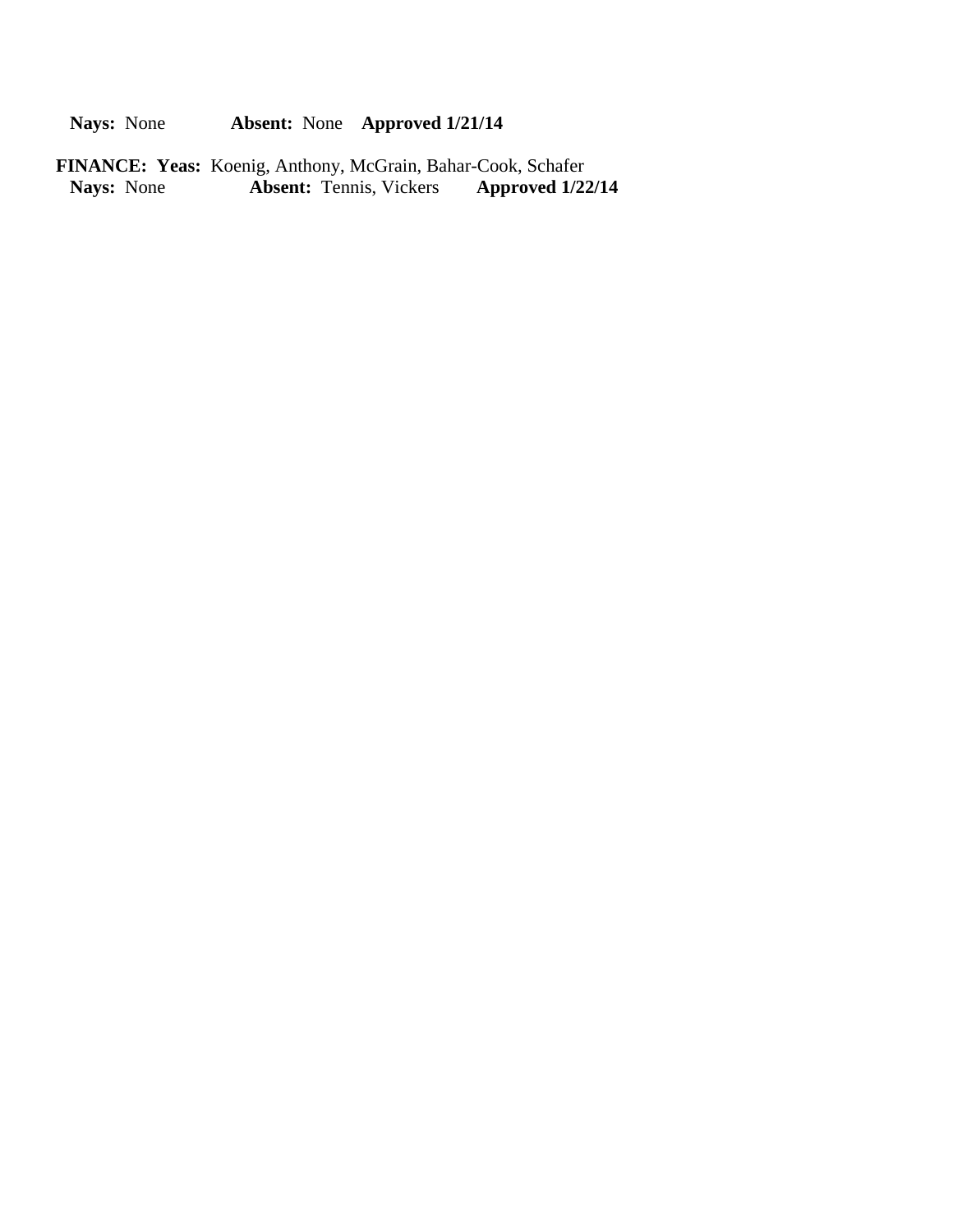**Nays:** None **Absent:** None **Approved 1/21/14**

**FINANCE: Yeas:** Koenig, Anthony, McGrain, Bahar-Cook, Schafer
**Nays:** None **Absent:** Tennis, Vickers **Approved 1/22/14**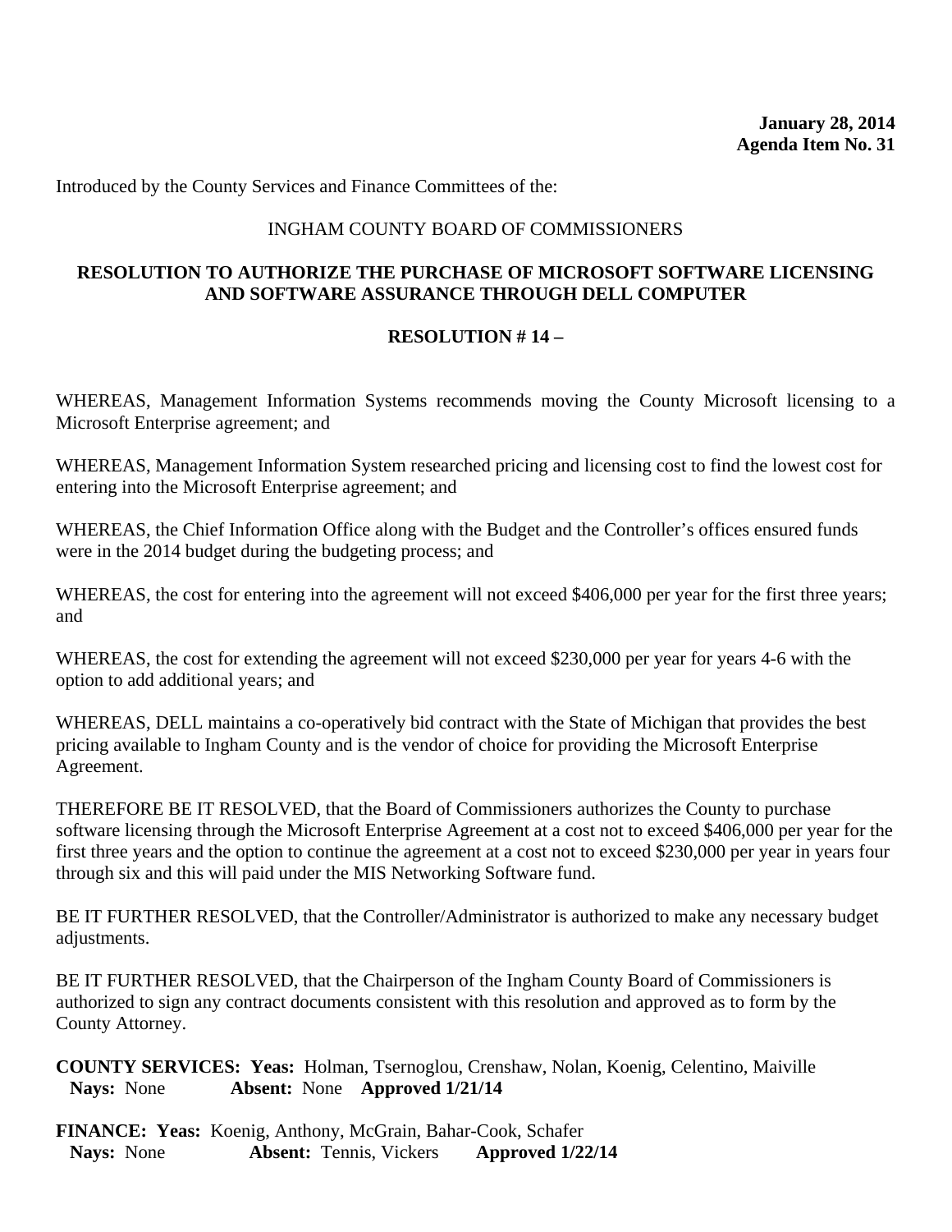**January 28, 2014**
**Agenda Item No. 31**

Introduced by the County Services and Finance Committees of the:

INGHAM COUNTY BOARD OF COMMISSIONERS

**RESOLUTION TO AUTHORIZE THE PURCHASE OF MICROSOFT SOFTWARE LICENSING AND SOFTWARE ASSURANCE THROUGH DELL COMPUTER**

**RESOLUTION # 14 –**

WHEREAS, Management Information Systems recommends moving the County Microsoft licensing to a Microsoft Enterprise agreement; and

WHEREAS, Management Information System researched pricing and licensing cost to find the lowest cost for entering into the Microsoft Enterprise agreement; and

WHEREAS, the Chief Information Office along with the Budget and the Controller's offices ensured funds were in the 2014 budget during the budgeting process; and

WHEREAS, the cost for entering into the agreement will not exceed $406,000 per year for the first three years; and

WHEREAS, the cost for extending the agreement will not exceed $230,000 per year for years 4-6 with the option to add additional years; and

WHEREAS, DELL maintains a co-operatively bid contract with the State of Michigan that provides the best pricing available to Ingham County and is the vendor of choice for providing the Microsoft Enterprise Agreement.

THEREFORE BE IT RESOLVED, that the Board of Commissioners authorizes the County to purchase software licensing through the Microsoft Enterprise Agreement at a cost not to exceed $406,000 per year for the first three years and the option to continue the agreement at a cost not to exceed $230,000 per year in years four through six and this will paid under the MIS Networking Software fund.

BE IT FURTHER RESOLVED, that the Controller/Administrator is authorized to make any necessary budget adjustments.

BE IT FURTHER RESOLVED, that the Chairperson of the Ingham County Board of Commissioners is authorized to sign any contract documents consistent with this resolution and approved as to form by the County Attorney.

**COUNTY SERVICES: Yeas:** Holman, Tsernoglou, Crenshaw, Nolan, Koenig, Celentino, Maiville
**Nays:** None **Absent:** None **Approved 1/21/14**

**FINANCE: Yeas:** Koenig, Anthony, McGrain, Bahar-Cook, Schafer
**Nays:** None **Absent:** Tennis, Vickers **Approved 1/22/14**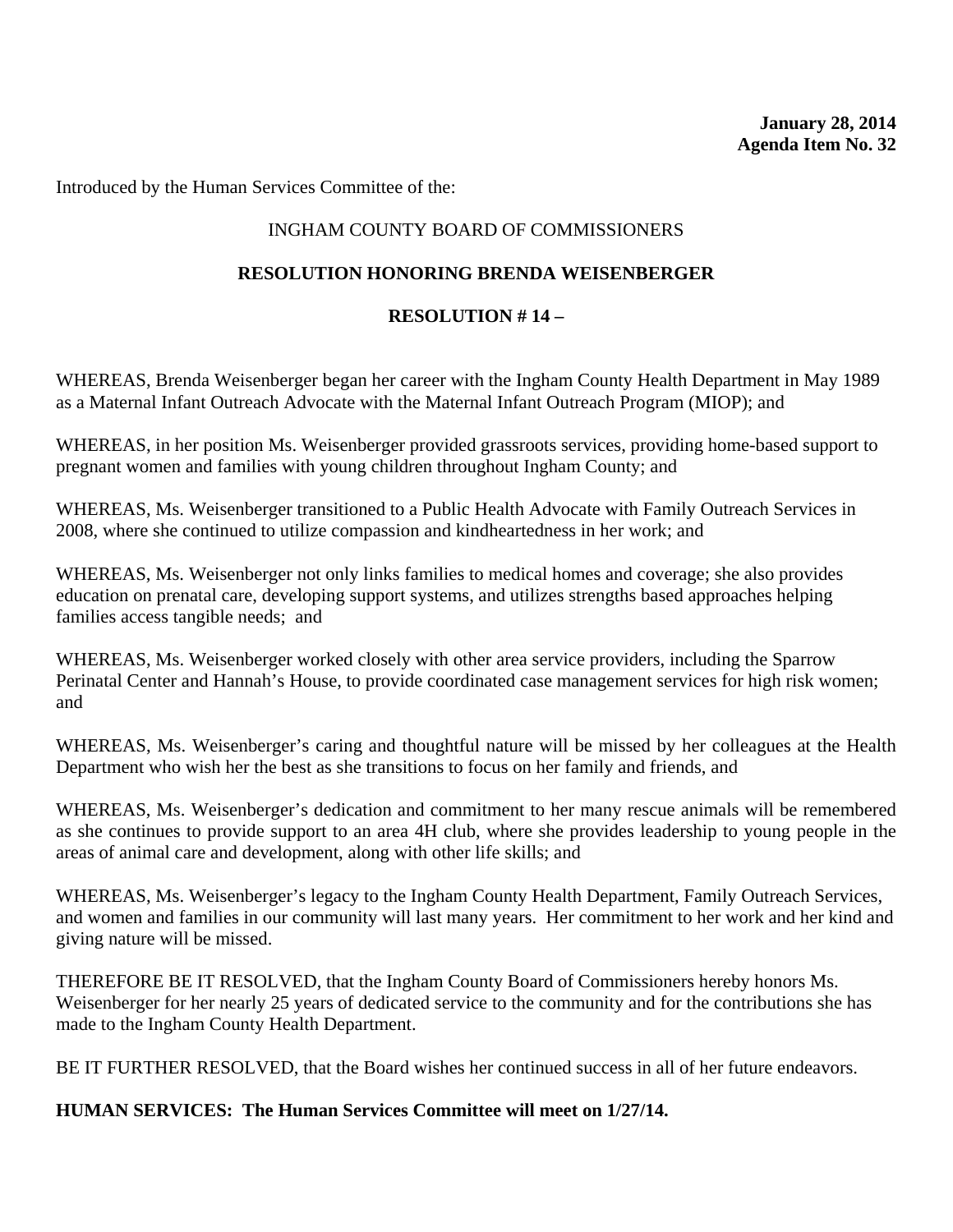**January 28, 2014**
**Agenda Item No. 32**

Introduced by the Human Services Committee of the:

INGHAM COUNTY BOARD OF COMMISSIONERS

**RESOLUTION HONORING BRENDA WEISENBERGER**

**RESOLUTION # 14 –**

WHEREAS, Brenda Weisenberger began her career with the Ingham County Health Department in May 1989 as a Maternal Infant Outreach Advocate with the Maternal Infant Outreach Program (MIOP); and

WHEREAS, in her position Ms. Weisenberger provided grassroots services, providing home-based support to pregnant women and families with young children throughout Ingham County; and

WHEREAS, Ms. Weisenberger transitioned to a Public Health Advocate with Family Outreach Services in 2008, where she continued to utilize compassion and kindheartedness in her work; and

WHEREAS, Ms. Weisenberger not only links families to medical homes and coverage; she also provides education on prenatal care, developing support systems, and utilizes strengths based approaches helping families access tangible needs; and

WHEREAS, Ms. Weisenberger worked closely with other area service providers, including the Sparrow Perinatal Center and Hannah's House, to provide coordinated case management services for high risk women; and

WHEREAS, Ms. Weisenberger's caring and thoughtful nature will be missed by her colleagues at the Health Department who wish her the best as she transitions to focus on her family and friends, and

WHEREAS, Ms. Weisenberger's dedication and commitment to her many rescue animals will be remembered as she continues to provide support to an area 4H club, where she provides leadership to young people in the areas of animal care and development, along with other life skills; and

WHEREAS, Ms. Weisenberger's legacy to the Ingham County Health Department, Family Outreach Services, and women and families in our community will last many years. Her commitment to her work and her kind and giving nature will be missed.

THEREFORE BE IT RESOLVED, that the Ingham County Board of Commissioners hereby honors Ms. Weisenberger for her nearly 25 years of dedicated service to the community and for the contributions she has made to the Ingham County Health Department.

BE IT FURTHER RESOLVED, that the Board wishes her continued success in all of her future endeavors.

**HUMAN SERVICES: The Human Services Committee will meet on 1/27/14.**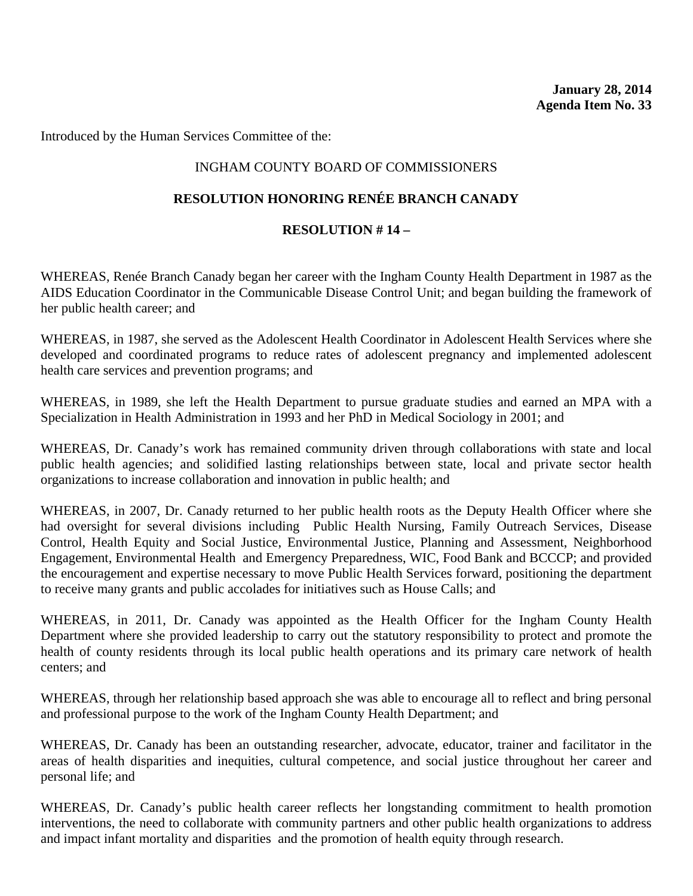**January 28, 2014**
**Agenda Item No. 33**

Introduced by the Human Services Committee of the:

INGHAM COUNTY BOARD OF COMMISSIONERS

**RESOLUTION HONORING RENÉE BRANCH CANADY**

**RESOLUTION # 14 –**

WHEREAS, Renée Branch Canady began her career with the Ingham County Health Department in 1987 as the AIDS Education Coordinator in the Communicable Disease Control Unit; and began building the framework of her public health career; and

WHEREAS, in 1987, she served as the Adolescent Health Coordinator in Adolescent Health Services where she developed and coordinated programs to reduce rates of adolescent pregnancy and implemented adolescent health care services and prevention programs; and

WHEREAS, in 1989, she left the Health Department to pursue graduate studies and earned an MPA with a Specialization in Health Administration in 1993 and her PhD in Medical Sociology in 2001; and

WHEREAS, Dr. Canady's work has remained community driven through collaborations with state and local public health agencies; and solidified lasting relationships between state, local and private sector health organizations to increase collaboration and innovation in public health; and

WHEREAS, in 2007, Dr. Canady returned to her public health roots as the Deputy Health Officer where she had oversight for several divisions including Public Health Nursing, Family Outreach Services, Disease Control, Health Equity and Social Justice, Environmental Justice, Planning and Assessment, Neighborhood Engagement, Environmental Health and Emergency Preparedness, WIC, Food Bank and BCCCP; and provided the encouragement and expertise necessary to move Public Health Services forward, positioning the department to receive many grants and public accolades for initiatives such as House Calls; and

WHEREAS, in 2011, Dr. Canady was appointed as the Health Officer for the Ingham County Health Department where she provided leadership to carry out the statutory responsibility to protect and promote the health of county residents through its local public health operations and its primary care network of health centers; and

WHEREAS, through her relationship based approach she was able to encourage all to reflect and bring personal and professional purpose to the work of the Ingham County Health Department; and

WHEREAS, Dr. Canady has been an outstanding researcher, advocate, educator, trainer and facilitator in the areas of health disparities and inequities, cultural competence, and social justice throughout her career and personal life; and

WHEREAS, Dr. Canady's public health career reflects her longstanding commitment to health promotion interventions, the need to collaborate with community partners and other public health organizations to address and impact infant mortality and disparities and the promotion of health equity through research.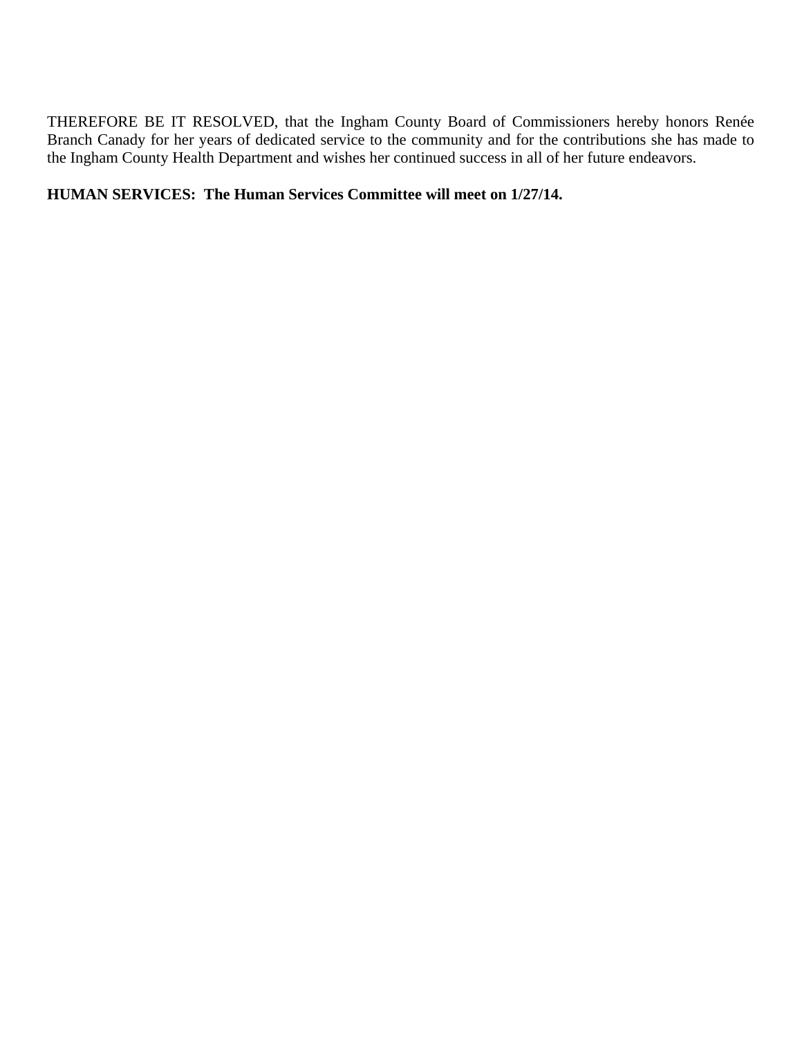THEREFORE BE IT RESOLVED, that the Ingham County Board of Commissioners hereby honors Renée Branch Canady for her years of dedicated service to the community and for the contributions she has made to the Ingham County Health Department and wishes her continued success in all of her future endeavors.

**HUMAN SERVICES: The Human Services Committee will meet on 1/27/14.**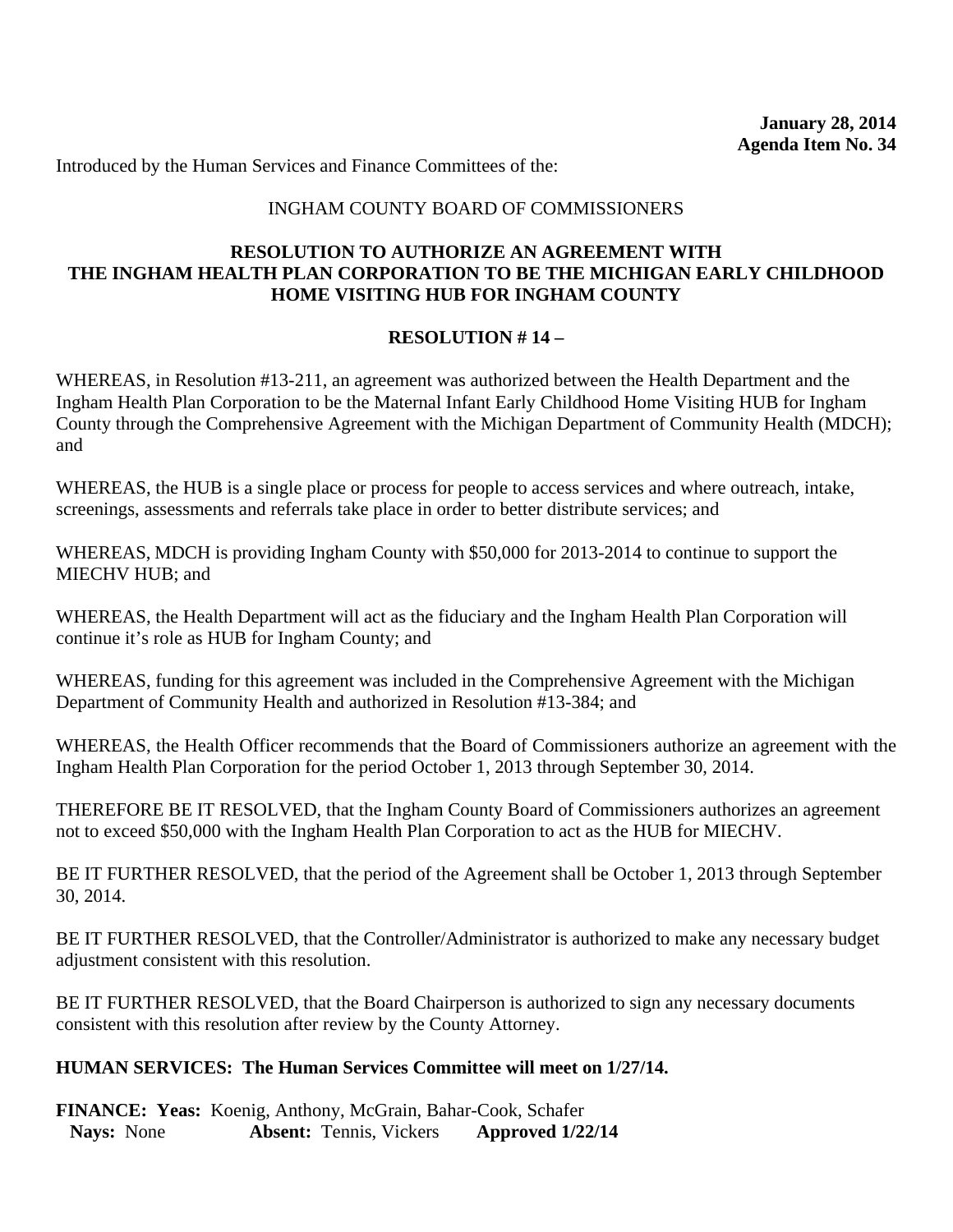**January 28, 2014**
**Agenda Item No. 34**

Introduced by the Human Services and Finance Committees of the:

INGHAM COUNTY BOARD OF COMMISSIONERS

**RESOLUTION TO AUTHORIZE AN AGREEMENT WITH THE INGHAM HEALTH PLAN CORPORATION TO BE THE MICHIGAN EARLY CHILDHOOD HOME VISITING HUB FOR INGHAM COUNTY**

**RESOLUTION # 14 –**

WHEREAS, in Resolution #13-211, an agreement was authorized between the Health Department and the Ingham Health Plan Corporation to be the Maternal Infant Early Childhood Home Visiting HUB for Ingham County through the Comprehensive Agreement with the Michigan Department of Community Health (MDCH); and

WHEREAS, the HUB is a single place or process for people to access services and where outreach, intake, screenings, assessments and referrals take place in order to better distribute services; and

WHEREAS, MDCH is providing Ingham County with $50,000 for 2013-2014 to continue to support the MIECHV HUB; and

WHEREAS, the Health Department will act as the fiduciary and the Ingham Health Plan Corporation will continue it's role as HUB for Ingham County; and

WHEREAS, funding for this agreement was included in the Comprehensive Agreement with the Michigan Department of Community Health and authorized in Resolution #13-384; and

WHEREAS, the Health Officer recommends that the Board of Commissioners authorize an agreement with the Ingham Health Plan Corporation for the period October 1, 2013 through September 30, 2014.

THEREFORE BE IT RESOLVED, that the Ingham County Board of Commissioners authorizes an agreement not to exceed $50,000 with the Ingham Health Plan Corporation to act as the HUB for MIECHV.

BE IT FURTHER RESOLVED, that the period of the Agreement shall be October 1, 2013 through September 30, 2014.

BE IT FURTHER RESOLVED, that the Controller/Administrator is authorized to make any necessary budget adjustment consistent with this resolution.

BE IT FURTHER RESOLVED, that the Board Chairperson is authorized to sign any necessary documents consistent with this resolution after review by the County Attorney.

**HUMAN SERVICES: The Human Services Committee will meet on 1/27/14.**

**FINANCE: Yeas:** Koenig, Anthony, McGrain, Bahar-Cook, Schafer
**Nays:** None **Absent:** Tennis, Vickers **Approved 1/22/14**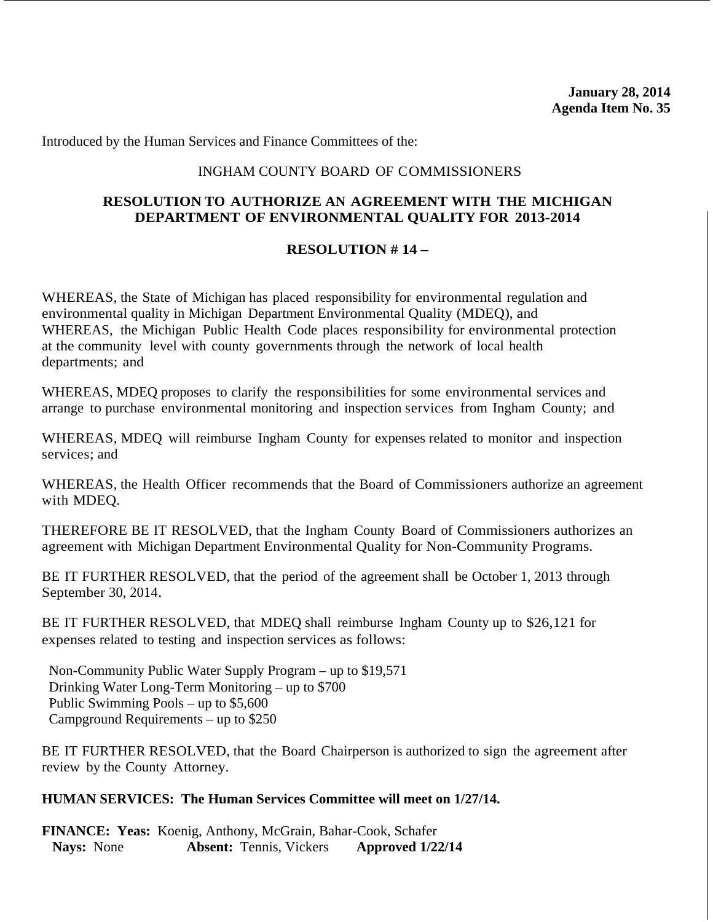**January 28, 2014**
**Agenda Item No. 35**

Introduced by the Human Services and Finance Committees of the:

INGHAM COUNTY BOARD OF COMMISSIONERS

**RESOLUTION TO AUTHORIZE AN AGREEMENT WITH THE MICHIGAN DEPARTMENT OF ENVIRONMENTAL QUALITY FOR 2013-2014**

**RESOLUTION # 14 –**

WHEREAS, the State of Michigan has placed responsibility for environmental regulation and environmental quality in Michigan Department Environmental Quality (MDEQ), and
WHEREAS, the Michigan Public Health Code places responsibility for environmental protection at the community level with county governments through the network of local health departments; and

WHEREAS, MDEQ proposes to clarify the responsibilities for some environmental services and arrange to purchase environmental monitoring and inspection services from Ingham County; and

WHEREAS, MDEQ will reimburse Ingham County for expenses related to monitor and inspection services; and

WHEREAS, the Health Officer recommends that the Board of Commissioners authorize an agreement with MDEQ.

THEREFORE BE IT RESOLVED, that the Ingham County Board of Commissioners authorizes an agreement with Michigan Department Environmental Quality for Non-Community Programs.

BE IT FURTHER RESOLVED, that the period of the agreement shall be October 1, 2013 through September 30, 2014.

BE IT FURTHER RESOLVED, that MDEQ shall reimburse Ingham County up to $26,121 for expenses related to testing and inspection services as follows:

Non-Community Public Water Supply Program – up to $19,571
Drinking Water Long-Term Monitoring – up to $700
Public Swimming Pools – up to $5,600
Campground Requirements – up to $250

BE IT FURTHER RESOLVED, that the Board Chairperson is authorized to sign the agreement after review by the County Attorney.

**HUMAN SERVICES: The Human Services Committee will meet on 1/27/14.**

**FINANCE: Yeas:** Koenig, Anthony, McGrain, Bahar-Cook, Schafer
**Nays:** None **Absent:** Tennis, Vickers **Approved 1/22/14**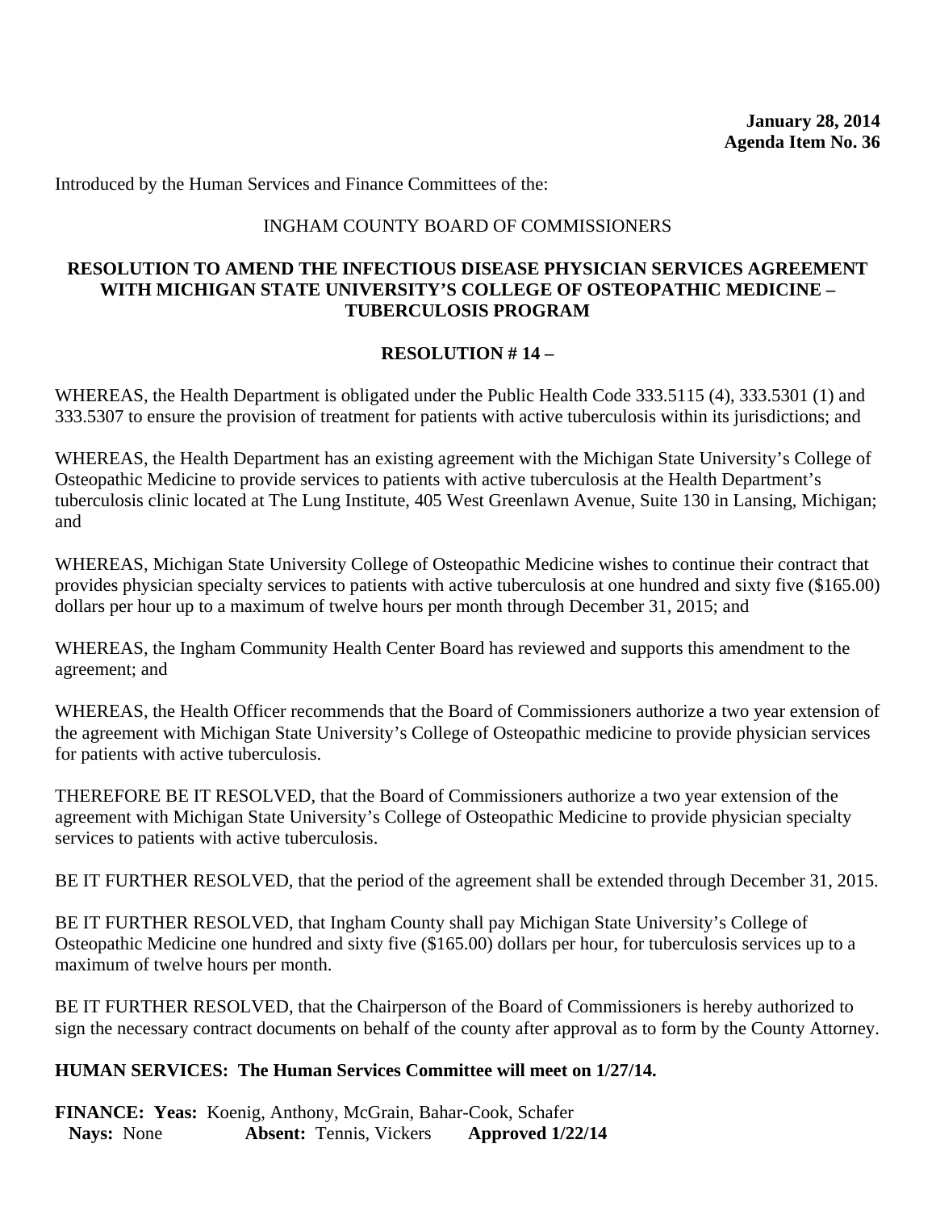**January 28, 2014**
**Agenda Item No. 36**

Introduced by the Human Services and Finance Committees of the:

INGHAM COUNTY BOARD OF COMMISSIONERS

**RESOLUTION TO AMEND THE INFECTIOUS DISEASE PHYSICIAN SERVICES AGREEMENT WITH MICHIGAN STATE UNIVERSITY'S COLLEGE OF OSTEOPATHIC MEDICINE – TUBERCULOSIS PROGRAM**

**RESOLUTION # 14 –**

WHEREAS, the Health Department is obligated under the Public Health Code 333.5115 (4), 333.5301 (1) and 333.5307 to ensure the provision of treatment for patients with active tuberculosis within its jurisdictions; and

WHEREAS, the Health Department has an existing agreement with the Michigan State University's College of Osteopathic Medicine to provide services to patients with active tuberculosis at the Health Department's tuberculosis clinic located at The Lung Institute, 405 West Greenlawn Avenue, Suite 130 in Lansing, Michigan; and

WHEREAS, Michigan State University College of Osteopathic Medicine wishes to continue their contract that provides physician specialty services to patients with active tuberculosis at one hundred and sixty five ($165.00) dollars per hour up to a maximum of twelve hours per month through December 31, 2015; and

WHEREAS, the Ingham Community Health Center Board has reviewed and supports this amendment to the agreement; and

WHEREAS, the Health Officer recommends that the Board of Commissioners authorize a two year extension of the agreement with Michigan State University's College of Osteopathic medicine to provide physician services for patients with active tuberculosis.

THEREFORE BE IT RESOLVED, that the Board of Commissioners authorize a two year extension of the agreement with Michigan State University's College of Osteopathic Medicine to provide physician specialty services to patients with active tuberculosis.

BE IT FURTHER RESOLVED, that the period of the agreement shall be extended through December 31, 2015.

BE IT FURTHER RESOLVED, that Ingham County shall pay Michigan State University's College of Osteopathic Medicine one hundred and sixty five ($165.00) dollars per hour, for tuberculosis services up to a maximum of twelve hours per month.

BE IT FURTHER RESOLVED, that the Chairperson of the Board of Commissioners is hereby authorized to sign the necessary contract documents on behalf of the county after approval as to form by the County Attorney.

**HUMAN SERVICES: The Human Services Committee will meet on 1/27/14.**

**FINANCE: Yeas:** Koenig, Anthony, McGrain, Bahar-Cook, Schafer
**Nays:** None **Absent:** Tennis, Vickers **Approved 1/22/14**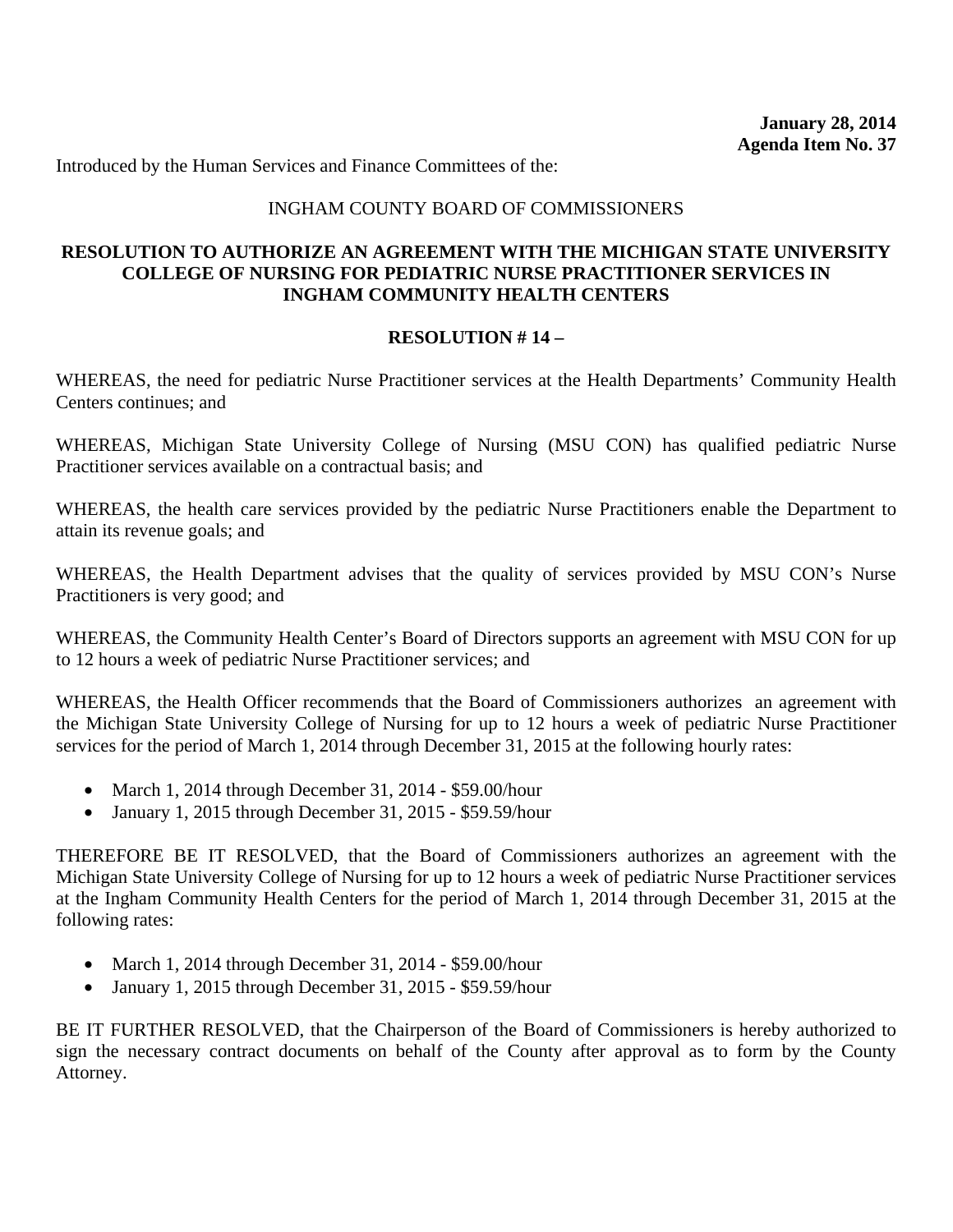**January 28, 2014**
**Agenda Item No. 37**

Introduced by the Human Services and Finance Committees of the:

INGHAM COUNTY BOARD OF COMMISSIONERS

**RESOLUTION TO AUTHORIZE AN AGREEMENT WITH THE MICHIGAN STATE UNIVERSITY COLLEGE OF NURSING FOR PEDIATRIC NURSE PRACTITIONER SERVICES IN INGHAM COMMUNITY HEALTH CENTERS**

**RESOLUTION # 14 –**

WHEREAS, the need for pediatric Nurse Practitioner services at the Health Departments' Community Health Centers continues; and

WHEREAS, Michigan State University College of Nursing (MSU CON) has qualified pediatric Nurse Practitioner services available on a contractual basis; and

WHEREAS, the health care services provided by the pediatric Nurse Practitioners enable the Department to attain its revenue goals; and

WHEREAS, the Health Department advises that the quality of services provided by MSU CON's Nurse Practitioners is very good; and

WHEREAS, the Community Health Center's Board of Directors supports an agreement with MSU CON for up to 12 hours a week of pediatric Nurse Practitioner services; and

WHEREAS, the Health Officer recommends that the Board of Commissioners authorizes an agreement with the Michigan State University College of Nursing for up to 12 hours a week of pediatric Nurse Practitioner services for the period of March 1, 2014 through December 31, 2015 at the following hourly rates:

- March 1, 2014 through December 31, 2014 - $59.00/hour
- January 1, 2015 through December 31, 2015 - $59.59/hour

THEREFORE BE IT RESOLVED, that the Board of Commissioners authorizes an agreement with the Michigan State University College of Nursing for up to 12 hours a week of pediatric Nurse Practitioner services at the Ingham Community Health Centers for the period of March 1, 2014 through December 31, 2015 at the following rates:

- March 1, 2014 through December 31, 2014 - $59.00/hour
- January 1, 2015 through December 31, 2015 - $59.59/hour

BE IT FURTHER RESOLVED, that the Chairperson of the Board of Commissioners is hereby authorized to sign the necessary contract documents on behalf of the County after approval as to form by the County Attorney.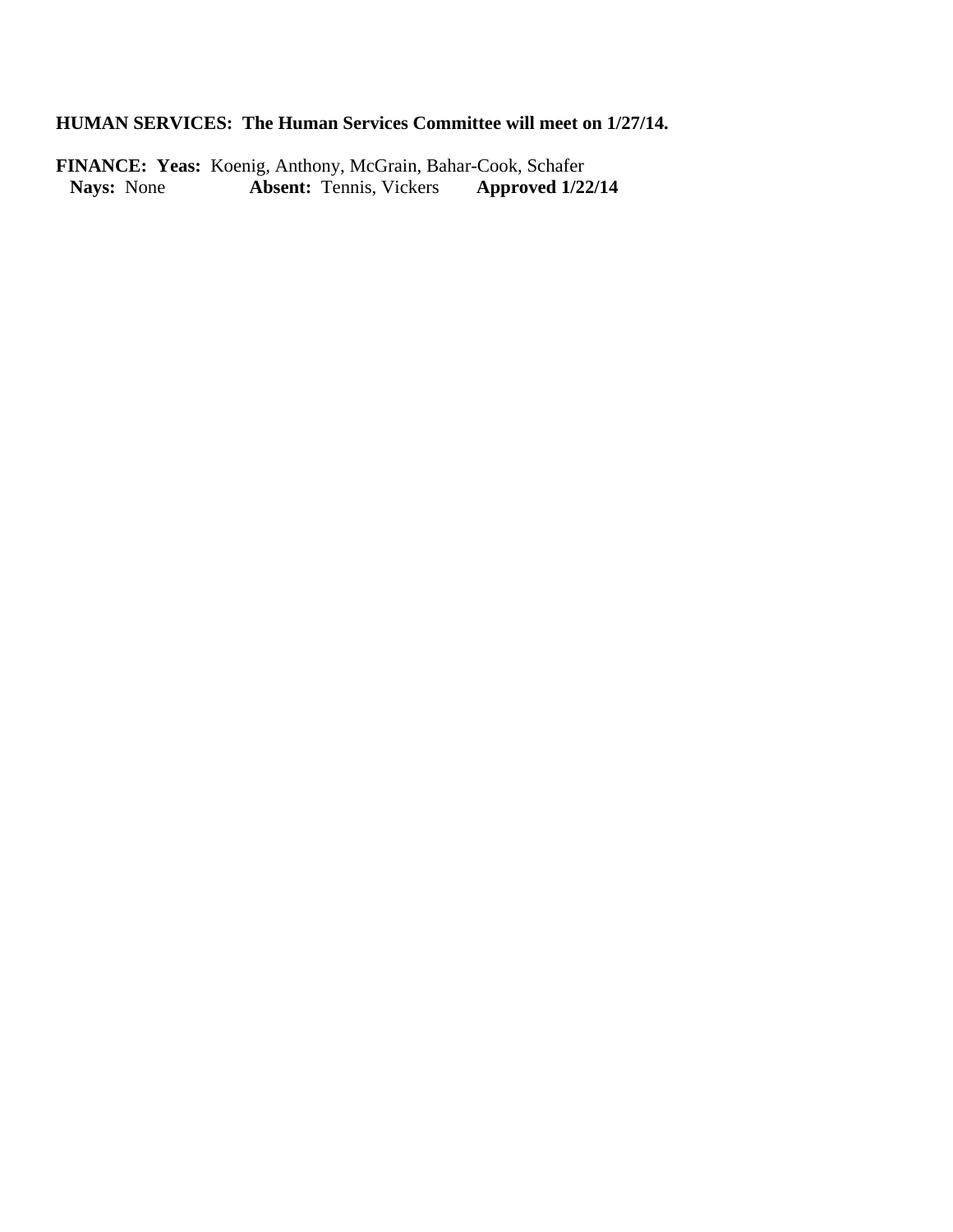**HUMAN SERVICES: The Human Services Committee will meet on 1/27/14.**

**FINANCE: Yeas:** Koenig, Anthony, McGrain, Bahar-Cook, Schafer
**Nays:** None **Absent:** Tennis, Vickers **Approved 1/22/14**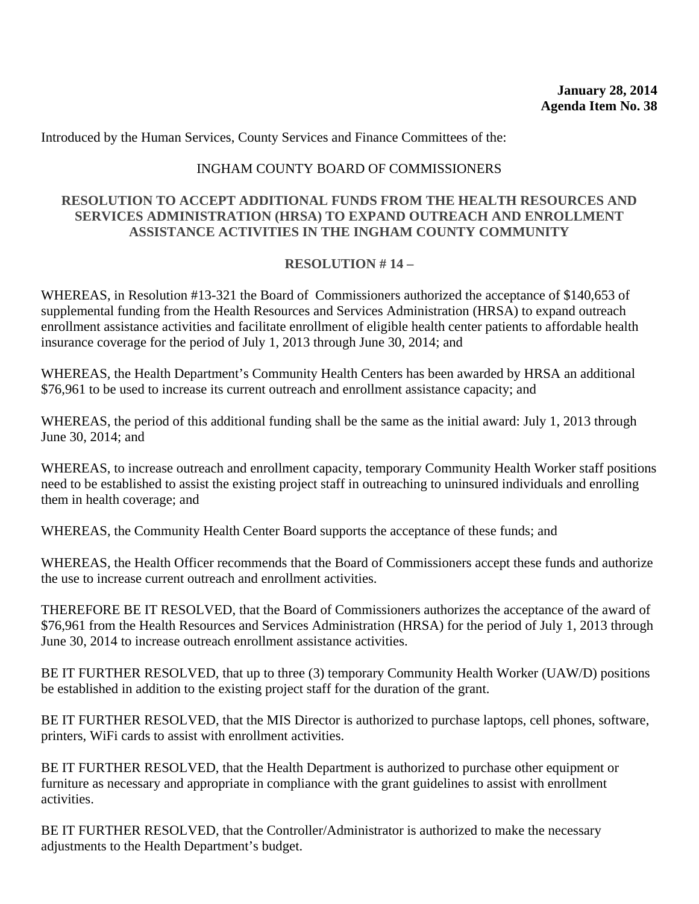**January 28, 2014**
**Agenda Item No. 38**

Introduced by the Human Services, County Services and Finance Committees of the:

INGHAM COUNTY BOARD OF COMMISSIONERS

**RESOLUTION TO ACCEPT ADDITIONAL FUNDS FROM THE HEALTH RESOURCES AND SERVICES ADMINISTRATION (HRSA) TO EXPAND OUTREACH AND ENROLLMENT ASSISTANCE ACTIVITIES IN THE INGHAM COUNTY COMMUNITY**

**RESOLUTION # 14 –**

WHEREAS, in Resolution #13-321 the Board of Commissioners authorized the acceptance of $140,653 of supplemental funding from the Health Resources and Services Administration (HRSA) to expand outreach enrollment assistance activities and facilitate enrollment of eligible health center patients to affordable health insurance coverage for the period of July 1, 2013 through June 30, 2014; and

WHEREAS, the Health Department's Community Health Centers has been awarded by HRSA an additional $76,961 to be used to increase its current outreach and enrollment assistance capacity; and

WHEREAS, the period of this additional funding shall be the same as the initial award: July 1, 2013 through June 30, 2014; and

WHEREAS, to increase outreach and enrollment capacity, temporary Community Health Worker staff positions need to be established to assist the existing project staff in outreaching to uninsured individuals and enrolling them in health coverage; and

WHEREAS, the Community Health Center Board supports the acceptance of these funds; and

WHEREAS, the Health Officer recommends that the Board of Commissioners accept these funds and authorize the use to increase current outreach and enrollment activities.

THEREFORE BE IT RESOLVED, that the Board of Commissioners authorizes the acceptance of the award of $76,961 from the Health Resources and Services Administration (HRSA) for the period of July 1, 2013 through June 30, 2014 to increase outreach enrollment assistance activities.

BE IT FURTHER RESOLVED, that up to three (3) temporary Community Health Worker (UAW/D) positions be established in addition to the existing project staff for the duration of the grant.

BE IT FURTHER RESOLVED, that the MIS Director is authorized to purchase laptops, cell phones, software, printers, WiFi cards to assist with enrollment activities.

BE IT FURTHER RESOLVED, that the Health Department is authorized to purchase other equipment or furniture as necessary and appropriate in compliance with the grant guidelines to assist with enrollment activities.

BE IT FURTHER RESOLVED, that the Controller/Administrator is authorized to make the necessary adjustments to the Health Department's budget.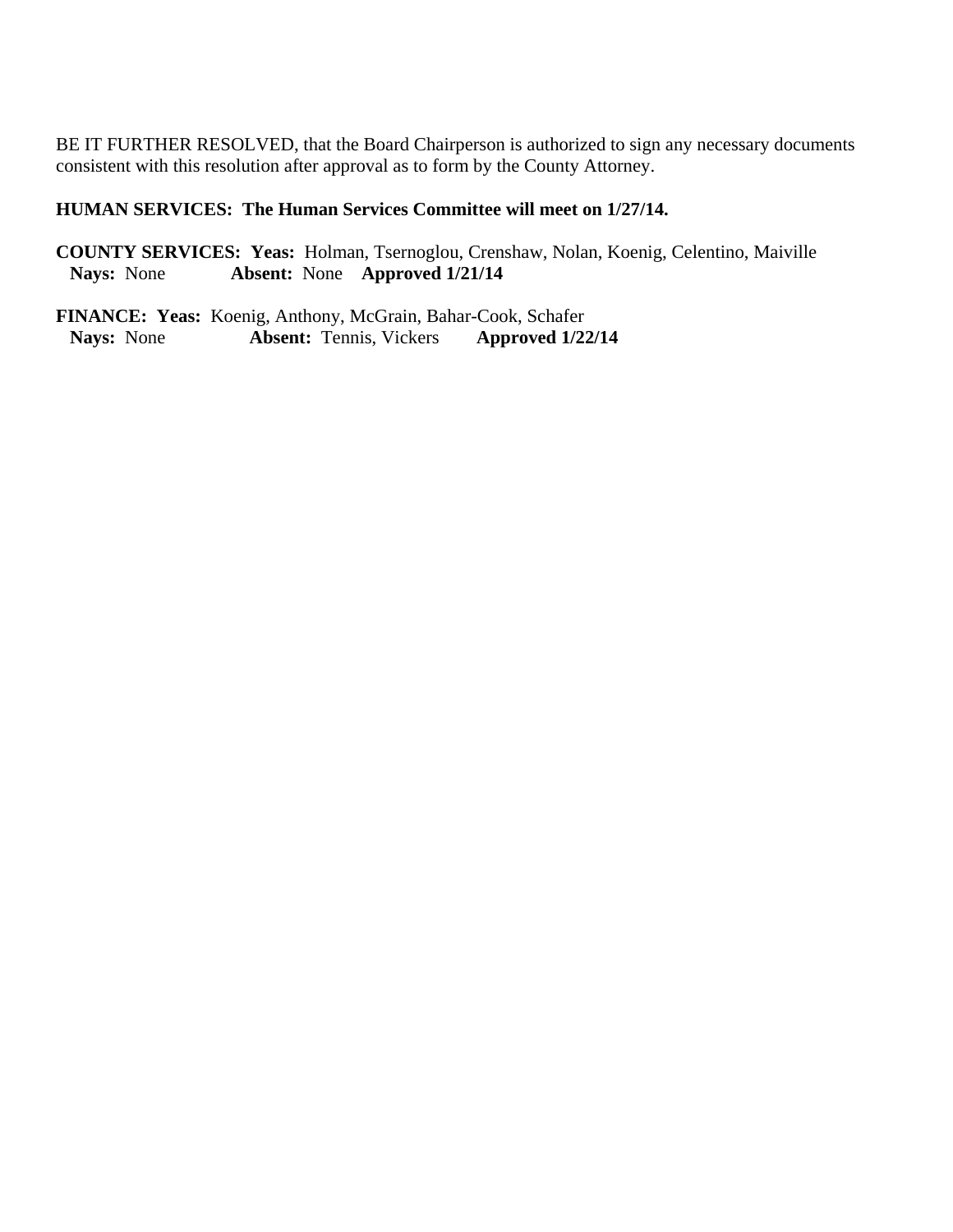BE IT FURTHER RESOLVED, that the Board Chairperson is authorized to sign any necessary documents consistent with this resolution after approval as to form by the County Attorney.

**HUMAN SERVICES: The Human Services Committee will meet on 1/27/14.**

**COUNTY SERVICES: Yeas:** Holman, Tsernoglou, Crenshaw, Nolan, Koenig, Celentino, Maiville
**Nays:** None **Absent:** None **Approved 1/21/14**

**FINANCE: Yeas:** Koenig, Anthony, McGrain, Bahar-Cook, Schafer
**Nays:** None **Absent:** Tennis, Vickers **Approved 1/22/14**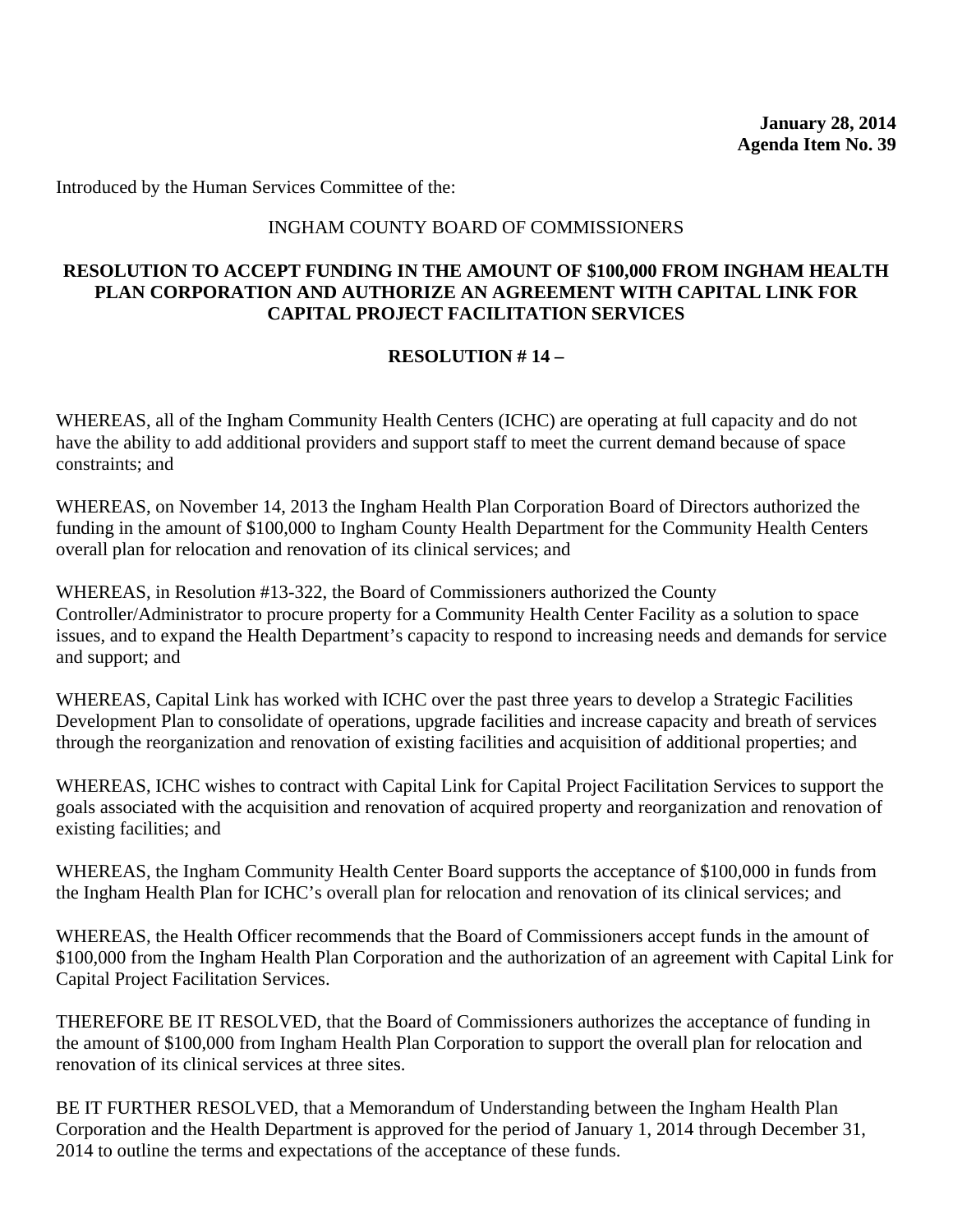**January 28, 2014**
**Agenda Item No. 39**

Introduced by the Human Services Committee of the:

INGHAM COUNTY BOARD OF COMMISSIONERS

**RESOLUTION TO ACCEPT FUNDING IN THE AMOUNT OF $100,000 FROM INGHAM HEALTH PLAN CORPORATION AND AUTHORIZE AN AGREEMENT WITH CAPITAL LINK FOR CAPITAL PROJECT FACILITATION SERVICES**

**RESOLUTION # 14 –**

WHEREAS, all of the Ingham Community Health Centers (ICHC) are operating at full capacity and do not have the ability to add additional providers and support staff to meet the current demand because of space constraints; and

WHEREAS, on November 14, 2013 the Ingham Health Plan Corporation Board of Directors authorized the funding in the amount of $100,000 to Ingham County Health Department for the Community Health Centers overall plan for relocation and renovation of its clinical services; and

WHEREAS, in Resolution #13-322, the Board of Commissioners authorized the County Controller/Administrator to procure property for a Community Health Center Facility as a solution to space issues, and to expand the Health Department's capacity to respond to increasing needs and demands for service and support; and

WHEREAS, Capital Link has worked with ICHC over the past three years to develop a Strategic Facilities Development Plan to consolidate of operations, upgrade facilities and increase capacity and breath of services through the reorganization and renovation of existing facilities and acquisition of additional properties; and

WHEREAS, ICHC wishes to contract with Capital Link for Capital Project Facilitation Services to support the goals associated with the acquisition and renovation of acquired property and reorganization and renovation of existing facilities; and

WHEREAS, the Ingham Community Health Center Board supports the acceptance of $100,000 in funds from the Ingham Health Plan for ICHC's overall plan for relocation and renovation of its clinical services; and

WHEREAS, the Health Officer recommends that the Board of Commissioners accept funds in the amount of $100,000 from the Ingham Health Plan Corporation and the authorization of an agreement with Capital Link for Capital Project Facilitation Services.

THEREFORE BE IT RESOLVED, that the Board of Commissioners authorizes the acceptance of funding in the amount of $100,000 from Ingham Health Plan Corporation to support the overall plan for relocation and renovation of its clinical services at three sites.

BE IT FURTHER RESOLVED, that a Memorandum of Understanding between the Ingham Health Plan Corporation and the Health Department is approved for the period of January 1, 2014 through December 31, 2014 to outline the terms and expectations of the acceptance of these funds.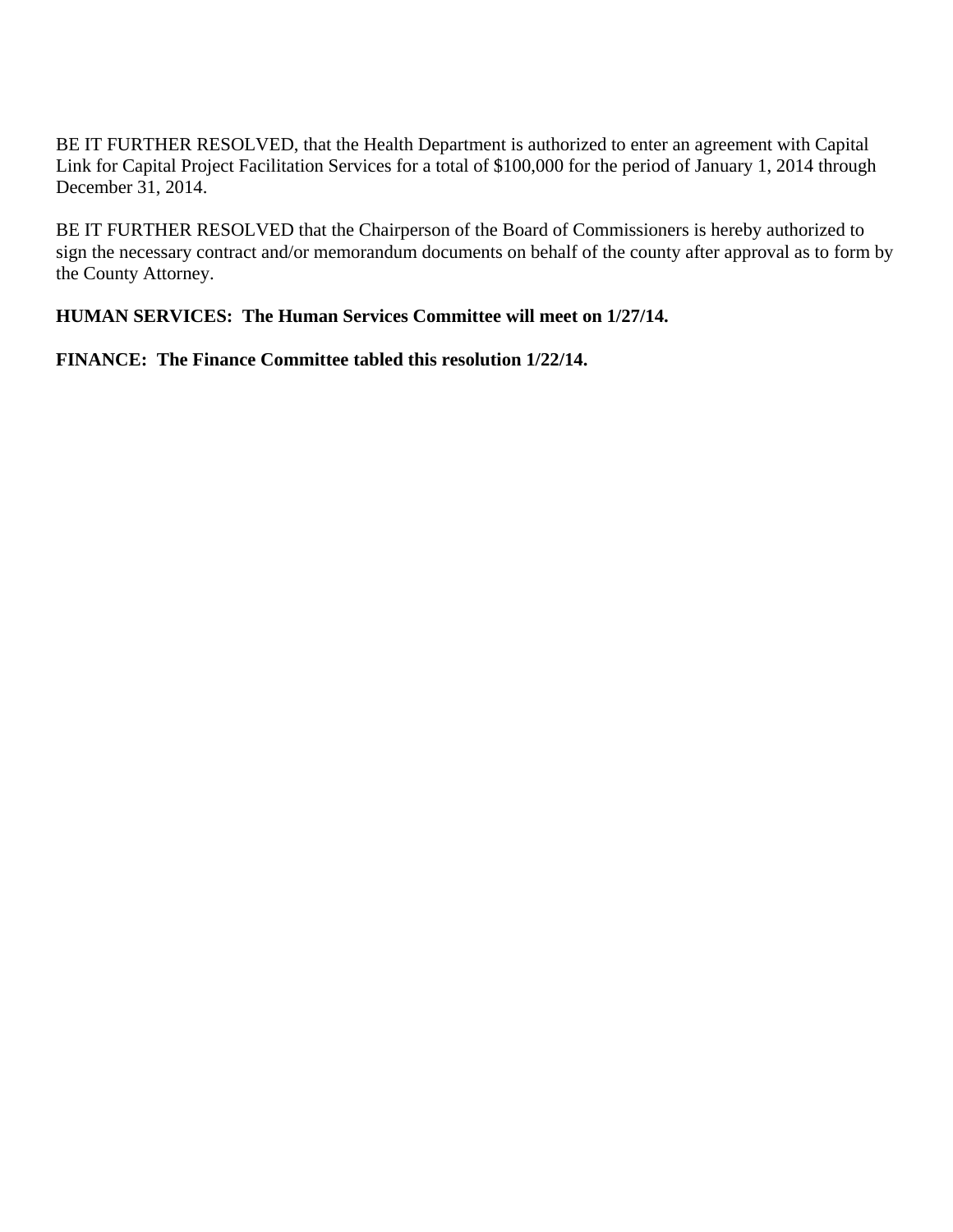BE IT FURTHER RESOLVED, that the Health Department is authorized to enter an agreement with Capital Link for Capital Project Facilitation Services for a total of $100,000 for the period of January 1, 2014 through December 31, 2014.

BE IT FURTHER RESOLVED that the Chairperson of the Board of Commissioners is hereby authorized to sign the necessary contract and/or memorandum documents on behalf of the county after approval as to form by the County Attorney.

**HUMAN SERVICES: The Human Services Committee will meet on 1/27/14.**

**FINANCE: The Finance Committee tabled this resolution 1/22/14.**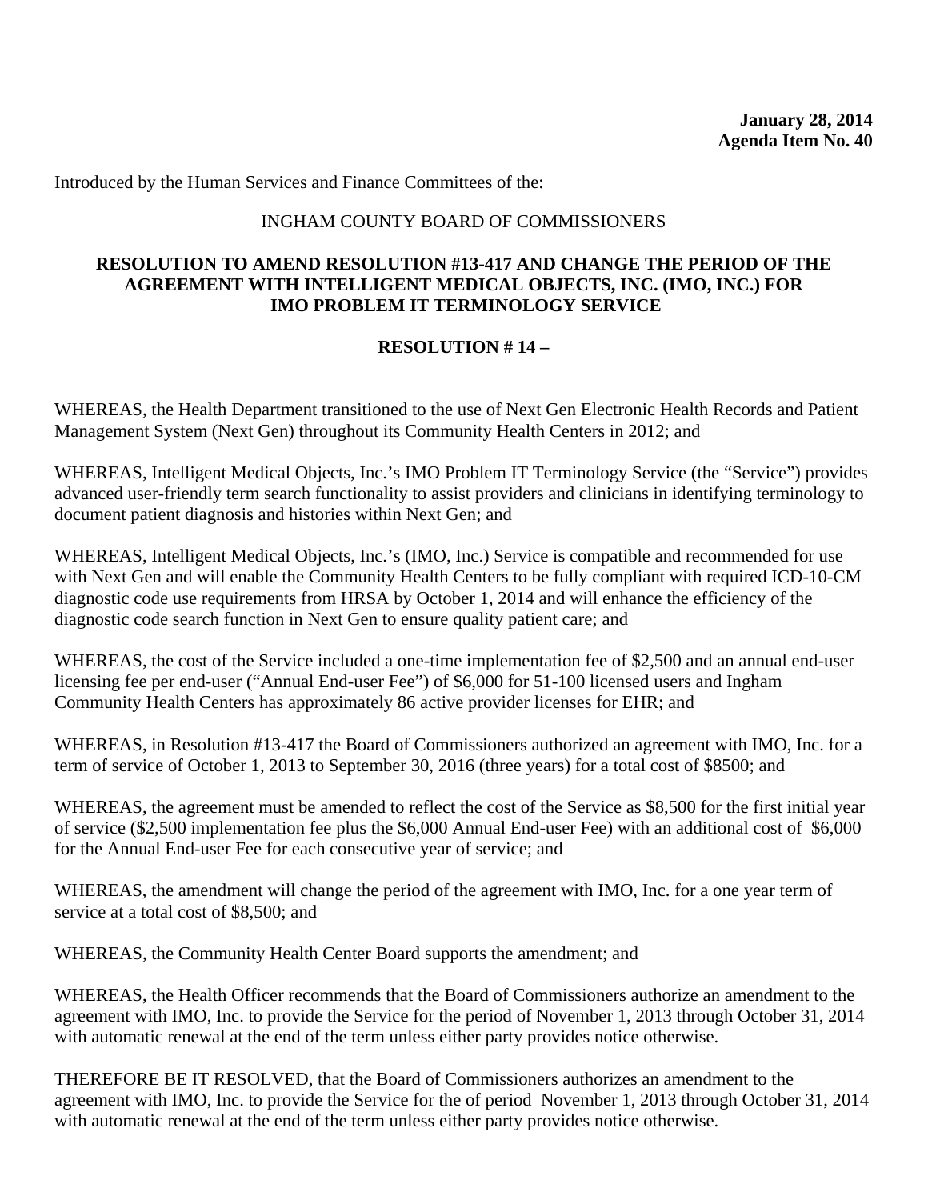**January 28, 2014**
**Agenda Item No. 40**

Introduced by the Human Services and Finance Committees of the:

INGHAM COUNTY BOARD OF COMMISSIONERS

**RESOLUTION TO AMEND RESOLUTION #13-417 AND CHANGE THE PERIOD OF THE AGREEMENT WITH INTELLIGENT MEDICAL OBJECTS, INC. (IMO, INC.) FOR IMO PROBLEM IT TERMINOLOGY SERVICE**

**RESOLUTION # 14 –**

WHEREAS, the Health Department transitioned to the use of Next Gen Electronic Health Records and Patient Management System (Next Gen) throughout its Community Health Centers in 2012; and

WHEREAS, Intelligent Medical Objects, Inc.'s IMO Problem IT Terminology Service (the "Service") provides advanced user-friendly term search functionality to assist providers and clinicians in identifying terminology to document patient diagnosis and histories within Next Gen; and

WHEREAS, Intelligent Medical Objects, Inc.'s (IMO, Inc.) Service is compatible and recommended for use with Next Gen and will enable the Community Health Centers to be fully compliant with required ICD-10-CM diagnostic code use requirements from HRSA by October 1, 2014 and will enhance the efficiency of the diagnostic code search function in Next Gen to ensure quality patient care; and

WHEREAS, the cost of the Service included a one-time implementation fee of $2,500 and an annual end-user licensing fee per end-user ("Annual End-user Fee") of $6,000 for 51-100 licensed users and Ingham Community Health Centers has approximately 86 active provider licenses for EHR; and

WHEREAS, in Resolution #13-417 the Board of Commissioners authorized an agreement with IMO, Inc. for a term of service of October 1, 2013 to September 30, 2016 (three years) for a total cost of $8500; and

WHEREAS, the agreement must be amended to reflect the cost of the Service as $8,500 for the first initial year of service ($2,500 implementation fee plus the $6,000 Annual End-user Fee) with an additional cost of $6,000 for the Annual End-user Fee for each consecutive year of service; and

WHEREAS, the amendment will change the period of the agreement with IMO, Inc. for a one year term of service at a total cost of $8,500; and

WHEREAS, the Community Health Center Board supports the amendment; and

WHEREAS, the Health Officer recommends that the Board of Commissioners authorize an amendment to the agreement with IMO, Inc. to provide the Service for the period of November 1, 2013 through October 31, 2014 with automatic renewal at the end of the term unless either party provides notice otherwise.

THEREFORE BE IT RESOLVED, that the Board of Commissioners authorizes an amendment to the agreement with IMO, Inc. to provide the Service for the of period November 1, 2013 through October 31, 2014 with automatic renewal at the end of the term unless either party provides notice otherwise.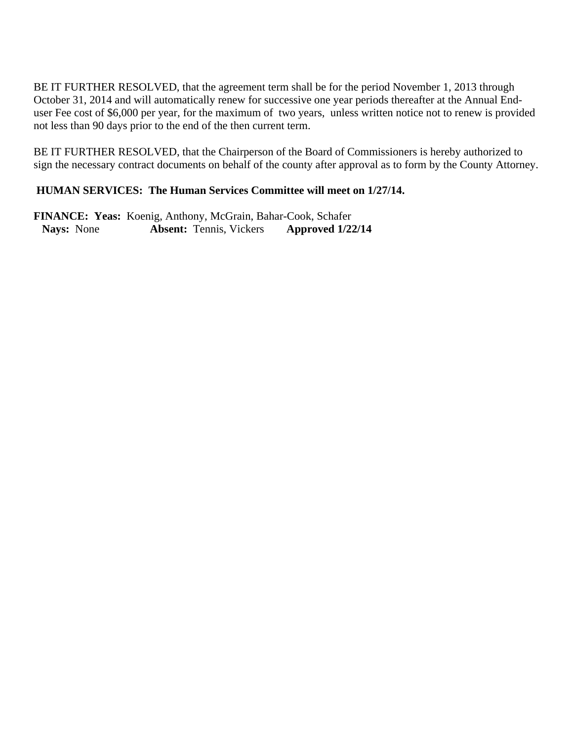BE IT FURTHER RESOLVED, that the agreement term shall be for the period November 1, 2013 through October 31, 2014 and will automatically renew for successive one year periods thereafter at the Annual End-user Fee cost of $6,000 per year, for the maximum of two years, unless written notice not to renew is provided not less than 90 days prior to the end of the then current term.

BE IT FURTHER RESOLVED, that the Chairperson of the Board of Commissioners is hereby authorized to sign the necessary contract documents on behalf of the county after approval as to form by the County Attorney.

**HUMAN SERVICES: The Human Services Committee will meet on 1/27/14.**

**FINANCE: Yeas:** Koenig, Anthony, McGrain, Bahar-Cook, Schafer
**Nays:** None **Absent:** Tennis, Vickers **Approved 1/22/14**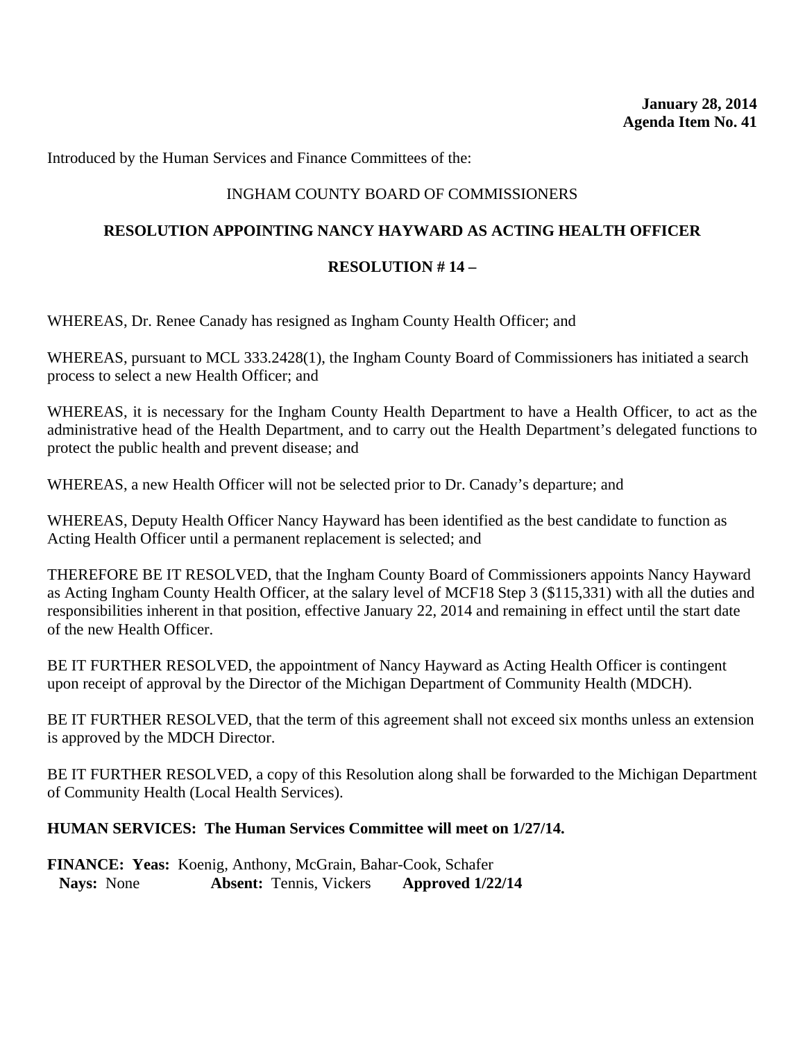**January 28, 2014**
**Agenda Item No. 41**

Introduced by the Human Services and Finance Committees of the:

INGHAM COUNTY BOARD OF COMMISSIONERS

**RESOLUTION APPOINTING NANCY HAYWARD AS ACTING HEALTH OFFICER**

**RESOLUTION # 14 –**

WHEREAS, Dr. Renee Canady has resigned as Ingham County Health Officer; and

WHEREAS, pursuant to MCL 333.2428(1), the Ingham County Board of Commissioners has initiated a search process to select a new Health Officer; and

WHEREAS, it is necessary for the Ingham County Health Department to have a Health Officer, to act as the administrative head of the Health Department, and to carry out the Health Department's delegated functions to protect the public health and prevent disease; and

WHEREAS, a new Health Officer will not be selected prior to Dr. Canady's departure; and

WHEREAS, Deputy Health Officer Nancy Hayward has been identified as the best candidate to function as Acting Health Officer until a permanent replacement is selected; and

THEREFORE BE IT RESOLVED, that the Ingham County Board of Commissioners appoints Nancy Hayward as Acting Ingham County Health Officer, at the salary level of MCF18 Step 3 ($115,331) with all the duties and responsibilities inherent in that position, effective January 22, 2014 and remaining in effect until the start date of the new Health Officer.

BE IT FURTHER RESOLVED, the appointment of Nancy Hayward as Acting Health Officer is contingent upon receipt of approval by the Director of the Michigan Department of Community Health (MDCH).

BE IT FURTHER RESOLVED, that the term of this agreement shall not exceed six months unless an extension is approved by the MDCH Director.

BE IT FURTHER RESOLVED, a copy of this Resolution along shall be forwarded to the Michigan Department of Community Health (Local Health Services).

**HUMAN SERVICES: The Human Services Committee will meet on 1/27/14.**

**FINANCE: Yeas:** Koenig, Anthony, McGrain, Bahar-Cook, Schafer
**Nays:** None **Absent:** Tennis, Vickers **Approved 1/22/14**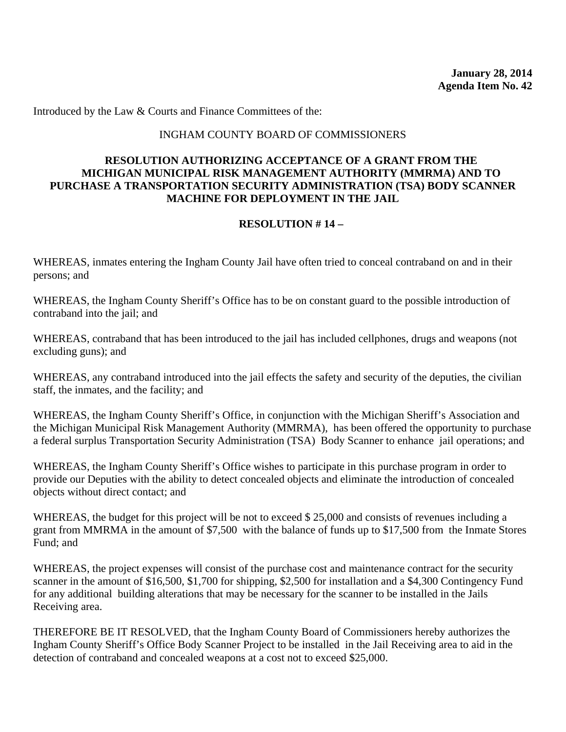**January 28, 2014**
**Agenda Item No. 42**

Introduced by the Law & Courts and Finance Committees of the:

INGHAM COUNTY BOARD OF COMMISSIONERS

**RESOLUTION AUTHORIZING ACCEPTANCE OF A GRANT FROM THE MICHIGAN MUNICIPAL RISK MANAGEMENT AUTHORITY (MMRMA) AND TO PURCHASE A TRANSPORTATION SECURITY ADMINISTRATION (TSA) BODY SCANNER MACHINE FOR DEPLOYMENT IN THE JAIL**

**RESOLUTION # 14 –**

WHEREAS, inmates entering the Ingham County Jail have often tried to conceal contraband on and in their persons; and

WHEREAS, the Ingham County Sheriff's Office has to be on constant guard to the possible introduction of contraband into the jail; and

WHEREAS, contraband that has been introduced to the jail has included cellphones, drugs and weapons (not excluding guns); and

WHEREAS, any contraband introduced into the jail effects the safety and security of the deputies, the civilian staff, the inmates, and the facility; and

WHEREAS, the Ingham County Sheriff's Office, in conjunction with the Michigan Sheriff's Association and the Michigan Municipal Risk Management Authority (MMRMA), has been offered the opportunity to purchase a federal surplus Transportation Security Administration (TSA) Body Scanner to enhance jail operations; and

WHEREAS, the Ingham County Sheriff's Office wishes to participate in this purchase program in order to provide our Deputies with the ability to detect concealed objects and eliminate the introduction of concealed objects without direct contact; and

WHEREAS, the budget for this project will be not to exceed $ 25,000 and consists of revenues including a grant from MMRMA in the amount of $7,500 with the balance of funds up to $17,500 from the Inmate Stores Fund; and

WHEREAS, the project expenses will consist of the purchase cost and maintenance contract for the security scanner in the amount of $16,500, $1,700 for shipping, $2,500 for installation and a $4,300 Contingency Fund for any additional building alterations that may be necessary for the scanner to be installed in the Jails Receiving area.

THEREFORE BE IT RESOLVED, that the Ingham County Board of Commissioners hereby authorizes the Ingham County Sheriff's Office Body Scanner Project to be installed in the Jail Receiving area to aid in the detection of contraband and concealed weapons at a cost not to exceed $25,000.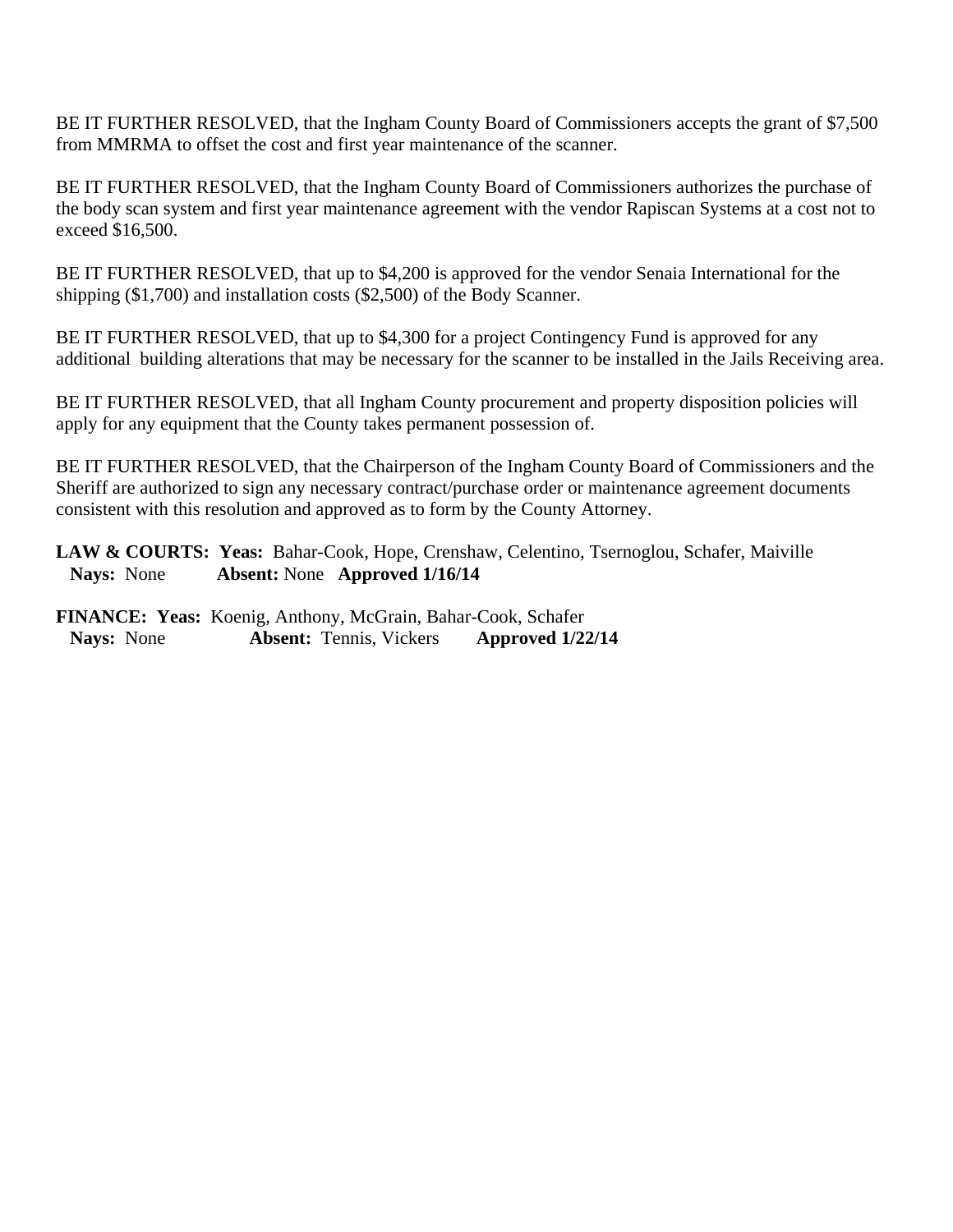BE IT FURTHER RESOLVED, that the Ingham County Board of Commissioners accepts the grant of $7,500 from MMRMA to offset the cost and first year maintenance of the scanner.

BE IT FURTHER RESOLVED, that the Ingham County Board of Commissioners authorizes the purchase of the body scan system and first year maintenance agreement with the vendor Rapiscan Systems at a cost not to exceed $16,500.

BE IT FURTHER RESOLVED, that up to $4,200 is approved for the vendor Senaia International for the shipping ($1,700) and installation costs ($2,500) of the Body Scanner.

BE IT FURTHER RESOLVED, that up to $4,300 for a project Contingency Fund is approved for any additional building alterations that may be necessary for the scanner to be installed in the Jails Receiving area.

BE IT FURTHER RESOLVED, that all Ingham County procurement and property disposition policies will apply for any equipment that the County takes permanent possession of.

BE IT FURTHER RESOLVED, that the Chairperson of the Ingham County Board of Commissioners and the Sheriff are authorized to sign any necessary contract/purchase order or maintenance agreement documents consistent with this resolution and approved as to form by the County Attorney.

**LAW & COURTS: Yeas:** Bahar-Cook, Hope, Crenshaw, Celentino, Tsernoglou, Schafer, Maiville
**Nays:** None **Absent:** None **Approved 1/16/14**

**FINANCE: Yeas:** Koenig, Anthony, McGrain, Bahar-Cook, Schafer
**Nays:** None **Absent:** Tennis, Vickers **Approved 1/22/14**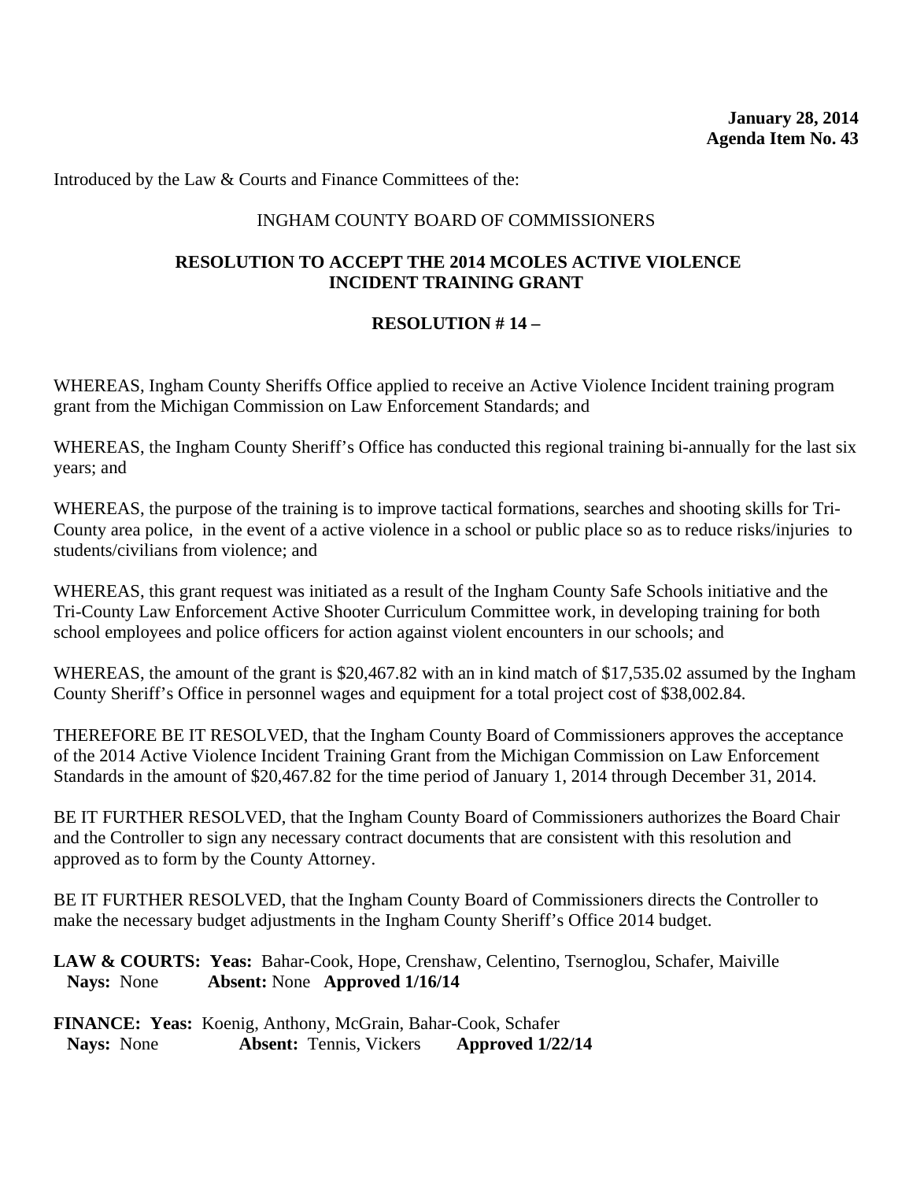**January 28, 2014**
**Agenda Item No. 43**

Introduced by the Law & Courts and Finance Committees of the:

INGHAM COUNTY BOARD OF COMMISSIONERS

**RESOLUTION TO ACCEPT THE 2014 MCOLES ACTIVE VIOLENCE INCIDENT TRAINING GRANT**

**RESOLUTION # 14 –**

WHEREAS, Ingham County Sheriffs Office applied to receive an Active Violence Incident training program grant from the Michigan Commission on Law Enforcement Standards; and

WHEREAS, the Ingham County Sheriff's Office has conducted this regional training bi-annually for the last six years; and

WHEREAS, the purpose of the training is to improve tactical formations, searches and shooting skills for Tri-County area police, in the event of a active violence in a school or public place so as to reduce risks/injuries to students/civilians from violence; and

WHEREAS, this grant request was initiated as a result of the Ingham County Safe Schools initiative and the Tri-County Law Enforcement Active Shooter Curriculum Committee work, in developing training for both school employees and police officers for action against violent encounters in our schools; and

WHEREAS, the amount of the grant is $20,467.82 with an in kind match of $17,535.02 assumed by the Ingham County Sheriff's Office in personnel wages and equipment for a total project cost of $38,002.84.

THEREFORE BE IT RESOLVED, that the Ingham County Board of Commissioners approves the acceptance of the 2014 Active Violence Incident Training Grant from the Michigan Commission on Law Enforcement Standards in the amount of $20,467.82 for the time period of January 1, 2014 through December 31, 2014.

BE IT FURTHER RESOLVED, that the Ingham County Board of Commissioners authorizes the Board Chair and the Controller to sign any necessary contract documents that are consistent with this resolution and approved as to form by the County Attorney.

BE IT FURTHER RESOLVED, that the Ingham County Board of Commissioners directs the Controller to make the necessary budget adjustments in the Ingham County Sheriff's Office 2014 budget.

**LAW & COURTS: Yeas:** Bahar-Cook, Hope, Crenshaw, Celentino, Tsernoglou, Schafer, Maiville
**Nays:** None **Absent:** None **Approved 1/16/14**

**FINANCE: Yeas:** Koenig, Anthony, McGrain, Bahar-Cook, Schafer
**Nays:** None **Absent:** Tennis, Vickers **Approved 1/22/14**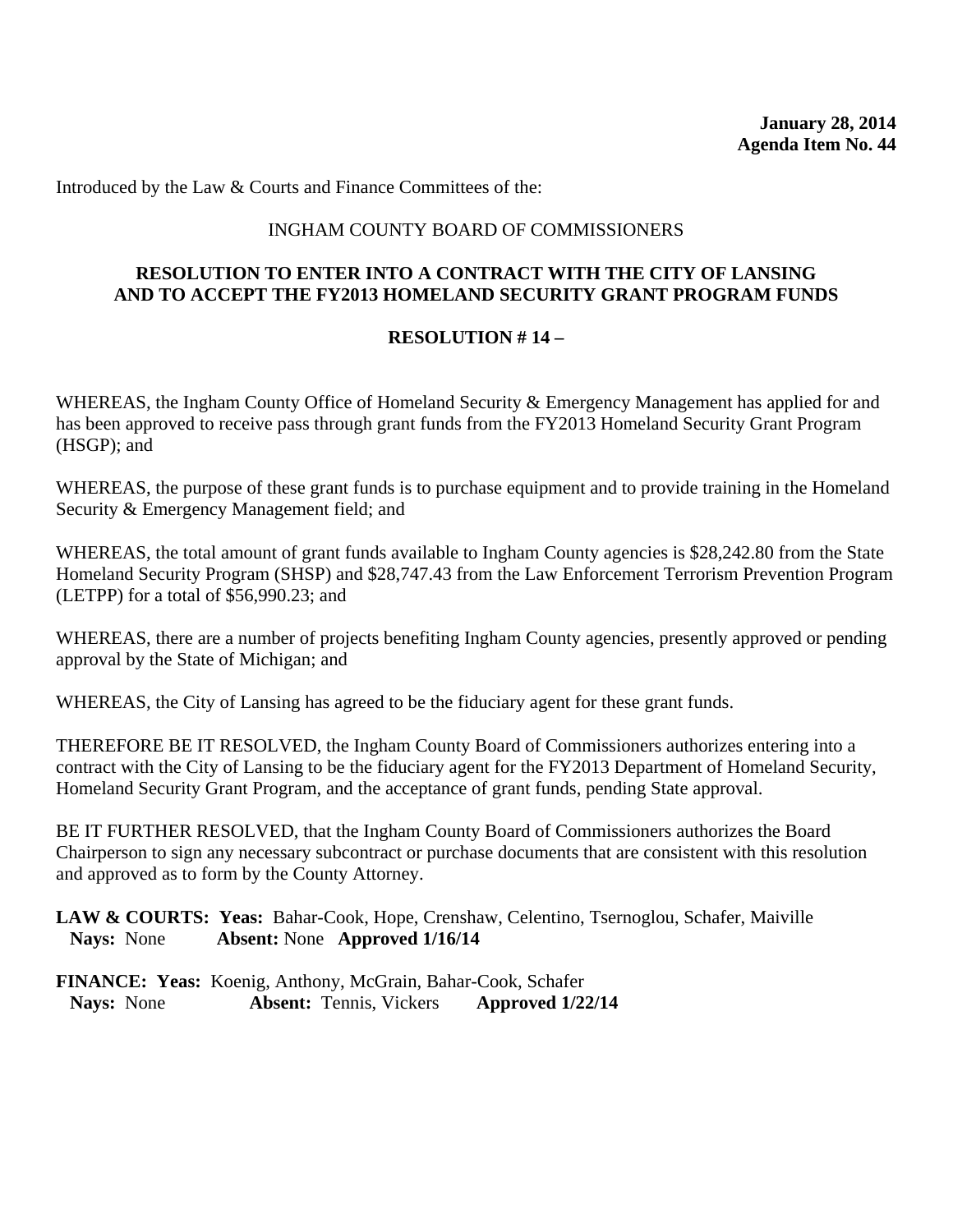**January 28, 2014**
**Agenda Item No. 44**

Introduced by the Law & Courts and Finance Committees of the:

INGHAM COUNTY BOARD OF COMMISSIONERS

**RESOLUTION TO ENTER INTO A CONTRACT WITH THE CITY OF LANSING AND TO ACCEPT THE FY2013 HOMELAND SECURITY GRANT PROGRAM FUNDS**

**RESOLUTION # 14 –**

WHEREAS, the Ingham County Office of Homeland Security & Emergency Management has applied for and has been approved to receive pass through grant funds from the FY2013 Homeland Security Grant Program (HSGP); and

WHEREAS, the purpose of these grant funds is to purchase equipment and to provide training in the Homeland Security & Emergency Management field; and

WHEREAS, the total amount of grant funds available to Ingham County agencies is $28,242.80 from the State Homeland Security Program (SHSP) and $28,747.43 from the Law Enforcement Terrorism Prevention Program (LETPP) for a total of $56,990.23; and

WHEREAS, there are a number of projects benefiting Ingham County agencies, presently approved or pending approval by the State of Michigan; and

WHEREAS, the City of Lansing has agreed to be the fiduciary agent for these grant funds.

THEREFORE BE IT RESOLVED, the Ingham County Board of Commissioners authorizes entering into a contract with the City of Lansing to be the fiduciary agent for the FY2013 Department of Homeland Security, Homeland Security Grant Program, and the acceptance of grant funds, pending State approval.

BE IT FURTHER RESOLVED, that the Ingham County Board of Commissioners authorizes the Board Chairperson to sign any necessary subcontract or purchase documents that are consistent with this resolution and approved as to form by the County Attorney.

**LAW & COURTS: Yeas:** Bahar-Cook, Hope, Crenshaw, Celentino, Tsernoglou, Schafer, Maiville
**Nays:** None **Absent:** None **Approved 1/16/14**

**FINANCE: Yeas:** Koenig, Anthony, McGrain, Bahar-Cook, Schafer
**Nays:** None **Absent:** Tennis, Vickers **Approved 1/22/14**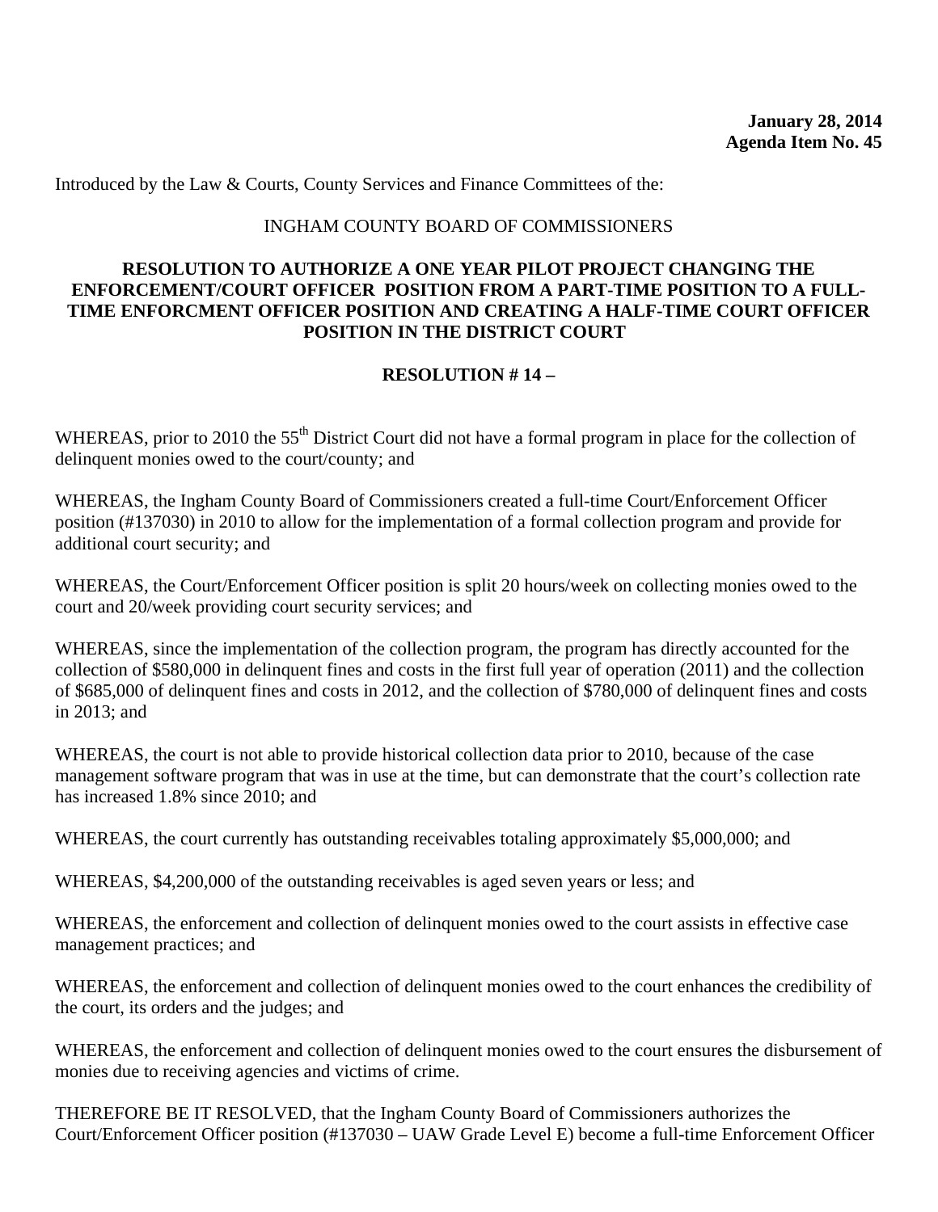**January 28, 2014**
**Agenda Item No. 45**

Introduced by the Law & Courts, County Services and Finance Committees of the:

INGHAM COUNTY BOARD OF COMMISSIONERS

**RESOLUTION TO AUTHORIZE A ONE YEAR PILOT PROJECT CHANGING THE ENFORCEMENT/COURT OFFICER POSITION FROM A PART-TIME POSITION TO A FULL-TIME ENFORCMENT OFFICER POSITION AND CREATING A HALF-TIME COURT OFFICER POSITION IN THE DISTRICT COURT**

**RESOLUTION # 14 –**

WHEREAS, prior to 2010 the 55th District Court did not have a formal program in place for the collection of delinquent monies owed to the court/county; and

WHEREAS, the Ingham County Board of Commissioners created a full-time Court/Enforcement Officer position (#137030) in 2010 to allow for the implementation of a formal collection program and provide for additional court security; and

WHEREAS, the Court/Enforcement Officer position is split 20 hours/week on collecting monies owed to the court and 20/week providing court security services; and

WHEREAS, since the implementation of the collection program, the program has directly accounted for the collection of $580,000 in delinquent fines and costs in the first full year of operation (2011) and the collection of $685,000 of delinquent fines and costs in 2012, and the collection of $780,000 of delinquent fines and costs in 2013; and

WHEREAS, the court is not able to provide historical collection data prior to 2010, because of the case management software program that was in use at the time, but can demonstrate that the court's collection rate has increased 1.8% since 2010; and

WHEREAS, the court currently has outstanding receivables totaling approximately $5,000,000; and

WHEREAS, $4,200,000 of the outstanding receivables is aged seven years or less; and

WHEREAS, the enforcement and collection of delinquent monies owed to the court assists in effective case management practices; and

WHEREAS, the enforcement and collection of delinquent monies owed to the court enhances the credibility of the court, its orders and the judges; and

WHEREAS, the enforcement and collection of delinquent monies owed to the court ensures the disbursement of monies due to receiving agencies and victims of crime.

THEREFORE BE IT RESOLVED, that the Ingham County Board of Commissioners authorizes the Court/Enforcement Officer position (#137030 – UAW Grade Level E) become a full-time Enforcement Officer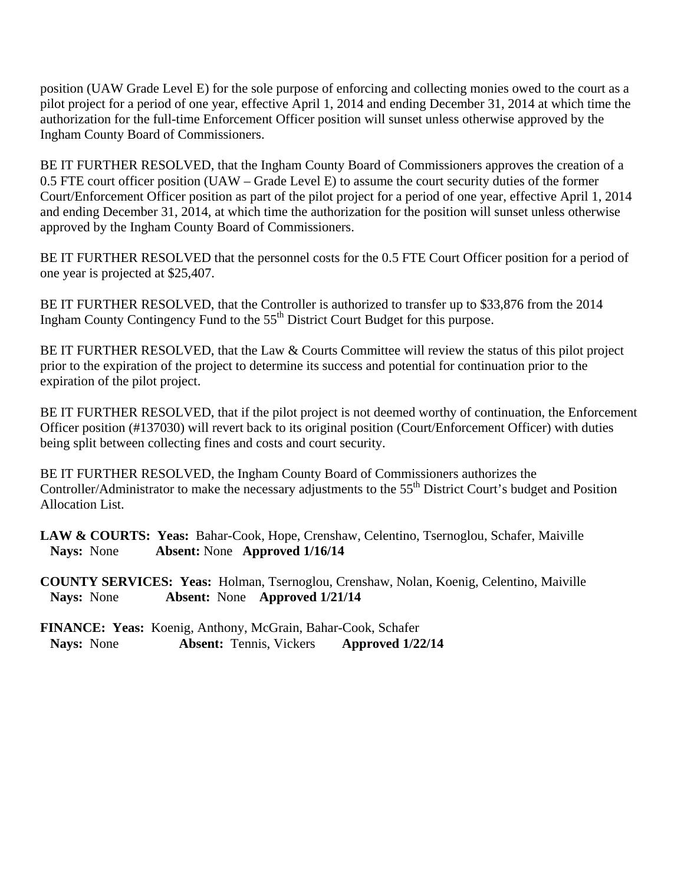position (UAW Grade Level E) for the sole purpose of enforcing and collecting monies owed to the court as a pilot project for a period of one year, effective April 1, 2014 and ending December 31, 2014 at which time the authorization for the full-time Enforcement Officer position will sunset unless otherwise approved by the Ingham County Board of Commissioners.

BE IT FURTHER RESOLVED, that the Ingham County Board of Commissioners approves the creation of a 0.5 FTE court officer position (UAW – Grade Level E) to assume the court security duties of the former Court/Enforcement Officer position as part of the pilot project for a period of one year, effective April 1, 2014 and ending December 31, 2014, at which time the authorization for the position will sunset unless otherwise approved by the Ingham County Board of Commissioners.

BE IT FURTHER RESOLVED that the personnel costs for the 0.5 FTE Court Officer position for a period of one year is projected at $25,407.

BE IT FURTHER RESOLVED, that the Controller is authorized to transfer up to $33,876 from the 2014 Ingham County Contingency Fund to the 55th District Court Budget for this purpose.

BE IT FURTHER RESOLVED, that the Law & Courts Committee will review the status of this pilot project prior to the expiration of the project to determine its success and potential for continuation prior to the expiration of the pilot project.

BE IT FURTHER RESOLVED, that if the pilot project is not deemed worthy of continuation, the Enforcement Officer position (#137030) will revert back to its original position (Court/Enforcement Officer) with duties being split between collecting fines and costs and court security.

BE IT FURTHER RESOLVED, the Ingham County Board of Commissioners authorizes the Controller/Administrator to make the necessary adjustments to the 55th District Court's budget and Position Allocation List.

**LAW & COURTS: Yeas:** Bahar-Cook, Hope, Crenshaw, Celentino, Tsernoglou, Schafer, Maiville
**Nays:** None **Absent:** None **Approved 1/16/14**

**COUNTY SERVICES: Yeas:** Holman, Tsernoglou, Crenshaw, Nolan, Koenig, Celentino, Maiville
**Nays:** None **Absent:** None **Approved 1/21/14**

**FINANCE: Yeas:** Koenig, Anthony, McGrain, Bahar-Cook, Schafer
**Nays:** None **Absent:** Tennis, Vickers **Approved 1/22/14**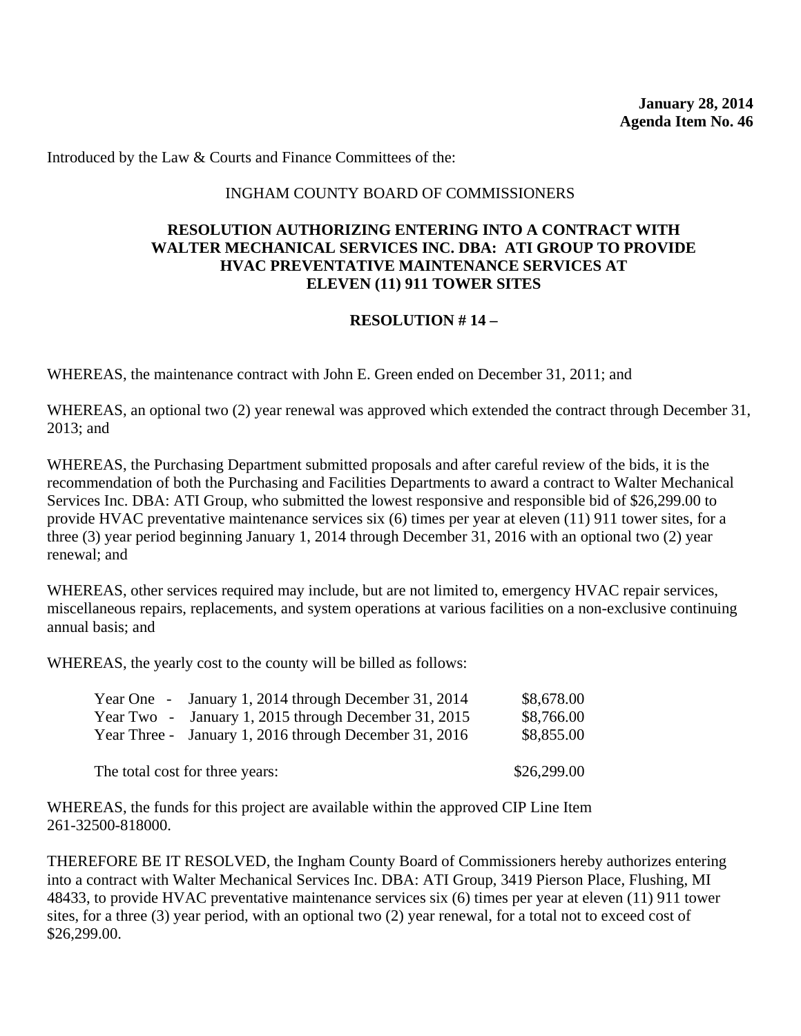**January 28, 2014**
**Agenda Item No. 46**

Introduced by the Law & Courts and Finance Committees of the:

INGHAM COUNTY BOARD OF COMMISSIONERS

**RESOLUTION AUTHORIZING ENTERING INTO A CONTRACT WITH WALTER MECHANICAL SERVICES INC. DBA: ATI GROUP TO PROVIDE HVAC PREVENTATIVE MAINTENANCE SERVICES AT ELEVEN (11) 911 TOWER SITES**

**RESOLUTION # 14 –**

WHEREAS, the maintenance contract with John E. Green ended on December 31, 2011; and

WHEREAS, an optional two (2) year renewal was approved which extended the contract through December 31, 2013; and

WHEREAS, the Purchasing Department submitted proposals and after careful review of the bids, it is the recommendation of both the Purchasing and Facilities Departments to award a contract to Walter Mechanical Services Inc. DBA: ATI Group, who submitted the lowest responsive and responsible bid of $26,299.00 to provide HVAC preventative maintenance services six (6) times per year at eleven (11) 911 tower sites, for a three (3) year period beginning January 1, 2014 through December 31, 2016 with an optional two (2) year renewal; and

WHEREAS, other services required may include, but are not limited to, emergency HVAC repair services, miscellaneous repairs, replacements, and system operations at various facilities on a non-exclusive continuing annual basis; and

WHEREAS, the yearly cost to the county will be billed as follows:

| | | |
|---|---|---|
| Year One - | January 1, 2014 through December 31, 2014 | $8,678.00 |
| Year Two - | January 1, 2015 through December 31, 2015 | $8,766.00 |
| Year Three - | January 1, 2016 through December 31, 2016 | $8,855.00 |
| The total cost for three years: | | $26,299.00 |

WHEREAS, the funds for this project are available within the approved CIP Line Item 261-32500-818000.

THEREFORE BE IT RESOLVED, the Ingham County Board of Commissioners hereby authorizes entering into a contract with Walter Mechanical Services Inc. DBA: ATI Group, 3419 Pierson Place, Flushing, MI 48433, to provide HVAC preventative maintenance services six (6) times per year at eleven (11) 911 tower sites, for a three (3) year period, with an optional two (2) year renewal, for a total not to exceed cost of $26,299.00.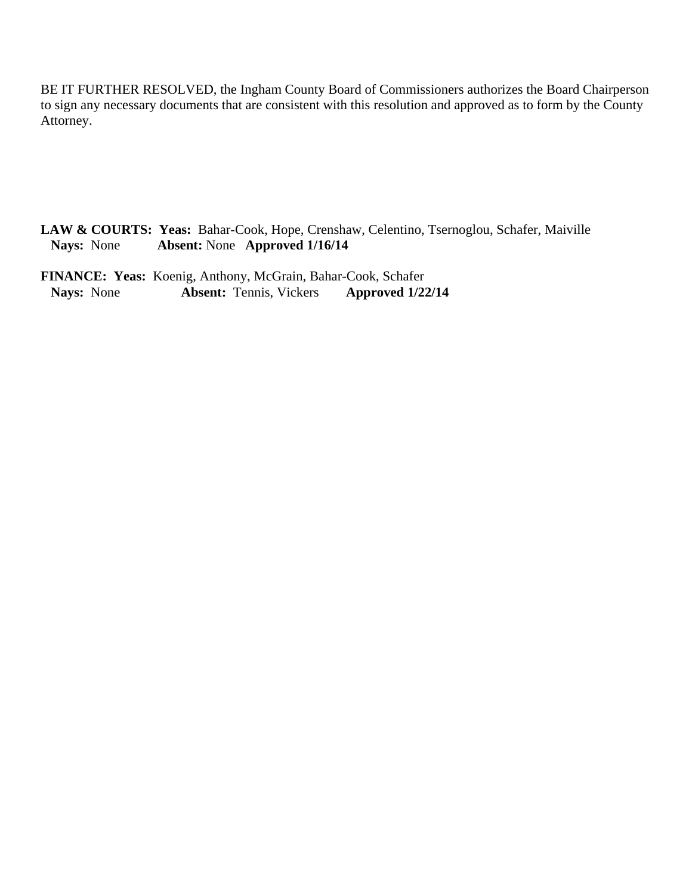BE IT FURTHER RESOLVED, the Ingham County Board of Commissioners authorizes the Board Chairperson to sign any necessary documents that are consistent with this resolution and approved as to form by the County Attorney.

**LAW & COURTS: Yeas:** Bahar-Cook, Hope, Crenshaw, Celentino, Tsernoglou, Schafer, Maiville
**Nays:** None **Absent:** None **Approved 1/16/14**

**FINANCE: Yeas:** Koenig, Anthony, McGrain, Bahar-Cook, Schafer
**Nays:** None **Absent:** Tennis, Vickers **Approved 1/22/14**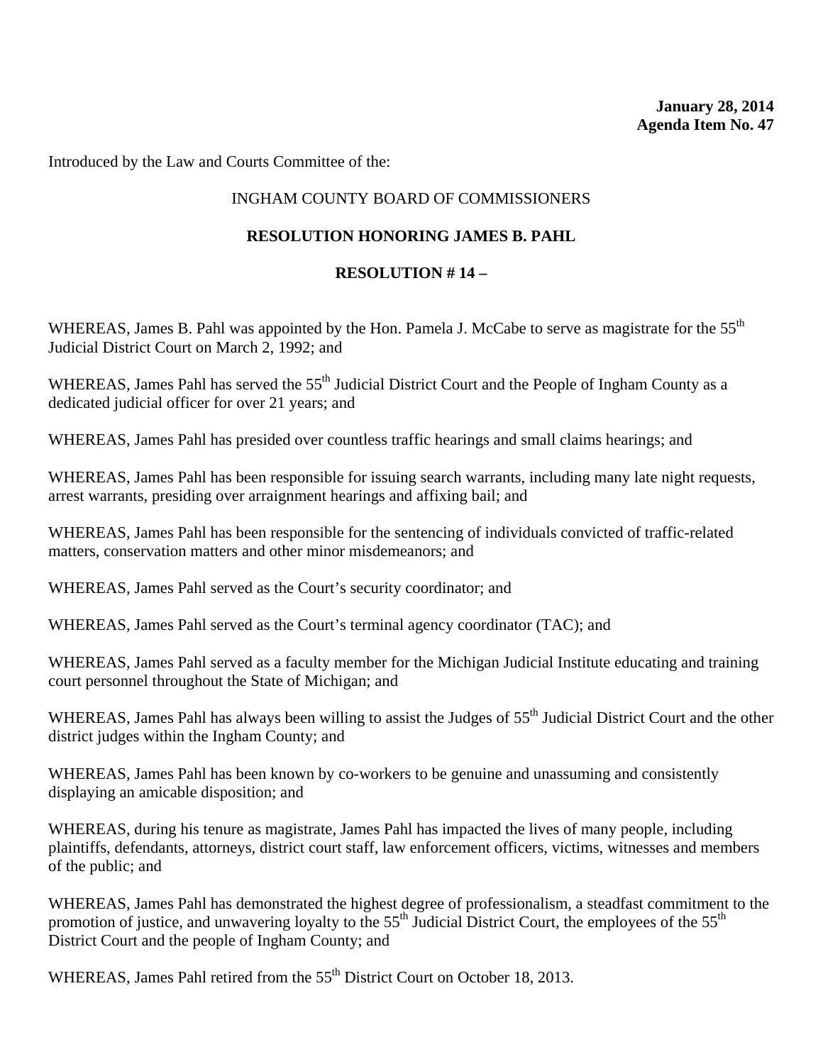**January 28, 2014**
**Agenda Item No. 47**

Introduced by the Law and Courts Committee of the:

INGHAM COUNTY BOARD OF COMMISSIONERS

**RESOLUTION HONORING JAMES B. PAHL**

**RESOLUTION # 14 –**

WHEREAS, James B. Pahl was appointed by the Hon. Pamela J. McCabe to serve as magistrate for the 55th Judicial District Court on March 2, 1992; and

WHEREAS, James Pahl has served the 55th Judicial District Court and the People of Ingham County as a dedicated judicial officer for over 21 years; and

WHEREAS, James Pahl has presided over countless traffic hearings and small claims hearings; and

WHEREAS, James Pahl has been responsible for issuing search warrants, including many late night requests, arrest warrants, presiding over arraignment hearings and affixing bail; and

WHEREAS, James Pahl has been responsible for the sentencing of individuals convicted of traffic-related matters, conservation matters and other minor misdemeanors; and

WHEREAS, James Pahl served as the Court's security coordinator; and

WHEREAS, James Pahl served as the Court's terminal agency coordinator (TAC); and

WHEREAS, James Pahl served as a faculty member for the Michigan Judicial Institute educating and training court personnel throughout the State of Michigan; and

WHEREAS, James Pahl has always been willing to assist the Judges of 55th Judicial District Court and the other district judges within the Ingham County; and

WHEREAS, James Pahl has been known by co-workers to be genuine and unassuming and consistently displaying an amicable disposition; and

WHEREAS, during his tenure as magistrate, James Pahl has impacted the lives of many people, including plaintiffs, defendants, attorneys, district court staff, law enforcement officers, victims, witnesses and members of the public; and

WHEREAS, James Pahl has demonstrated the highest degree of professionalism, a steadfast commitment to the promotion of justice, and unwavering loyalty to the 55th Judicial District Court, the employees of the 55th District Court and the people of Ingham County; and

WHEREAS, James Pahl retired from the 55th District Court on October 18, 2013.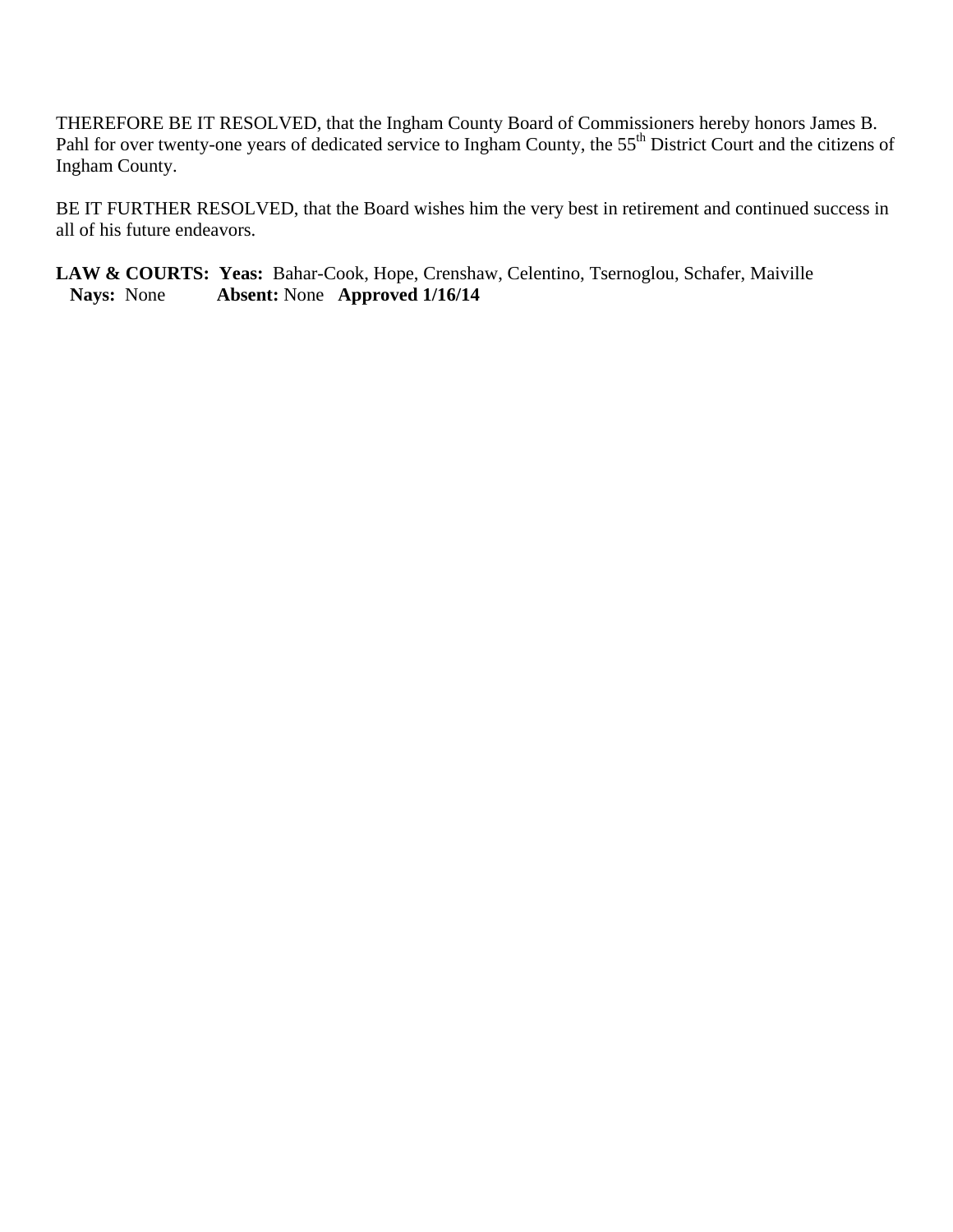THEREFORE BE IT RESOLVED, that the Ingham County Board of Commissioners hereby honors James B. Pahl for over twenty-one years of dedicated service to Ingham County, the 55th District Court and the citizens of Ingham County.

BE IT FURTHER RESOLVED, that the Board wishes him the very best in retirement and continued success in all of his future endeavors.

**LAW & COURTS: Yeas:** Bahar-Cook, Hope, Crenshaw, Celentino, Tsernoglou, Schafer, Maiville
**Nays:** None **Absent:** None **Approved 1/16/14**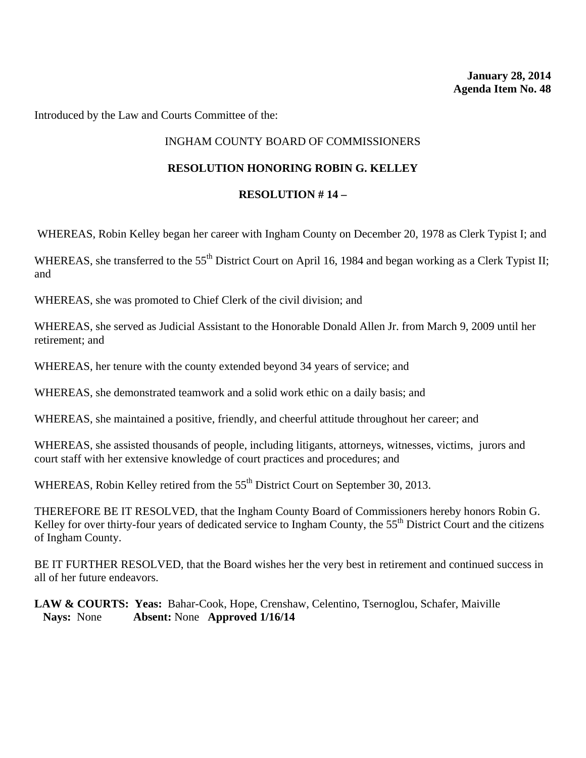**January 28, 2014**
**Agenda Item No. 48**

Introduced by the Law and Courts Committee of the:

INGHAM COUNTY BOARD OF COMMISSIONERS

**RESOLUTION HONORING ROBIN G. KELLEY**

**RESOLUTION # 14 –**

WHEREAS, Robin Kelley began her career with Ingham County on December 20, 1978 as Clerk Typist I; and

WHEREAS, she transferred to the 55th District Court on April 16, 1984 and began working as a Clerk Typist II; and

WHEREAS, she was promoted to Chief Clerk of the civil division; and

WHEREAS, she served as Judicial Assistant to the Honorable Donald Allen Jr. from March 9, 2009 until her retirement; and

WHEREAS, her tenure with the county extended beyond 34 years of service; and

WHEREAS, she demonstrated teamwork and a solid work ethic on a daily basis; and

WHEREAS, she maintained a positive, friendly, and cheerful attitude throughout her career; and

WHEREAS, she assisted thousands of people, including litigants, attorneys, witnesses, victims, jurors and court staff with her extensive knowledge of court practices and procedures; and

WHEREAS, Robin Kelley retired from the 55th District Court on September 30, 2013.

THEREFORE BE IT RESOLVED, that the Ingham County Board of Commissioners hereby honors Robin G. Kelley for over thirty-four years of dedicated service to Ingham County, the 55th District Court and the citizens of Ingham County.

BE IT FURTHER RESOLVED, that the Board wishes her the very best in retirement and continued success in all of her future endeavors.

**LAW & COURTS: Yeas:** Bahar-Cook, Hope, Crenshaw, Celentino, Tsernoglou, Schafer, Maiville
**Nays:** None **Absent:** None **Approved 1/16/14**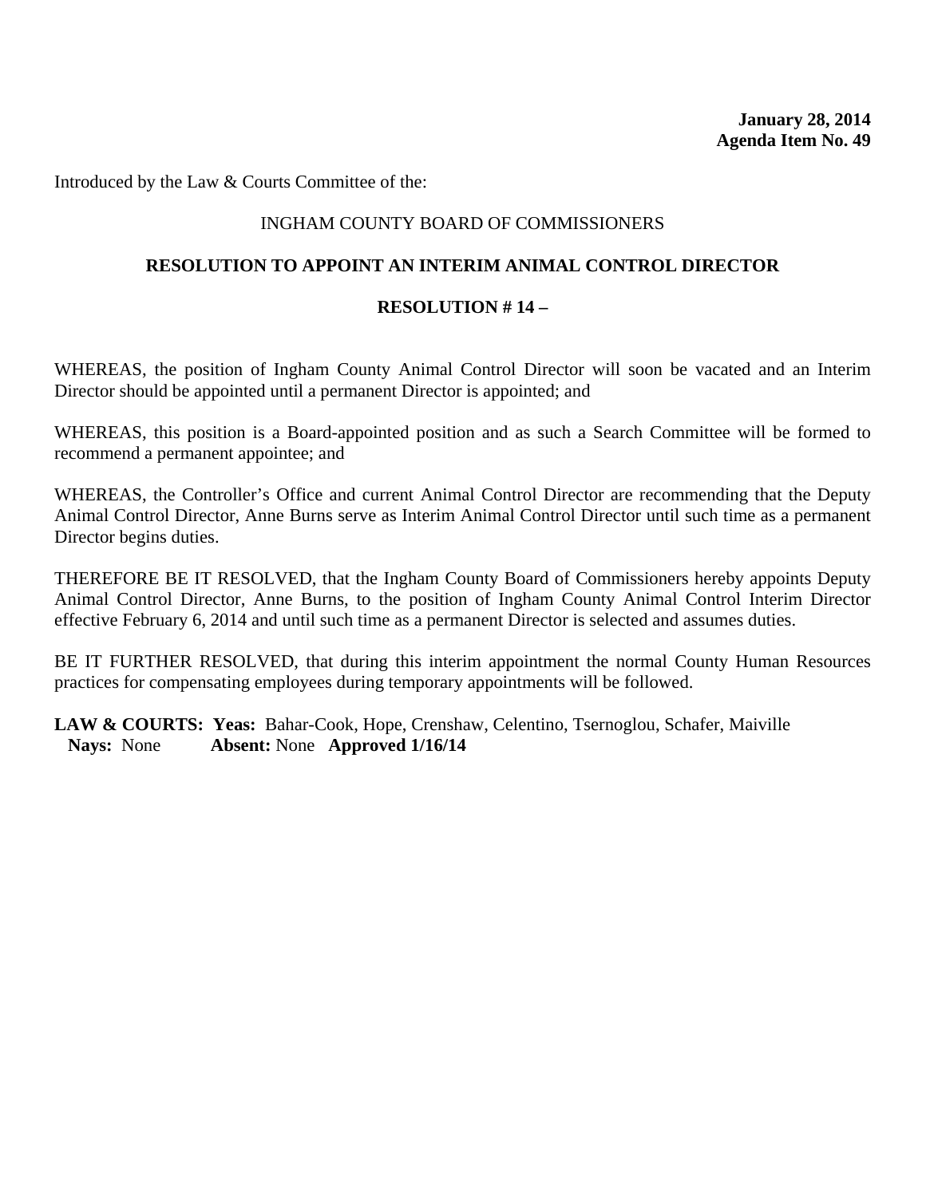**January 28, 2014**
**Agenda Item No. 49**

Introduced by the Law & Courts Committee of the:

INGHAM COUNTY BOARD OF COMMISSIONERS

**RESOLUTION TO APPOINT AN INTERIM ANIMAL CONTROL DIRECTOR**

**RESOLUTION # 14 –**

WHEREAS, the position of Ingham County Animal Control Director will soon be vacated and an Interim Director should be appointed until a permanent Director is appointed; and

WHEREAS, this position is a Board-appointed position and as such a Search Committee will be formed to recommend a permanent appointee; and

WHEREAS, the Controller's Office and current Animal Control Director are recommending that the Deputy Animal Control Director, Anne Burns serve as Interim Animal Control Director until such time as a permanent Director begins duties.

THEREFORE BE IT RESOLVED, that the Ingham County Board of Commissioners hereby appoints Deputy Animal Control Director, Anne Burns, to the position of Ingham County Animal Control Interim Director effective February 6, 2014 and until such time as a permanent Director is selected and assumes duties.

BE IT FURTHER RESOLVED, that during this interim appointment the normal County Human Resources practices for compensating employees during temporary appointments will be followed.

**LAW & COURTS:** **Yeas:** Bahar-Cook, Hope, Crenshaw, Celentino, Tsernoglou, Schafer, Maiville
**Nays:** None **Absent:** None **Approved 1/16/14**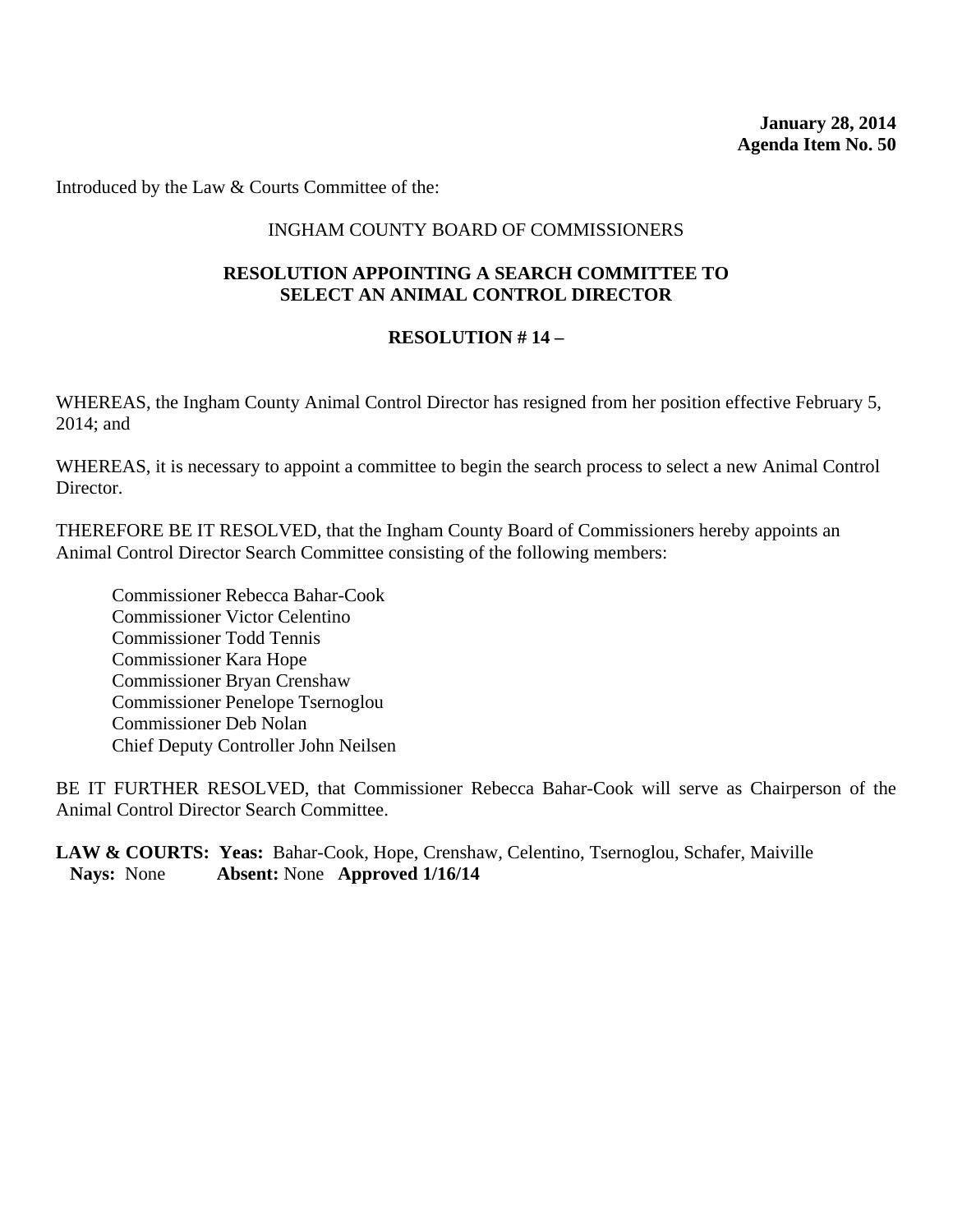**January 28, 2014**
**Agenda Item No. 50**

Introduced by the Law & Courts Committee of the:

INGHAM COUNTY BOARD OF COMMISSIONERS

**RESOLUTION APPOINTING A SEARCH COMMITTEE TO SELECT AN ANIMAL CONTROL DIRECTOR**

**RESOLUTION # 14 –**

WHEREAS, the Ingham County Animal Control Director has resigned from her position effective February 5, 2014; and

WHEREAS, it is necessary to appoint a committee to begin the search process to select a new Animal Control Director.

THEREFORE BE IT RESOLVED, that the Ingham County Board of Commissioners hereby appoints an Animal Control Director Search Committee consisting of the following members:

Commissioner Rebecca Bahar-Cook
Commissioner Victor Celentino
Commissioner Todd Tennis
Commissioner Kara Hope
Commissioner Bryan Crenshaw
Commissioner Penelope Tsernoglou
Commissioner Deb Nolan
Chief Deputy Controller John Neilsen

BE IT FURTHER RESOLVED, that Commissioner Rebecca Bahar-Cook will serve as Chairperson of the Animal Control Director Search Committee.

**LAW & COURTS:** **Yeas:** Bahar-Cook, Hope, Crenshaw, Celentino, Tsernoglou, Schafer, Maiville
**Nays:** None **Absent:** None **Approved 1/16/14**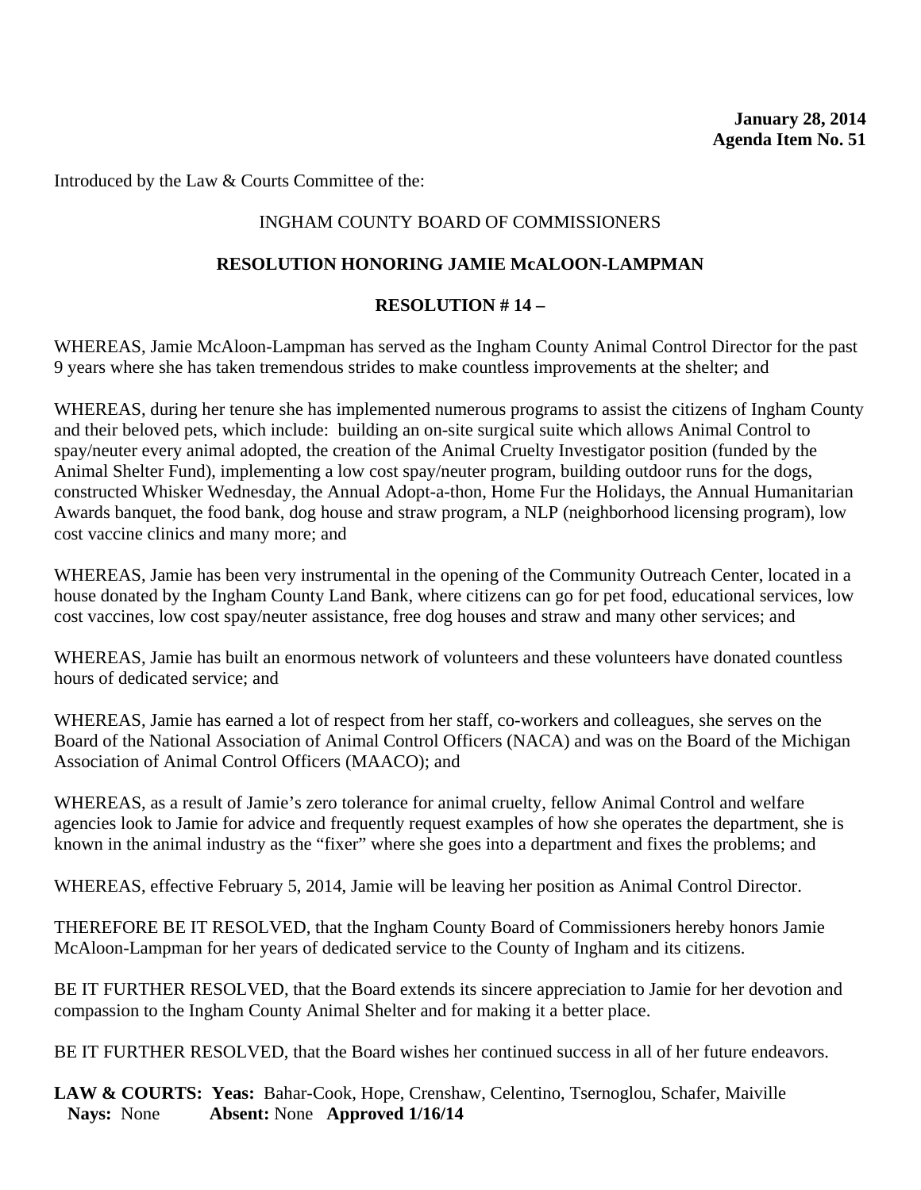**January 28, 2014**
**Agenda Item No. 51**

Introduced by the Law & Courts Committee of the:

INGHAM COUNTY BOARD OF COMMISSIONERS

**RESOLUTION HONORING JAMIE McALOON-LAMPMAN**

**RESOLUTION # 14 –**

WHEREAS, Jamie McAloon-Lampman has served as the Ingham County Animal Control Director for the past 9 years where she has taken tremendous strides to make countless improvements at the shelter; and

WHEREAS, during her tenure she has implemented numerous programs to assist the citizens of Ingham County and their beloved pets, which include: building an on-site surgical suite which allows Animal Control to spay/neuter every animal adopted, the creation of the Animal Cruelty Investigator position (funded by the Animal Shelter Fund), implementing a low cost spay/neuter program, building outdoor runs for the dogs, constructed Whisker Wednesday, the Annual Adopt-a-thon, Home Fur the Holidays, the Annual Humanitarian Awards banquet, the food bank, dog house and straw program, a NLP (neighborhood licensing program), low cost vaccine clinics and many more; and

WHEREAS, Jamie has been very instrumental in the opening of the Community Outreach Center, located in a house donated by the Ingham County Land Bank, where citizens can go for pet food, educational services, low cost vaccines, low cost spay/neuter assistance, free dog houses and straw and many other services; and

WHEREAS, Jamie has built an enormous network of volunteers and these volunteers have donated countless hours of dedicated service; and

WHEREAS, Jamie has earned a lot of respect from her staff, co-workers and colleagues, she serves on the Board of the National Association of Animal Control Officers (NACA) and was on the Board of the Michigan Association of Animal Control Officers (MAACO); and

WHEREAS, as a result of Jamie's zero tolerance for animal cruelty, fellow Animal Control and welfare agencies look to Jamie for advice and frequently request examples of how she operates the department, she is known in the animal industry as the "fixer" where she goes into a department and fixes the problems; and

WHEREAS, effective February 5, 2014, Jamie will be leaving her position as Animal Control Director.

THEREFORE BE IT RESOLVED, that the Ingham County Board of Commissioners hereby honors Jamie McAloon-Lampman for her years of dedicated service to the County of Ingham and its citizens.

BE IT FURTHER RESOLVED, that the Board extends its sincere appreciation to Jamie for her devotion and compassion to the Ingham County Animal Shelter and for making it a better place.

BE IT FURTHER RESOLVED, that the Board wishes her continued success in all of her future endeavors.

**LAW & COURTS: Yeas:** Bahar-Cook, Hope, Crenshaw, Celentino, Tsernoglou, Schafer, Maiville
**Nays:** None **Absent:** None **Approved 1/16/14**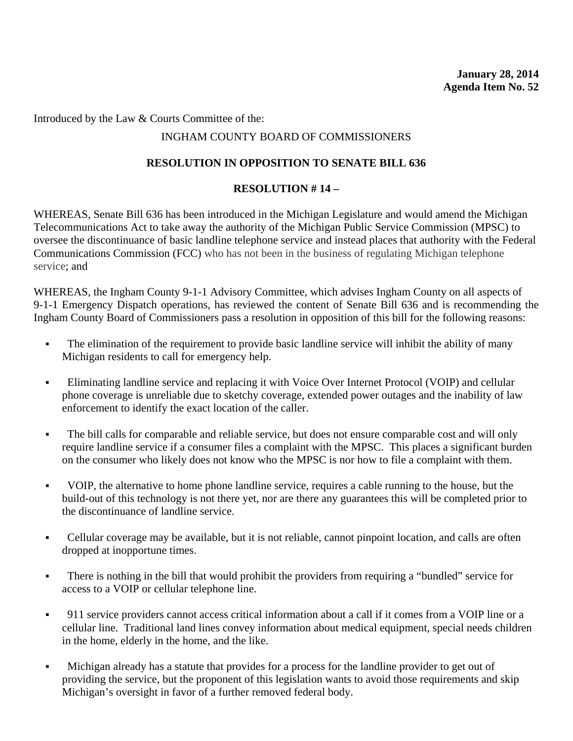**January 28, 2014**
**Agenda Item No. 52**

Introduced by the Law & Courts Committee of the:

INGHAM COUNTY BOARD OF COMMISSIONERS

**RESOLUTION IN OPPOSITION TO SENATE BILL 636**

**RESOLUTION # 14 –**

WHEREAS, Senate Bill 636 has been introduced in the Michigan Legislature and would amend the Michigan Telecommunications Act to take away the authority of the Michigan Public Service Commission (MPSC) to oversee the discontinuance of basic landline telephone service and instead places that authority with the Federal Communications Commission (FCC) who has not been in the business of regulating Michigan telephone service; and

WHEREAS, the Ingham County 9-1-1 Advisory Committee, which advises Ingham County on all aspects of 9-1-1 Emergency Dispatch operations, has reviewed the content of Senate Bill 636 and is recommending the Ingham County Board of Commissioners pass a resolution in opposition of this bill for the following reasons:

- The elimination of the requirement to provide basic landline service will inhibit the ability of many Michigan residents to call for emergency help.
- Eliminating landline service and replacing it with Voice Over Internet Protocol (VOIP) and cellular phone coverage is unreliable due to sketchy coverage, extended power outages and the inability of law enforcement to identify the exact location of the caller.
- The bill calls for comparable and reliable service, but does not ensure comparable cost and will only require landline service if a consumer files a complaint with the MPSC. This places a significant burden on the consumer who likely does not know who the MPSC is nor how to file a complaint with them.
- VOIP, the alternative to home phone landline service, requires a cable running to the house, but the build-out of this technology is not there yet, nor are there any guarantees this will be completed prior to the discontinuance of landline service.
- Cellular coverage may be available, but it is not reliable, cannot pinpoint location, and calls are often dropped at inopportune times.
- There is nothing in the bill that would prohibit the providers from requiring a "bundled" service for access to a VOIP or cellular telephone line.
- 911 service providers cannot access critical information about a call if it comes from a VOIP line or a cellular line. Traditional land lines convey information about medical equipment, special needs children in the home, elderly in the home, and the like.
- Michigan already has a statute that provides for a process for the landline provider to get out of providing the service, but the proponent of this legislation wants to avoid those requirements and skip Michigan's oversight in favor of a further removed federal body.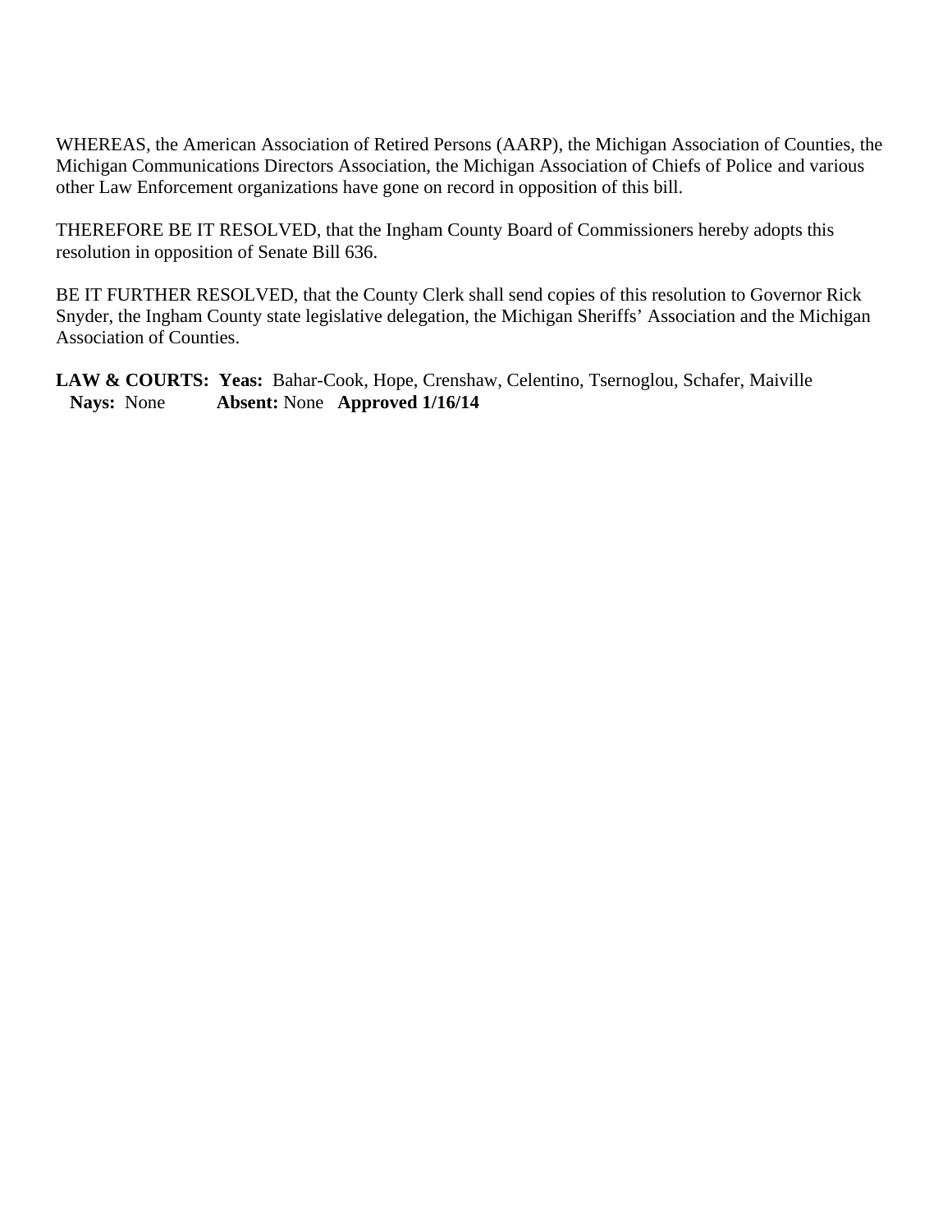WHEREAS, the American Association of Retired Persons (AARP), the Michigan Association of Counties, the Michigan Communications Directors Association, the Michigan Association of Chiefs of Police and various other Law Enforcement organizations have gone on record in opposition of this bill.

THEREFORE BE IT RESOLVED, that the Ingham County Board of Commissioners hereby adopts this resolution in opposition of Senate Bill 636.

BE IT FURTHER RESOLVED, that the County Clerk shall send copies of this resolution to Governor Rick Snyder, the Ingham County state legislative delegation, the Michigan Sheriffs' Association and the Michigan Association of Counties.

**LAW & COURTS: Yeas:** Bahar-Cook, Hope, Crenshaw, Celentino, Tsernoglou, Schafer, Maiville
**Nays:** None **Absent:** None **Approved 1/16/14**